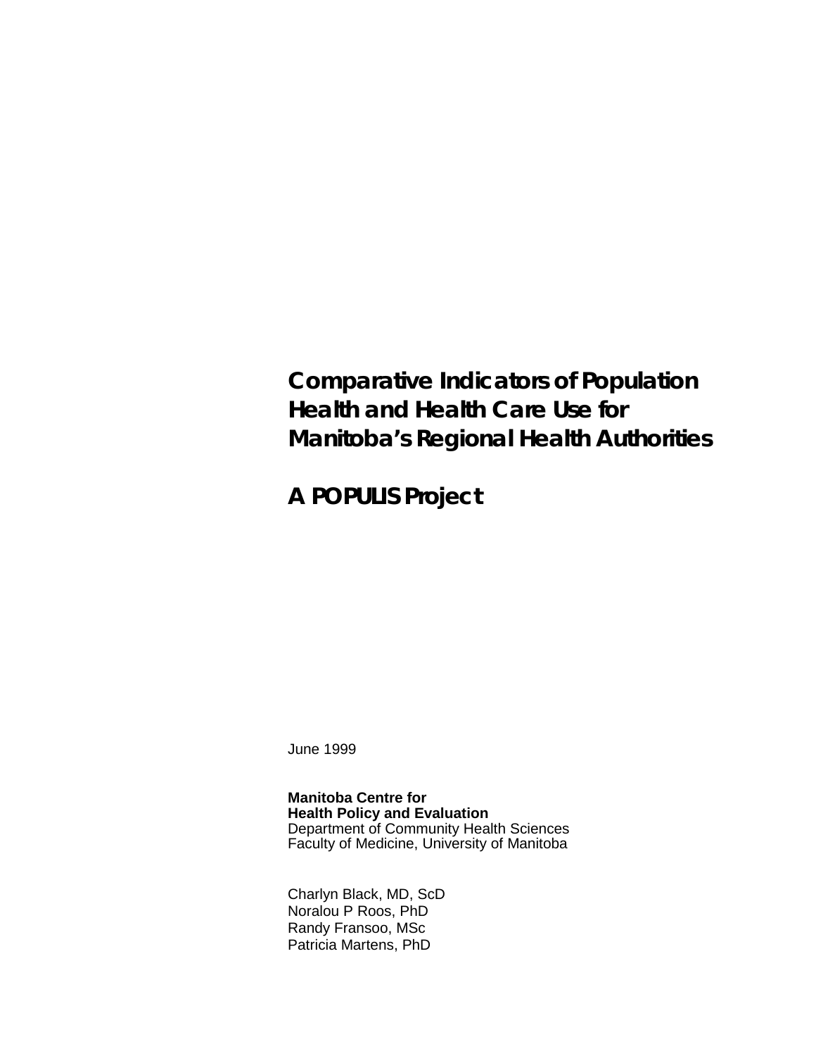# Comparative Indicators of Population Health and Health Care Use for Manitoba's Regional Health Authorities

## A POPULIS Project

June 1999

**Manitoba Centre for**
**Health Policy and Evaluation**
Department of Community Health Sciences
Faculty of Medicine, University of Manitoba

Charlyn Black, MD, ScD
Noralou P Roos, PhD
Randy Fransoo, MSc
Patricia Martens, PhD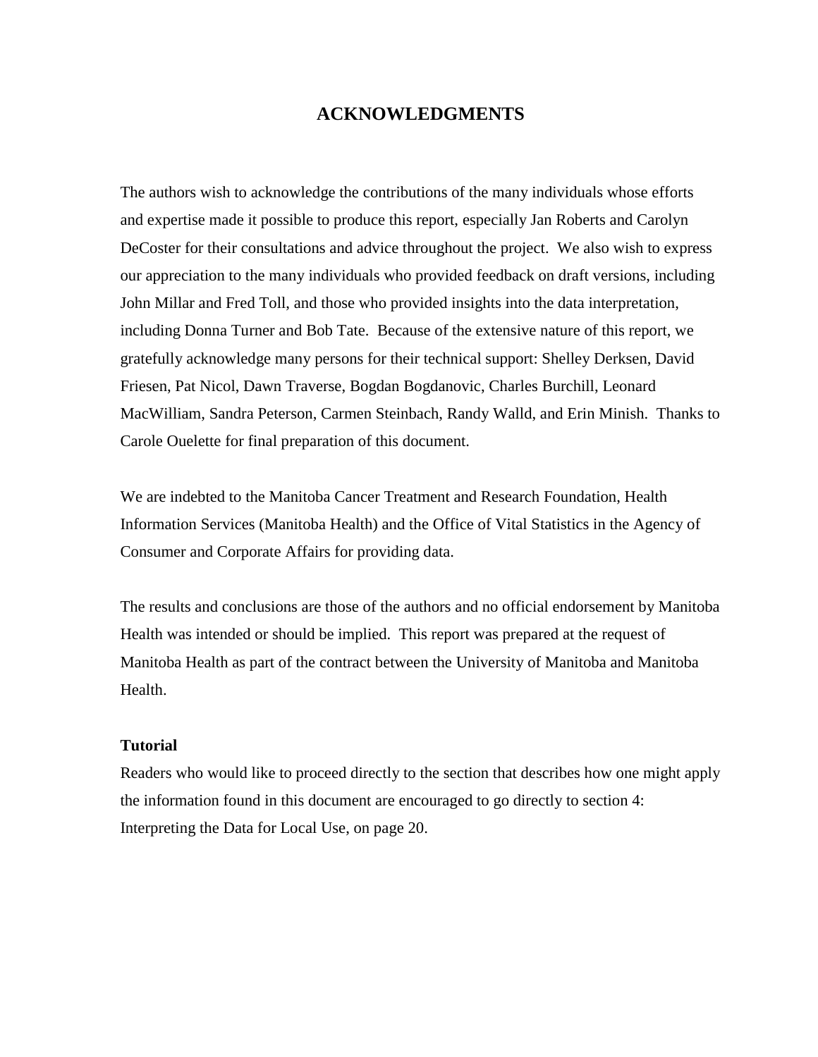# ACKNOWLEDGMENTS

The authors wish to acknowledge the contributions of the many individuals whose efforts and expertise made it possible to produce this report, especially Jan Roberts and Carolyn DeCoster for their consultations and advice throughout the project. We also wish to express our appreciation to the many individuals who provided feedback on draft versions, including John Millar and Fred Toll, and those who provided insights into the data interpretation, including Donna Turner and Bob Tate. Because of the extensive nature of this report, we gratefully acknowledge many persons for their technical support: Shelley Derksen, David Friesen, Pat Nicol, Dawn Traverse, Bogdan Bogdanovic, Charles Burchill, Leonard MacWilliam, Sandra Peterson, Carmen Steinbach, Randy Walld, and Erin Minish. Thanks to Carole Ouelette for final preparation of this document.

We are indebted to the Manitoba Cancer Treatment and Research Foundation, Health Information Services (Manitoba Health) and the Office of Vital Statistics in the Agency of Consumer and Corporate Affairs for providing data.

The results and conclusions are those of the authors and no official endorsement by Manitoba Health was intended or should be implied. This report was prepared at the request of Manitoba Health as part of the contract between the University of Manitoba and Manitoba Health.

**Tutorial**

Readers who would like to proceed directly to the section that describes how one might apply the information found in this document are encouraged to go directly to section 4: Interpreting the Data for Local Use, on page 20.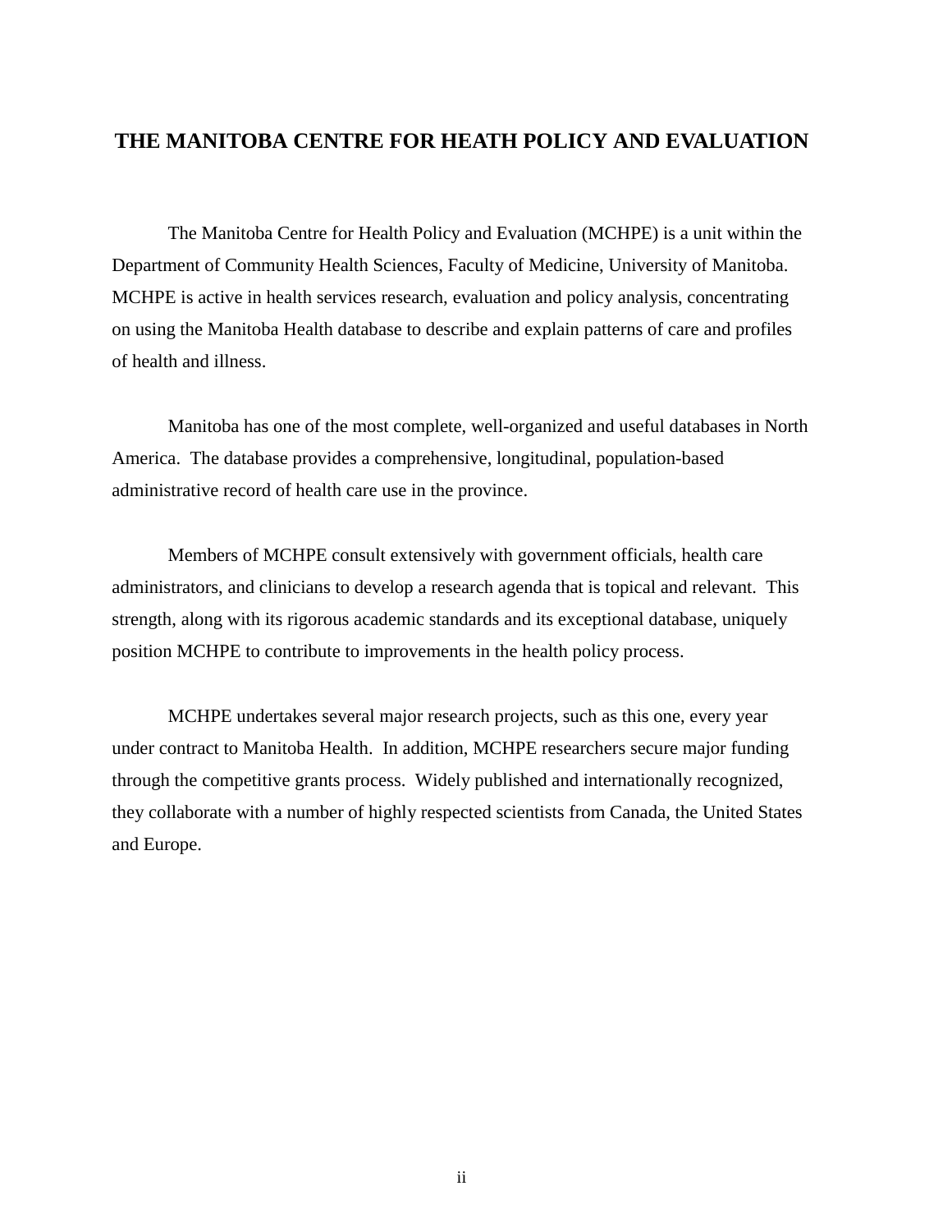# THE MANITOBA CENTRE FOR HEATH POLICY AND EVALUATION

The Manitoba Centre for Health Policy and Evaluation (MCHPE) is a unit within the Department of Community Health Sciences, Faculty of Medicine, University of Manitoba. MCHPE is active in health services research, evaluation and policy analysis, concentrating on using the Manitoba Health database to describe and explain patterns of care and profiles of health and illness.

Manitoba has one of the most complete, well-organized and useful databases in North America. The database provides a comprehensive, longitudinal, population-based administrative record of health care use in the province.

Members of MCHPE consult extensively with government officials, health care administrators, and clinicians to develop a research agenda that is topical and relevant. This strength, along with its rigorous academic standards and its exceptional database, uniquely position MCHPE to contribute to improvements in the health policy process.

MCHPE undertakes several major research projects, such as this one, every year under contract to Manitoba Health. In addition, MCHPE researchers secure major funding through the competitive grants process. Widely published and internationally recognized, they collaborate with a number of highly respected scientists from Canada, the United States and Europe.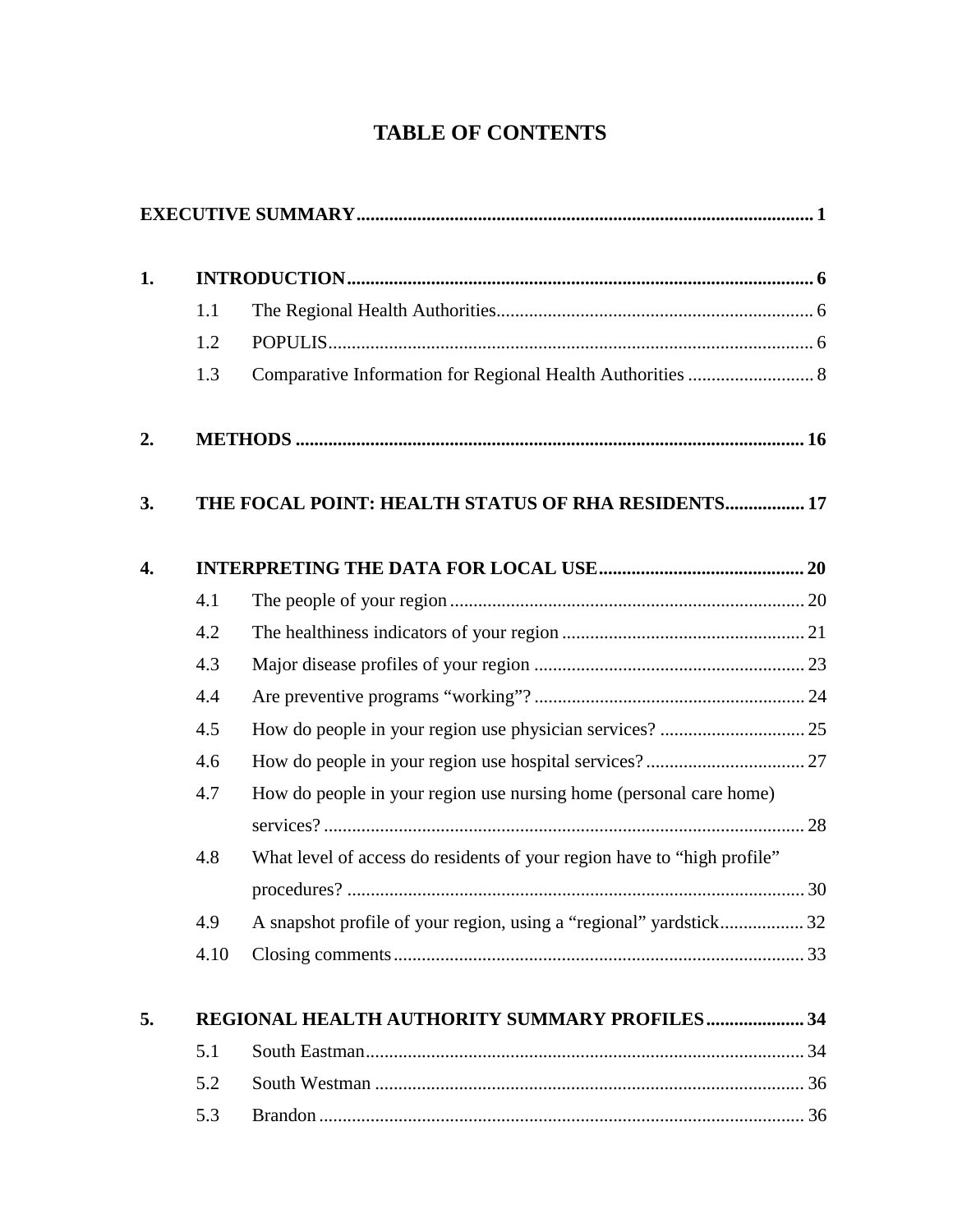# TABLE OF CONTENTS

**EXECUTIVE SUMMARY** ........................................................................................ **1**

**1. INTRODUCTION** ........................................................................................ **6**

- 1.1 The Regional Health Authorities ........................................................................................ 6
- 1.2 POPULIS ........................................................................................ 6
- 1.3 Comparative Information for Regional Health Authorities ........................................................................................ 8

**2. METHODS** ........................................................................................ **16**

**3. THE FOCAL POINT: HEALTH STATUS OF RHA RESIDENTS** ........................................................................................ **17**

**4. INTERPRETING THE DATA FOR LOCAL USE** ........................................................................................ **20**

- 4.1 The people of your region ........................................................................................ 20
- 4.2 The healthiness indicators of your region ........................................................................................ 21
- 4.3 Major disease profiles of your region ........................................................................................ 23
- 4.4 Are preventive programs “working”? ........................................................................................ 24
- 4.5 How do people in your region use physician services? ........................................................................................ 25
- 4.6 How do people in your region use hospital services? ........................................................................................ 27
- 4.7 How do people in your region use nursing home (personal care home) services? ........................................................................................ 28
- 4.8 What level of access do residents of your region have to “high profile” procedures? ........................................................................................ 30
- 4.9 A snapshot profile of your region, using a “regional” yardstick ........................................................................................ 32
- 4.10 Closing comments ........................................................................................ 33

**5. REGIONAL HEALTH AUTHORITY SUMMARY PROFILES** ........................................................................................ **34**

- 5.1 South Eastman ........................................................................................ 34
- 5.2 South Westman ........................................................................................ 36
- 5.3 Brandon ........................................................................................ 36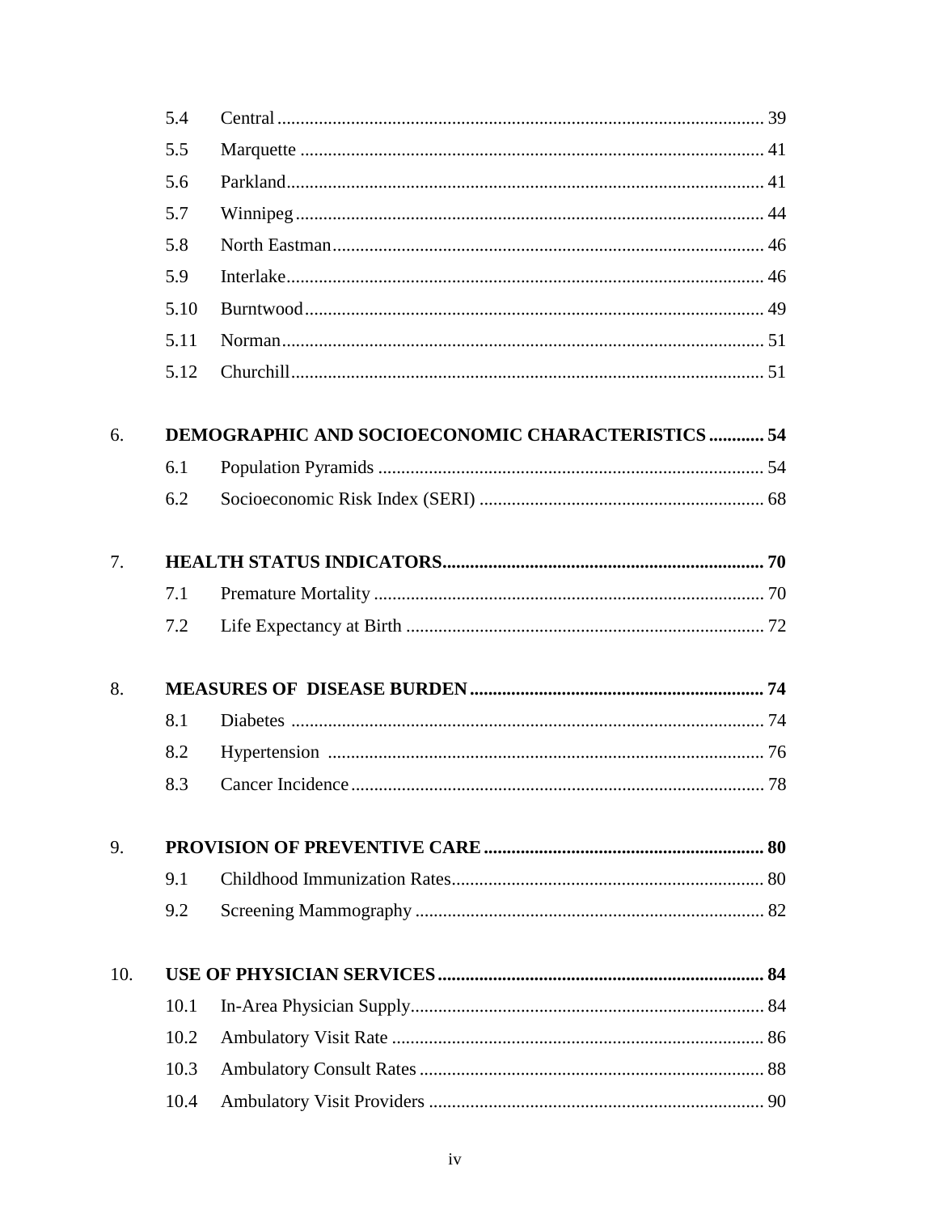| | | |
|---|---|---|
| 5.4 | Central | 39 |
| 5.5 | Marquette | 41 |
| 5.6 | Parkland | 41 |
| 5.7 | Winnipeg | 44 |
| 5.8 | North Eastman | 46 |
| 5.9 | Interlake | 46 |
| 5.10 | Burntwood | 49 |
| 5.11 | Norman | 51 |
| 5.12 | Churchill | 51 |

**6. DEMOGRAPHIC AND SOCIOECONOMIC CHARACTERISTICS ............ 54**

| | | |
|---|---|---|
| 6.1 | Population Pyramids | 54 |
| 6.2 | Socioeconomic Risk Index (SERI) | 68 |

**7. HEALTH STATUS INDICATORS ............ 70**

| | | |
|---|---|---|
| 7.1 | Premature Mortality | 70 |
| 7.2 | Life Expectancy at Birth | 72 |

**8. MEASURES OF DISEASE BURDEN ............ 74**

| | | |
|---|---|---|
| 8.1 | Diabetes | 74 |
| 8.2 | Hypertension | 76 |
| 8.3 | Cancer Incidence | 78 |

**9. PROVISION OF PREVENTIVE CARE ............ 80**

| | | |
|---|---|---|
| 9.1 | Childhood Immunization Rates | 80 |
| 9.2 | Screening Mammography | 82 |

**10. USE OF PHYSICIAN SERVICES ............ 84**

| | | |
|---|---|---|
| 10.1 | In-Area Physician Supply | 84 |
| 10.2 | Ambulatory Visit Rate | 86 |
| 10.3 | Ambulatory Consult Rates | 88 |
| 10.4 | Ambulatory Visit Providers | 90 |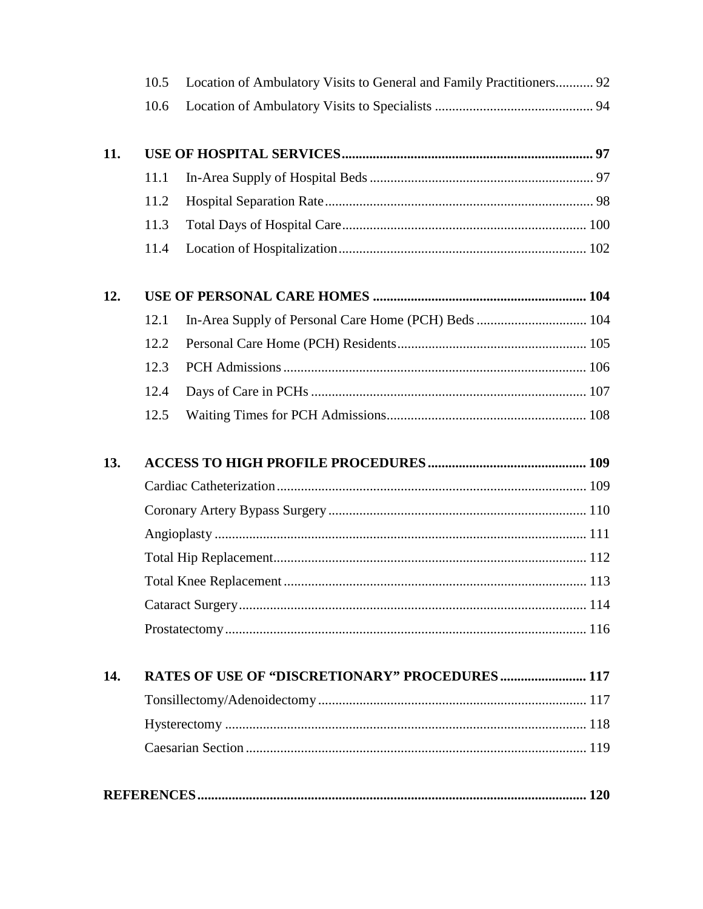10.5 Location of Ambulatory Visits to General and Family Practitioners........... 92

10.6 Location of Ambulatory Visits to Specialists ............................................. 94

**11. USE OF HOSPITAL SERVICES......................................................................... 97**

11.1 In-Area Supply of Hospital Beds ................................................................ 97

11.2 Hospital Separation Rate............................................................................. 98

11.3 Total Days of Hospital Care...................................................................... 100

11.4 Location of Hospitalization....................................................................... 102

**12. USE OF PERSONAL CARE HOMES ............................................................. 104**

12.1 In-Area Supply of Personal Care Home (PCH) Beds ................................ 104

12.2 Personal Care Home (PCH) Residents...................................................... 105

12.3 PCH Admissions ....................................................................................... 106

12.4 Days of Care in PCHs ............................................................................... 107

12.5 Waiting Times for PCH Admissions.......................................................... 108

**13. ACCESS TO HIGH PROFILE PROCEDURES .............................................. 109**

Cardiac Catheterization......................................................................................... 109

Coronary Artery Bypass Surgery .......................................................................... 110

Angioplasty ........................................................................................................... 111

Total Hip Replacement.......................................................................................... 112

Total Knee Replacement ....................................................................................... 113

Cataract Surgery.................................................................................................... 114

Prostatectomy........................................................................................................ 116

**14. RATES OF USE OF "DISCRETIONARY" PROCEDURES ......................... 117**

Tonsillectomy/Adenoidectomy ............................................................................. 117

Hysterectomy ........................................................................................................ 118

Caesarian Section .................................................................................................. 119

**REFERENCES................................................................................................................ 120**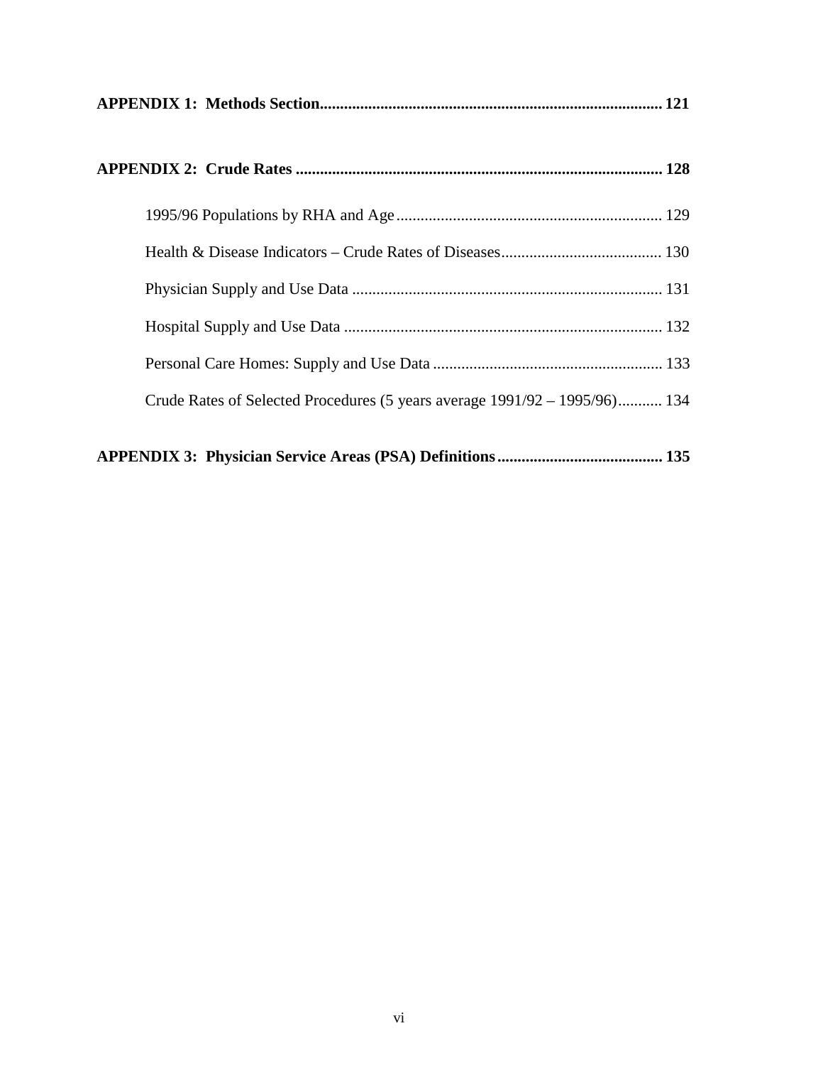**APPENDIX 1: Methods Section** .................................................................................... 121

**APPENDIX 2: Crude Rates** .......................................................................................... 128

1995/96 Populations by RHA and Age ................................................................. 129

Health & Disease Indicators – Crude Rates of Diseases ........................................ 130

Physician Supply and Use Data ............................................................................ 131

Hospital Supply and Use Data .............................................................................. 132

Personal Care Homes: Supply and Use Data ......................................................... 133

Crude Rates of Selected Procedures (5 years average 1991/92 – 1995/96) ........... 134

**APPENDIX 3: Physician Service Areas (PSA) Definitions** ......................................... 135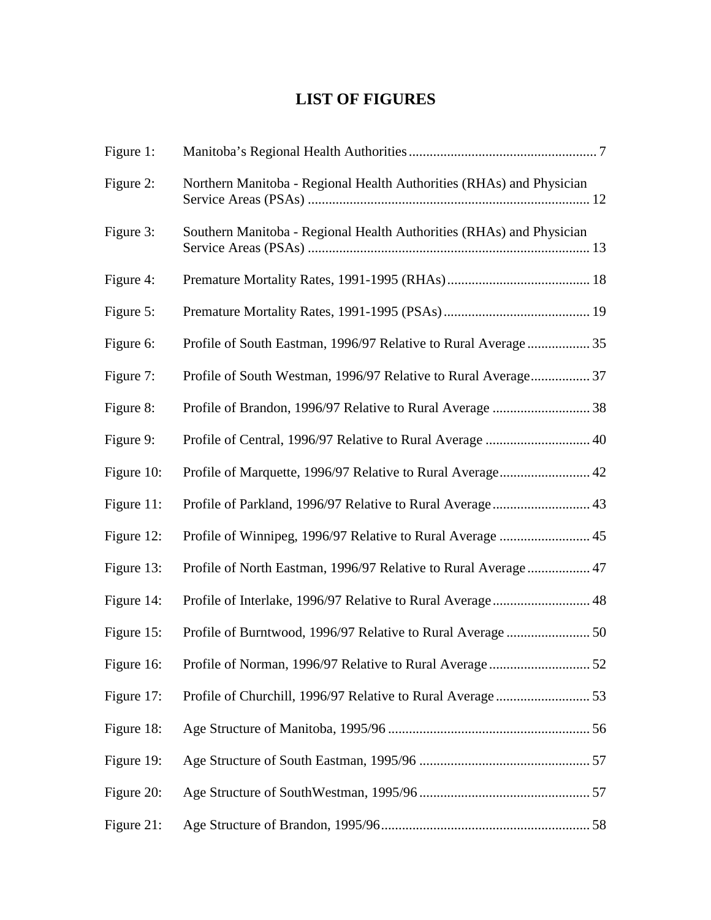# LIST OF FIGURES

| | | |
|---|---|---|
| Figure 1: | Manitoba's Regional Health Authorities | 7 |
| Figure 2: | Northern Manitoba - Regional Health Authorities (RHAs) and Physician Service Areas (PSAs) | 12 |
| Figure 3: | Southern Manitoba - Regional Health Authorities (RHAs) and Physician Service Areas (PSAs) | 13 |
| Figure 4: | Premature Mortality Rates, 1991-1995 (RHAs) | 18 |
| Figure 5: | Premature Mortality Rates, 1991-1995 (PSAs) | 19 |
| Figure 6: | Profile of South Eastman, 1996/97 Relative to Rural Average | 35 |
| Figure 7: | Profile of South Westman, 1996/97 Relative to Rural Average | 37 |
| Figure 8: | Profile of Brandon, 1996/97 Relative to Rural Average | 38 |
| Figure 9: | Profile of Central, 1996/97 Relative to Rural Average | 40 |
| Figure 10: | Profile of Marquette, 1996/97 Relative to Rural Average | 42 |
| Figure 11: | Profile of Parkland, 1996/97 Relative to Rural Average | 43 |
| Figure 12: | Profile of Winnipeg, 1996/97 Relative to Rural Average | 45 |
| Figure 13: | Profile of North Eastman, 1996/97 Relative to Rural Average | 47 |
| Figure 14: | Profile of Interlake, 1996/97 Relative to Rural Average | 48 |
| Figure 15: | Profile of Burntwood, 1996/97 Relative to Rural Average | 50 |
| Figure 16: | Profile of Norman, 1996/97 Relative to Rural Average | 52 |
| Figure 17: | Profile of Churchill, 1996/97 Relative to Rural Average | 53 |
| Figure 18: | Age Structure of Manitoba, 1995/96 | 56 |
| Figure 19: | Age Structure of South Eastman, 1995/96 | 57 |
| Figure 20: | Age Structure of SouthWestman, 1995/96 | 57 |
| Figure 21: | Age Structure of Brandon, 1995/96 | 58 |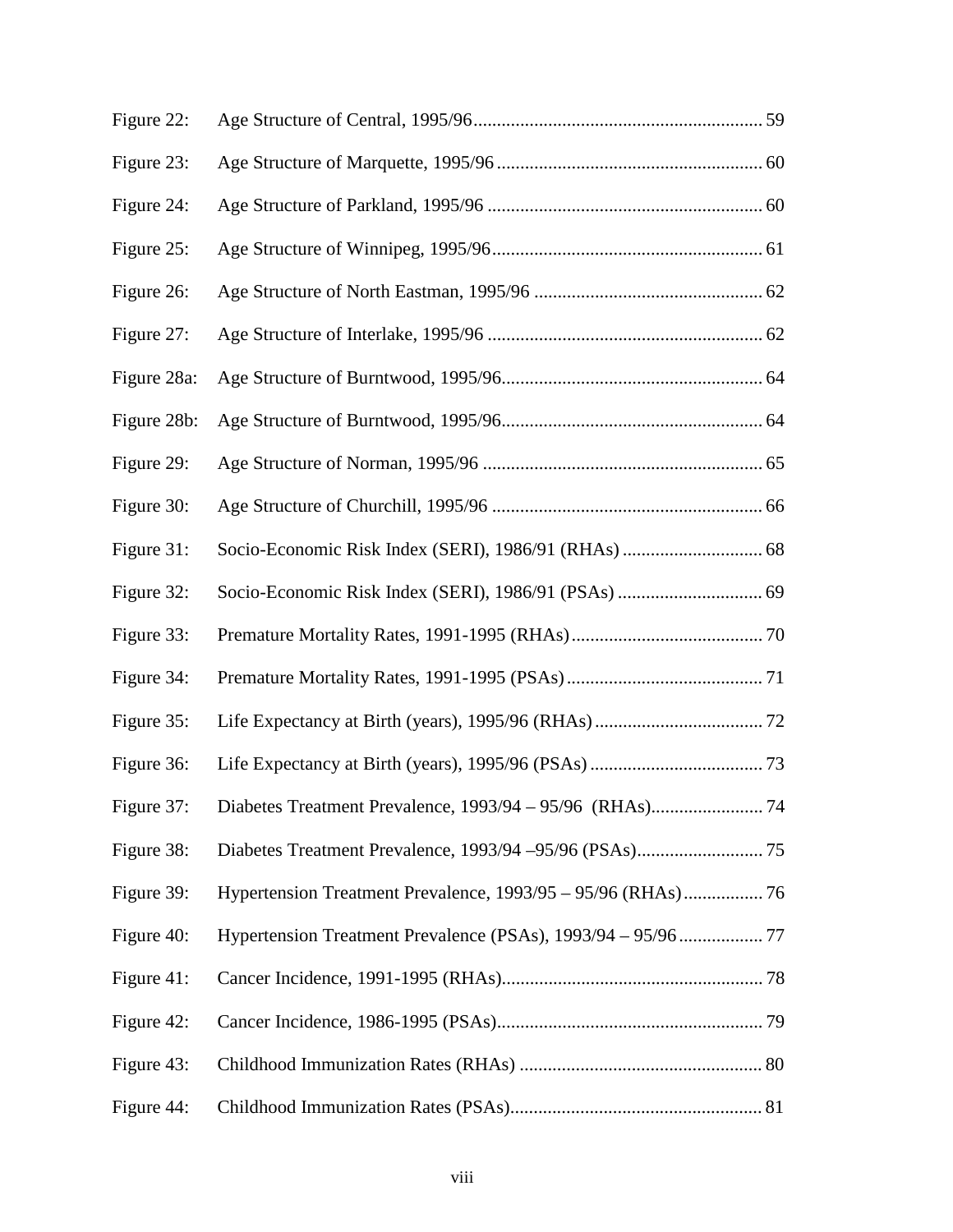Figure 22: Age Structure of Central, 1995/96 .......... 59

Figure 23: Age Structure of Marquette, 1995/96 .......... 60

Figure 24: Age Structure of Parkland, 1995/96 .......... 60

Figure 25: Age Structure of Winnipeg, 1995/96 .......... 61

Figure 26: Age Structure of North Eastman, 1995/96 .......... 62

Figure 27: Age Structure of Interlake, 1995/96 .......... 62

Figure 28a: Age Structure of Burntwood, 1995/96 .......... 64

Figure 28b: Age Structure of Burntwood, 1995/96 .......... 64

Figure 29: Age Structure of Norman, 1995/96 .......... 65

Figure 30: Age Structure of Churchill, 1995/96 .......... 66

Figure 31: Socio-Economic Risk Index (SERI), 1986/91 (RHAs) .......... 68

Figure 32: Socio-Economic Risk Index (SERI), 1986/91 (PSAs) .......... 69

Figure 33: Premature Mortality Rates, 1991-1995 (RHAs) .......... 70

Figure 34: Premature Mortality Rates, 1991-1995 (PSAs) .......... 71

Figure 35: Life Expectancy at Birth (years), 1995/96 (RHAs) .......... 72

Figure 36: Life Expectancy at Birth (years), 1995/96 (PSAs) .......... 73

Figure 37: Diabetes Treatment Prevalence, 1993/94 – 95/96 (RHAs) .......... 74

Figure 38: Diabetes Treatment Prevalence, 1993/94 –95/96 (PSAs) .......... 75

Figure 39: Hypertension Treatment Prevalence, 1993/95 – 95/96 (RHAs) .......... 76

Figure 40: Hypertension Treatment Prevalence (PSAs), 1993/94 – 95/96 .......... 77

Figure 41: Cancer Incidence, 1991-1995 (RHAs) .......... 78

Figure 42: Cancer Incidence, 1986-1995 (PSAs) .......... 79

Figure 43: Childhood Immunization Rates (RHAs) .......... 80

Figure 44: Childhood Immunization Rates (PSAs) .......... 81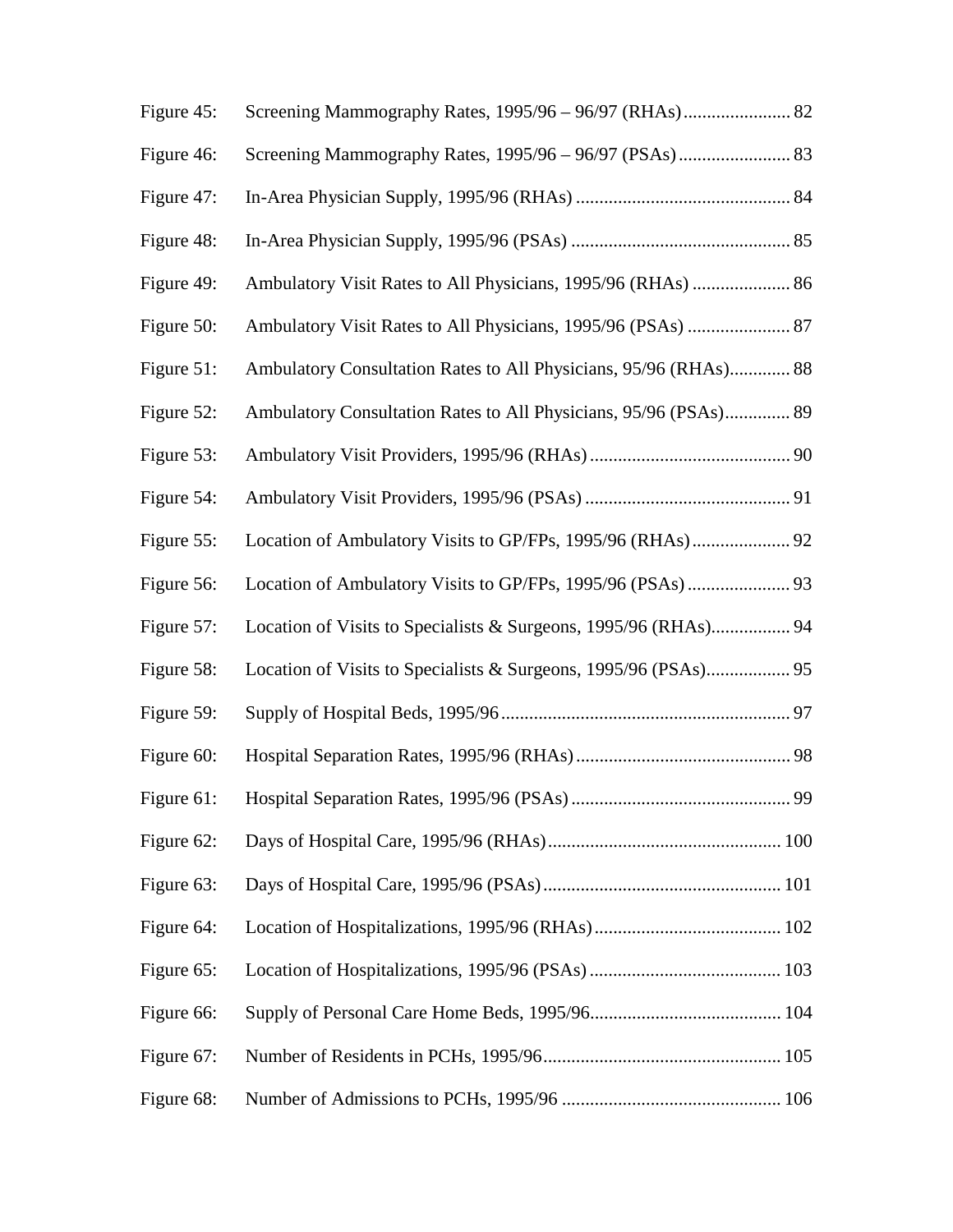Figure 45: Screening Mammography Rates, 1995/96 – 96/97 (RHAs) ....................... 82

Figure 46: Screening Mammography Rates, 1995/96 – 96/97 (PSAs) ........................ 83

Figure 47: In-Area Physician Supply, 1995/96 (RHAs) .............................................. 84

Figure 48: In-Area Physician Supply, 1995/96 (PSAs) ............................................... 85

Figure 49: Ambulatory Visit Rates to All Physicians, 1995/96 (RHAs) ..................... 86

Figure 50: Ambulatory Visit Rates to All Physicians, 1995/96 (PSAs) ...................... 87

Figure 51: Ambulatory Consultation Rates to All Physicians, 95/96 (RHAs)............. 88

Figure 52: Ambulatory Consultation Rates to All Physicians, 95/96 (PSAs).............. 89

Figure 53: Ambulatory Visit Providers, 1995/96 (RHAs) ........................................... 90

Figure 54: Ambulatory Visit Providers, 1995/96 (PSAs) ............................................ 91

Figure 55: Location of Ambulatory Visits to GP/FPs, 1995/96 (RHAs)..................... 92

Figure 56: Location of Ambulatory Visits to GP/FPs, 1995/96 (PSAs) ...................... 93

Figure 57: Location of Visits to Specialists & Surgeons, 1995/96 (RHAs)................. 94

Figure 58: Location of Visits to Specialists & Surgeons, 1995/96 (PSAs).................. 95

Figure 59: Supply of Hospital Beds, 1995/96.............................................................. 97

Figure 60: Hospital Separation Rates, 1995/96 (RHAs).............................................. 98

Figure 61: Hospital Separation Rates, 1995/96 (PSAs)............................................... 99

Figure 62: Days of Hospital Care, 1995/96 (RHAs).................................................. 100

Figure 63: Days of Hospital Care, 1995/96 (PSAs)................................................... 101

Figure 64: Location of Hospitalizations, 1995/96 (RHAs)........................................ 102

Figure 65: Location of Hospitalizations, 1995/96 (PSAs)......................................... 103

Figure 66: Supply of Personal Care Home Beds, 1995/96......................................... 104

Figure 67: Number of Residents in PCHs, 1995/96................................................... 105

Figure 68: Number of Admissions to PCHs, 1995/96 ............................................... 106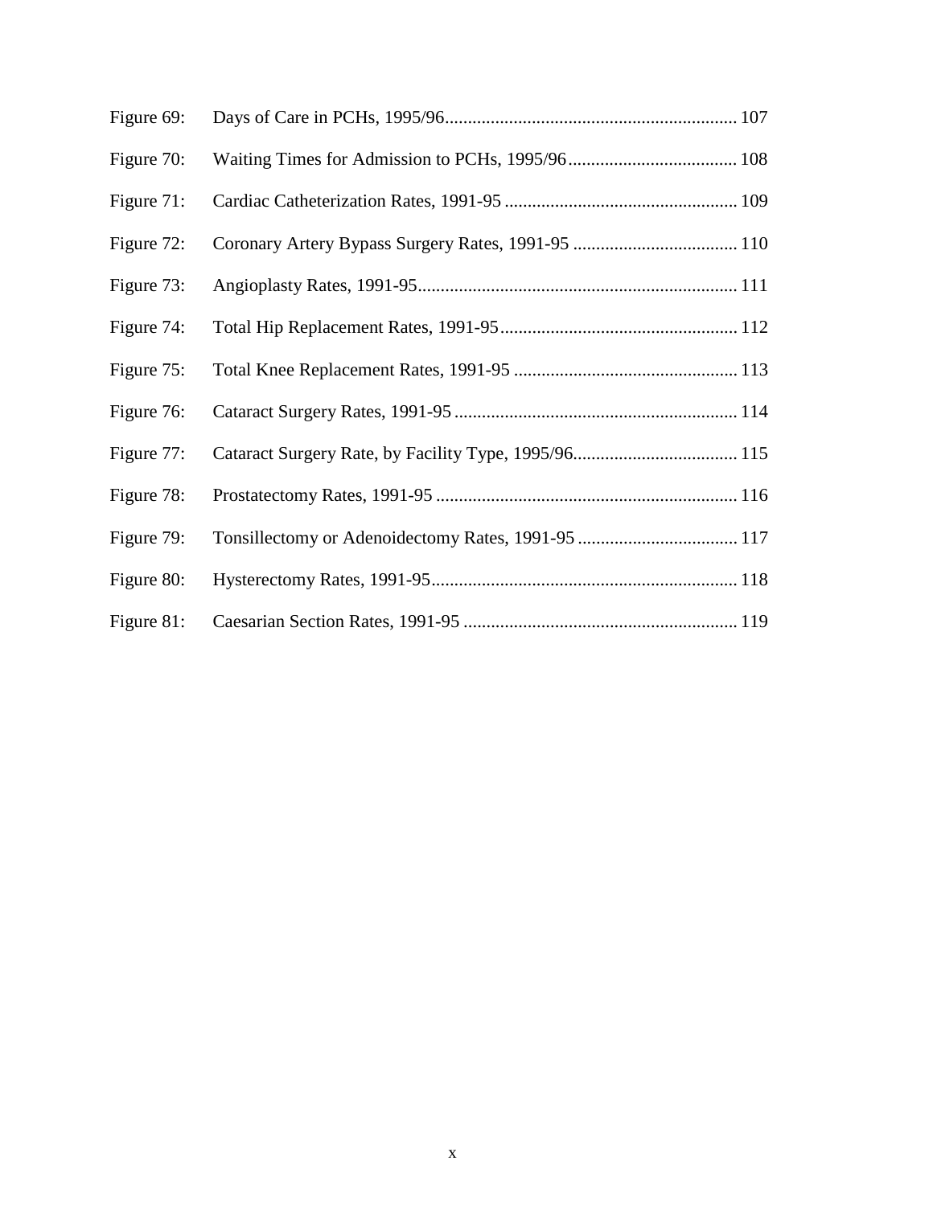Figure 69: Days of Care in PCHs, 1995/96 ............................................................... 107

Figure 70: Waiting Times for Admission to PCHs, 1995/96 ..................................... 108

Figure 71: Cardiac Catheterization Rates, 1991-95 ................................................... 109

Figure 72: Coronary Artery Bypass Surgery Rates, 1991-95 .................................... 110

Figure 73: Angioplasty Rates, 1991-95 ..................................................................... 111

Figure 74: Total Hip Replacement Rates, 1991-95 .................................................... 112

Figure 75: Total Knee Replacement Rates, 1991-95 ................................................. 113

Figure 76: Cataract Surgery Rates, 1991-95 .............................................................. 114

Figure 77: Cataract Surgery Rate, by Facility Type, 1995/96 .................................... 115

Figure 78: Prostatectomy Rates, 1991-95 .................................................................. 116

Figure 79: Tonsillectomy or Adenoidectomy Rates, 1991-95 ................................... 117

Figure 80: Hysterectomy Rates, 1991-95 ................................................................... 118

Figure 81: Caesarian Section Rates, 1991-95 ............................................................ 119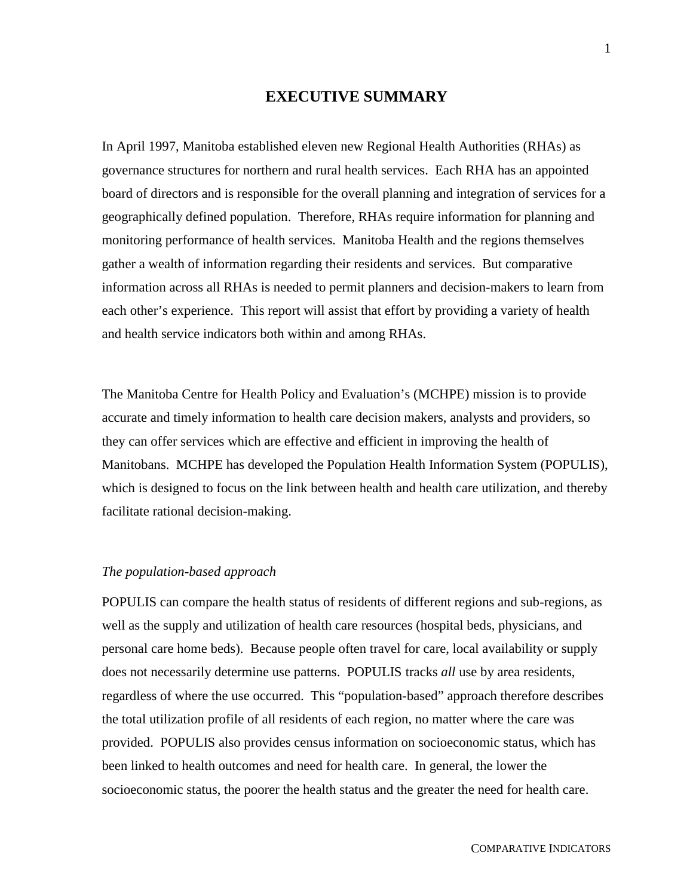# EXECUTIVE SUMMARY

In April 1997, Manitoba established eleven new Regional Health Authorities (RHAs) as governance structures for northern and rural health services. Each RHA has an appointed board of directors and is responsible for the overall planning and integration of services for a geographically defined population. Therefore, RHAs require information for planning and monitoring performance of health services. Manitoba Health and the regions themselves gather a wealth of information regarding their residents and services. But comparative information across all RHAs is needed to permit planners and decision-makers to learn from each other's experience. This report will assist that effort by providing a variety of health and health service indicators both within and among RHAs.

The Manitoba Centre for Health Policy and Evaluation's (MCHPE) mission is to provide accurate and timely information to health care decision makers, analysts and providers, so they can offer services which are effective and efficient in improving the health of Manitobans. MCHPE has developed the Population Health Information System (POPULIS), which is designed to focus on the link between health and health care utilization, and thereby facilitate rational decision-making.

*The population-based approach*

POPULIS can compare the health status of residents of different regions and sub-regions, as well as the supply and utilization of health care resources (hospital beds, physicians, and personal care home beds). Because people often travel for care, local availability or supply does not necessarily determine use patterns. POPULIS tracks *all* use by area residents, regardless of where the use occurred. This "population-based" approach therefore describes the total utilization profile of all residents of each region, no matter where the care was provided. POPULIS also provides census information on socioeconomic status, which has been linked to health outcomes and need for health care. In general, the lower the socioeconomic status, the poorer the health status and the greater the need for health care.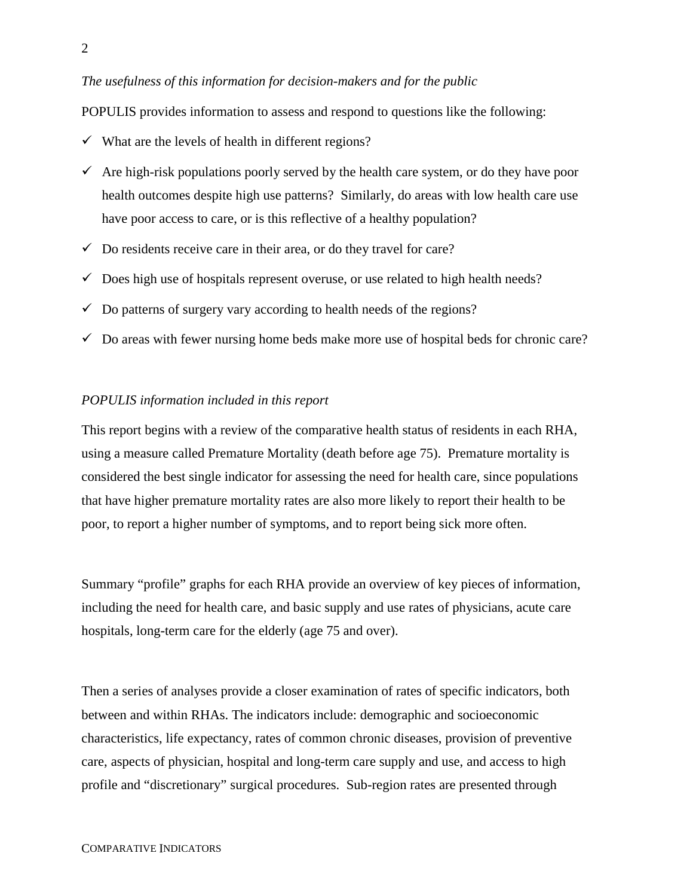*The usefulness of this information for decision-makers and for the public*

POPULIS provides information to assess and respond to questions like the following:

- ✓ What are the levels of health in different regions?
- ✓ Are high-risk populations poorly served by the health care system, or do they have poor health outcomes despite high use patterns? Similarly, do areas with low health care use have poor access to care, or is this reflective of a healthy population?
- ✓ Do residents receive care in their area, or do they travel for care?
- ✓ Does high use of hospitals represent overuse, or use related to high health needs?
- ✓ Do patterns of surgery vary according to health needs of the regions?
- ✓ Do areas with fewer nursing home beds make more use of hospital beds for chronic care?

*POPULIS information included in this report*

This report begins with a review of the comparative health status of residents in each RHA, using a measure called Premature Mortality (death before age 75). Premature mortality is considered the best single indicator for assessing the need for health care, since populations that have higher premature mortality rates are also more likely to report their health to be poor, to report a higher number of symptoms, and to report being sick more often.

Summary "profile" graphs for each RHA provide an overview of key pieces of information, including the need for health care, and basic supply and use rates of physicians, acute care hospitals, long-term care for the elderly (age 75 and over).

Then a series of analyses provide a closer examination of rates of specific indicators, both between and within RHAs. The indicators include: demographic and socioeconomic characteristics, life expectancy, rates of common chronic diseases, provision of preventive care, aspects of physician, hospital and long-term care supply and use, and access to high profile and "discretionary" surgical procedures. Sub-region rates are presented through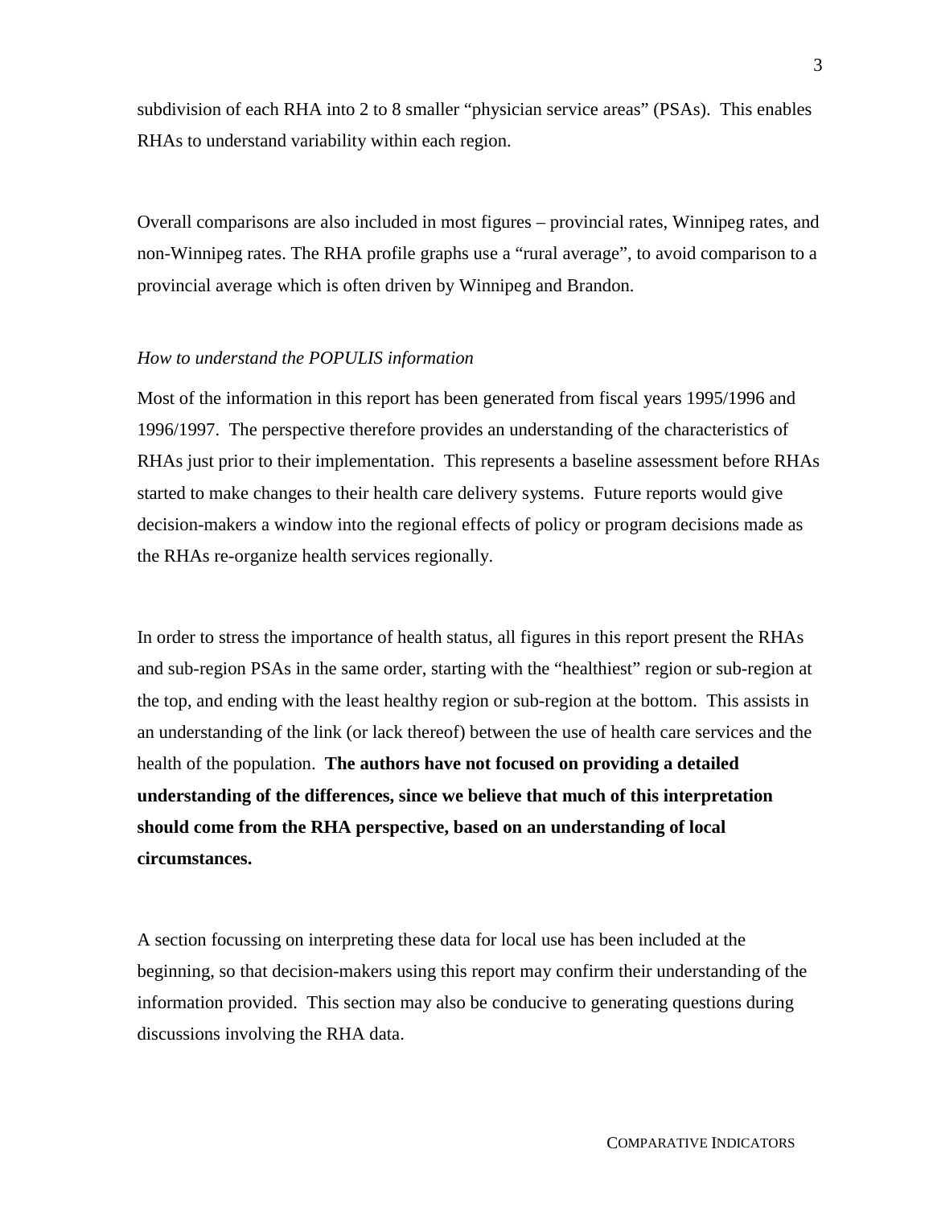subdivision of each RHA into 2 to 8 smaller "physician service areas" (PSAs). This enables RHAs to understand variability within each region.

Overall comparisons are also included in most figures – provincial rates, Winnipeg rates, and non-Winnipeg rates. The RHA profile graphs use a "rural average", to avoid comparison to a provincial average which is often driven by Winnipeg and Brandon.

*How to understand the POPULIS information*

Most of the information in this report has been generated from fiscal years 1995/1996 and 1996/1997. The perspective therefore provides an understanding of the characteristics of RHAs just prior to their implementation. This represents a baseline assessment before RHAs started to make changes to their health care delivery systems. Future reports would give decision-makers a window into the regional effects of policy or program decisions made as the RHAs re-organize health services regionally.

In order to stress the importance of health status, all figures in this report present the RHAs and sub-region PSAs in the same order, starting with the "healthiest" region or sub-region at the top, and ending with the least healthy region or sub-region at the bottom. This assists in an understanding of the link (or lack thereof) between the use of health care services and the health of the population. **The authors have not focused on providing a detailed understanding of the differences, since we believe that much of this interpretation should come from the RHA perspective, based on an understanding of local circumstances.**

A section focussing on interpreting these data for local use has been included at the beginning, so that decision-makers using this report may confirm their understanding of the information provided. This section may also be conducive to generating questions during discussions involving the RHA data.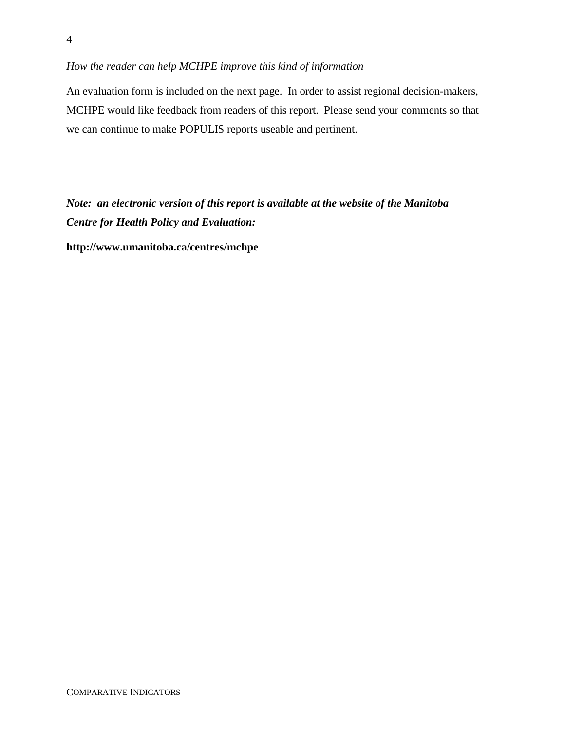*How the reader can help MCHPE improve this kind of information*

An evaluation form is included on the next page. In order to assist regional decision-makers, MCHPE would like feedback from readers of this report. Please send your comments so that we can continue to make POPULIS reports useable and pertinent.

***Note: an electronic version of this report is available at the website of the Manitoba Centre for Health Policy and Evaluation:***

**http://www.umanitoba.ca/centres/mchpe**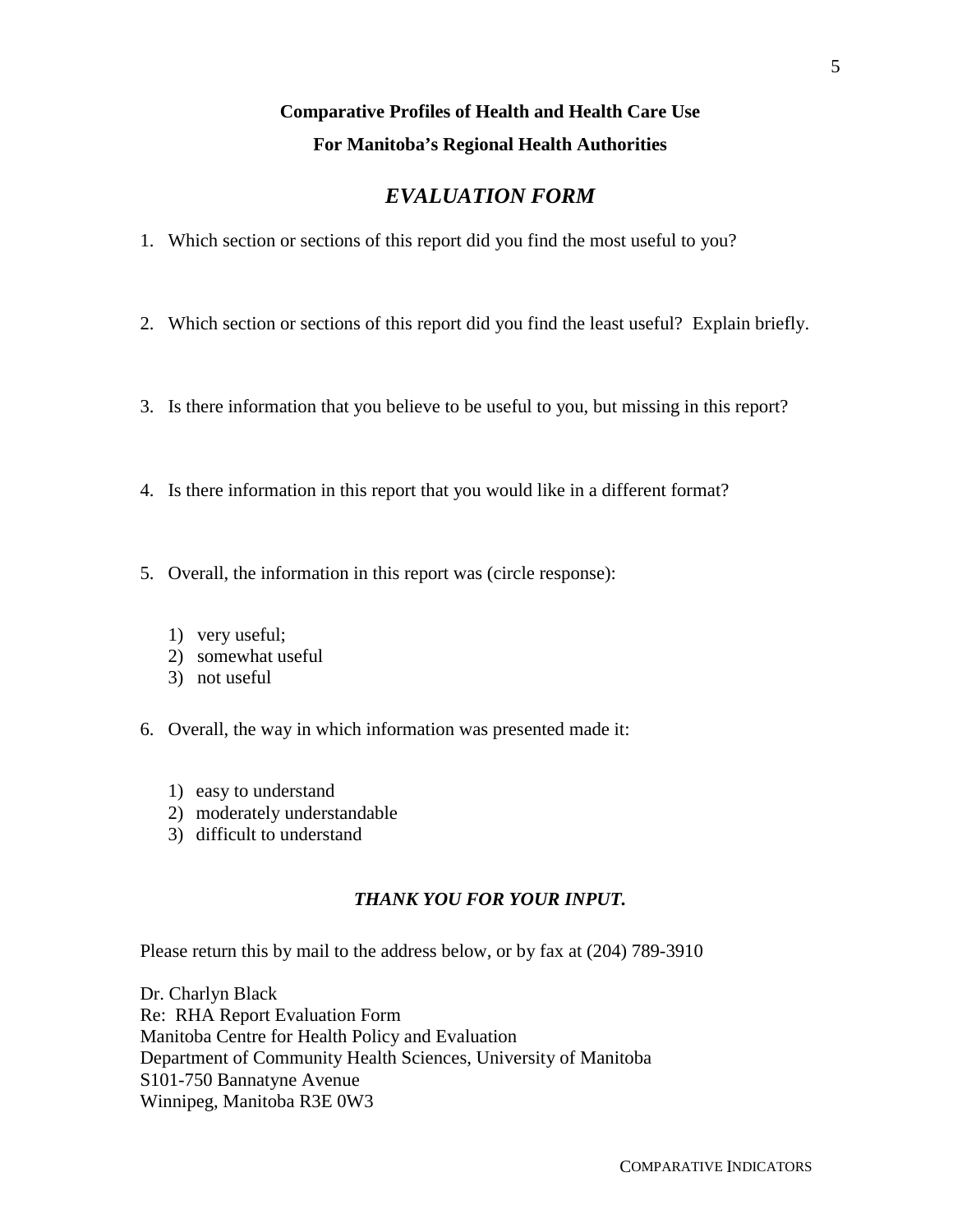**Comparative Profiles of Health and Health Care Use**

**For Manitoba's Regional Health Authorities**

## *EVALUATION FORM*

1. Which section or sections of this report did you find the most useful to you?

2. Which section or sections of this report did you find the least useful? Explain briefly.

3. Is there information that you believe to be useful to you, but missing in this report?

4. Is there information in this report that you would like in a different format?

5. Overall, the information in this report was (circle response):

    1) very useful;
    2) somewhat useful
    3) not useful

6. Overall, the way in which information was presented made it:

    1) easy to understand
    2) moderately understandable
    3) difficult to understand

***THANK YOU FOR YOUR INPUT.***

Please return this by mail to the address below, or by fax at (204) 789-3910

Dr. Charlyn Black
Re: RHA Report Evaluation Form
Manitoba Centre for Health Policy and Evaluation
Department of Community Health Sciences, University of Manitoba
S101-750 Bannatyne Avenue
Winnipeg, Manitoba R3E 0W3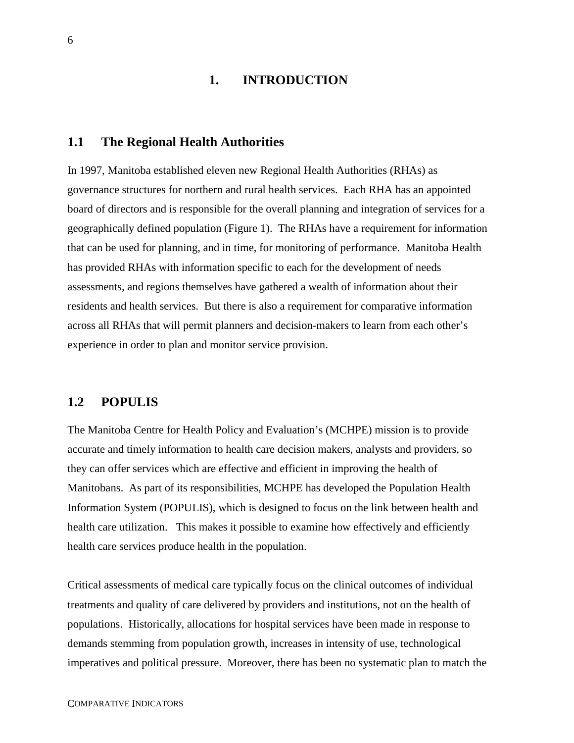# 1. INTRODUCTION

## 1.1 The Regional Health Authorities

In 1997, Manitoba established eleven new Regional Health Authorities (RHAs) as governance structures for northern and rural health services. Each RHA has an appointed board of directors and is responsible for the overall planning and integration of services for a geographically defined population (Figure 1). The RHAs have a requirement for information that can be used for planning, and in time, for monitoring of performance. Manitoba Health has provided RHAs with information specific to each for the development of needs assessments, and regions themselves have gathered a wealth of information about their residents and health services. But there is also a requirement for comparative information across all RHAs that will permit planners and decision-makers to learn from each other's experience in order to plan and monitor service provision.

## 1.2 POPULIS

The Manitoba Centre for Health Policy and Evaluation's (MCHPE) mission is to provide accurate and timely information to health care decision makers, analysts and providers, so they can offer services which are effective and efficient in improving the health of Manitobans. As part of its responsibilities, MCHPE has developed the Population Health Information System (POPULIS), which is designed to focus on the link between health and health care utilization. This makes it possible to examine how effectively and efficiently health care services produce health in the population.

Critical assessments of medical care typically focus on the clinical outcomes of individual treatments and quality of care delivered by providers and institutions, not on the health of populations. Historically, allocations for hospital services have been made in response to demands stemming from population growth, increases in intensity of use, technological imperatives and political pressure. Moreover, there has been no systematic plan to match the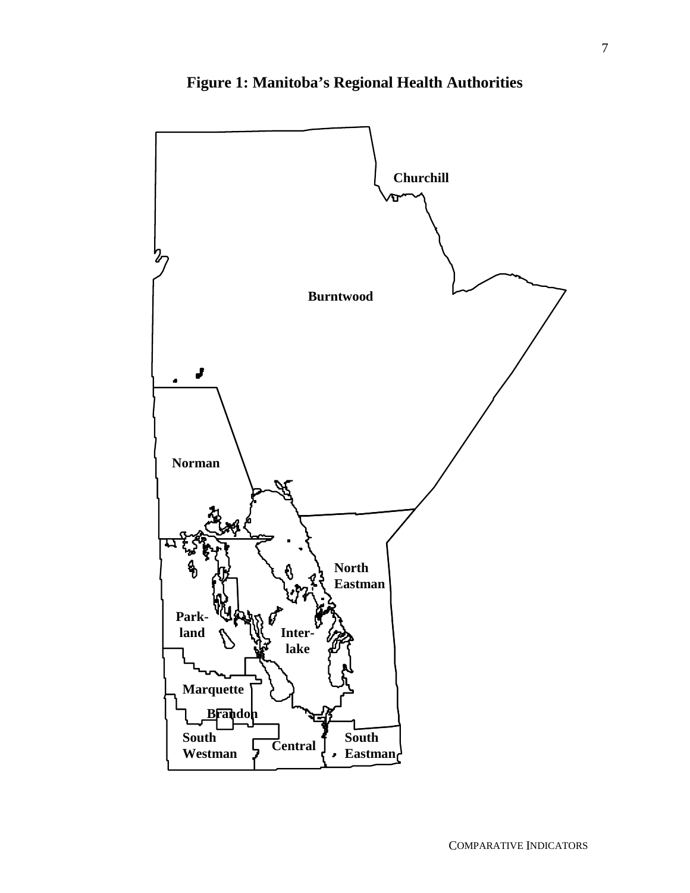# Figure 1: Manitoba's Regional Health Authorities

Churchill

Burntwood

Norman

North Eastman

Park-land

Inter-lake

Marquette

Brandon

South Westman

Central

South Eastman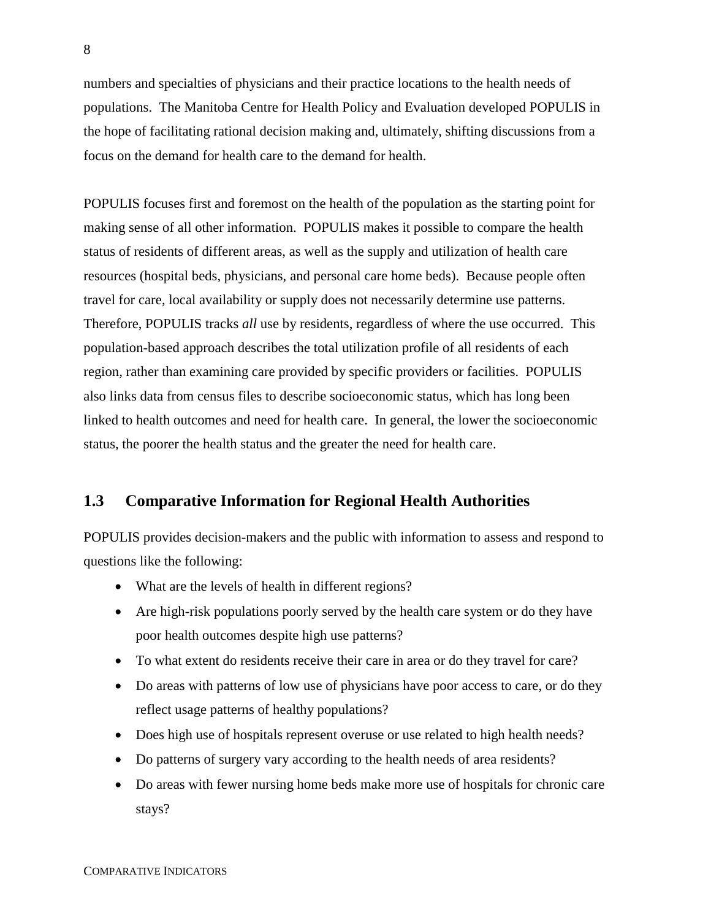numbers and specialties of physicians and their practice locations to the health needs of populations. The Manitoba Centre for Health Policy and Evaluation developed POPULIS in the hope of facilitating rational decision making and, ultimately, shifting discussions from a focus on the demand for health care to the demand for health.

POPULIS focuses first and foremost on the health of the population as the starting point for making sense of all other information. POPULIS makes it possible to compare the health status of residents of different areas, as well as the supply and utilization of health care resources (hospital beds, physicians, and personal care home beds). Because people often travel for care, local availability or supply does not necessarily determine use patterns. Therefore, POPULIS tracks *all* use by residents, regardless of where the use occurred. This population-based approach describes the total utilization profile of all residents of each region, rather than examining care provided by specific providers or facilities. POPULIS also links data from census files to describe socioeconomic status, which has long been linked to health outcomes and need for health care. In general, the lower the socioeconomic status, the poorer the health status and the greater the need for health care.

## 1.3 Comparative Information for Regional Health Authorities

POPULIS provides decision-makers and the public with information to assess and respond to questions like the following:

- What are the levels of health in different regions?
- Are high-risk populations poorly served by the health care system or do they have poor health outcomes despite high use patterns?
- To what extent do residents receive their care in area or do they travel for care?
- Do areas with patterns of low use of physicians have poor access to care, or do they reflect usage patterns of healthy populations?
- Does high use of hospitals represent overuse or use related to high health needs?
- Do patterns of surgery vary according to the health needs of area residents?
- Do areas with fewer nursing home beds make more use of hospitals for chronic care stays?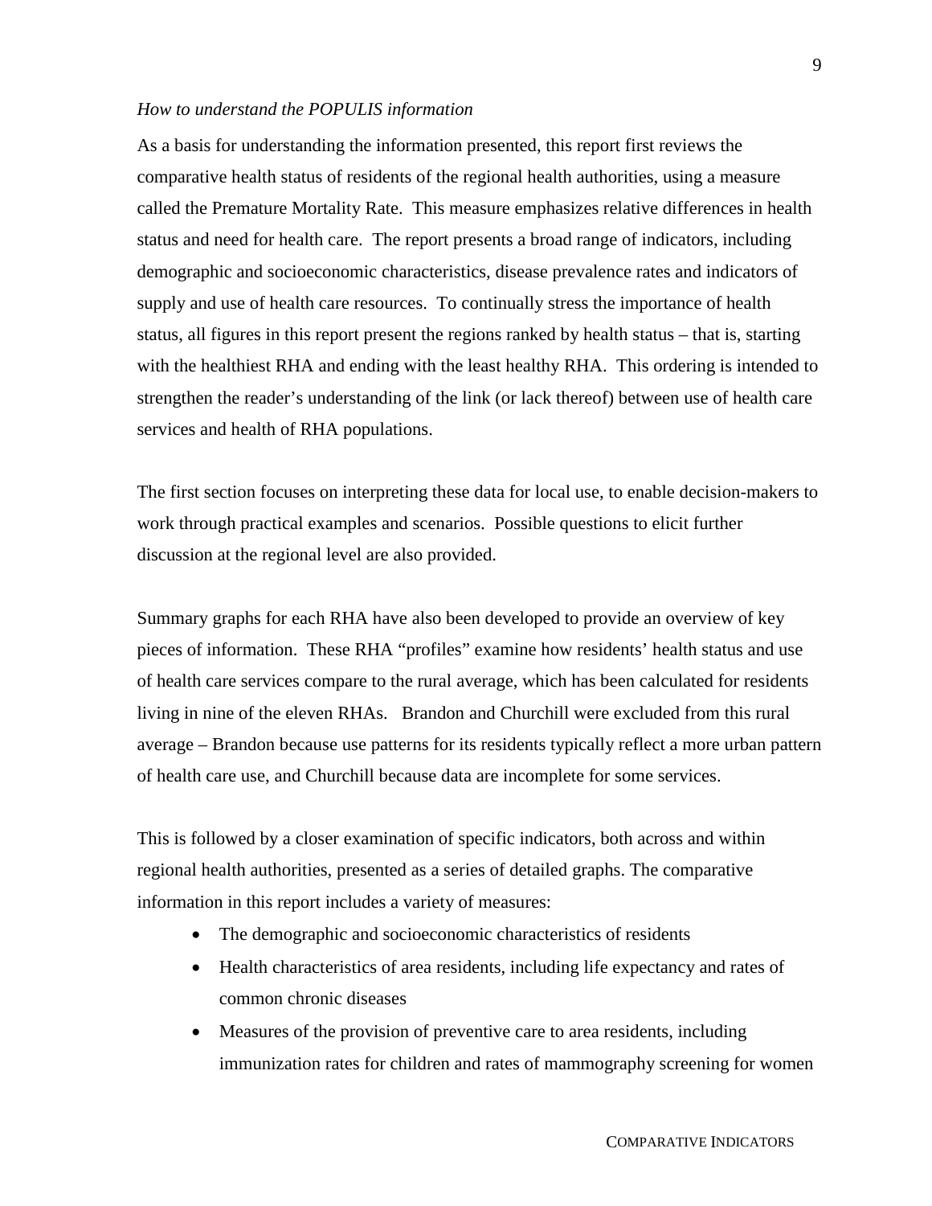*How to understand the POPULIS information*

As a basis for understanding the information presented, this report first reviews the comparative health status of residents of the regional health authorities, using a measure called the Premature Mortality Rate. This measure emphasizes relative differences in health status and need for health care. The report presents a broad range of indicators, including demographic and socioeconomic characteristics, disease prevalence rates and indicators of supply and use of health care resources. To continually stress the importance of health status, all figures in this report present the regions ranked by health status – that is, starting with the healthiest RHA and ending with the least healthy RHA. This ordering is intended to strengthen the reader's understanding of the link (or lack thereof) between use of health care services and health of RHA populations.

The first section focuses on interpreting these data for local use, to enable decision-makers to work through practical examples and scenarios. Possible questions to elicit further discussion at the regional level are also provided.

Summary graphs for each RHA have also been developed to provide an overview of key pieces of information. These RHA "profiles" examine how residents' health status and use of health care services compare to the rural average, which has been calculated for residents living in nine of the eleven RHAs. Brandon and Churchill were excluded from this rural average – Brandon because use patterns for its residents typically reflect a more urban pattern of health care use, and Churchill because data are incomplete for some services.

This is followed by a closer examination of specific indicators, both across and within regional health authorities, presented as a series of detailed graphs. The comparative information in this report includes a variety of measures:

- The demographic and socioeconomic characteristics of residents
- Health characteristics of area residents, including life expectancy and rates of common chronic diseases
- Measures of the provision of preventive care to area residents, including immunization rates for children and rates of mammography screening for women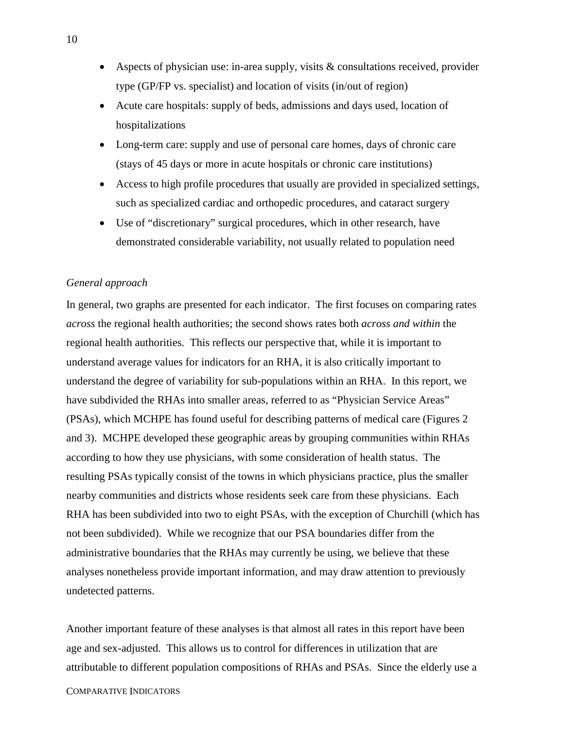- Aspects of physician use: in-area supply, visits & consultations received, provider type (GP/FP vs. specialist) and location of visits (in/out of region)
- Acute care hospitals: supply of beds, admissions and days used, location of hospitalizations
- Long-term care: supply and use of personal care homes, days of chronic care (stays of 45 days or more in acute hospitals or chronic care institutions)
- Access to high profile procedures that usually are provided in specialized settings, such as specialized cardiac and orthopedic procedures, and cataract surgery
- Use of "discretionary" surgical procedures, which in other research, have demonstrated considerable variability, not usually related to population need

*General approach*

In general, two graphs are presented for each indicator. The first focuses on comparing rates *across* the regional health authorities; the second shows rates both *across and within* the regional health authorities. This reflects our perspective that, while it is important to understand average values for indicators for an RHA, it is also critically important to understand the degree of variability for sub-populations within an RHA. In this report, we have subdivided the RHAs into smaller areas, referred to as "Physician Service Areas" (PSAs), which MCHPE has found useful for describing patterns of medical care (Figures 2 and 3). MCHPE developed these geographic areas by grouping communities within RHAs according to how they use physicians, with some consideration of health status. The resulting PSAs typically consist of the towns in which physicians practice, plus the smaller nearby communities and districts whose residents seek care from these physicians. Each RHA has been subdivided into two to eight PSAs, with the exception of Churchill (which has not been subdivided). While we recognize that our PSA boundaries differ from the administrative boundaries that the RHAs may currently be using, we believe that these analyses nonetheless provide important information, and may draw attention to previously undetected patterns.

Another important feature of these analyses is that almost all rates in this report have been age and sex-adjusted. This allows us to control for differences in utilization that are attributable to different population compositions of RHAs and PSAs. Since the elderly use a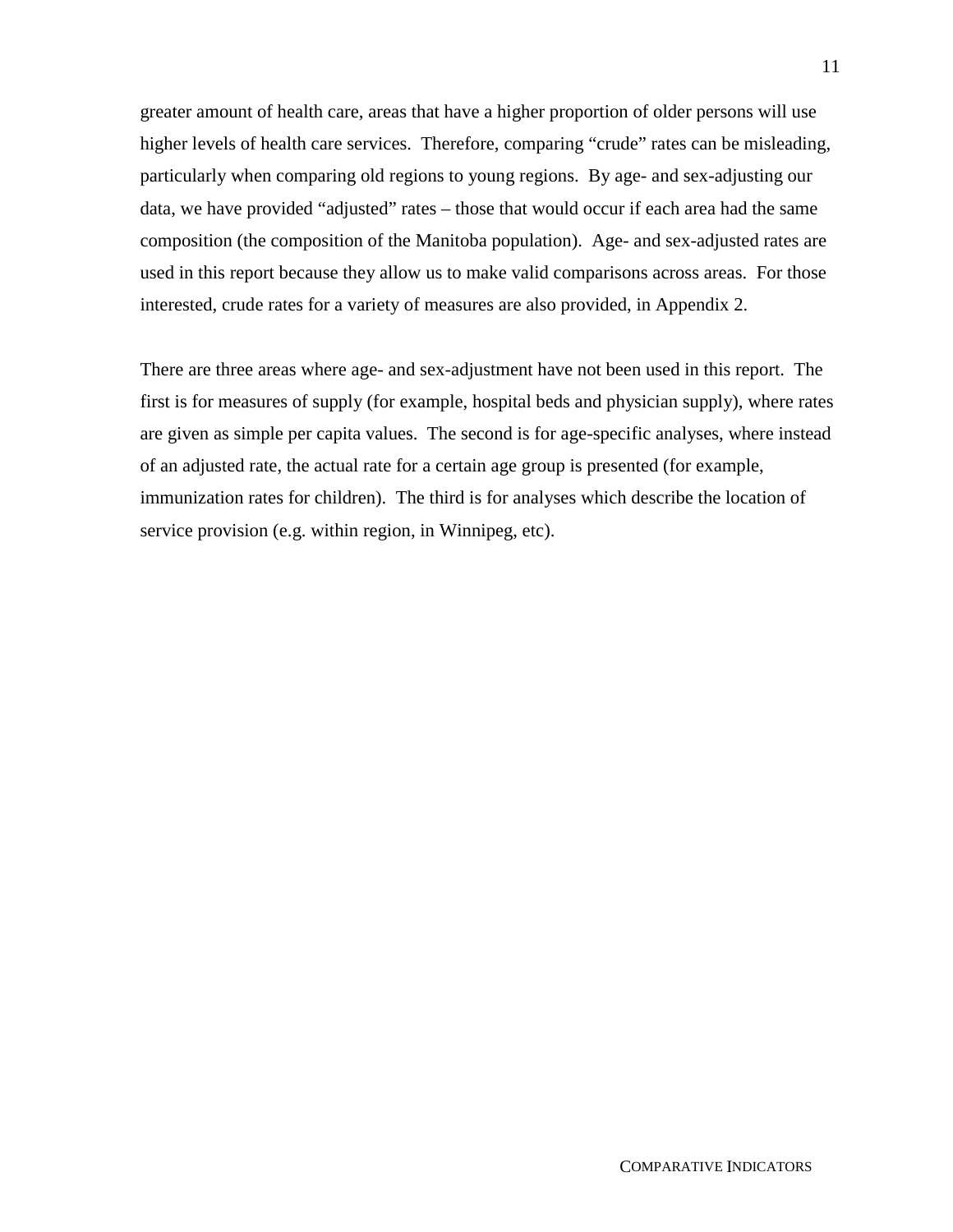greater amount of health care, areas that have a higher proportion of older persons will use higher levels of health care services.  Therefore, comparing "crude" rates can be misleading, particularly when comparing old regions to young regions.  By age- and sex-adjusting our data, we have provided "adjusted" rates – those that would occur if each area had the same composition (the composition of the Manitoba population).  Age- and sex-adjusted rates are used in this report because they allow us to make valid comparisons across areas.  For those interested, crude rates for a variety of measures are also provided, in Appendix 2.

There are three areas where age- and sex-adjustment have not been used in this report.  The first is for measures of supply (for example, hospital beds and physician supply), where rates are given as simple per capita values.  The second is for age-specific analyses, where instead of an adjusted rate, the actual rate for a certain age group is presented (for example, immunization rates for children).  The third is for analyses which describe the location of service provision (e.g. within region, in Winnipeg, etc).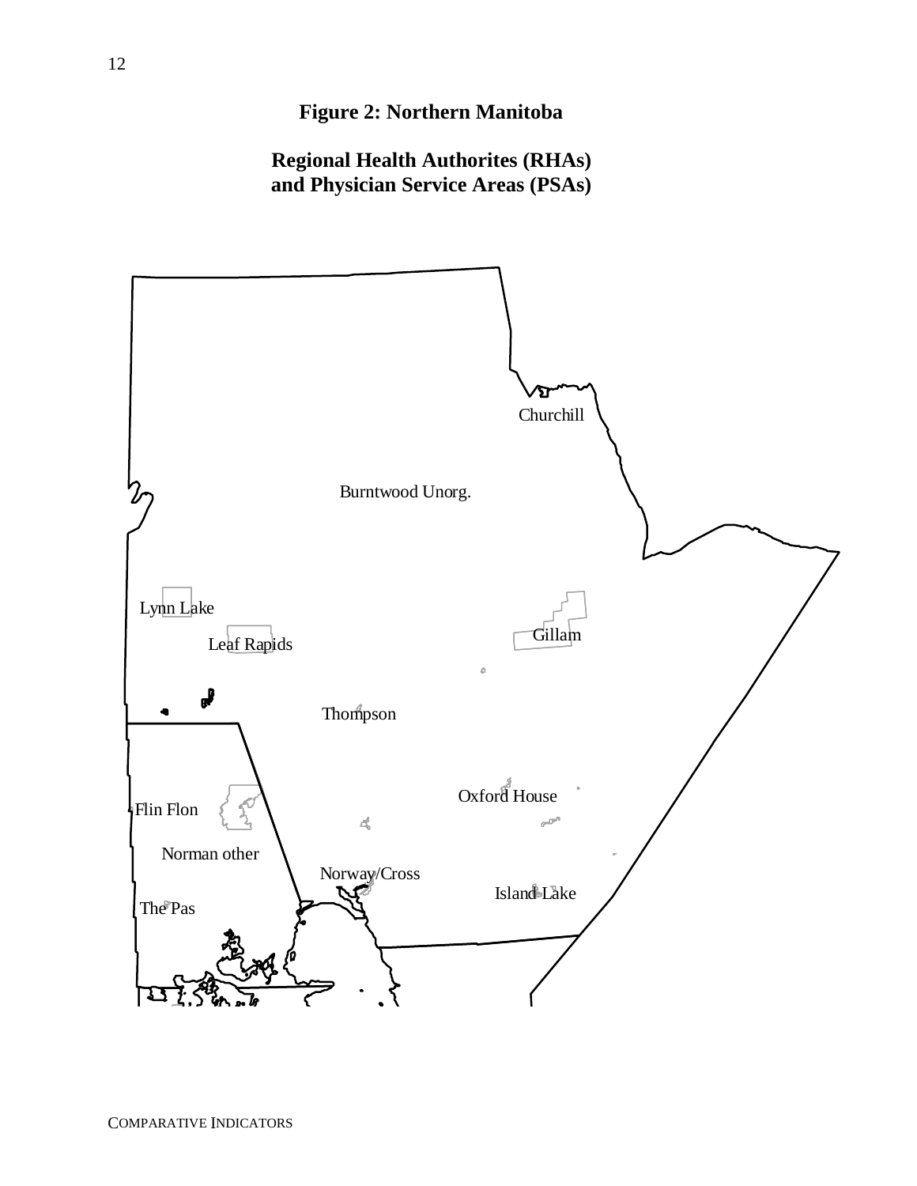**Figure 2: Northern Manitoba**

**Regional Health Authorites (RHAs) and Physician Service Areas (PSAs)**

Churchill

Burntwood Unorg.

Lynn Lake

Leaf Rapids

Gillam

Thompson

Oxford House

Flin Flon

Norman other

Norway/Cross

Island Lake

The Pas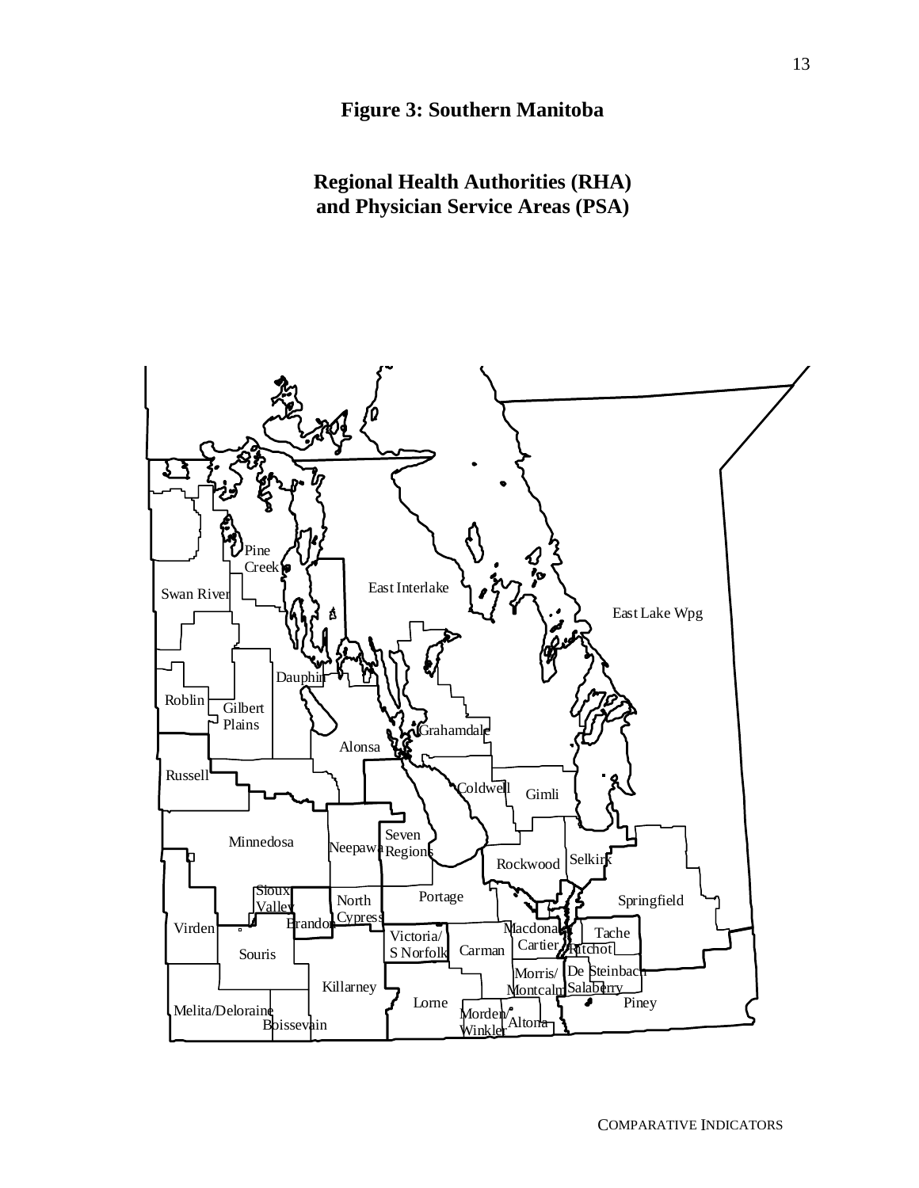# Figure 3: Southern Manitoba

## Regional Health Authorities (RHA) and Physician Service Areas (PSA)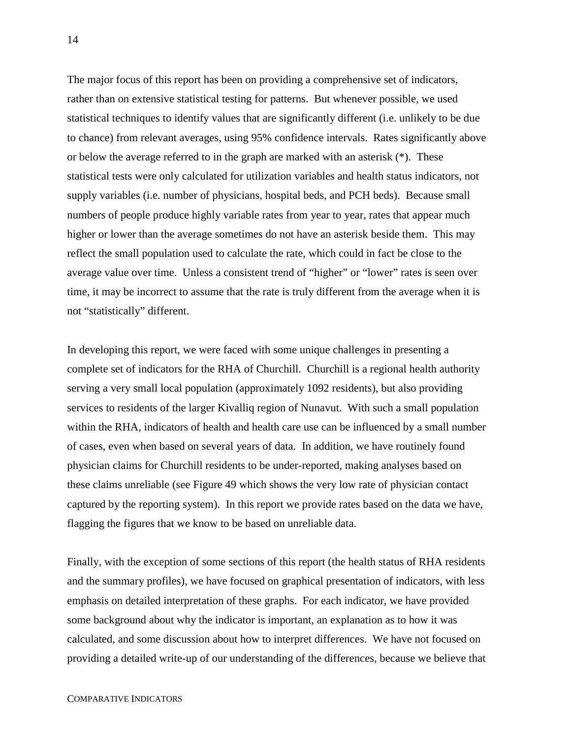The major focus of this report has been on providing a comprehensive set of indicators, rather than on extensive statistical testing for patterns. But whenever possible, we used statistical techniques to identify values that are significantly different (i.e. unlikely to be due to chance) from relevant averages, using 95% confidence intervals. Rates significantly above or below the average referred to in the graph are marked with an asterisk (*). These statistical tests were only calculated for utilization variables and health status indicators, not supply variables (i.e. number of physicians, hospital beds, and PCH beds). Because small numbers of people produce highly variable rates from year to year, rates that appear much higher or lower than the average sometimes do not have an asterisk beside them. This may reflect the small population used to calculate the rate, which could in fact be close to the average value over time. Unless a consistent trend of "higher" or "lower" rates is seen over time, it may be incorrect to assume that the rate is truly different from the average when it is not "statistically" different.

In developing this report, we were faced with some unique challenges in presenting a complete set of indicators for the RHA of Churchill. Churchill is a regional health authority serving a very small local population (approximately 1092 residents), but also providing services to residents of the larger Kivalliq region of Nunavut. With such a small population within the RHA, indicators of health and health care use can be influenced by a small number of cases, even when based on several years of data. In addition, we have routinely found physician claims for Churchill residents to be under-reported, making analyses based on these claims unreliable (see Figure 49 which shows the very low rate of physician contact captured by the reporting system). In this report we provide rates based on the data we have, flagging the figures that we know to be based on unreliable data.

Finally, with the exception of some sections of this report (the health status of RHA residents and the summary profiles), we have focused on graphical presentation of indicators, with less emphasis on detailed interpretation of these graphs. For each indicator, we have provided some background about why the indicator is important, an explanation as to how it was calculated, and some discussion about how to interpret differences. We have not focused on providing a detailed write-up of our understanding of the differences, because we believe that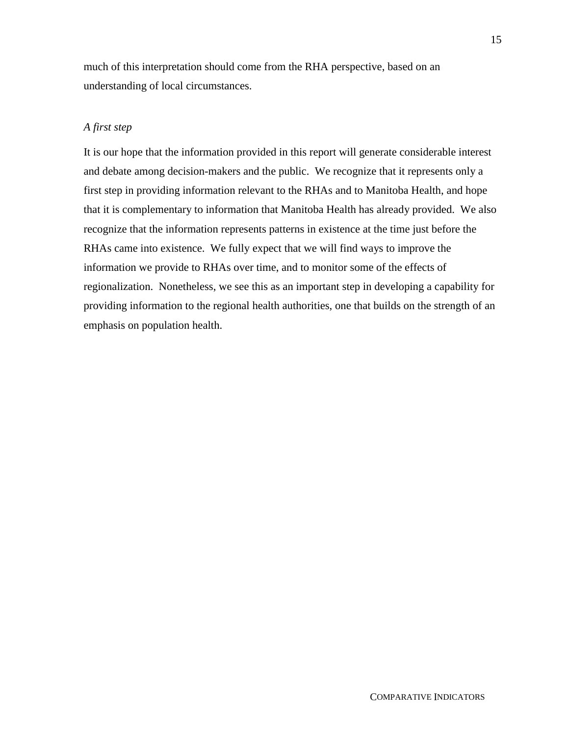much of this interpretation should come from the RHA perspective, based on an understanding of local circumstances.

*A first step*

It is our hope that the information provided in this report will generate considerable interest and debate among decision-makers and the public. We recognize that it represents only a first step in providing information relevant to the RHAs and to Manitoba Health, and hope that it is complementary to information that Manitoba Health has already provided. We also recognize that the information represents patterns in existence at the time just before the RHAs came into existence. We fully expect that we will find ways to improve the information we provide to RHAs over time, and to monitor some of the effects of regionalization. Nonetheless, we see this as an important step in developing a capability for providing information to the regional health authorities, one that builds on the strength of an emphasis on population health.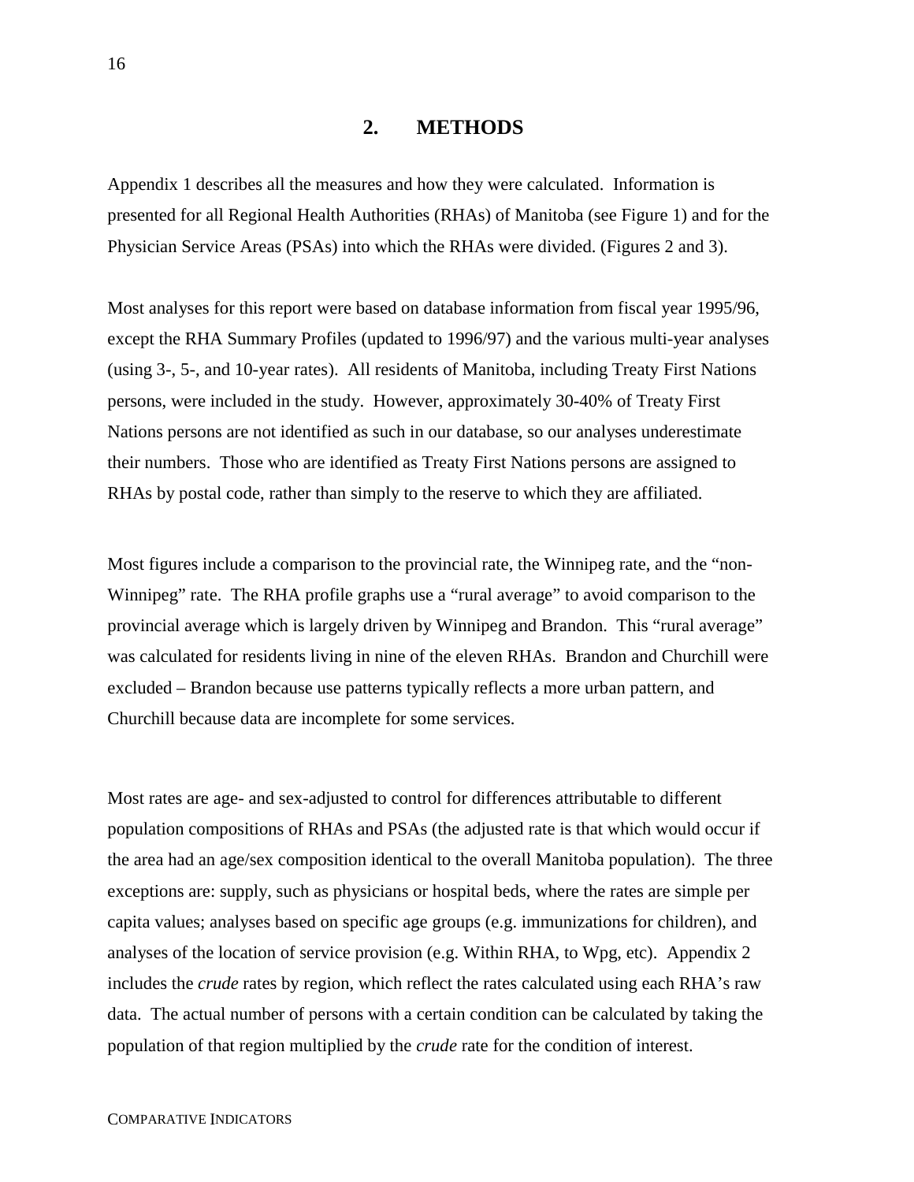# 2. METHODS

Appendix 1 describes all the measures and how they were calculated. Information is presented for all Regional Health Authorities (RHAs) of Manitoba (see Figure 1) and for the Physician Service Areas (PSAs) into which the RHAs were divided. (Figures 2 and 3).

Most analyses for this report were based on database information from fiscal year 1995/96, except the RHA Summary Profiles (updated to 1996/97) and the various multi-year analyses (using 3-, 5-, and 10-year rates). All residents of Manitoba, including Treaty First Nations persons, were included in the study. However, approximately 30-40% of Treaty First Nations persons are not identified as such in our database, so our analyses underestimate their numbers. Those who are identified as Treaty First Nations persons are assigned to RHAs by postal code, rather than simply to the reserve to which they are affiliated.

Most figures include a comparison to the provincial rate, the Winnipeg rate, and the "non-Winnipeg" rate. The RHA profile graphs use a "rural average" to avoid comparison to the provincial average which is largely driven by Winnipeg and Brandon. This "rural average" was calculated for residents living in nine of the eleven RHAs. Brandon and Churchill were excluded – Brandon because use patterns typically reflects a more urban pattern, and Churchill because data are incomplete for some services.

Most rates are age- and sex-adjusted to control for differences attributable to different population compositions of RHAs and PSAs (the adjusted rate is that which would occur if the area had an age/sex composition identical to the overall Manitoba population). The three exceptions are: supply, such as physicians or hospital beds, where the rates are simple per capita values; analyses based on specific age groups (e.g. immunizations for children), and analyses of the location of service provision (e.g. Within RHA, to Wpg, etc). Appendix 2 includes the *crude* rates by region, which reflect the rates calculated using each RHA's raw data. The actual number of persons with a certain condition can be calculated by taking the population of that region multiplied by the *crude* rate for the condition of interest.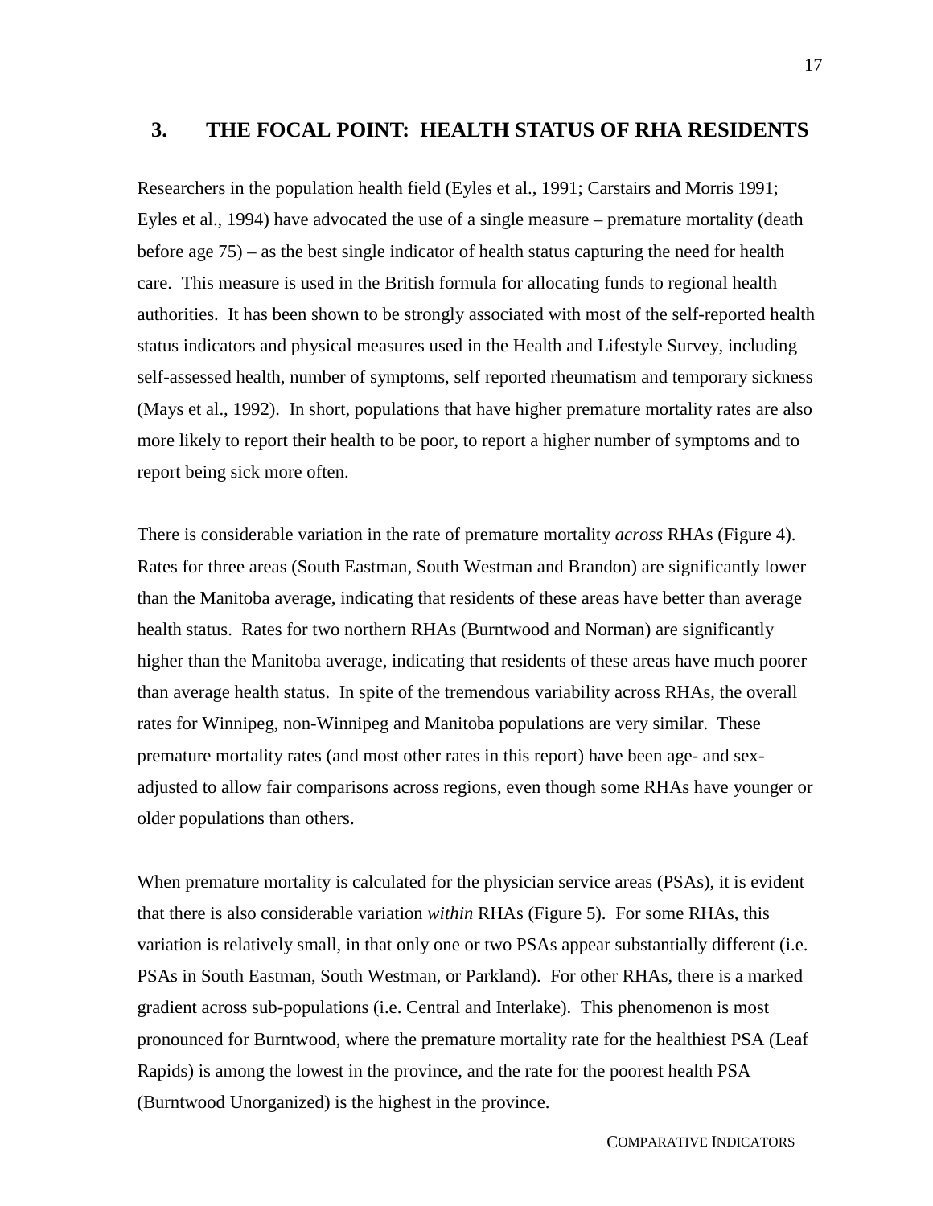## 3. THE FOCAL POINT: HEALTH STATUS OF RHA RESIDENTS

Researchers in the population health field (Eyles et al., 1991; Carstairs and Morris 1991; Eyles et al., 1994) have advocated the use of a single measure – premature mortality (death before age 75) – as the best single indicator of health status capturing the need for health care. This measure is used in the British formula for allocating funds to regional health authorities. It has been shown to be strongly associated with most of the self-reported health status indicators and physical measures used in the Health and Lifestyle Survey, including self-assessed health, number of symptoms, self reported rheumatism and temporary sickness (Mays et al., 1992). In short, populations that have higher premature mortality rates are also more likely to report their health to be poor, to report a higher number of symptoms and to report being sick more often.

There is considerable variation in the rate of premature mortality *across* RHAs (Figure 4). Rates for three areas (South Eastman, South Westman and Brandon) are significantly lower than the Manitoba average, indicating that residents of these areas have better than average health status. Rates for two northern RHAs (Burntwood and Norman) are significantly higher than the Manitoba average, indicating that residents of these areas have much poorer than average health status. In spite of the tremendous variability across RHAs, the overall rates for Winnipeg, non-Winnipeg and Manitoba populations are very similar. These premature mortality rates (and most other rates in this report) have been age- and sex-adjusted to allow fair comparisons across regions, even though some RHAs have younger or older populations than others.

When premature mortality is calculated for the physician service areas (PSAs), it is evident that there is also considerable variation *within* RHAs (Figure 5). For some RHAs, this variation is relatively small, in that only one or two PSAs appear substantially different (i.e. PSAs in South Eastman, South Westman, or Parkland). For other RHAs, there is a marked gradient across sub-populations (i.e. Central and Interlake). This phenomenon is most pronounced for Burntwood, where the premature mortality rate for the healthiest PSA (Leaf Rapids) is among the lowest in the province, and the rate for the poorest health PSA (Burntwood Unorganized) is the highest in the province.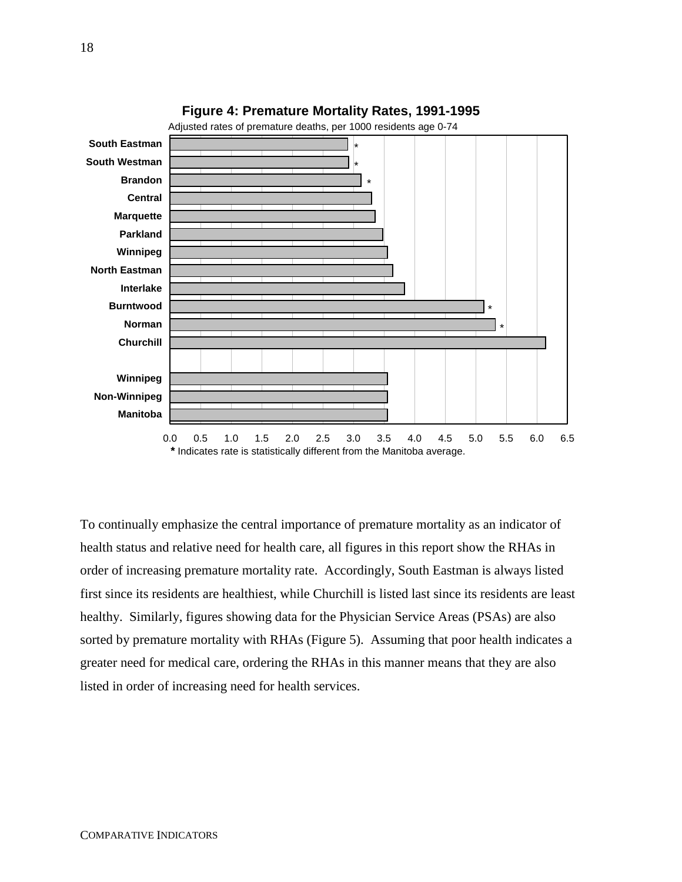**Figure 4: Premature Mortality Rates, 1991-1995**

Adjusted rates of premature deaths, per 1000 residents age 0-74

| Region | Rate |
|---|---|
| South Eastman* | |
| South Westman* | |
| Brandon* | |
| Central | |
| Marquette | |
| Parkland | |
| Winnipeg | |
| North Eastman | |
| Interlake | |
| Burntwood* | |
| Norman* | |
| Churchill | |
| Winnipeg | |
| Non-Winnipeg | |
| Manitoba | |

**\*** Indicates rate is statistically different from the Manitoba average.

To continually emphasize the central importance of premature mortality as an indicator of health status and relative need for health care, all figures in this report show the RHAs in order of increasing premature mortality rate. Accordingly, South Eastman is always listed first since its residents are healthiest, while Churchill is listed last since its residents are least healthy. Similarly, figures showing data for the Physician Service Areas (PSAs) are also sorted by premature mortality with RHAs (Figure 5). Assuming that poor health indicates a greater need for medical care, ordering the RHAs in this manner means that they are also listed in order of increasing need for health services.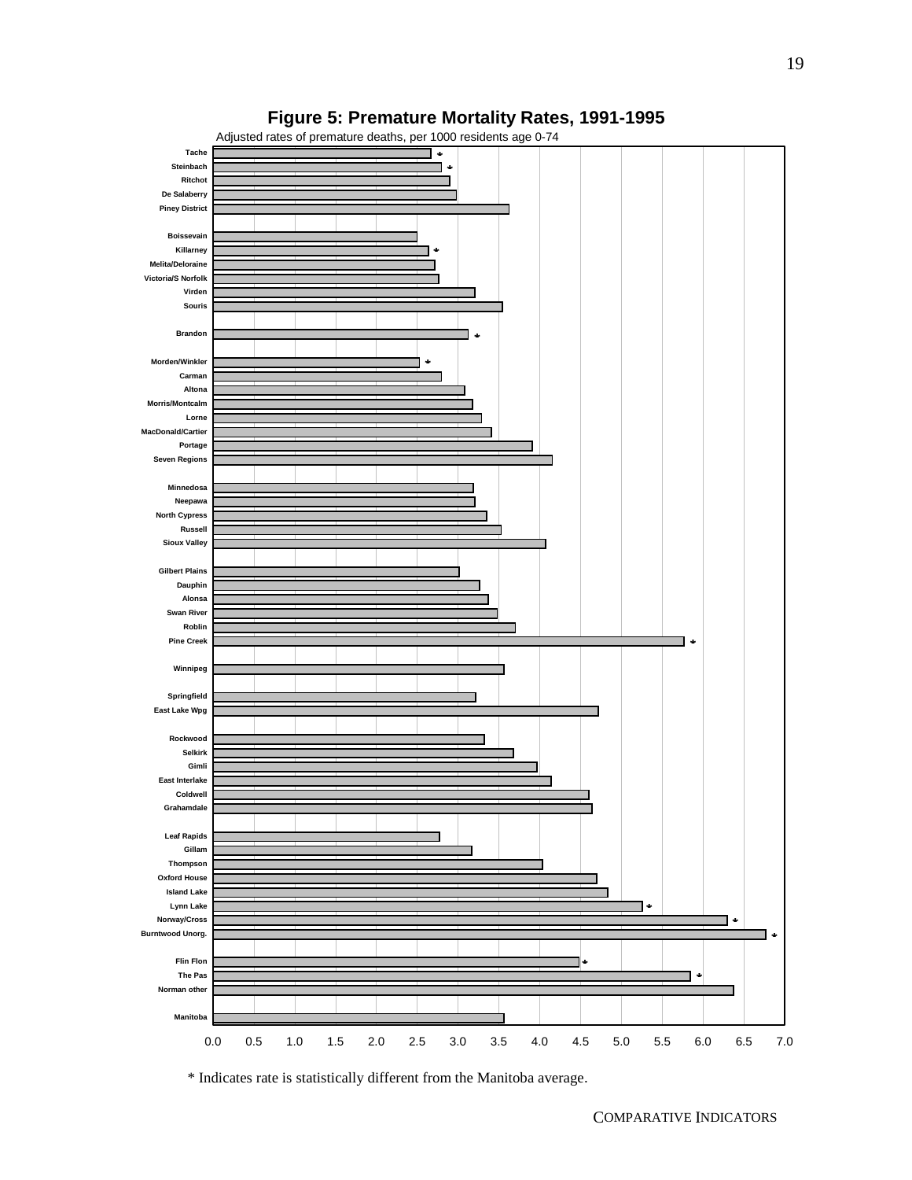# Figure 5: Premature Mortality Rates, 1991-1995

Adjusted rates of premature deaths, per 1000 residents age 0-74

| Region | Rate (approx.) | Statistically different |
|---|---|---|
| Tache | 2.7 | * |
| Steinbach | 2.8 | * |
| Ritchot | 2.9 | |
| De Salaberry | 3.0 | |
| Piney District | 3.6 | |
| Boissevain | 2.5 | |
| Killarney | 2.6 | * |
| Melita/Deloraine | 2.7 | |
| Victoria/S Norfolk | 2.8 | |
| Virden | 3.2 | |
| Souris | 3.5 | |
| Brandon | 3.1 | * |
| Morden/Winkler | 2.5 | * |
| Carman | 2.8 | |
| Altona | 3.1 | |
| Morris/Montcalm | 3.2 | |
| Lorne | 3.3 | |
| MacDonald/Cartier | 3.4 | |
| Portage | 3.9 | |
| Seven Regions | 4.2 | |
| Minnedosa | 3.2 | |
| Neepawa | 3.2 | |
| North Cypress | 3.4 | |
| Russell | 3.5 | |
| Sioux Valley | 4.1 | |
| Gilbert Plains | 3.0 | |
| Dauphin | 3.3 | |
| Alonsa | 3.4 | |
| Swan River | 3.5 | |
| Roblin | 3.7 | |
| Pine Creek | 5.8 | * |
| Winnipeg | 3.6 | |
| Springfield | 3.2 | |
| East Lake Wpg | 4.7 | |
| Rockwood | 3.3 | |
| Selkirk | 3.7 | |
| Gimli | 4.0 | |
| East Interlake | 4.1 | |
| Coldwell | 4.6 | |
| Grahamdale | 4.6 | |
| Leaf Rapids | 2.8 | |
| Gillam | 3.2 | |
| Thompson | 4.0 | |
| Oxford House | 4.7 | |
| Island Lake | 4.8 | |
| Lynn Lake | 5.3 | * |
| Norway/Cross | 6.3 | * |
| Burntwood Unorg. | 6.8 | * |
| Flin Flon | 4.5 | * |
| The Pas | 5.8 | * |
| Norman other | 6.4 | |
| Manitoba | 3.6 | |

\* Indicates rate is statistically different from the Manitoba average.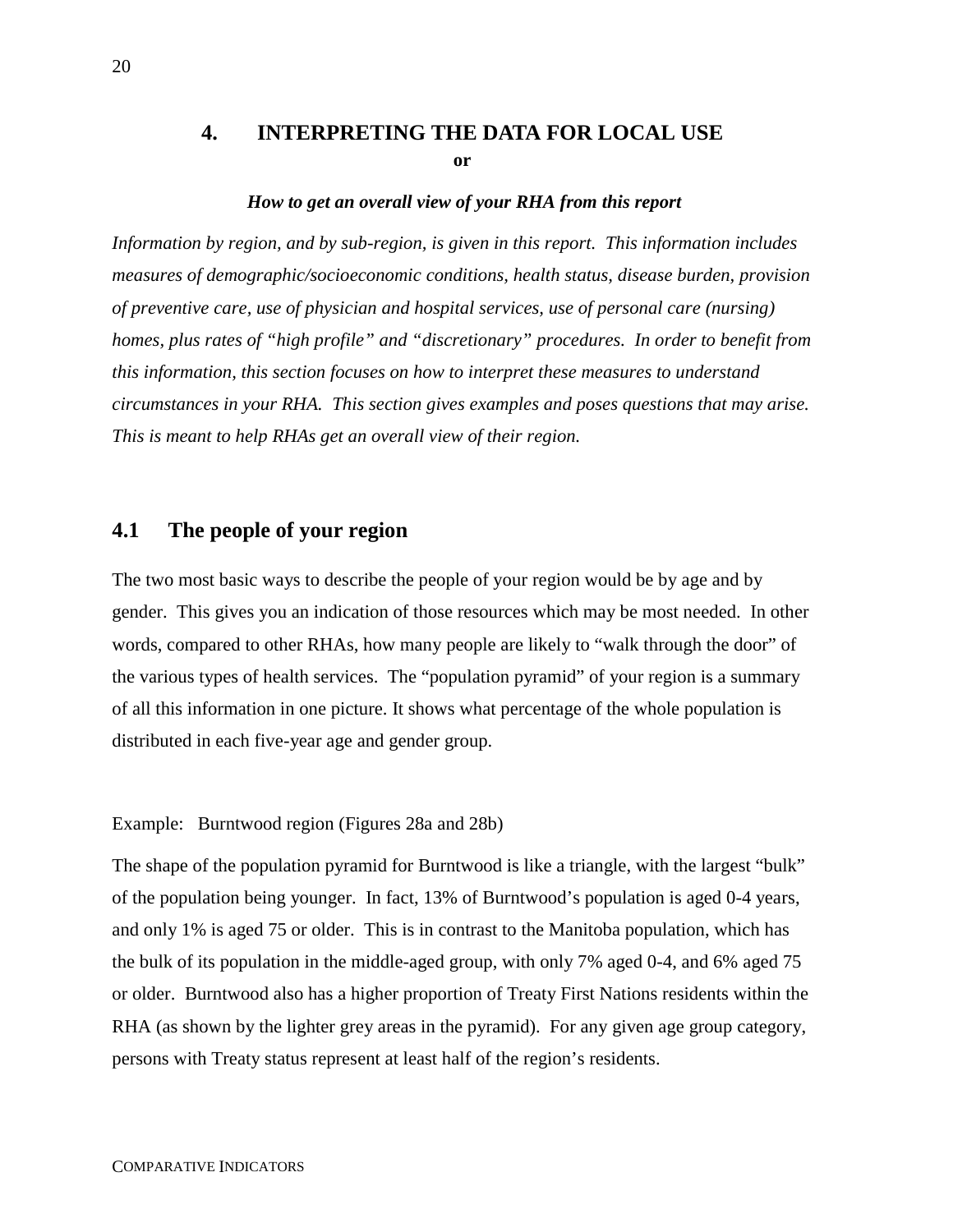# 4. INTERPRETING THE DATA FOR LOCAL USE

**or**

***How to get an overall view of your RHA from this report***

*Information by region, and by sub-region, is given in this report. This information includes measures of demographic/socioeconomic conditions, health status, disease burden, provision of preventive care, use of physician and hospital services, use of personal care (nursing) homes, plus rates of "high profile" and "discretionary" procedures. In order to benefit from this information, this section focuses on how to interpret these measures to understand circumstances in your RHA. This section gives examples and poses questions that may arise. This is meant to help RHAs get an overall view of their region.*

## 4.1 The people of your region

The two most basic ways to describe the people of your region would be by age and by gender. This gives you an indication of those resources which may be most needed. In other words, compared to other RHAs, how many people are likely to "walk through the door" of the various types of health services. The "population pyramid" of your region is a summary of all this information in one picture. It shows what percentage of the whole population is distributed in each five-year age and gender group.

Example: Burntwood region (Figures 28a and 28b)

The shape of the population pyramid for Burntwood is like a triangle, with the largest "bulk" of the population being younger. In fact, 13% of Burntwood's population is aged 0-4 years, and only 1% is aged 75 or older. This is in contrast to the Manitoba population, which has the bulk of its population in the middle-aged group, with only 7% aged 0-4, and 6% aged 75 or older. Burntwood also has a higher proportion of Treaty First Nations residents within the RHA (as shown by the lighter grey areas in the pyramid). For any given age group category, persons with Treaty status represent at least half of the region's residents.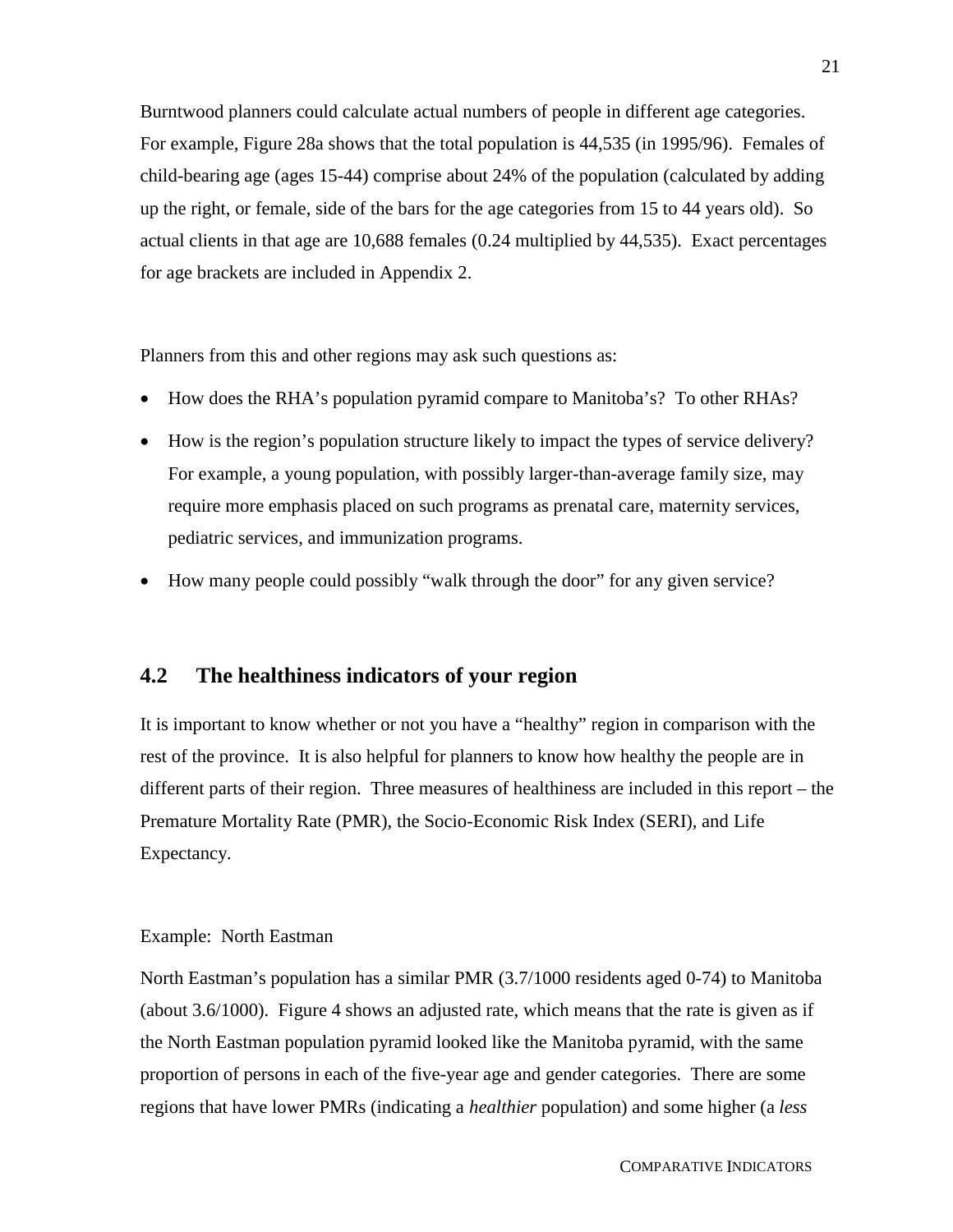Burntwood planners could calculate actual numbers of people in different age categories. For example, Figure 28a shows that the total population is 44,535 (in 1995/96). Females of child-bearing age (ages 15-44) comprise about 24% of the population (calculated by adding up the right, or female, side of the bars for the age categories from 15 to 44 years old). So actual clients in that age are 10,688 females (0.24 multiplied by 44,535). Exact percentages for age brackets are included in Appendix 2.

Planners from this and other regions may ask such questions as:

- How does the RHA's population pyramid compare to Manitoba's? To other RHAs?
- How is the region's population structure likely to impact the types of service delivery? For example, a young population, with possibly larger-than-average family size, may require more emphasis placed on such programs as prenatal care, maternity services, pediatric services, and immunization programs.
- How many people could possibly "walk through the door" for any given service?

## 4.2 The healthiness indicators of your region

It is important to know whether or not you have a "healthy" region in comparison with the rest of the province. It is also helpful for planners to know how healthy the people are in different parts of their region. Three measures of healthiness are included in this report – the Premature Mortality Rate (PMR), the Socio-Economic Risk Index (SERI), and Life Expectancy.

Example: North Eastman

North Eastman's population has a similar PMR (3.7/1000 residents aged 0-74) to Manitoba (about 3.6/1000). Figure 4 shows an adjusted rate, which means that the rate is given as if the North Eastman population pyramid looked like the Manitoba pyramid, with the same proportion of persons in each of the five-year age and gender categories. There are some regions that have lower PMRs (indicating a *healthier* population) and some higher (a *less*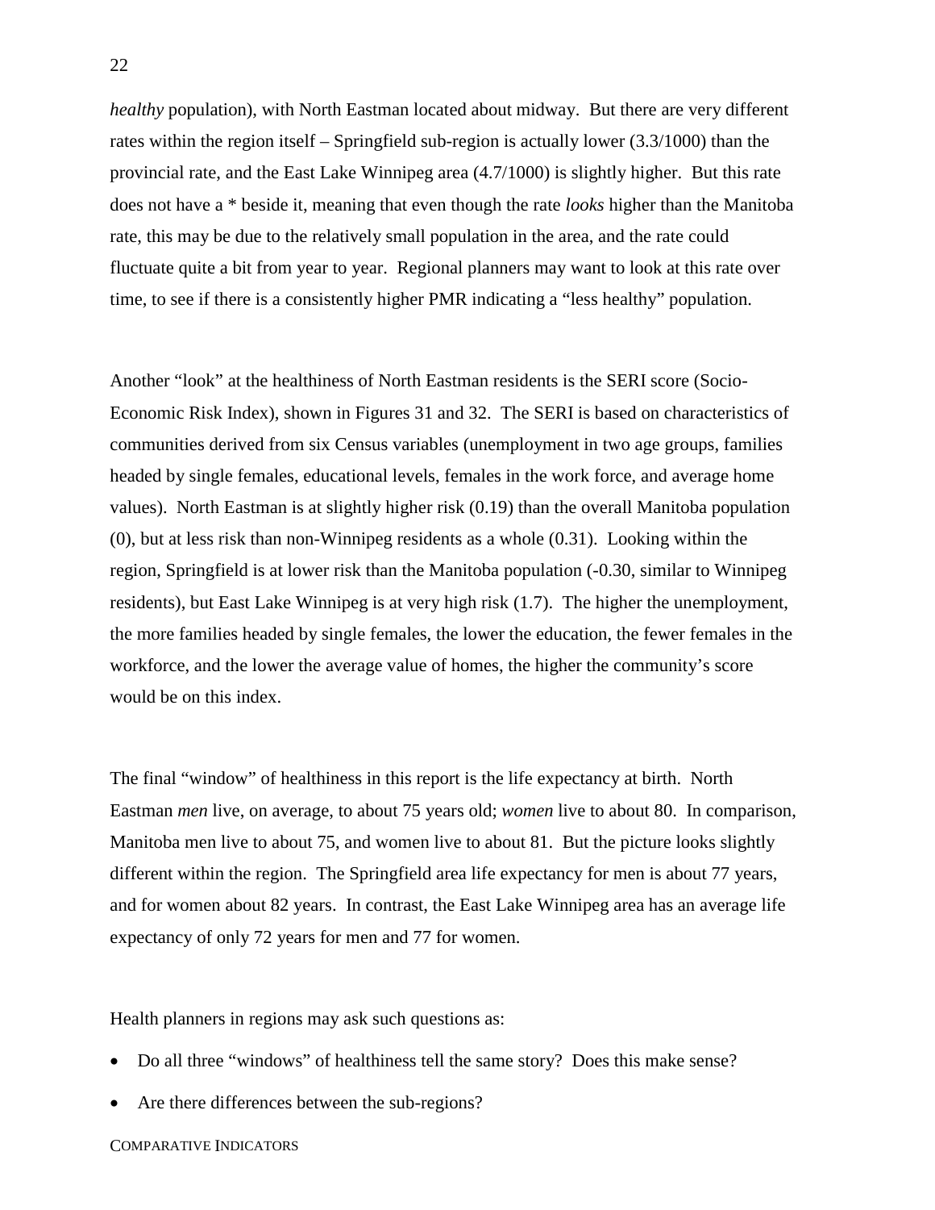*healthy* population), with North Eastman located about midway. But there are very different rates within the region itself – Springfield sub-region is actually lower (3.3/1000) than the provincial rate, and the East Lake Winnipeg area (4.7/1000) is slightly higher. But this rate does not have a * beside it, meaning that even though the rate *looks* higher than the Manitoba rate, this may be due to the relatively small population in the area, and the rate could fluctuate quite a bit from year to year. Regional planners may want to look at this rate over time, to see if there is a consistently higher PMR indicating a "less healthy" population.

Another "look" at the healthiness of North Eastman residents is the SERI score (Socio-Economic Risk Index), shown in Figures 31 and 32. The SERI is based on characteristics of communities derived from six Census variables (unemployment in two age groups, families headed by single females, educational levels, females in the work force, and average home values). North Eastman is at slightly higher risk (0.19) than the overall Manitoba population (0), but at less risk than non-Winnipeg residents as a whole (0.31). Looking within the region, Springfield is at lower risk than the Manitoba population (-0.30, similar to Winnipeg residents), but East Lake Winnipeg is at very high risk (1.7). The higher the unemployment, the more families headed by single females, the lower the education, the fewer females in the workforce, and the lower the average value of homes, the higher the community's score would be on this index.

The final "window" of healthiness in this report is the life expectancy at birth. North Eastman *men* live, on average, to about 75 years old; *women* live to about 80. In comparison, Manitoba men live to about 75, and women live to about 81. But the picture looks slightly different within the region. The Springfield area life expectancy for men is about 77 years, and for women about 82 years. In contrast, the East Lake Winnipeg area has an average life expectancy of only 72 years for men and 77 for women.

Health planners in regions may ask such questions as:

- Do all three "windows" of healthiness tell the same story? Does this make sense?
- Are there differences between the sub-regions?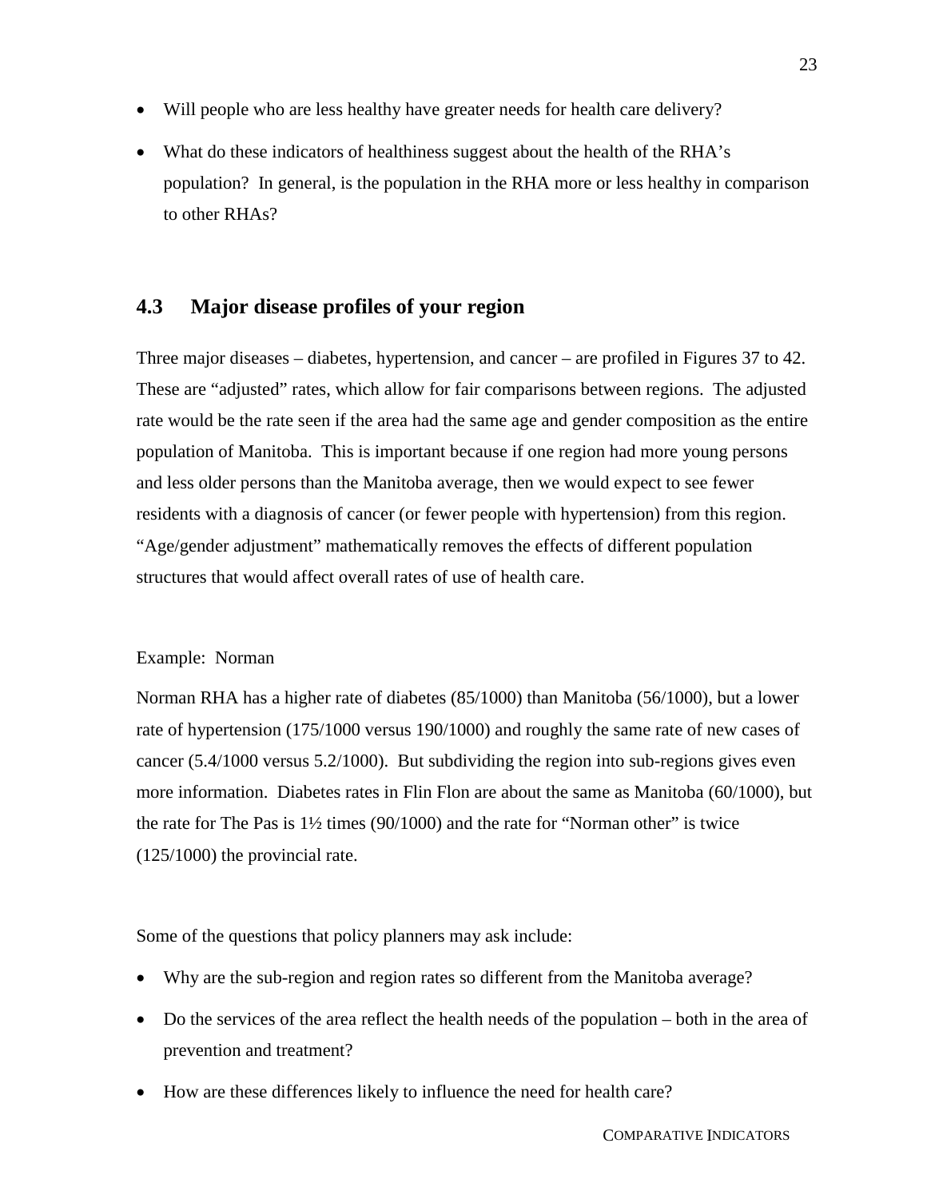- Will people who are less healthy have greater needs for health care delivery?
- What do these indicators of healthiness suggest about the health of the RHA's population? In general, is the population in the RHA more or less healthy in comparison to other RHAs?

## 4.3 Major disease profiles of your region

Three major diseases – diabetes, hypertension, and cancer – are profiled in Figures 37 to 42. These are "adjusted" rates, which allow for fair comparisons between regions. The adjusted rate would be the rate seen if the area had the same age and gender composition as the entire population of Manitoba. This is important because if one region had more young persons and less older persons than the Manitoba average, then we would expect to see fewer residents with a diagnosis of cancer (or fewer people with hypertension) from this region. "Age/gender adjustment" mathematically removes the effects of different population structures that would affect overall rates of use of health care.

Example: Norman

Norman RHA has a higher rate of diabetes (85/1000) than Manitoba (56/1000), but a lower rate of hypertension (175/1000 versus 190/1000) and roughly the same rate of new cases of cancer (5.4/1000 versus 5.2/1000). But subdividing the region into sub-regions gives even more information. Diabetes rates in Flin Flon are about the same as Manitoba (60/1000), but the rate for The Pas is 1½ times (90/1000) and the rate for "Norman other" is twice (125/1000) the provincial rate.

Some of the questions that policy planners may ask include:

- Why are the sub-region and region rates so different from the Manitoba average?
- Do the services of the area reflect the health needs of the population – both in the area of prevention and treatment?
- How are these differences likely to influence the need for health care?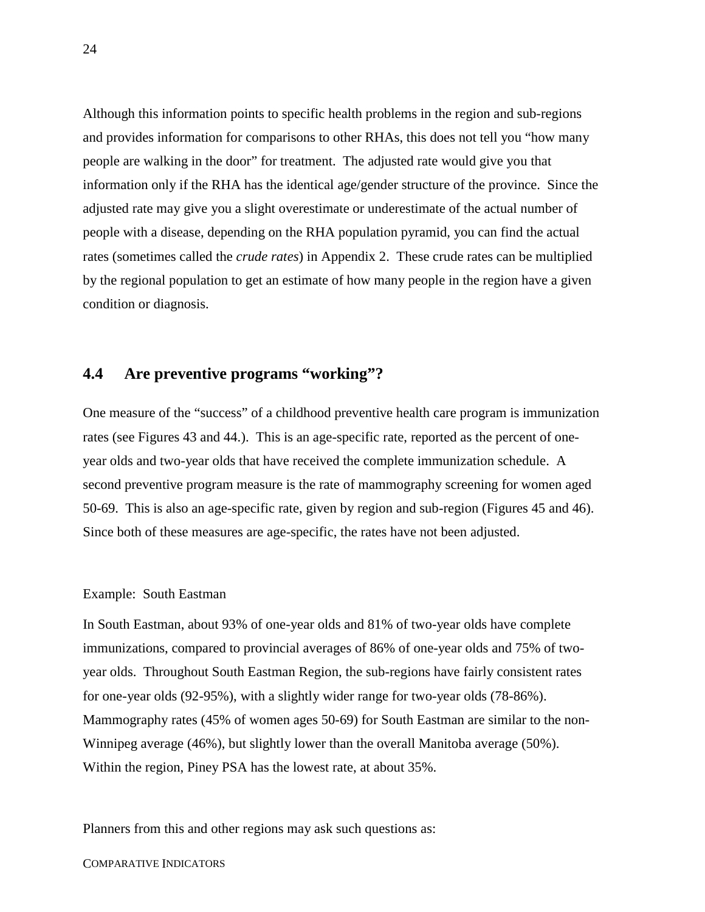Although this information points to specific health problems in the region and sub-regions and provides information for comparisons to other RHAs, this does not tell you "how many people are walking in the door" for treatment. The adjusted rate would give you that information only if the RHA has the identical age/gender structure of the province. Since the adjusted rate may give you a slight overestimate or underestimate of the actual number of people with a disease, depending on the RHA population pyramid, you can find the actual rates (sometimes called the *crude rates*) in Appendix 2. These crude rates can be multiplied by the regional population to get an estimate of how many people in the region have a given condition or diagnosis.

## 4.4 Are preventive programs "working"?

One measure of the "success" of a childhood preventive health care program is immunization rates (see Figures 43 and 44.). This is an age-specific rate, reported as the percent of one-year olds and two-year olds that have received the complete immunization schedule. A second preventive program measure is the rate of mammography screening for women aged 50-69. This is also an age-specific rate, given by region and sub-region (Figures 45 and 46). Since both of these measures are age-specific, the rates have not been adjusted.

Example: South Eastman

In South Eastman, about 93% of one-year olds and 81% of two-year olds have complete immunizations, compared to provincial averages of 86% of one-year olds and 75% of two-year olds. Throughout South Eastman Region, the sub-regions have fairly consistent rates for one-year olds (92-95%), with a slightly wider range for two-year olds (78-86%). Mammography rates (45% of women ages 50-69) for South Eastman are similar to the non-Winnipeg average (46%), but slightly lower than the overall Manitoba average (50%). Within the region, Piney PSA has the lowest rate, at about 35%.

Planners from this and other regions may ask such questions as: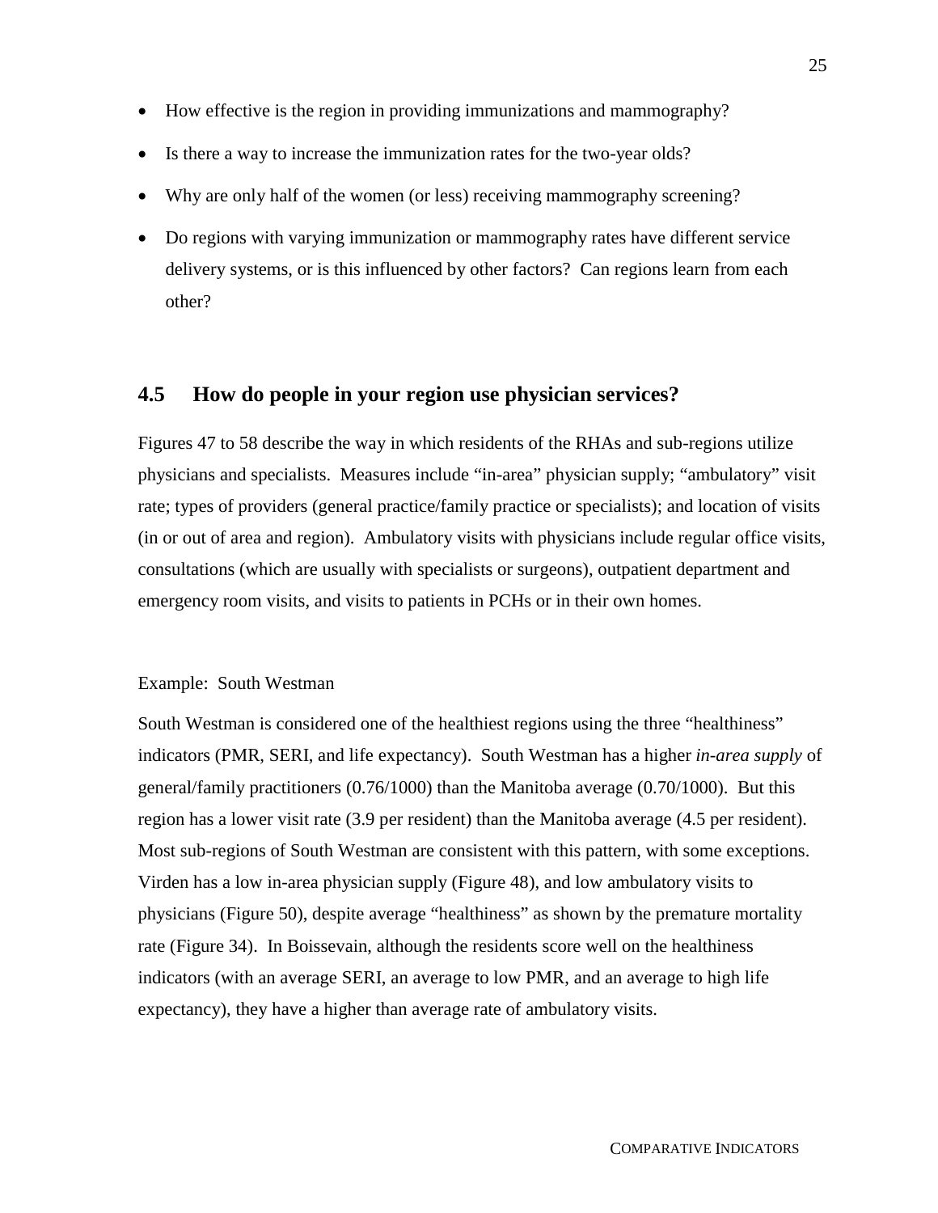- How effective is the region in providing immunizations and mammography?
- Is there a way to increase the immunization rates for the two-year olds?
- Why are only half of the women (or less) receiving mammography screening?
- Do regions with varying immunization or mammography rates have different service delivery systems, or is this influenced by other factors? Can regions learn from each other?

## 4.5 How do people in your region use physician services?

Figures 47 to 58 describe the way in which residents of the RHAs and sub-regions utilize physicians and specialists. Measures include "in-area" physician supply; "ambulatory" visit rate; types of providers (general practice/family practice or specialists); and location of visits (in or out of area and region). Ambulatory visits with physicians include regular office visits, consultations (which are usually with specialists or surgeons), outpatient department and emergency room visits, and visits to patients in PCHs or in their own homes.

Example: South Westman

South Westman is considered one of the healthiest regions using the three "healthiness" indicators (PMR, SERI, and life expectancy). South Westman has a higher *in-area supply* of general/family practitioners (0.76/1000) than the Manitoba average (0.70/1000). But this region has a lower visit rate (3.9 per resident) than the Manitoba average (4.5 per resident). Most sub-regions of South Westman are consistent with this pattern, with some exceptions. Virden has a low in-area physician supply (Figure 48), and low ambulatory visits to physicians (Figure 50), despite average "healthiness" as shown by the premature mortality rate (Figure 34). In Boissevain, although the residents score well on the healthiness indicators (with an average SERI, an average to low PMR, and an average to high life expectancy), they have a higher than average rate of ambulatory visits.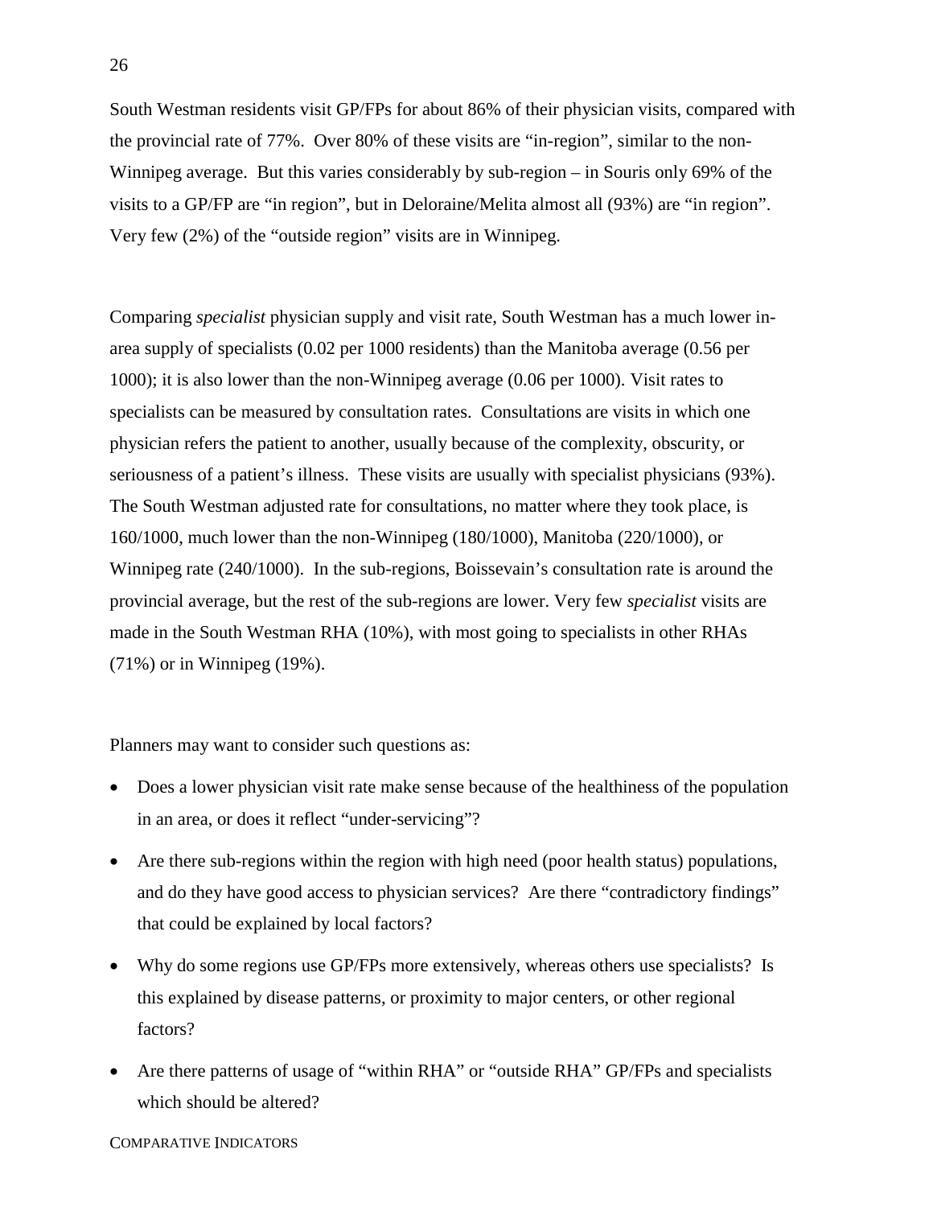South Westman residents visit GP/FPs for about 86% of their physician visits, compared with the provincial rate of 77%. Over 80% of these visits are "in-region", similar to the non-Winnipeg average. But this varies considerably by sub-region – in Souris only 69% of the visits to a GP/FP are "in region", but in Deloraine/Melita almost all (93%) are "in region". Very few (2%) of the "outside region" visits are in Winnipeg.

Comparing *specialist* physician supply and visit rate, South Westman has a much lower in-area supply of specialists (0.02 per 1000 residents) than the Manitoba average (0.56 per 1000); it is also lower than the non-Winnipeg average (0.06 per 1000). Visit rates to specialists can be measured by consultation rates. Consultations are visits in which one physician refers the patient to another, usually because of the complexity, obscurity, or seriousness of a patient's illness. These visits are usually with specialist physicians (93%). The South Westman adjusted rate for consultations, no matter where they took place, is 160/1000, much lower than the non-Winnipeg (180/1000), Manitoba (220/1000), or Winnipeg rate (240/1000). In the sub-regions, Boissevain's consultation rate is around the provincial average, but the rest of the sub-regions are lower. Very few *specialist* visits are made in the South Westman RHA (10%), with most going to specialists in other RHAs (71%) or in Winnipeg (19%).

Planners may want to consider such questions as:

- Does a lower physician visit rate make sense because of the healthiness of the population in an area, or does it reflect "under-servicing"?
- Are there sub-regions within the region with high need (poor health status) populations, and do they have good access to physician services? Are there "contradictory findings" that could be explained by local factors?
- Why do some regions use GP/FPs more extensively, whereas others use specialists? Is this explained by disease patterns, or proximity to major centers, or other regional factors?
- Are there patterns of usage of "within RHA" or "outside RHA" GP/FPs and specialists which should be altered?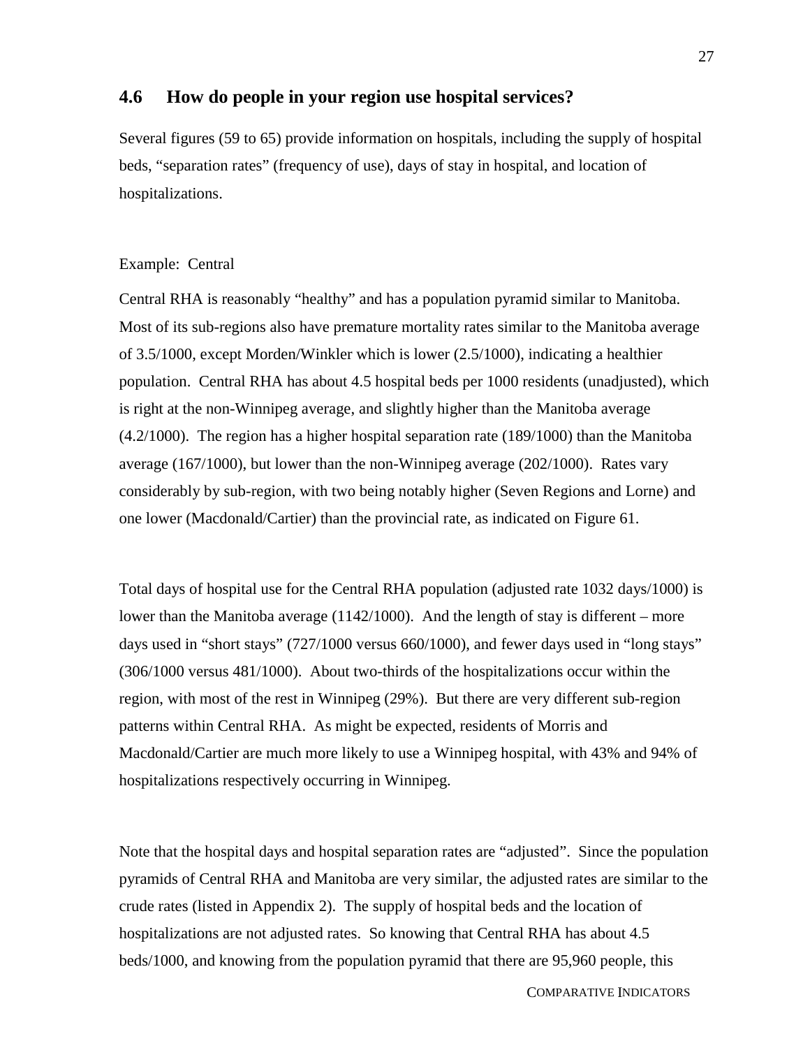## 4.6 How do people in your region use hospital services?

Several figures (59 to 65) provide information on hospitals, including the supply of hospital beds, "separation rates" (frequency of use), days of stay in hospital, and location of hospitalizations.

Example: Central

Central RHA is reasonably "healthy" and has a population pyramid similar to Manitoba. Most of its sub-regions also have premature mortality rates similar to the Manitoba average of 3.5/1000, except Morden/Winkler which is lower (2.5/1000), indicating a healthier population. Central RHA has about 4.5 hospital beds per 1000 residents (unadjusted), which is right at the non-Winnipeg average, and slightly higher than the Manitoba average (4.2/1000). The region has a higher hospital separation rate (189/1000) than the Manitoba average (167/1000), but lower than the non-Winnipeg average (202/1000). Rates vary considerably by sub-region, with two being notably higher (Seven Regions and Lorne) and one lower (Macdonald/Cartier) than the provincial rate, as indicated on Figure 61.

Total days of hospital use for the Central RHA population (adjusted rate 1032 days/1000) is lower than the Manitoba average (1142/1000). And the length of stay is different – more days used in "short stays" (727/1000 versus 660/1000), and fewer days used in "long stays" (306/1000 versus 481/1000). About two-thirds of the hospitalizations occur within the region, with most of the rest in Winnipeg (29%). But there are very different sub-region patterns within Central RHA. As might be expected, residents of Morris and Macdonald/Cartier are much more likely to use a Winnipeg hospital, with 43% and 94% of hospitalizations respectively occurring in Winnipeg.

Note that the hospital days and hospital separation rates are "adjusted". Since the population pyramids of Central RHA and Manitoba are very similar, the adjusted rates are similar to the crude rates (listed in Appendix 2). The supply of hospital beds and the location of hospitalizations are not adjusted rates. So knowing that Central RHA has about 4.5 beds/1000, and knowing from the population pyramid that there are 95,960 people, this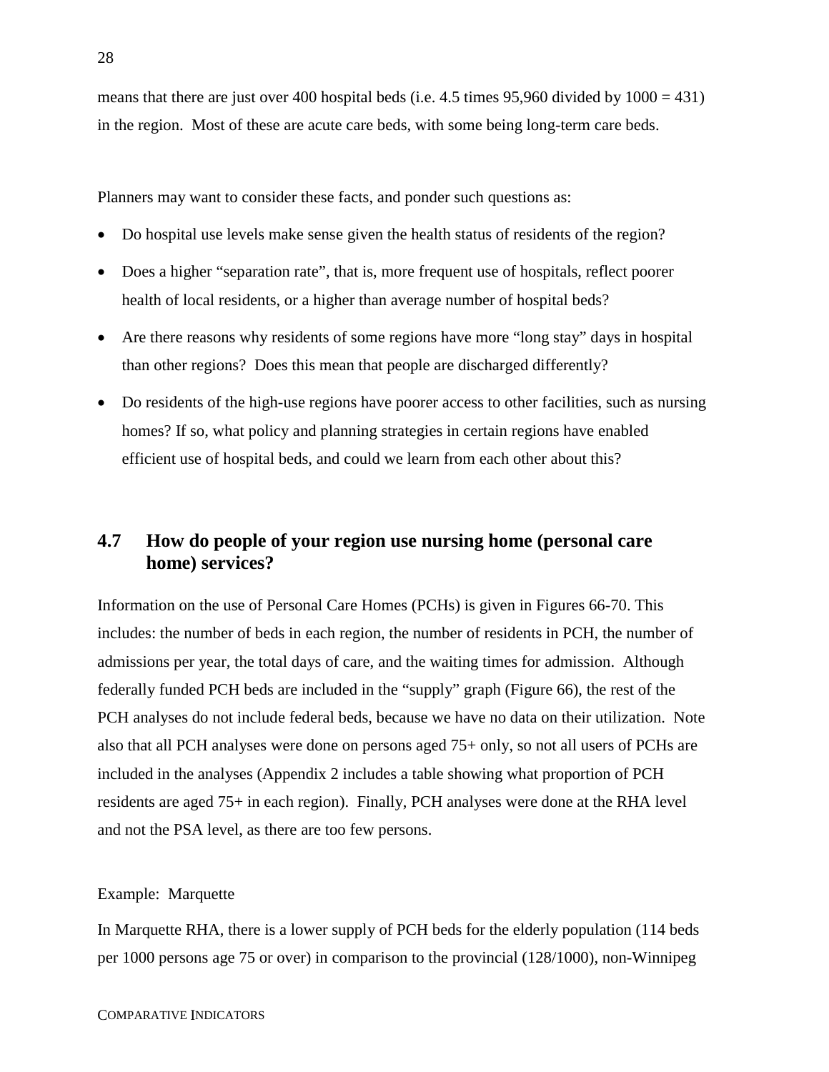means that there are just over 400 hospital beds (i.e. 4.5 times 95,960 divided by 1000 = 431) in the region. Most of these are acute care beds, with some being long-term care beds.

Planners may want to consider these facts, and ponder such questions as:

- Do hospital use levels make sense given the health status of residents of the region?
- Does a higher "separation rate", that is, more frequent use of hospitals, reflect poorer health of local residents, or a higher than average number of hospital beds?
- Are there reasons why residents of some regions have more "long stay" days in hospital than other regions? Does this mean that people are discharged differently?
- Do residents of the high-use regions have poorer access to other facilities, such as nursing homes? If so, what policy and planning strategies in certain regions have enabled efficient use of hospital beds, and could we learn from each other about this?

## 4.7 How do people of your region use nursing home (personal care home) services?

Information on the use of Personal Care Homes (PCHs) is given in Figures 66-70. This includes: the number of beds in each region, the number of residents in PCH, the number of admissions per year, the total days of care, and the waiting times for admission. Although federally funded PCH beds are included in the "supply" graph (Figure 66), the rest of the PCH analyses do not include federal beds, because we have no data on their utilization. Note also that all PCH analyses were done on persons aged 75+ only, so not all users of PCHs are included in the analyses (Appendix 2 includes a table showing what proportion of PCH residents are aged 75+ in each region). Finally, PCH analyses were done at the RHA level and not the PSA level, as there are too few persons.

Example: Marquette

In Marquette RHA, there is a lower supply of PCH beds for the elderly population (114 beds per 1000 persons age 75 or over) in comparison to the provincial (128/1000), non-Winnipeg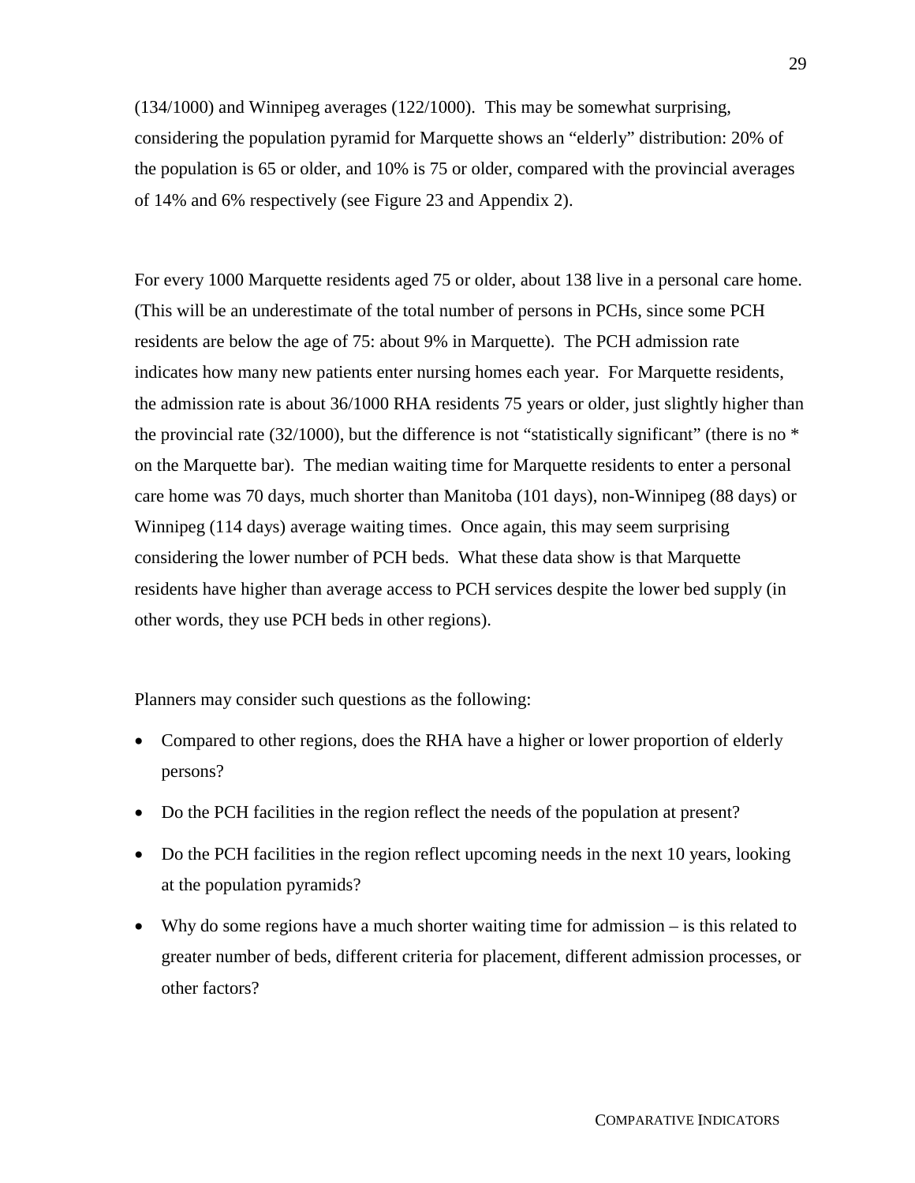(134/1000) and Winnipeg averages (122/1000). This may be somewhat surprising, considering the population pyramid for Marquette shows an "elderly" distribution: 20% of the population is 65 or older, and 10% is 75 or older, compared with the provincial averages of 14% and 6% respectively (see Figure 23 and Appendix 2).

For every 1000 Marquette residents aged 75 or older, about 138 live in a personal care home. (This will be an underestimate of the total number of persons in PCHs, since some PCH residents are below the age of 75: about 9% in Marquette). The PCH admission rate indicates how many new patients enter nursing homes each year. For Marquette residents, the admission rate is about 36/1000 RHA residents 75 years or older, just slightly higher than the provincial rate (32/1000), but the difference is not "statistically significant" (there is no * on the Marquette bar). The median waiting time for Marquette residents to enter a personal care home was 70 days, much shorter than Manitoba (101 days), non-Winnipeg (88 days) or Winnipeg (114 days) average waiting times. Once again, this may seem surprising considering the lower number of PCH beds. What these data show is that Marquette residents have higher than average access to PCH services despite the lower bed supply (in other words, they use PCH beds in other regions).

Planners may consider such questions as the following:

- Compared to other regions, does the RHA have a higher or lower proportion of elderly persons?
- Do the PCH facilities in the region reflect the needs of the population at present?
- Do the PCH facilities in the region reflect upcoming needs in the next 10 years, looking at the population pyramids?
- Why do some regions have a much shorter waiting time for admission – is this related to greater number of beds, different criteria for placement, different admission processes, or other factors?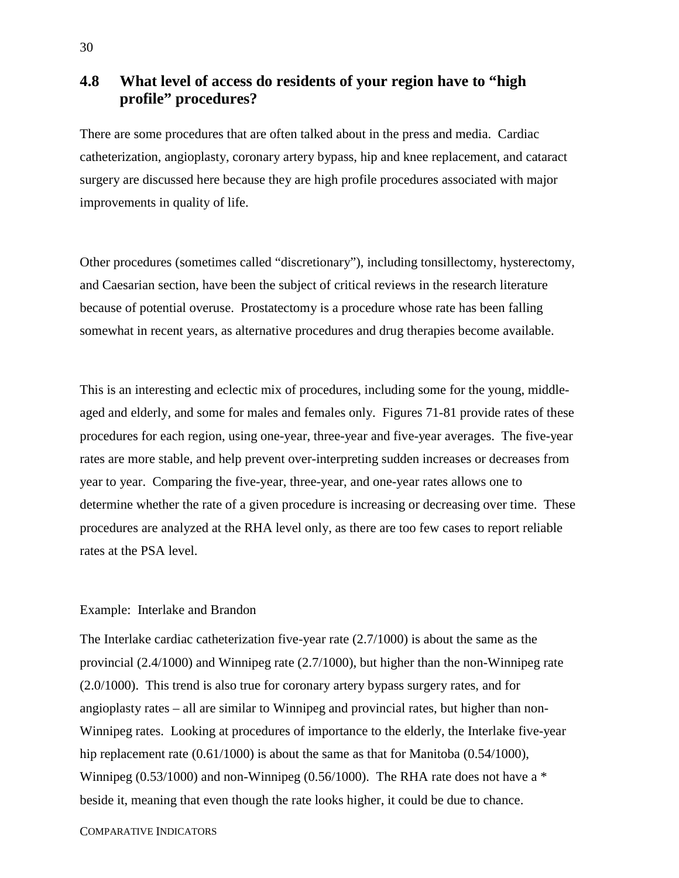## 4.8 What level of access do residents of your region have to "high profile" procedures?

There are some procedures that are often talked about in the press and media. Cardiac catheterization, angioplasty, coronary artery bypass, hip and knee replacement, and cataract surgery are discussed here because they are high profile procedures associated with major improvements in quality of life.

Other procedures (sometimes called "discretionary"), including tonsillectomy, hysterectomy, and Caesarian section, have been the subject of critical reviews in the research literature because of potential overuse. Prostatectomy is a procedure whose rate has been falling somewhat in recent years, as alternative procedures and drug therapies become available.

This is an interesting and eclectic mix of procedures, including some for the young, middle-aged and elderly, and some for males and females only. Figures 71-81 provide rates of these procedures for each region, using one-year, three-year and five-year averages. The five-year rates are more stable, and help prevent over-interpreting sudden increases or decreases from year to year. Comparing the five-year, three-year, and one-year rates allows one to determine whether the rate of a given procedure is increasing or decreasing over time. These procedures are analyzed at the RHA level only, as there are too few cases to report reliable rates at the PSA level.

Example: Interlake and Brandon

The Interlake cardiac catheterization five-year rate (2.7/1000) is about the same as the provincial (2.4/1000) and Winnipeg rate (2.7/1000), but higher than the non-Winnipeg rate (2.0/1000). This trend is also true for coronary artery bypass surgery rates, and for angioplasty rates – all are similar to Winnipeg and provincial rates, but higher than non-Winnipeg rates. Looking at procedures of importance to the elderly, the Interlake five-year hip replacement rate (0.61/1000) is about the same as that for Manitoba (0.54/1000), Winnipeg (0.53/1000) and non-Winnipeg (0.56/1000). The RHA rate does not have a * beside it, meaning that even though the rate looks higher, it could be due to chance.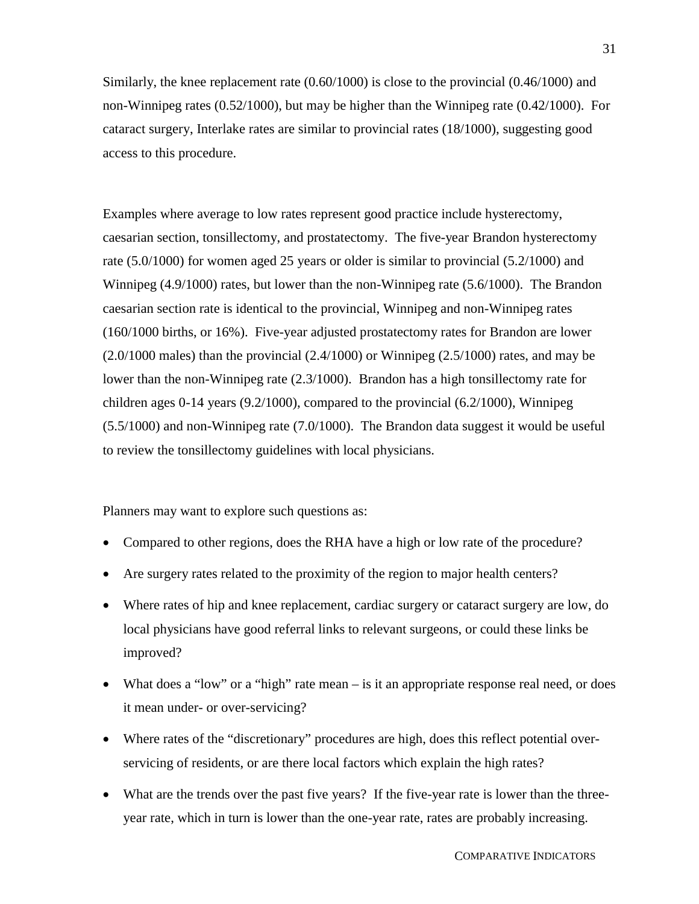Similarly, the knee replacement rate (0.60/1000) is close to the provincial (0.46/1000) and non-Winnipeg rates (0.52/1000), but may be higher than the Winnipeg rate (0.42/1000). For cataract surgery, Interlake rates are similar to provincial rates (18/1000), suggesting good access to this procedure.

Examples where average to low rates represent good practice include hysterectomy, caesarian section, tonsillectomy, and prostatectomy. The five-year Brandon hysterectomy rate (5.0/1000) for women aged 25 years or older is similar to provincial (5.2/1000) and Winnipeg (4.9/1000) rates, but lower than the non-Winnipeg rate (5.6/1000). The Brandon caesarian section rate is identical to the provincial, Winnipeg and non-Winnipeg rates (160/1000 births, or 16%). Five-year adjusted prostatectomy rates for Brandon are lower (2.0/1000 males) than the provincial (2.4/1000) or Winnipeg (2.5/1000) rates, and may be lower than the non-Winnipeg rate (2.3/1000). Brandon has a high tonsillectomy rate for children ages 0-14 years (9.2/1000), compared to the provincial (6.2/1000), Winnipeg (5.5/1000) and non-Winnipeg rate (7.0/1000). The Brandon data suggest it would be useful to review the tonsillectomy guidelines with local physicians.

Planners may want to explore such questions as:

- Compared to other regions, does the RHA have a high or low rate of the procedure?
- Are surgery rates related to the proximity of the region to major health centers?
- Where rates of hip and knee replacement, cardiac surgery or cataract surgery are low, do local physicians have good referral links to relevant surgeons, or could these links be improved?
- What does a "low" or a "high" rate mean – is it an appropriate response real need, or does it mean under- or over-servicing?
- Where rates of the "discretionary" procedures are high, does this reflect potential over-servicing of residents, or are there local factors which explain the high rates?
- What are the trends over the past five years? If the five-year rate is lower than the three-year rate, which in turn is lower than the one-year rate, rates are probably increasing.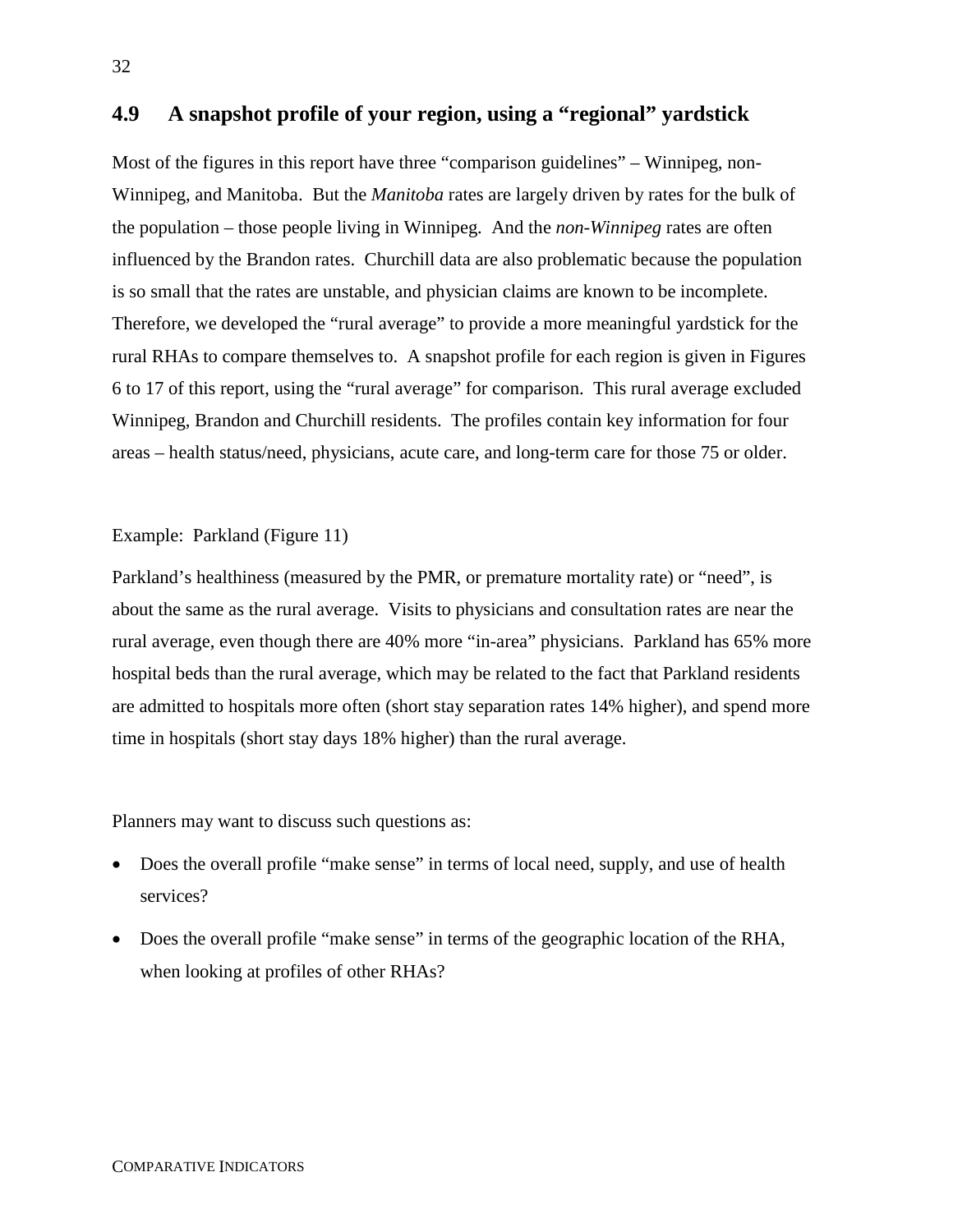## 4.9 A snapshot profile of your region, using a "regional" yardstick

Most of the figures in this report have three "comparison guidelines" – Winnipeg, non-Winnipeg, and Manitoba. But the *Manitoba* rates are largely driven by rates for the bulk of the population – those people living in Winnipeg. And the *non-Winnipeg* rates are often influenced by the Brandon rates. Churchill data are also problematic because the population is so small that the rates are unstable, and physician claims are known to be incomplete. Therefore, we developed the "rural average" to provide a more meaningful yardstick for the rural RHAs to compare themselves to. A snapshot profile for each region is given in Figures 6 to 17 of this report, using the "rural average" for comparison. This rural average excluded Winnipeg, Brandon and Churchill residents. The profiles contain key information for four areas – health status/need, physicians, acute care, and long-term care for those 75 or older.

Example: Parkland (Figure 11)

Parkland's healthiness (measured by the PMR, or premature mortality rate) or "need", is about the same as the rural average. Visits to physicians and consultation rates are near the rural average, even though there are 40% more "in-area" physicians. Parkland has 65% more hospital beds than the rural average, which may be related to the fact that Parkland residents are admitted to hospitals more often (short stay separation rates 14% higher), and spend more time in hospitals (short stay days 18% higher) than the rural average.

Planners may want to discuss such questions as:

- Does the overall profile "make sense" in terms of local need, supply, and use of health services?
- Does the overall profile "make sense" in terms of the geographic location of the RHA, when looking at profiles of other RHAs?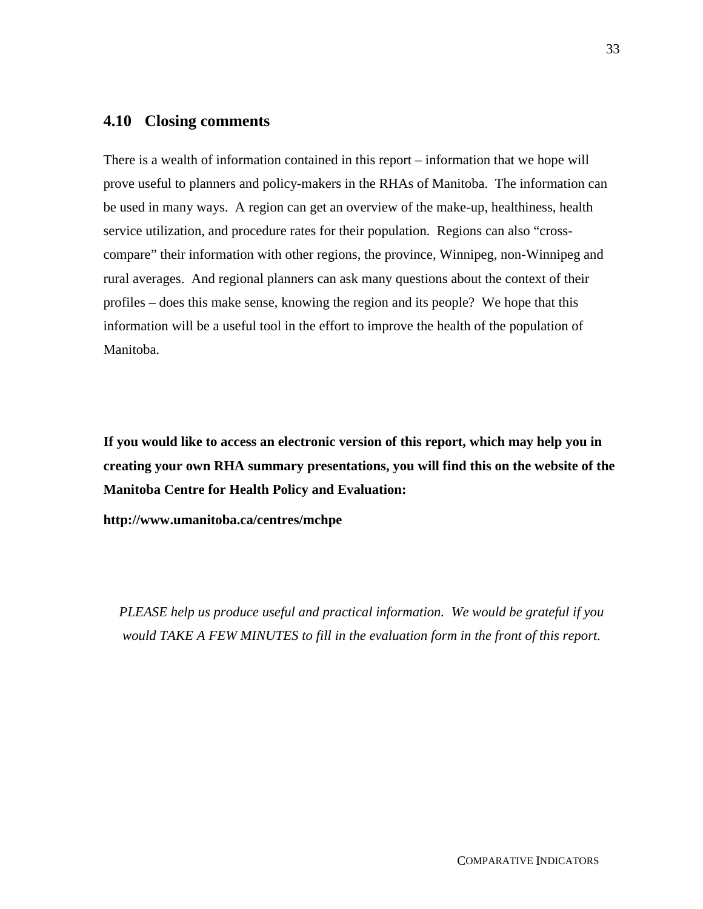## 4.10 Closing comments

There is a wealth of information contained in this report – information that we hope will prove useful to planners and policy-makers in the RHAs of Manitoba. The information can be used in many ways. A region can get an overview of the make-up, healthiness, health service utilization, and procedure rates for their population. Regions can also "cross-compare" their information with other regions, the province, Winnipeg, non-Winnipeg and rural averages. And regional planners can ask many questions about the context of their profiles – does this make sense, knowing the region and its people? We hope that this information will be a useful tool in the effort to improve the health of the population of Manitoba.

**If you would like to access an electronic version of this report, which may help you in creating your own RHA summary presentations, you will find this on the website of the Manitoba Centre for Health Policy and Evaluation:**

**http://www.umanitoba.ca/centres/mchpe**

*PLEASE help us produce useful and practical information. We would be grateful if you would TAKE A FEW MINUTES to fill in the evaluation form in the front of this report.*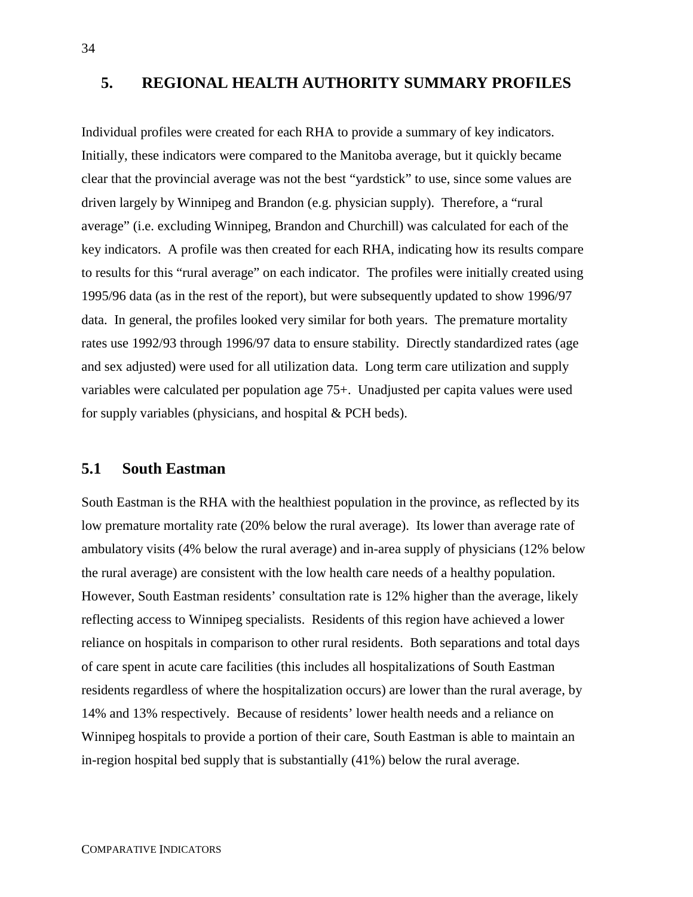# 5. REGIONAL HEALTH AUTHORITY SUMMARY PROFILES

Individual profiles were created for each RHA to provide a summary of key indicators. Initially, these indicators were compared to the Manitoba average, but it quickly became clear that the provincial average was not the best "yardstick" to use, since some values are driven largely by Winnipeg and Brandon (e.g. physician supply). Therefore, a "rural average" (i.e. excluding Winnipeg, Brandon and Churchill) was calculated for each of the key indicators. A profile was then created for each RHA, indicating how its results compare to results for this "rural average" on each indicator. The profiles were initially created using 1995/96 data (as in the rest of the report), but were subsequently updated to show 1996/97 data. In general, the profiles looked very similar for both years. The premature mortality rates use 1992/93 through 1996/97 data to ensure stability. Directly standardized rates (age and sex adjusted) were used for all utilization data. Long term care utilization and supply variables were calculated per population age 75+. Unadjusted per capita values were used for supply variables (physicians, and hospital & PCH beds).

## 5.1 South Eastman

South Eastman is the RHA with the healthiest population in the province, as reflected by its low premature mortality rate (20% below the rural average). Its lower than average rate of ambulatory visits (4% below the rural average) and in-area supply of physicians (12% below the rural average) are consistent with the low health care needs of a healthy population. However, South Eastman residents' consultation rate is 12% higher than the average, likely reflecting access to Winnipeg specialists. Residents of this region have achieved a lower reliance on hospitals in comparison to other rural residents. Both separations and total days of care spent in acute care facilities (this includes all hospitalizations of South Eastman residents regardless of where the hospitalization occurs) are lower than the rural average, by 14% and 13% respectively. Because of residents' lower health needs and a reliance on Winnipeg hospitals to provide a portion of their care, South Eastman is able to maintain an in-region hospital bed supply that is substantially (41%) below the rural average.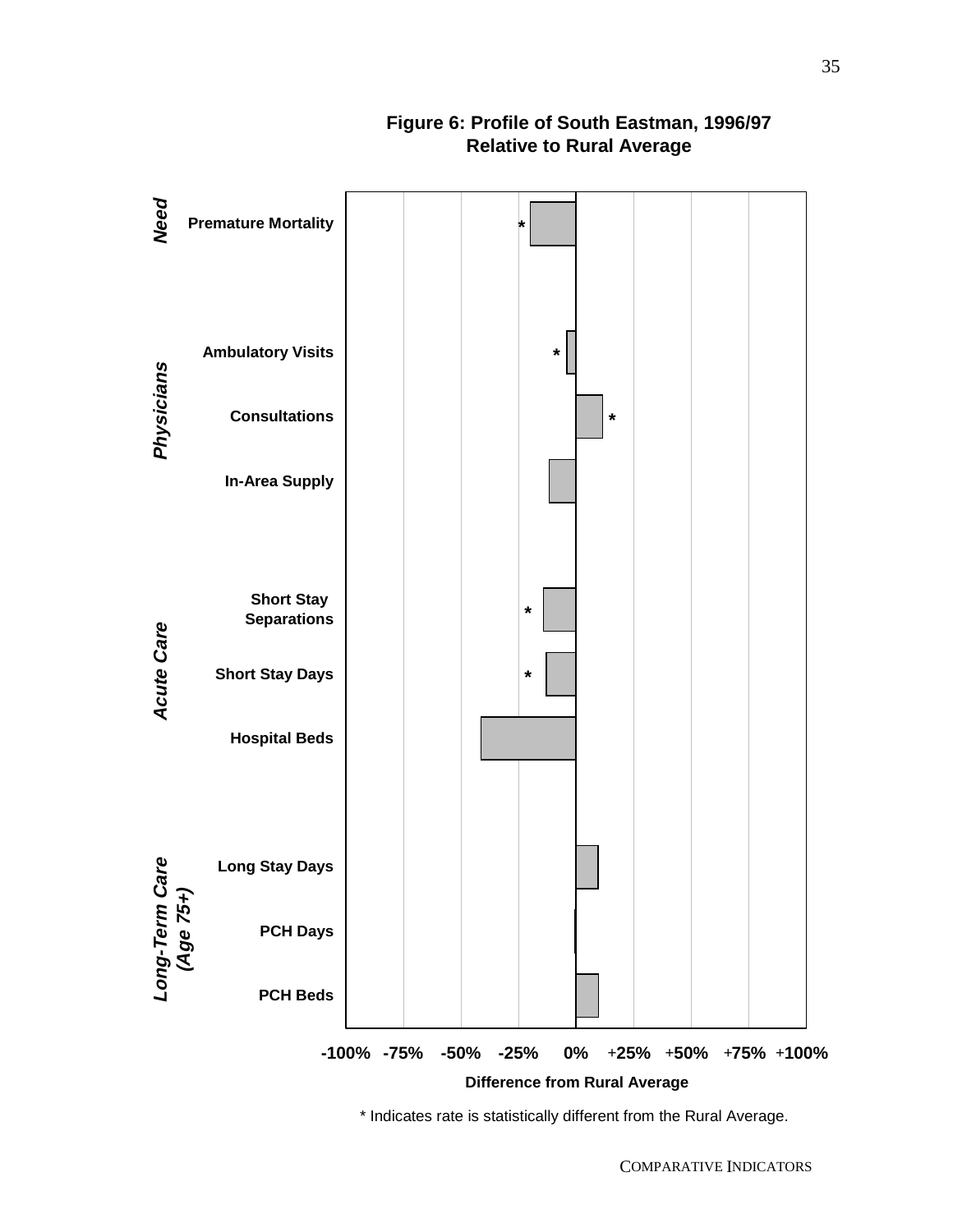**Figure 6: Profile of South Eastman, 1996/97**
**Relative to Rural Average**

| Category | Indicator | Difference from Rural Average | Statistically different |
|---|---|---|---|
| *Need* | Premature Mortality | ≈ -20% | * |
| *Physicians* | Ambulatory Visits | ≈ -4% | * |
| | Consultations | ≈ +11% | * |
| | In-Area Supply | ≈ -12% | |
| *Acute Care* | Short Stay Separations | ≈ -14% | * |
| | Short Stay Days | ≈ -13% | * |
| | Hospital Beds | ≈ -41% | |
| *Long-Term Care (Age 75+)* | Long Stay Days | ≈ +10% | |
| | PCH Days | ≈ 0% | |
| | PCH Beds | ≈ +10% | |

Axis: -100% -75% -50% -25% 0% +25% +50% +75% +100%

**Difference from Rural Average**

\* Indicates rate is statistically different from the Rural Average.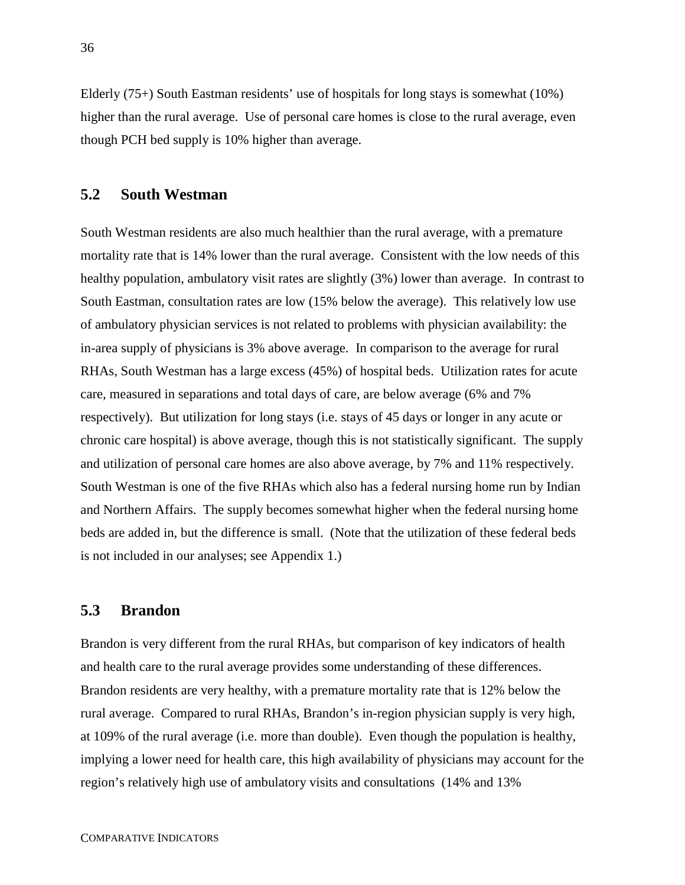Elderly (75+) South Eastman residents' use of hospitals for long stays is somewhat (10%) higher than the rural average. Use of personal care homes is close to the rural average, even though PCH bed supply is 10% higher than average.

## 5.2 South Westman

South Westman residents are also much healthier than the rural average, with a premature mortality rate that is 14% lower than the rural average. Consistent with the low needs of this healthy population, ambulatory visit rates are slightly (3%) lower than average. In contrast to South Eastman, consultation rates are low (15% below the average). This relatively low use of ambulatory physician services is not related to problems with physician availability: the in-area supply of physicians is 3% above average. In comparison to the average for rural RHAs, South Westman has a large excess (45%) of hospital beds. Utilization rates for acute care, measured in separations and total days of care, are below average (6% and 7% respectively). But utilization for long stays (i.e. stays of 45 days or longer in any acute or chronic care hospital) is above average, though this is not statistically significant. The supply and utilization of personal care homes are also above average, by 7% and 11% respectively. South Westman is one of the five RHAs which also has a federal nursing home run by Indian and Northern Affairs. The supply becomes somewhat higher when the federal nursing home beds are added in, but the difference is small. (Note that the utilization of these federal beds is not included in our analyses; see Appendix 1.)

## 5.3 Brandon

Brandon is very different from the rural RHAs, but comparison of key indicators of health and health care to the rural average provides some understanding of these differences. Brandon residents are very healthy, with a premature mortality rate that is 12% below the rural average. Compared to rural RHAs, Brandon's in-region physician supply is very high, at 109% of the rural average (i.e. more than double). Even though the population is healthy, implying a lower need for health care, this high availability of physicians may account for the region's relatively high use of ambulatory visits and consultations (14% and 13%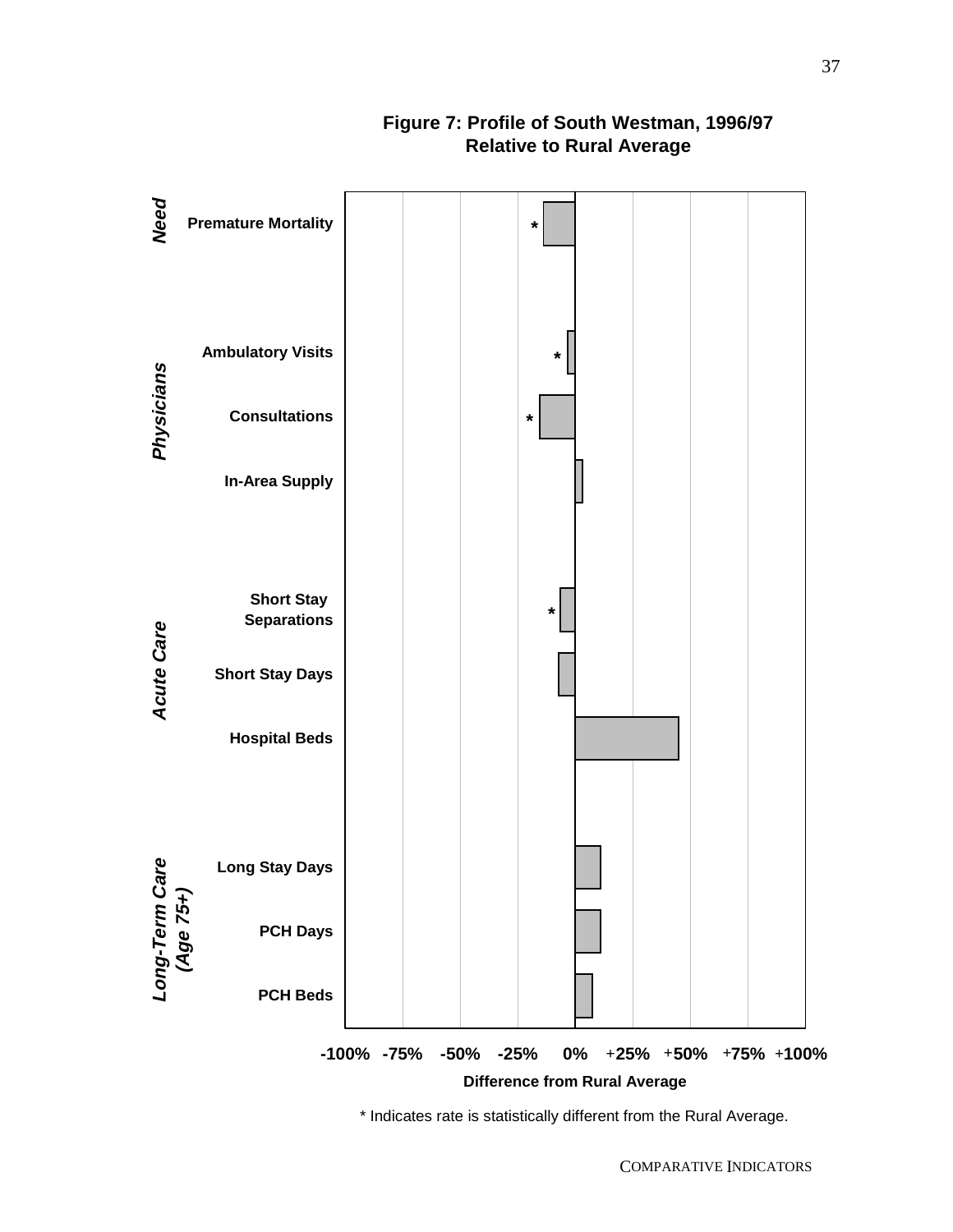**Figure 7: Profile of South Westman, 1996/97**
**Relative to Rural Average**

| Category | Indicator | Difference from Rural Average |
| --- | --- | --- |
| *Need* | Premature Mortality * | |
| *Physicians* | Ambulatory Visits * | |
| | Consultations * | |
| | In-Area Supply | |
| *Acute Care* | Short Stay Separations * | |
| | Short Stay Days | |
| | Hospital Beds | |
| *Long-Term Care (Age 75+)* | Long Stay Days | |
| | PCH Days | |
| | PCH Beds | |

-100% -75% -50% -25% 0% +25% +50% +75% +100%

**Difference from Rural Average**

\* Indicates rate is statistically different from the Rural Average.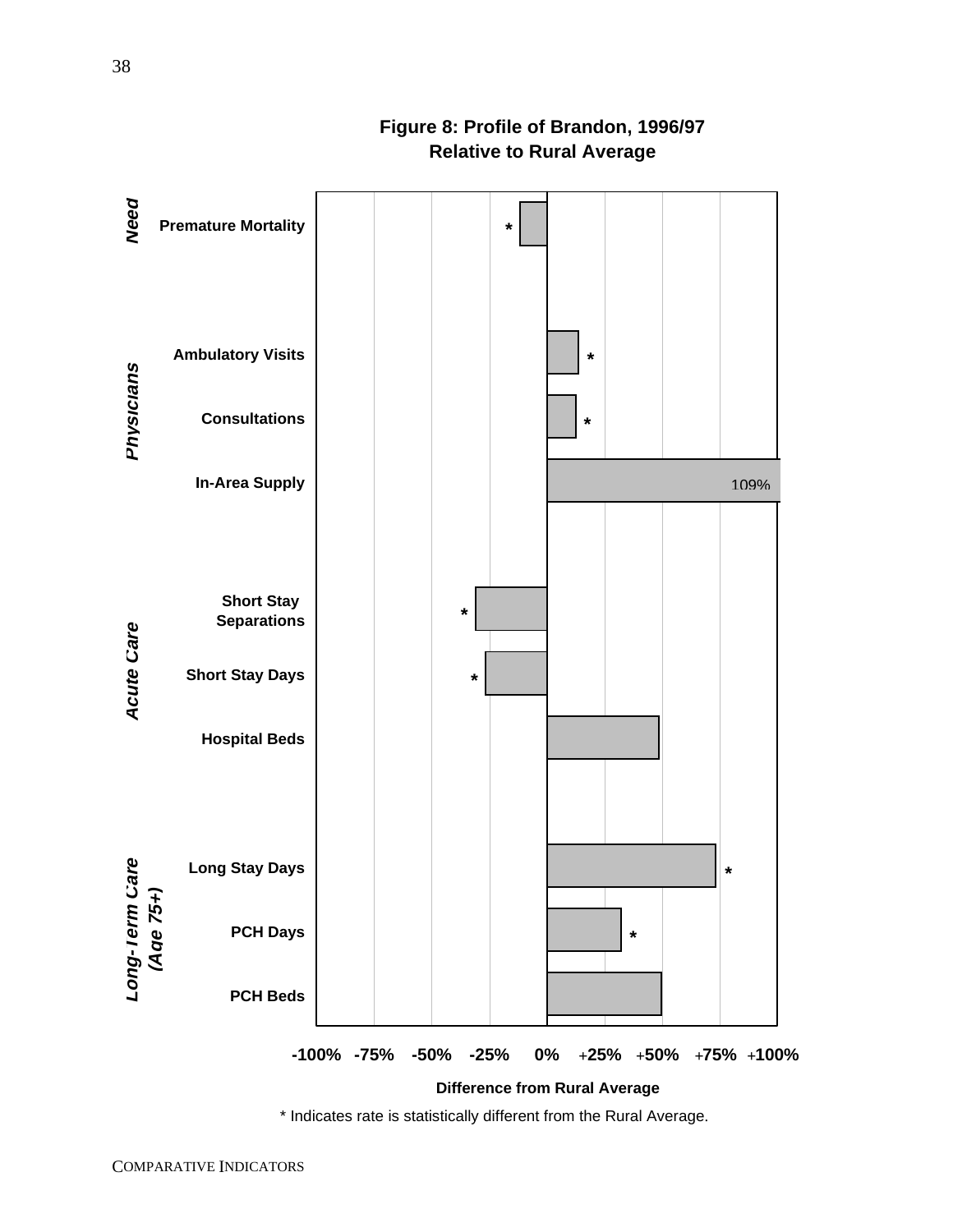**Figure 8: Profile of Brandon, 1996/97**
**Relative to Rural Average**

| Category | Indicator | Difference from Rural Average | Statistically different |
|---|---|---|---|
| Need | Premature Mortality | approx. -12% | * |
| Physicians | Ambulatory Visits | approx. +14% | * |
| Physicians | Consultations | approx. +13% | * |
| Physicians | In-Area Supply | 109% | |
| Acute Care | Short Stay Separations | approx. -31% | * |
| Acute Care | Short Stay Days | approx. -27% | * |
| Acute Care | Hospital Beds | approx. +49% | |
| Long-Term Care (Age 75+) | Long Stay Days | approx. +73% | * |
| Long-Term Care (Age 75+) | PCH Days | approx. +32% | * |
| Long-Term Care (Age 75+) | PCH Beds | approx. +50% | |

Difference from Rural Average (axis: -100% -75% -50% -25% 0% +25% +50% +75% +100%)

\* Indicates rate is statistically different from the Rural Average.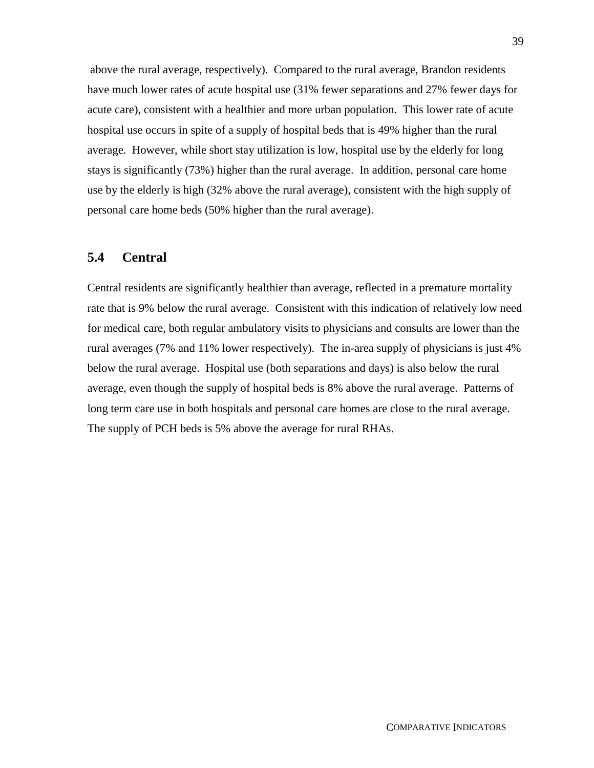above the rural average, respectively). Compared to the rural average, Brandon residents have much lower rates of acute hospital use (31% fewer separations and 27% fewer days for acute care), consistent with a healthier and more urban population. This lower rate of acute hospital use occurs in spite of a supply of hospital beds that is 49% higher than the rural average. However, while short stay utilization is low, hospital use by the elderly for long stays is significantly (73%) higher than the rural average. In addition, personal care home use by the elderly is high (32% above the rural average), consistent with the high supply of personal care home beds (50% higher than the rural average).

## 5.4 Central

Central residents are significantly healthier than average, reflected in a premature mortality rate that is 9% below the rural average. Consistent with this indication of relatively low need for medical care, both regular ambulatory visits to physicians and consults are lower than the rural averages (7% and 11% lower respectively). The in-area supply of physicians is just 4% below the rural average. Hospital use (both separations and days) is also below the rural average, even though the supply of hospital beds is 8% above the rural average. Patterns of long term care use in both hospitals and personal care homes are close to the rural average. The supply of PCH beds is 5% above the average for rural RHAs.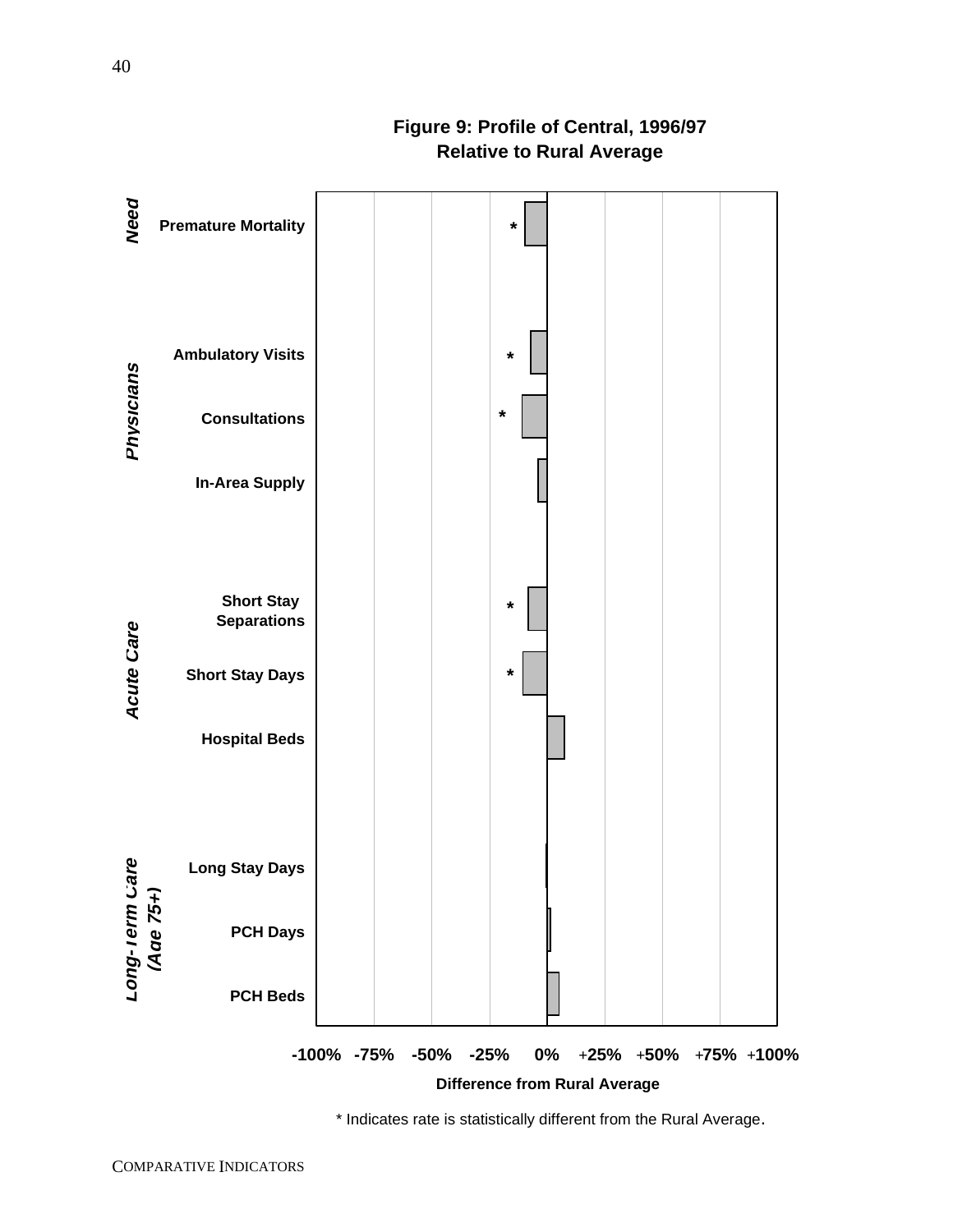**Figure 9: Profile of Central, 1996/97**
**Relative to Rural Average**

*Need*
- Premature Mortality *

*Physicians*
- Ambulatory Visits *
- Consultations *
- In-Area Supply

*Acute Care*
- Short Stay Separations *
- Short Stay Days *
- Hospital Beds

*Long-Term Care (Age 75+)*
- Long Stay Days
- PCH Days
- PCH Beds

-100% -75% -50% -25% 0% +25% +50% +75% +100%

Difference from Rural Average

* Indicates rate is statistically different from the Rural Average.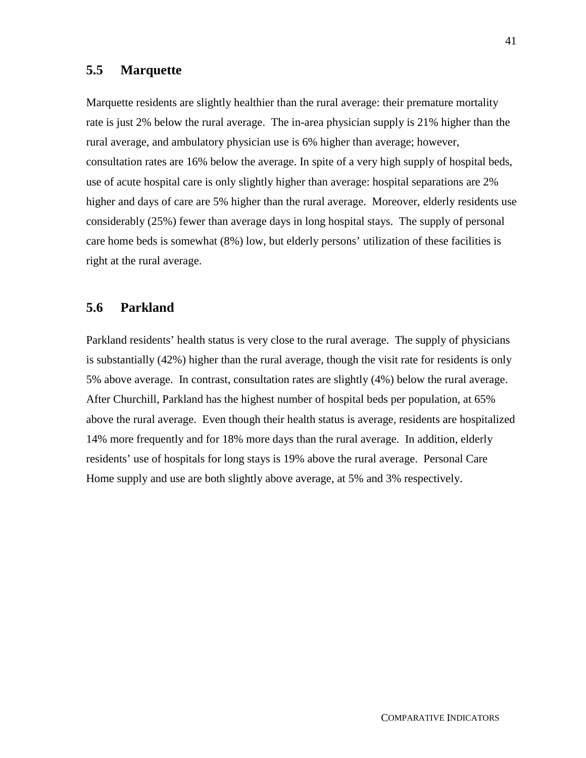## 5.5 Marquette

Marquette residents are slightly healthier than the rural average: their premature mortality rate is just 2% below the rural average. The in-area physician supply is 21% higher than the rural average, and ambulatory physician use is 6% higher than average; however, consultation rates are 16% below the average. In spite of a very high supply of hospital beds, use of acute hospital care is only slightly higher than average: hospital separations are 2% higher and days of care are 5% higher than the rural average. Moreover, elderly residents use considerably (25%) fewer than average days in long hospital stays. The supply of personal care home beds is somewhat (8%) low, but elderly persons' utilization of these facilities is right at the rural average.

## 5.6 Parkland

Parkland residents' health status is very close to the rural average. The supply of physicians is substantially (42%) higher than the rural average, though the visit rate for residents is only 5% above average. In contrast, consultation rates are slightly (4%) below the rural average. After Churchill, Parkland has the highest number of hospital beds per population, at 65% above the rural average. Even though their health status is average, residents are hospitalized 14% more frequently and for 18% more days than the rural average. In addition, elderly residents' use of hospitals for long stays is 19% above the rural average. Personal Care Home supply and use are both slightly above average, at 5% and 3% respectively.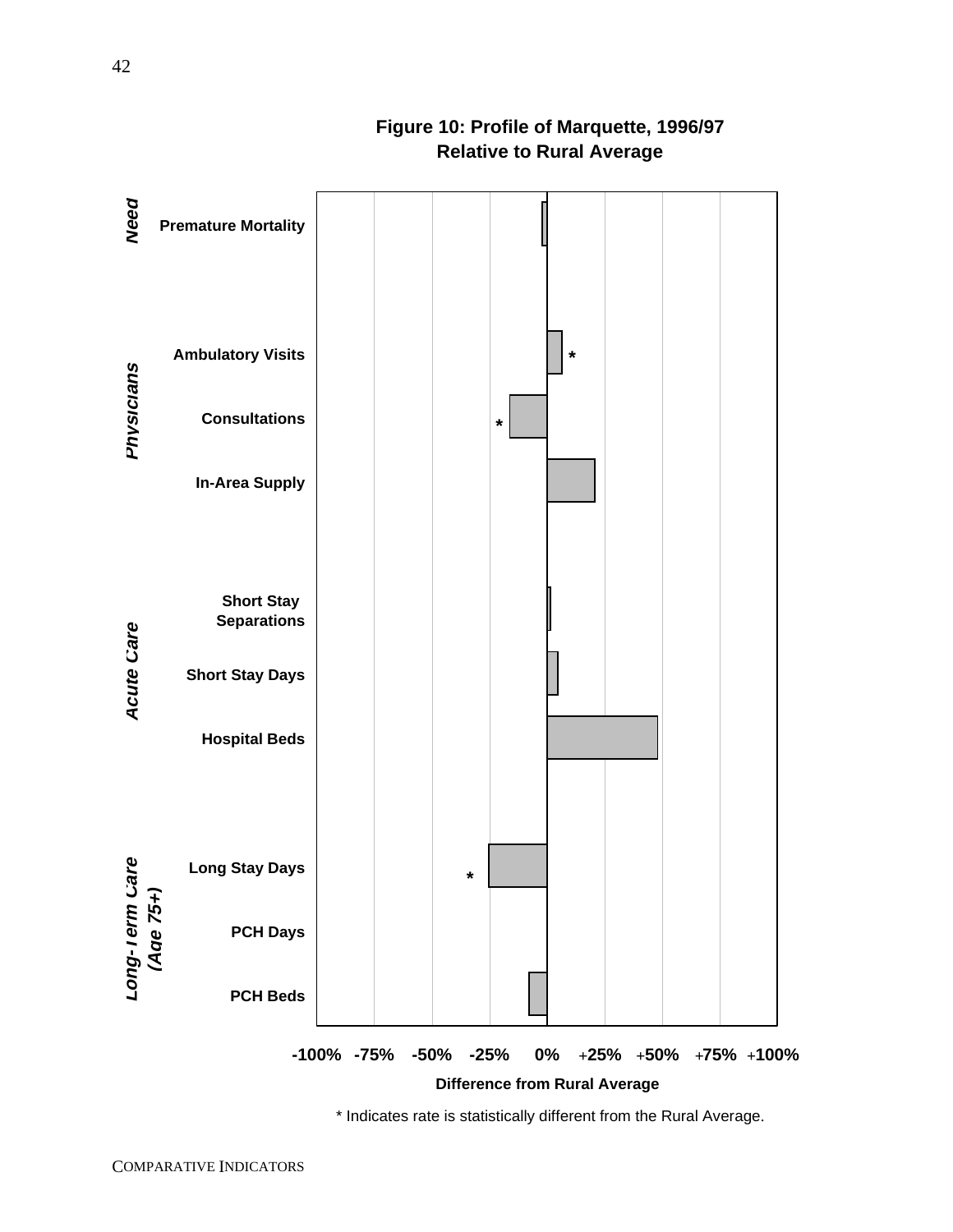**Figure 10: Profile of Marquette, 1996/97 Relative to Rural Average**

| Category | Indicator | Difference from Rural Average |
|---|---|---|
| *Need* | Premature Mortality | |
| *Physicians* | Ambulatory Visits | * |
| | Consultations | * |
| | In-Area Supply | |
| *Acute Care* | Short Stay Separations | |
| | Short Stay Days | |
| | Hospital Beds | |
| *Long-Term Care (Age 75+)* | Long Stay Days | * |
| | PCH Days | |
| | PCH Beds | |

-100% -75% -50% -25% 0% +25% +50% +75% +100%

**Difference from Rural Average**

\* Indicates rate is statistically different from the Rural Average.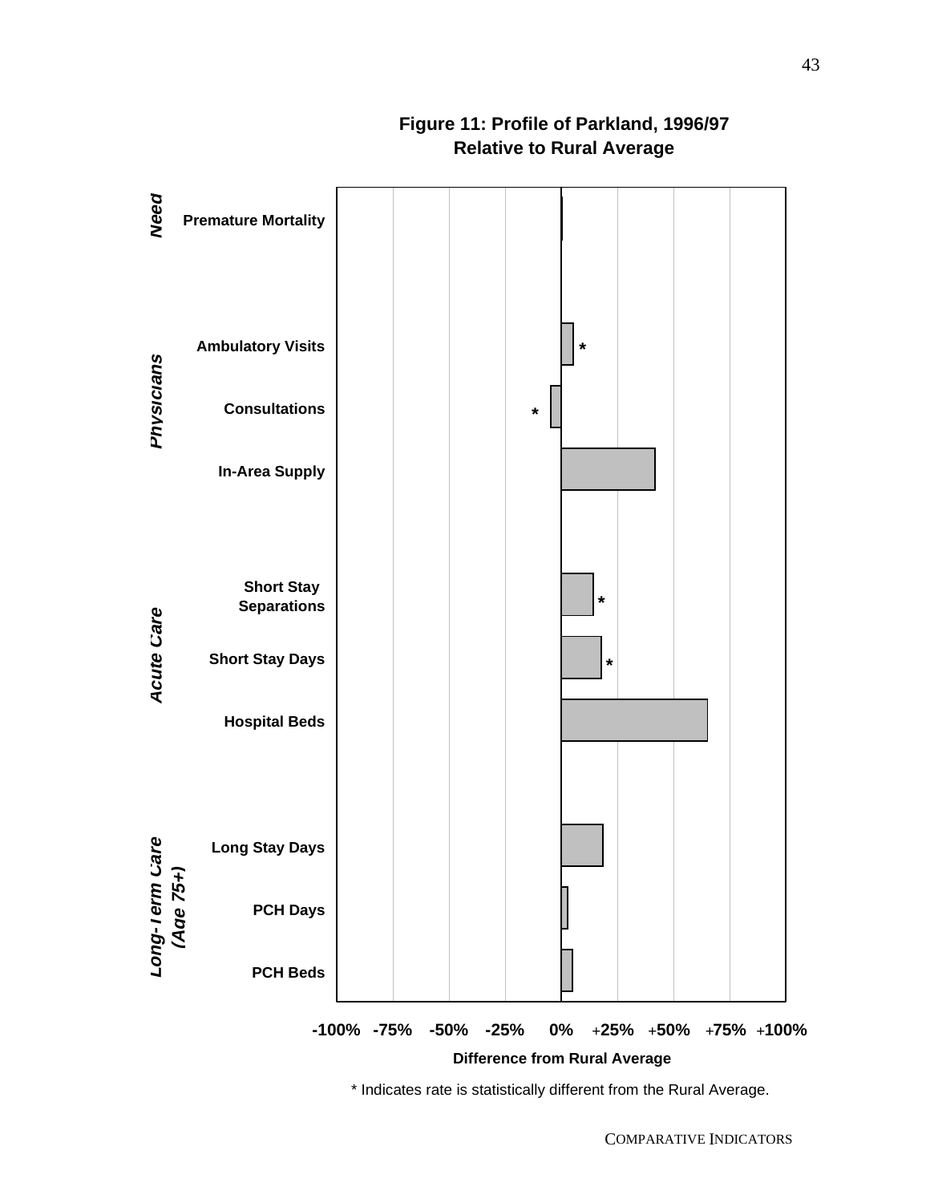**Figure 11: Profile of Parkland, 1996/97**
**Relative to Rural Average**

| Category | Indicator | Statistically different |
|---|---|---|
| *Need* | Premature Mortality | |
| *Physicians* | Ambulatory Visits | * |
| | Consultations | * |
| | In-Area Supply | |
| *Acute Care* | Short Stay Separations | * |
| | Short Stay Days | * |
| | Hospital Beds | |
| *Long-Term Care (Age 75+)* | Long Stay Days | |
| | PCH Days | |
| | PCH Beds | |

-100% -75% -50% -25% 0% +25% +50% +75% +100%

**Difference from Rural Average**

\* Indicates rate is statistically different from the Rural Average.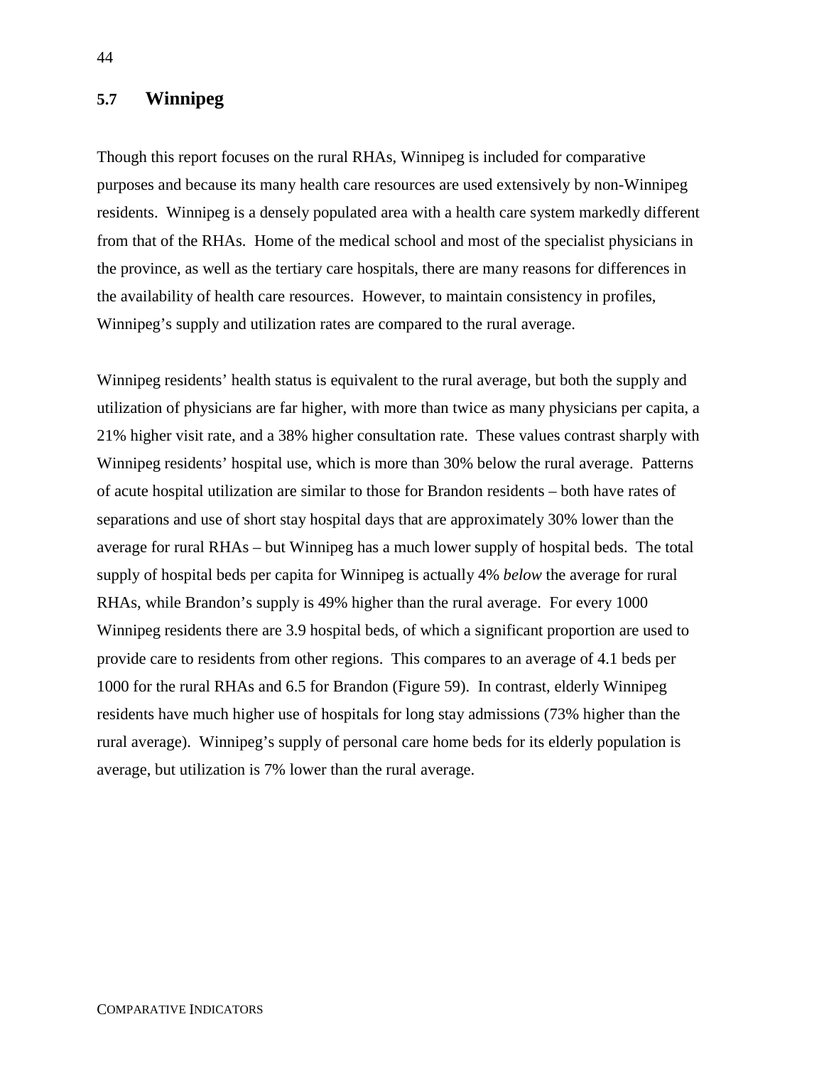## 5.7 Winnipeg

Though this report focuses on the rural RHAs, Winnipeg is included for comparative purposes and because its many health care resources are used extensively by non-Winnipeg residents. Winnipeg is a densely populated area with a health care system markedly different from that of the RHAs. Home of the medical school and most of the specialist physicians in the province, as well as the tertiary care hospitals, there are many reasons for differences in the availability of health care resources. However, to maintain consistency in profiles, Winnipeg's supply and utilization rates are compared to the rural average.

Winnipeg residents' health status is equivalent to the rural average, but both the supply and utilization of physicians are far higher, with more than twice as many physicians per capita, a 21% higher visit rate, and a 38% higher consultation rate. These values contrast sharply with Winnipeg residents' hospital use, which is more than 30% below the rural average. Patterns of acute hospital utilization are similar to those for Brandon residents – both have rates of separations and use of short stay hospital days that are approximately 30% lower than the average for rural RHAs – but Winnipeg has a much lower supply of hospital beds. The total supply of hospital beds per capita for Winnipeg is actually 4% *below* the average for rural RHAs, while Brandon's supply is 49% higher than the rural average. For every 1000 Winnipeg residents there are 3.9 hospital beds, of which a significant proportion are used to provide care to residents from other regions. This compares to an average of 4.1 beds per 1000 for the rural RHAs and 6.5 for Brandon (Figure 59). In contrast, elderly Winnipeg residents have much higher use of hospitals for long stay admissions (73% higher than the rural average). Winnipeg's supply of personal care home beds for its elderly population is average, but utilization is 7% lower than the rural average.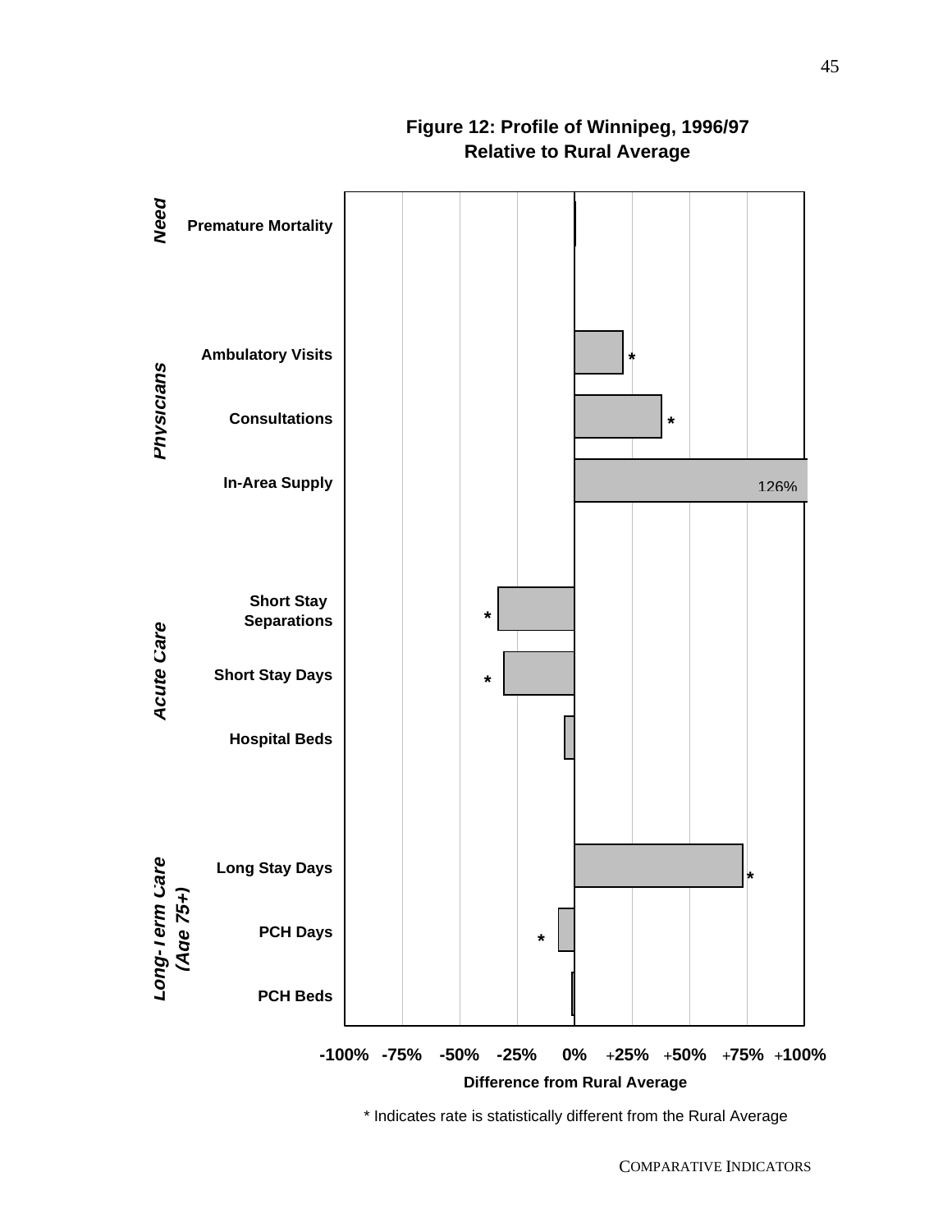**Figure 12: Profile of Winnipeg, 1996/97**
**Relative to Rural Average**

| Category | Indicator | Difference from Rural Average |
|---|---|---|
| *Need* | Premature Mortality | |
| *Physicians* | Ambulatory Visits | * |
| | Consultations | * |
| | In-Area Supply | 126% |
| *Acute Care* | Short Stay Separations | * |
| | Short Stay Days | * |
| | Hospital Beds | |
| *Long-Term Care (Age 75+)* | Long Stay Days | * |
| | PCH Days | * |
| | PCH Beds | |

-100% -75% -50% -25% 0% +25% +50% +75% +100%

**Difference from Rural Average**

* Indicates rate is statistically different from the Rural Average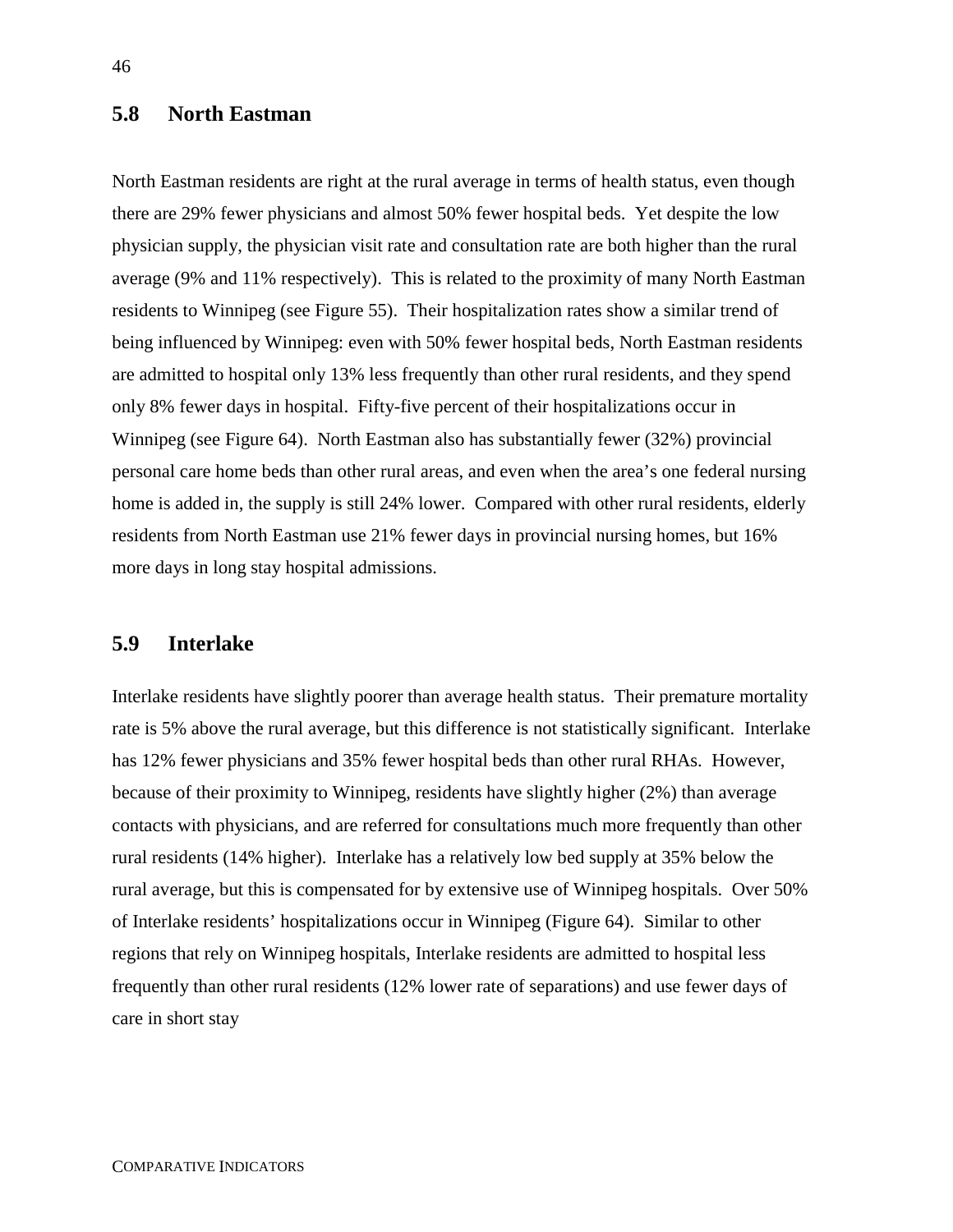## 5.8 North Eastman

North Eastman residents are right at the rural average in terms of health status, even though there are 29% fewer physicians and almost 50% fewer hospital beds. Yet despite the low physician supply, the physician visit rate and consultation rate are both higher than the rural average (9% and 11% respectively). This is related to the proximity of many North Eastman residents to Winnipeg (see Figure 55). Their hospitalization rates show a similar trend of being influenced by Winnipeg: even with 50% fewer hospital beds, North Eastman residents are admitted to hospital only 13% less frequently than other rural residents, and they spend only 8% fewer days in hospital. Fifty-five percent of their hospitalizations occur in Winnipeg (see Figure 64). North Eastman also has substantially fewer (32%) provincial personal care home beds than other rural areas, and even when the area's one federal nursing home is added in, the supply is still 24% lower. Compared with other rural residents, elderly residents from North Eastman use 21% fewer days in provincial nursing homes, but 16% more days in long stay hospital admissions.

## 5.9 Interlake

Interlake residents have slightly poorer than average health status. Their premature mortality rate is 5% above the rural average, but this difference is not statistically significant. Interlake has 12% fewer physicians and 35% fewer hospital beds than other rural RHAs. However, because of their proximity to Winnipeg, residents have slightly higher (2%) than average contacts with physicians, and are referred for consultations much more frequently than other rural residents (14% higher). Interlake has a relatively low bed supply at 35% below the rural average, but this is compensated for by extensive use of Winnipeg hospitals. Over 50% of Interlake residents' hospitalizations occur in Winnipeg (Figure 64). Similar to other regions that rely on Winnipeg hospitals, Interlake residents are admitted to hospital less frequently than other rural residents (12% lower rate of separations) and use fewer days of care in short stay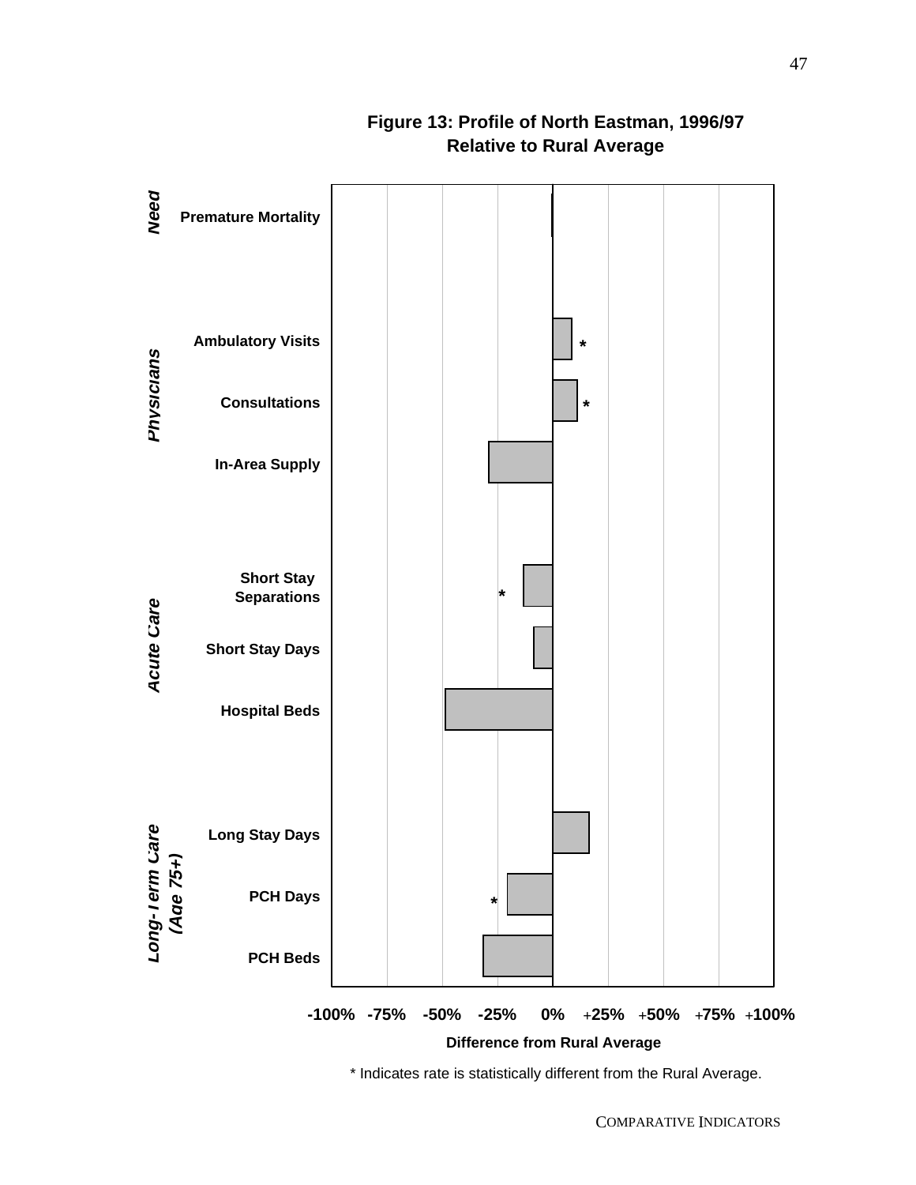**Figure 13: Profile of North Eastman, 1996/97**
**Relative to Rural Average**

| Category | Indicator | Difference from Rural Average |
|---|---|---|
| *Need* | Premature Mortality | |
| *Physicians* | Ambulatory Visits | * |
| | Consultations | * |
| | In-Area Supply | |
| *Acute Care* | Short Stay Separations | * |
| | Short Stay Days | |
| | Hospital Beds | |
| *Long-Term Care (Age 75+)* | Long Stay Days | |
| | PCH Days | * |
| | PCH Beds | |

-100% -75% -50% -25% 0% +25% +50% +75% +100%

**Difference from Rural Average**

\* Indicates rate is statistically different from the Rural Average.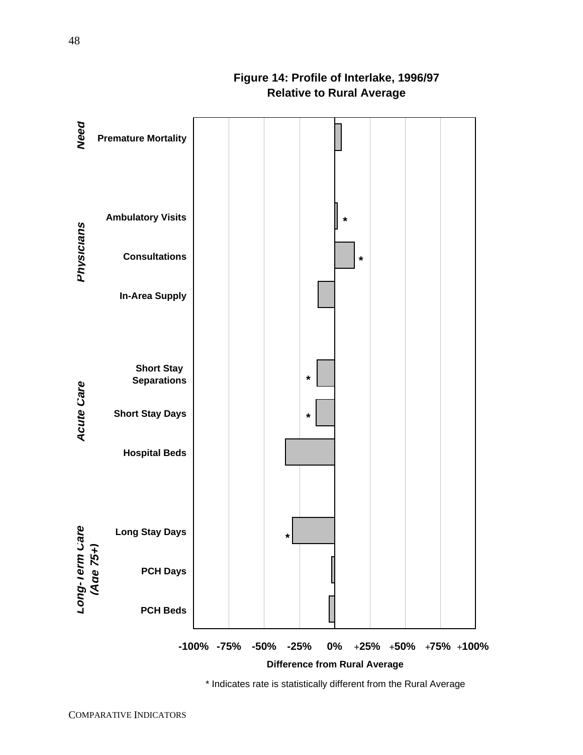**Figure 14: Profile of Interlake, 1996/97**
**Relative to Rural Average**

| Category | Indicator | Difference from Rural Average |
|---|---|---|
| *Need* | Premature Mortality | |
| *Physicians* | Ambulatory Visits | * |
| | Consultations | * |
| | In-Area Supply | |
| *Acute Care* | Short Stay Separations | * |
| | Short Stay Days | * |
| | Hospital Beds | |
| *Long-Term Care (Age 75+)* | Long Stay Days | * |
| | PCH Days | |
| | PCH Beds | |

-100% -75% -50% -25% 0% +25% +50% +75% +100%

Difference from Rural Average

\* Indicates rate is statistically different from the Rural Average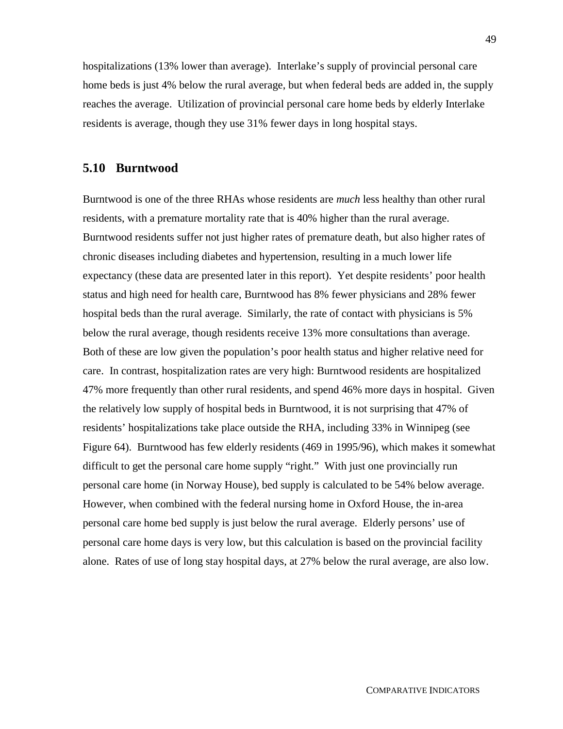hospitalizations (13% lower than average). Interlake's supply of provincial personal care home beds is just 4% below the rural average, but when federal beds are added in, the supply reaches the average. Utilization of provincial personal care home beds by elderly Interlake residents is average, though they use 31% fewer days in long hospital stays.

## 5.10 Burntwood

Burntwood is one of the three RHAs whose residents are *much* less healthy than other rural residents, with a premature mortality rate that is 40% higher than the rural average. Burntwood residents suffer not just higher rates of premature death, but also higher rates of chronic diseases including diabetes and hypertension, resulting in a much lower life expectancy (these data are presented later in this report). Yet despite residents' poor health status and high need for health care, Burntwood has 8% fewer physicians and 28% fewer hospital beds than the rural average. Similarly, the rate of contact with physicians is 5% below the rural average, though residents receive 13% more consultations than average. Both of these are low given the population's poor health status and higher relative need for care. In contrast, hospitalization rates are very high: Burntwood residents are hospitalized 47% more frequently than other rural residents, and spend 46% more days in hospital. Given the relatively low supply of hospital beds in Burntwood, it is not surprising that 47% of residents' hospitalizations take place outside the RHA, including 33% in Winnipeg (see Figure 64). Burntwood has few elderly residents (469 in 1995/96), which makes it somewhat difficult to get the personal care home supply "right." With just one provincially run personal care home (in Norway House), bed supply is calculated to be 54% below average. However, when combined with the federal nursing home in Oxford House, the in-area personal care home bed supply is just below the rural average. Elderly persons' use of personal care home days is very low, but this calculation is based on the provincial facility alone. Rates of use of long stay hospital days, at 27% below the rural average, are also low.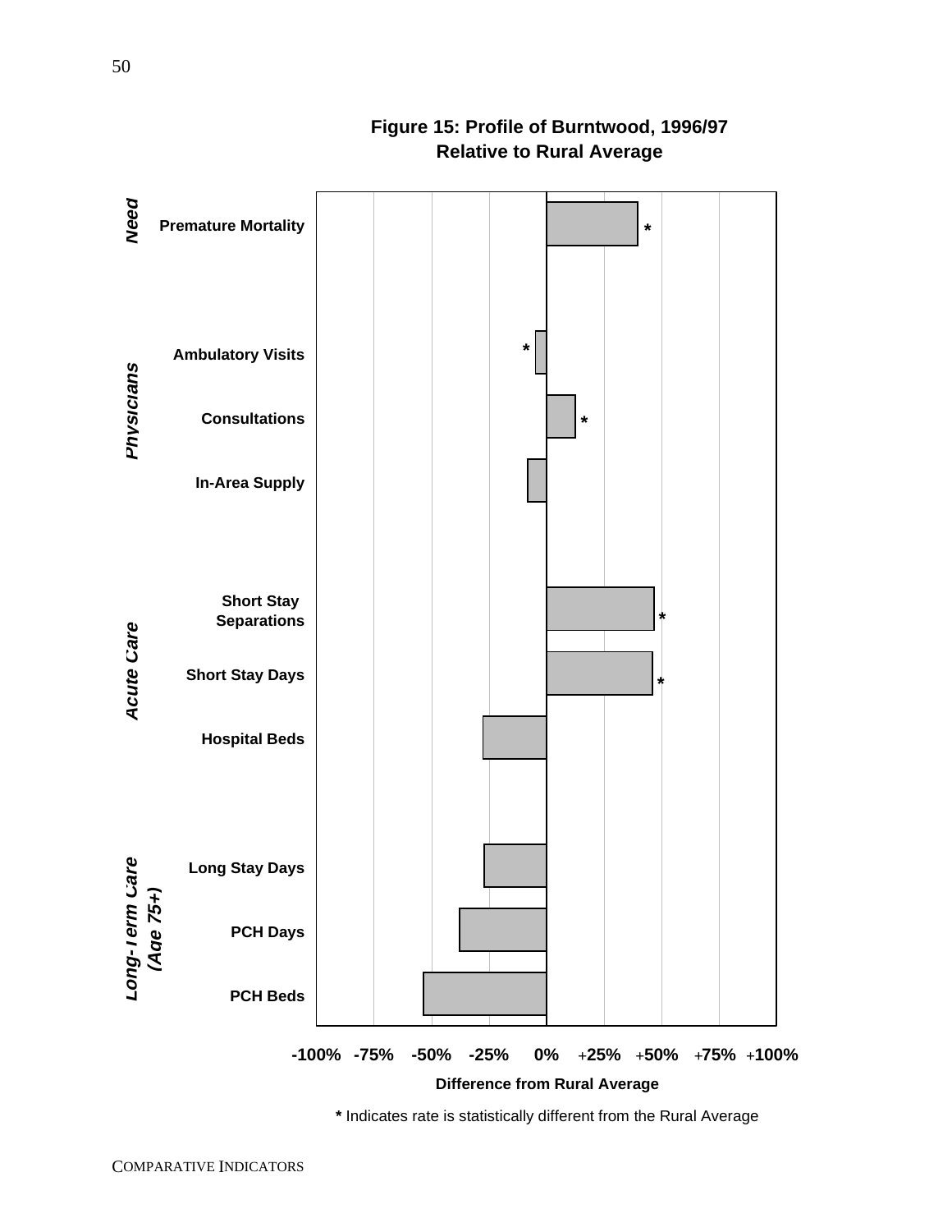**Figure 15: Profile of Burntwood, 1996/97**
**Relative to Rural Average**

| Category | Indicator | Difference from Rural Average |
| --- | --- | --- |
| *Need* | Premature Mortality | * |
| *Physicians* | Ambulatory Visits | * |
| | Consultations | * |
| | In-Area Supply | |
| *Acute Care* | Short Stay Separations | * |
| | Short Stay Days | * |
| | Hospital Beds | |
| *Long-Term Care (Age 75+)* | Long Stay Days | |
| | PCH Days | |
| | PCH Beds | |

-100% -75% -50% -25% 0% +25% +50% +75% +100%

**Difference from Rural Average**

**\*** Indicates rate is statistically different from the Rural Average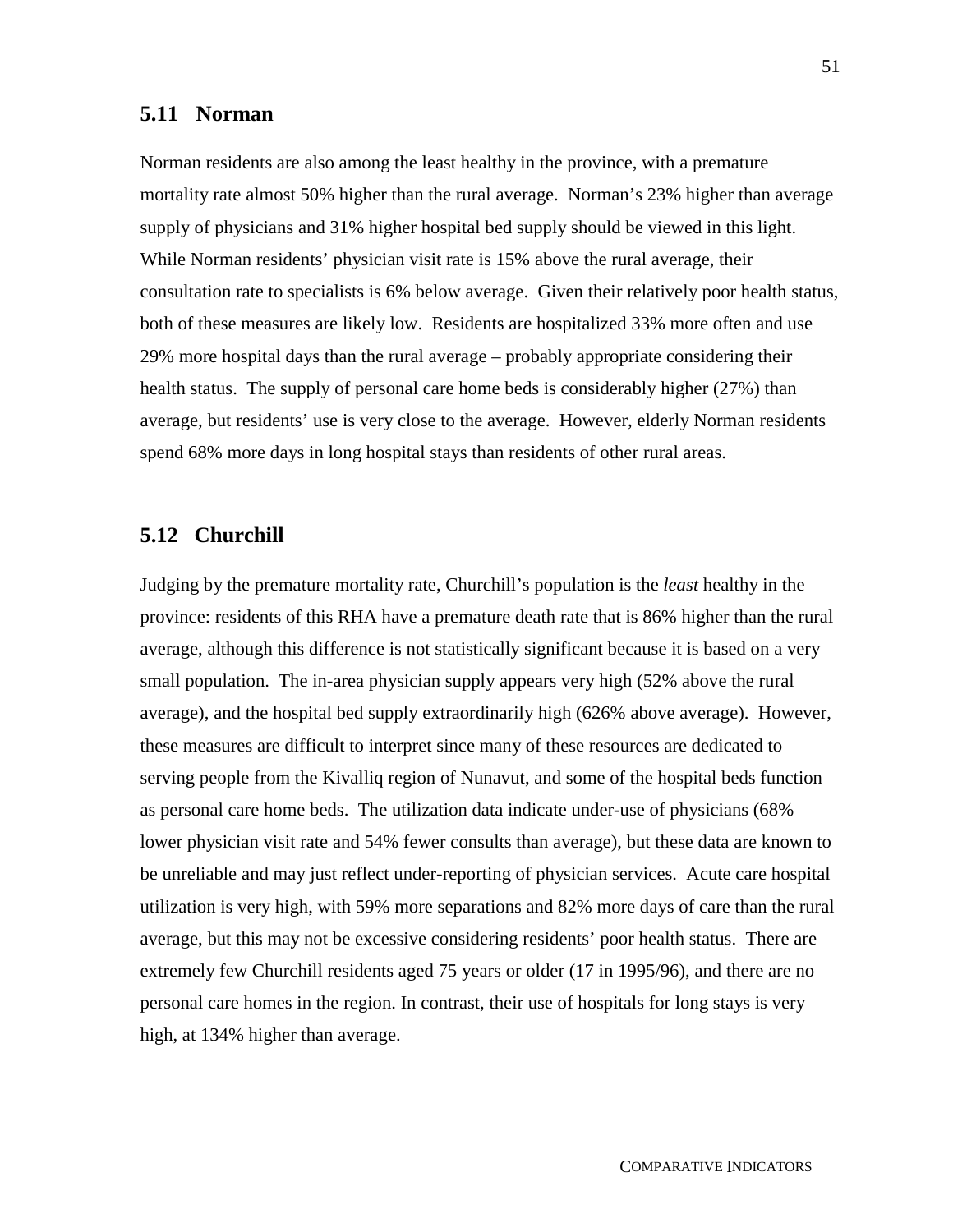## 5.11 Norman

Norman residents are also among the least healthy in the province, with a premature mortality rate almost 50% higher than the rural average. Norman's 23% higher than average supply of physicians and 31% higher hospital bed supply should be viewed in this light. While Norman residents' physician visit rate is 15% above the rural average, their consultation rate to specialists is 6% below average. Given their relatively poor health status, both of these measures are likely low. Residents are hospitalized 33% more often and use 29% more hospital days than the rural average – probably appropriate considering their health status. The supply of personal care home beds is considerably higher (27%) than average, but residents' use is very close to the average. However, elderly Norman residents spend 68% more days in long hospital stays than residents of other rural areas.

## 5.12 Churchill

Judging by the premature mortality rate, Churchill's population is the *least* healthy in the province: residents of this RHA have a premature death rate that is 86% higher than the rural average, although this difference is not statistically significant because it is based on a very small population. The in-area physician supply appears very high (52% above the rural average), and the hospital bed supply extraordinarily high (626% above average). However, these measures are difficult to interpret since many of these resources are dedicated to serving people from the Kivalliq region of Nunavut, and some of the hospital beds function as personal care home beds. The utilization data indicate under-use of physicians (68% lower physician visit rate and 54% fewer consults than average), but these data are known to be unreliable and may just reflect under-reporting of physician services. Acute care hospital utilization is very high, with 59% more separations and 82% more days of care than the rural average, but this may not be excessive considering residents' poor health status. There are extremely few Churchill residents aged 75 years or older (17 in 1995/96), and there are no personal care homes in the region. In contrast, their use of hospitals for long stays is very high, at 134% higher than average.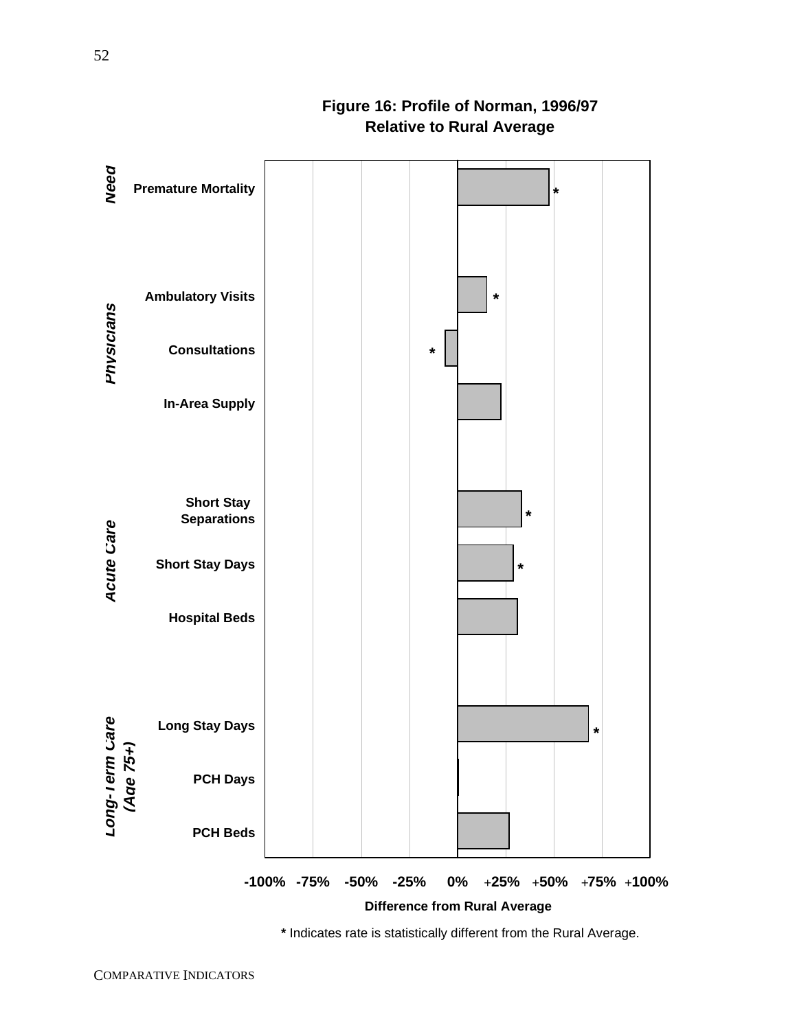**Figure 16: Profile of Norman, 1996/97**
**Relative to Rural Average**

| Category | Indicator | Difference from Rural Average | Significance |
|---|---|---|---|
| *Need* | Premature Mortality | ~ +48% | * |
| *Physicians* | Ambulatory Visits | ~ +15% | * |
| | Consultations | ~ -6% | * |
| | In-Area Supply | ~ +23% | |
| *Acute Care* | Short Stay Separations | ~ +33% | * |
| | Short Stay Days | ~ +29% | * |
| | Hospital Beds | ~ +31% | |
| *Long-Term Care (Age 75+)* | Long Stay Days | ~ +68% | * |
| | PCH Days | ~ 0% | |
| | PCH Beds | ~ +27% | |

Difference from Rural Average (scale: -100%, -75%, -50%, -25%, 0%, +25%, +50%, +75%, +100%)

**\*** Indicates rate is statistically different from the Rural Average.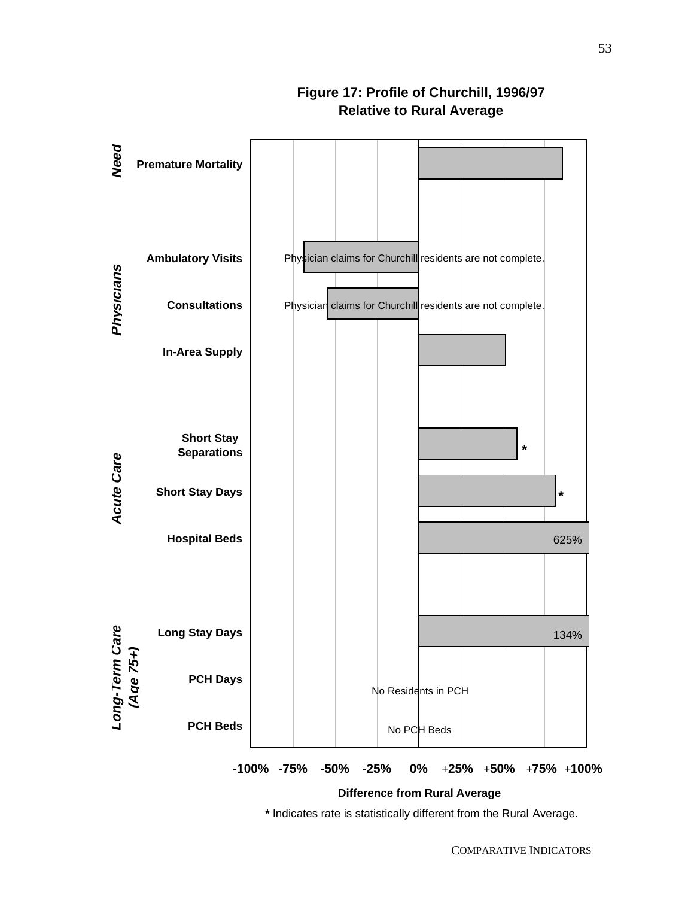## Figure 17: Profile of Churchill, 1996/97
## Relative to Rural Average

**Need**
- **Premature Mortality**

**Physicians**
- **Ambulatory Visits** — Physician claims for Churchill residents are not complete.
- **Consultations** — Physician claims for Churchill residents are not complete.
- **In-Area Supply**

**Acute Care**
- **Short Stay Separations** *
- **Short Stay Days** *
- **Hospital Beds** — 625%

**Long-Term Care (Age 75+)**
- **Long Stay Days** — 134%
- **PCH Days** — No Residents in PCH
- **PCH Beds** — No PCH Beds

**-100% -75% -50% -25% 0% +25% +50% +75% +100%**

**Difference from Rural Average**

**\*** Indicates rate is statistically different from the Rural Average.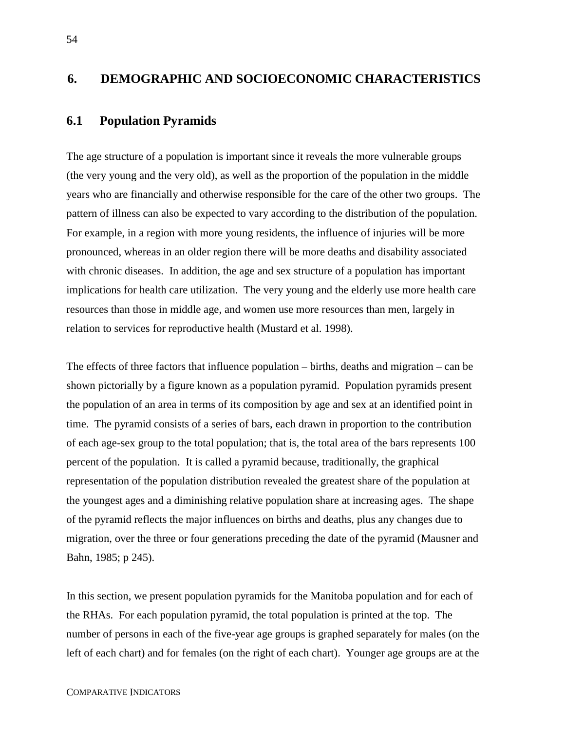# 6. DEMOGRAPHIC AND SOCIOECONOMIC CHARACTERISTICS

## 6.1 Population Pyramids

The age structure of a population is important since it reveals the more vulnerable groups (the very young and the very old), as well as the proportion of the population in the middle years who are financially and otherwise responsible for the care of the other two groups. The pattern of illness can also be expected to vary according to the distribution of the population. For example, in a region with more young residents, the influence of injuries will be more pronounced, whereas in an older region there will be more deaths and disability associated with chronic diseases. In addition, the age and sex structure of a population has important implications for health care utilization. The very young and the elderly use more health care resources than those in middle age, and women use more resources than men, largely in relation to services for reproductive health (Mustard et al. 1998).

The effects of three factors that influence population – births, deaths and migration – can be shown pictorially by a figure known as a population pyramid. Population pyramids present the population of an area in terms of its composition by age and sex at an identified point in time. The pyramid consists of a series of bars, each drawn in proportion to the contribution of each age-sex group to the total population; that is, the total area of the bars represents 100 percent of the population. It is called a pyramid because, traditionally, the graphical representation of the population distribution revealed the greatest share of the population at the youngest ages and a diminishing relative population share at increasing ages. The shape of the pyramid reflects the major influences on births and deaths, plus any changes due to migration, over the three or four generations preceding the date of the pyramid (Mausner and Bahn, 1985; p 245).

In this section, we present population pyramids for the Manitoba population and for each of the RHAs. For each population pyramid, the total population is printed at the top. The number of persons in each of the five-year age groups is graphed separately for males (on the left of each chart) and for females (on the right of each chart). Younger age groups are at the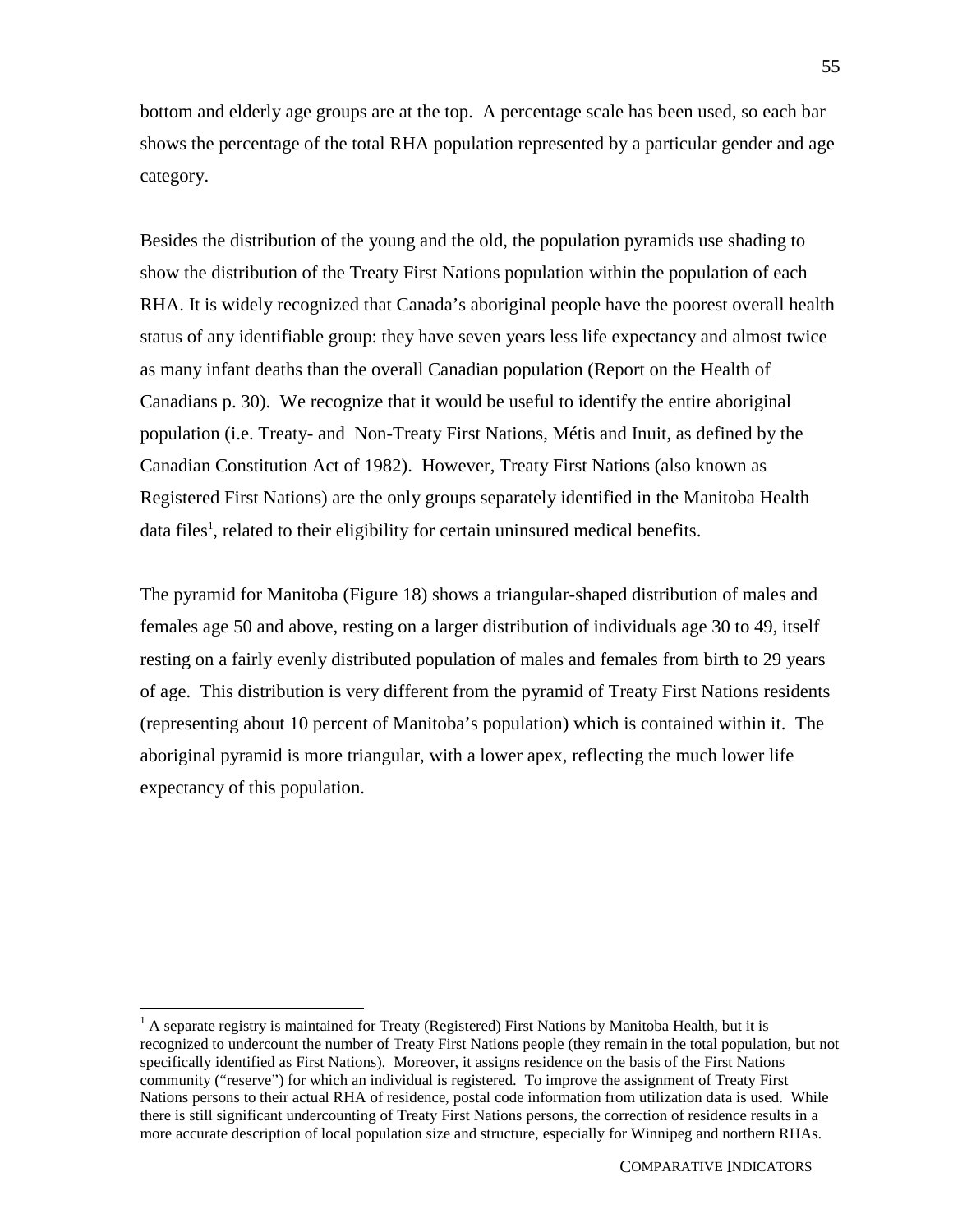bottom and elderly age groups are at the top. A percentage scale has been used, so each bar shows the percentage of the total RHA population represented by a particular gender and age category.

Besides the distribution of the young and the old, the population pyramids use shading to show the distribution of the Treaty First Nations population within the population of each RHA. It is widely recognized that Canada's aboriginal people have the poorest overall health status of any identifiable group: they have seven years less life expectancy and almost twice as many infant deaths than the overall Canadian population (Report on the Health of Canadians p. 30). We recognize that it would be useful to identify the entire aboriginal population (i.e. Treaty- and Non-Treaty First Nations, Métis and Inuit, as defined by the Canadian Constitution Act of 1982). However, Treaty First Nations (also known as Registered First Nations) are the only groups separately identified in the Manitoba Health data files[1], related to their eligibility for certain uninsured medical benefits.

The pyramid for Manitoba (Figure 18) shows a triangular-shaped distribution of males and females age 50 and above, resting on a larger distribution of individuals age 30 to 49, itself resting on a fairly evenly distributed population of males and females from birth to 29 years of age. This distribution is very different from the pyramid of Treaty First Nations residents (representing about 10 percent of Manitoba's population) which is contained within it. The aboriginal pyramid is more triangular, with a lower apex, reflecting the much lower life expectancy of this population.

---

[1] A separate registry is maintained for Treaty (Registered) First Nations by Manitoba Health, but it is recognized to undercount the number of Treaty First Nations people (they remain in the total population, but not specifically identified as First Nations). Moreover, it assigns residence on the basis of the First Nations community ("reserve") for which an individual is registered. To improve the assignment of Treaty First Nations persons to their actual RHA of residence, postal code information from utilization data is used. While there is still significant undercounting of Treaty First Nations persons, the correction of residence results in a more accurate description of local population size and structure, especially for Winnipeg and northern RHAs.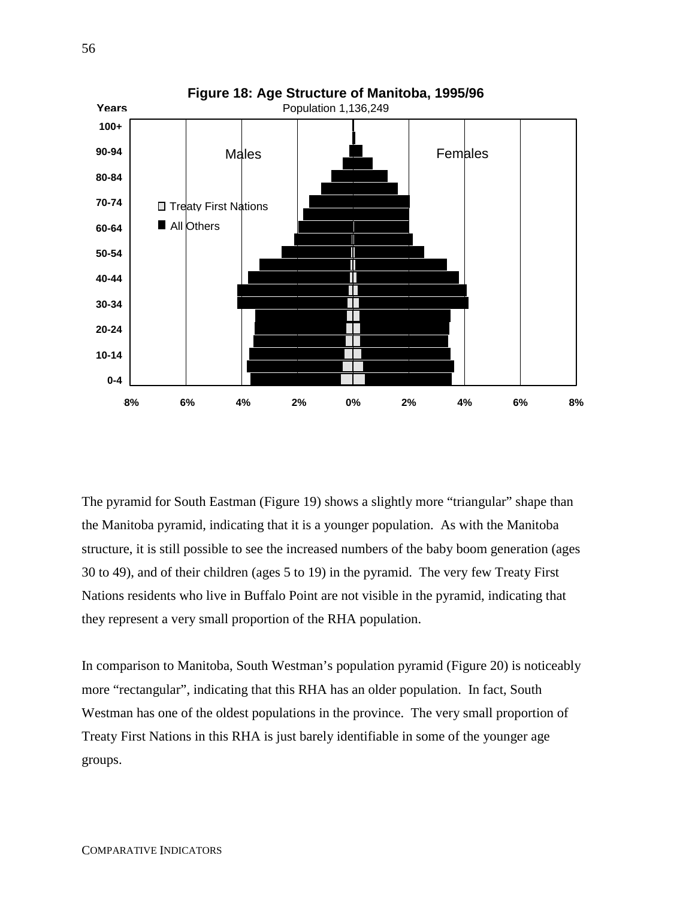**Figure 18: Age Structure of Manitoba, 1995/96**

Population 1,136,249

The pyramid for South Eastman (Figure 19) shows a slightly more "triangular" shape than the Manitoba pyramid, indicating that it is a younger population. As with the Manitoba structure, it is still possible to see the increased numbers of the baby boom generation (ages 30 to 49), and of their children (ages 5 to 19) in the pyramid. The very few Treaty First Nations residents who live in Buffalo Point are not visible in the pyramid, indicating that they represent a very small proportion of the RHA population.

In comparison to Manitoba, South Westman's population pyramid (Figure 20) is noticeably more "rectangular", indicating that this RHA has an older population. In fact, South Westman has one of the oldest populations in the province. The very small proportion of Treaty First Nations in this RHA is just barely identifiable in some of the younger age groups.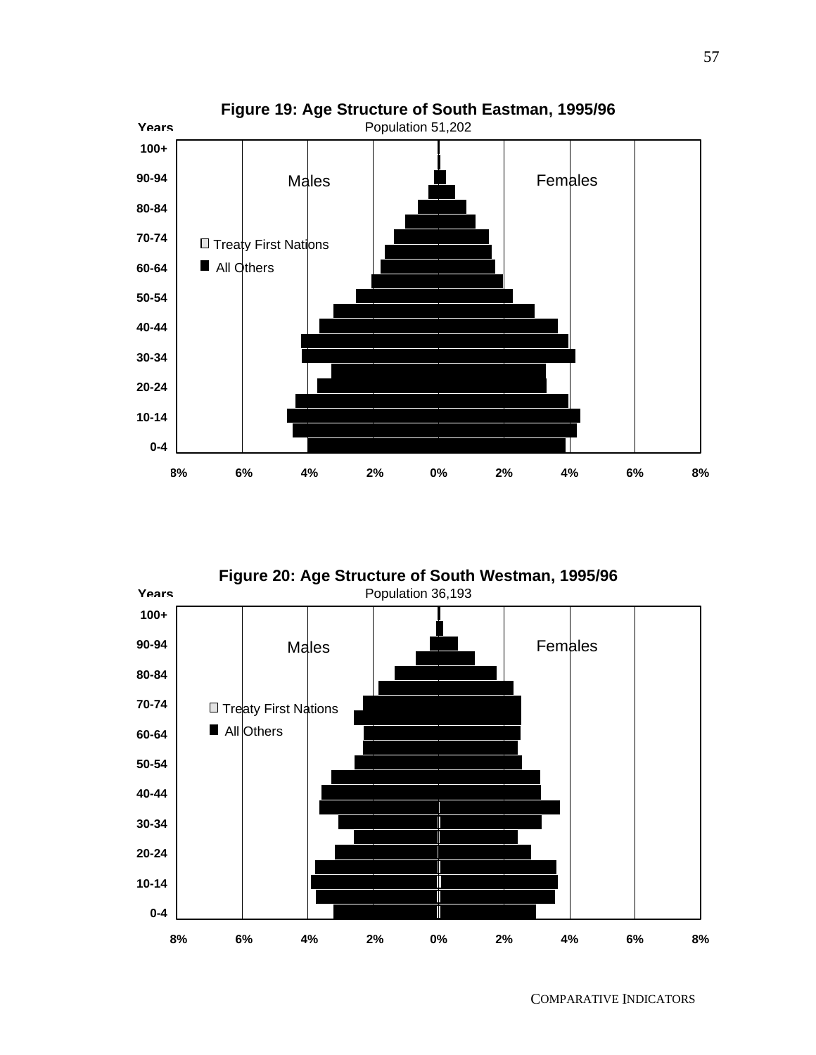**Figure 19: Age Structure of South Eastman, 1995/96**

Population 51,202

Years: 100+, 90-94, 80-84, 70-74, 60-64, 50-54, 40-44, 30-34, 20-24, 10-14, 0-4

Males | Females

□ Treaty First Nations
■ All Others

8% 6% 4% 2% 0% 2% 4% 6% 8%

**Figure 20: Age Structure of South Westman, 1995/96**

Population 36,193

Years: 100+, 90-94, 80-84, 70-74, 60-64, 50-54, 40-44, 30-34, 20-24, 10-14, 0-4

Males | Females

□ Treaty First Nations
■ All Others

8% 6% 4% 2% 0% 2% 4% 6% 8%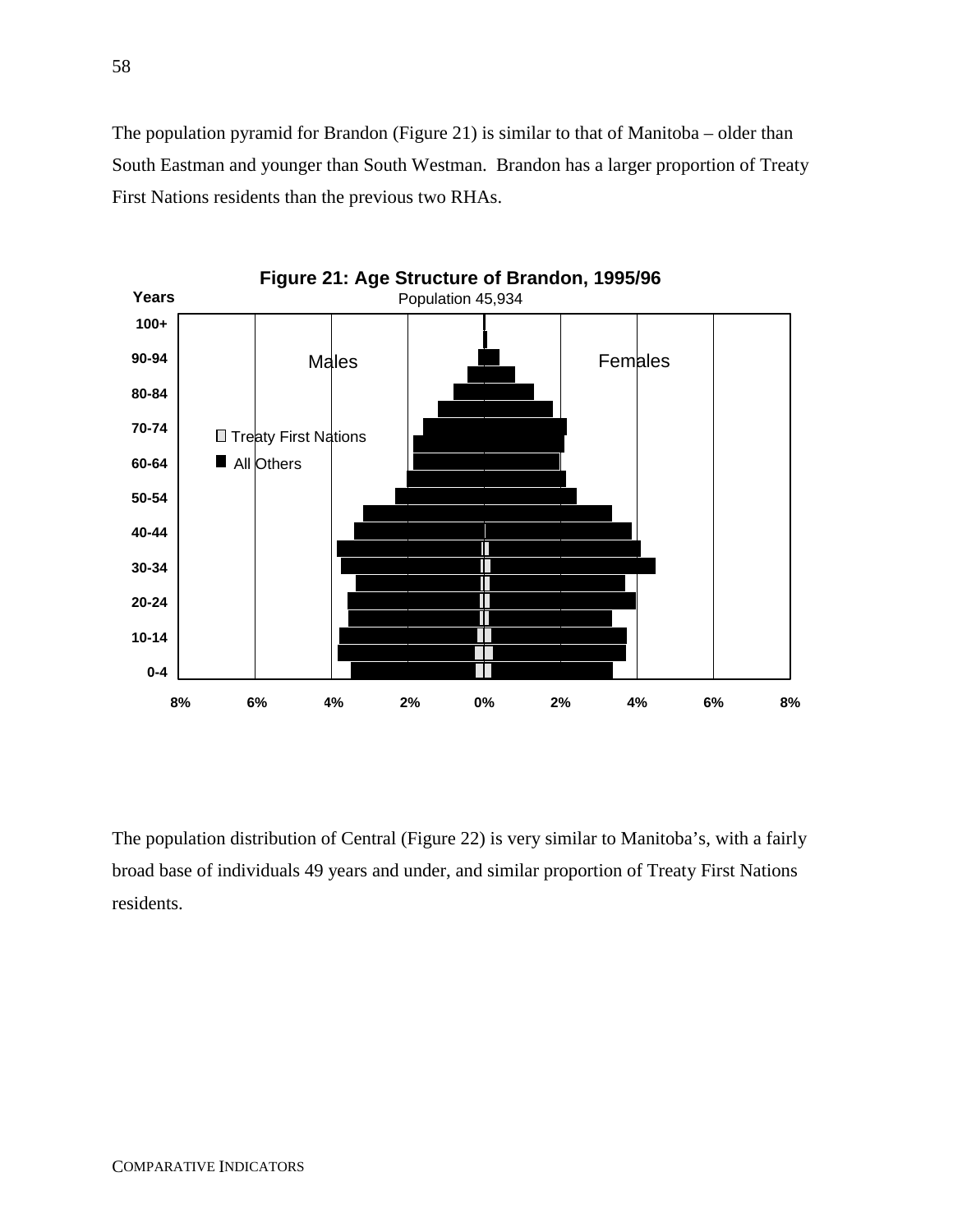The population pyramid for Brandon (Figure 21) is similar to that of Manitoba – older than South Eastman and younger than South Westman. Brandon has a larger proportion of Treaty First Nations residents than the previous two RHAs.

**Figure 21: Age Structure of Brandon, 1995/96**

Population 45,934

The population distribution of Central (Figure 22) is very similar to Manitoba's, with a fairly broad base of individuals 49 years and under, and similar proportion of Treaty First Nations residents.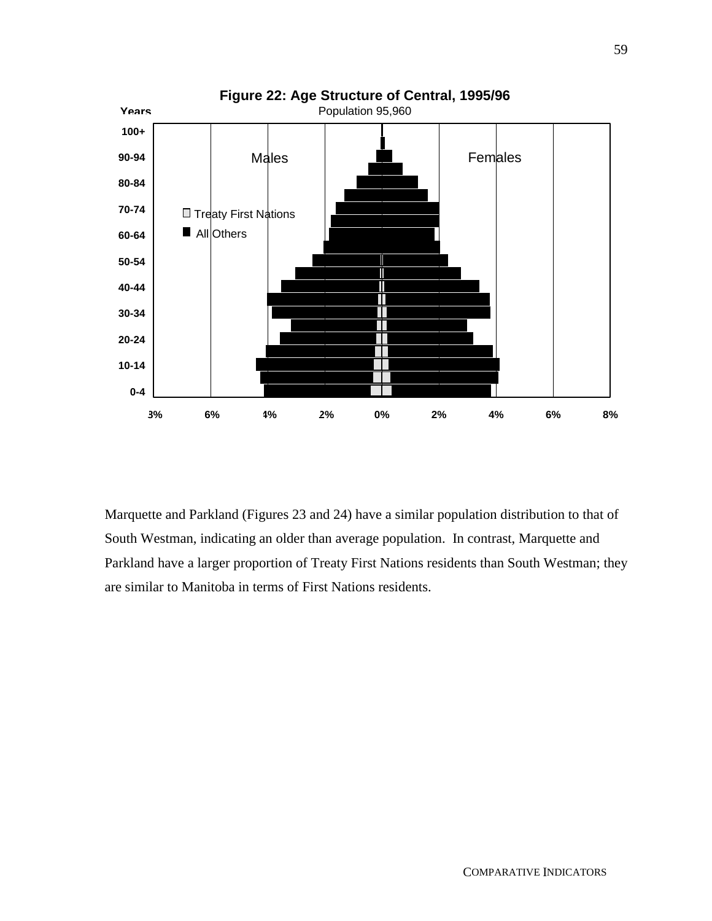**Figure 22: Age Structure of Central, 1995/96**

Population 95,960

Marquette and Parkland (Figures 23 and 24) have a similar population distribution to that of South Westman, indicating an older than average population. In contrast, Marquette and Parkland have a larger proportion of Treaty First Nations residents than South Westman; they are similar to Manitoba in terms of First Nations residents.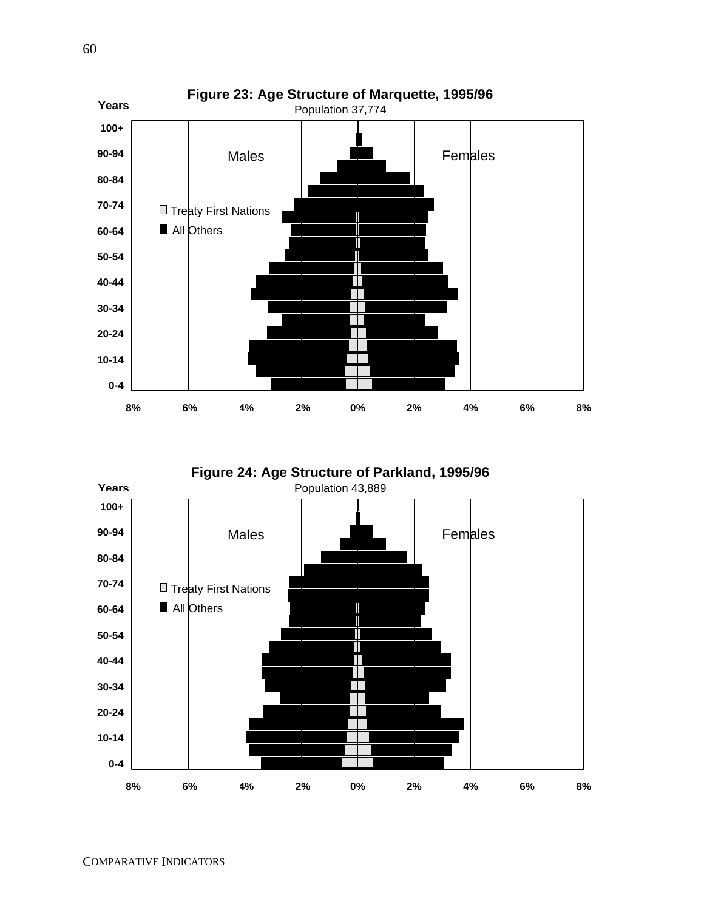**Figure 23: Age Structure of Marquette, 1995/96**

Population 37,774

Years: 100+, 90-94, 80-84, 70-74, 60-64, 50-54, 40-44, 30-34, 20-24, 10-14, 0-4

Males | Females

□ Treaty First Nations
■ All Others

8% 6% 4% 2% 0% 2% 4% 6% 8%

**Figure 24: Age Structure of Parkland, 1995/96**

Population 43,889

Years: 100+, 90-94, 80-84, 70-74, 60-64, 50-54, 40-44, 30-34, 20-24, 10-14, 0-4

Males | Females

□ Treaty First Nations
■ All Others

8% 6% 4% 2% 0% 2% 4% 6% 8%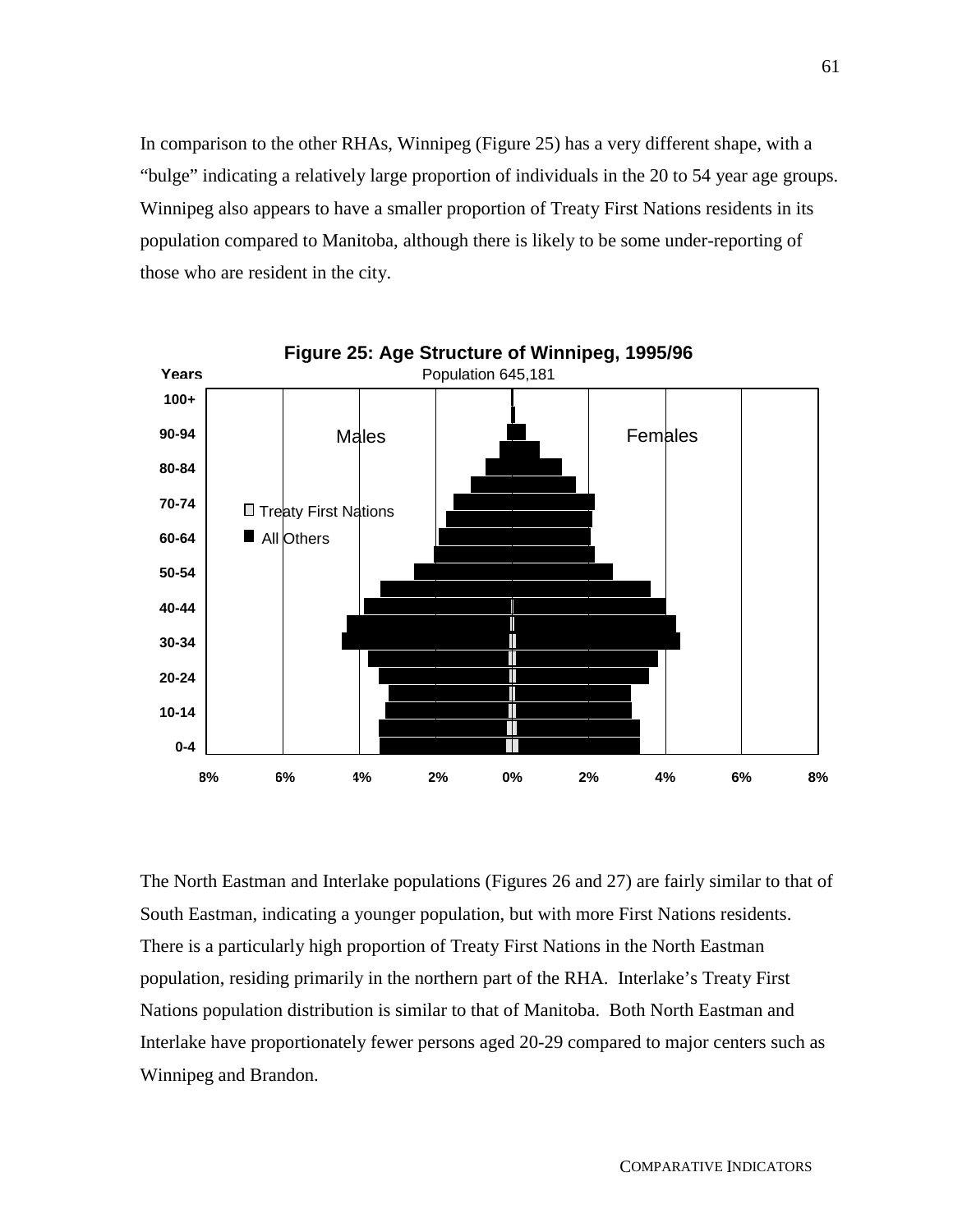In comparison to the other RHAs, Winnipeg (Figure 25) has a very different shape, with a "bulge" indicating a relatively large proportion of individuals in the 20 to 54 year age groups. Winnipeg also appears to have a smaller proportion of Treaty First Nations residents in its population compared to Manitoba, although there is likely to be some under-reporting of those who are resident in the city.

**Figure 25: Age Structure of Winnipeg, 1995/96**

Population 645,181

The North Eastman and Interlake populations (Figures 26 and 27) are fairly similar to that of South Eastman, indicating a younger population, but with more First Nations residents. There is a particularly high proportion of Treaty First Nations in the North Eastman population, residing primarily in the northern part of the RHA. Interlake's Treaty First Nations population distribution is similar to that of Manitoba. Both North Eastman and Interlake have proportionately fewer persons aged 20-29 compared to major centers such as Winnipeg and Brandon.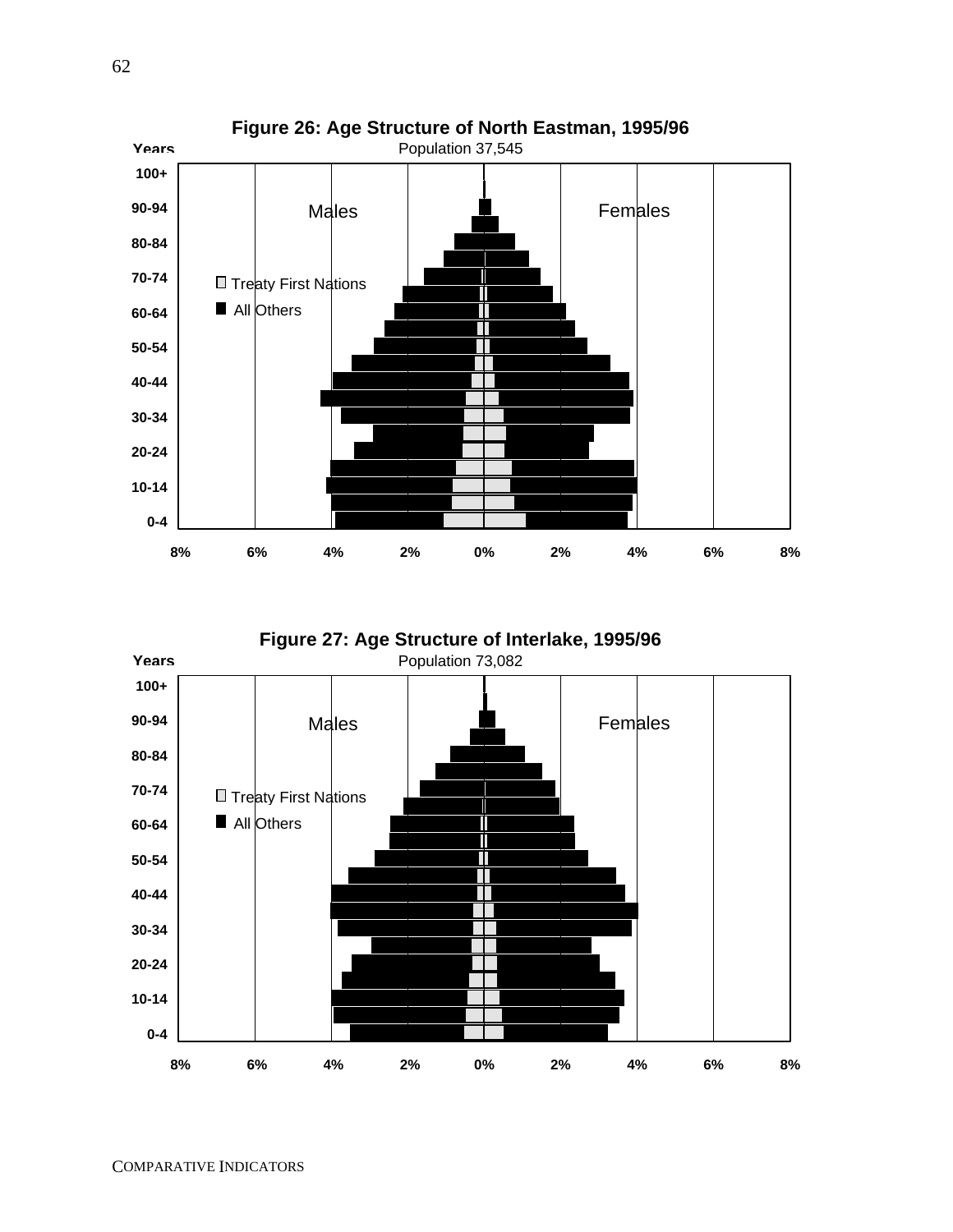**Figure 26: Age Structure of North Eastman, 1995/96**

Population 37,545

Years: 100+, 90-94, 80-84, 70-74, 60-64, 50-54, 40-44, 30-34, 20-24, 10-14, 0-4

Males | Females

□ Treaty First Nations
■ All Others

8% 6% 4% 2% 0% 2% 4% 6% 8%

**Figure 27: Age Structure of Interlake, 1995/96**

Population 73,082

Years: 100+, 90-94, 80-84, 70-74, 60-64, 50-54, 40-44, 30-34, 20-24, 10-14, 0-4

Males | Females

□ Treaty First Nations
■ All Others

8% 6% 4% 2% 0% 2% 4% 6% 8%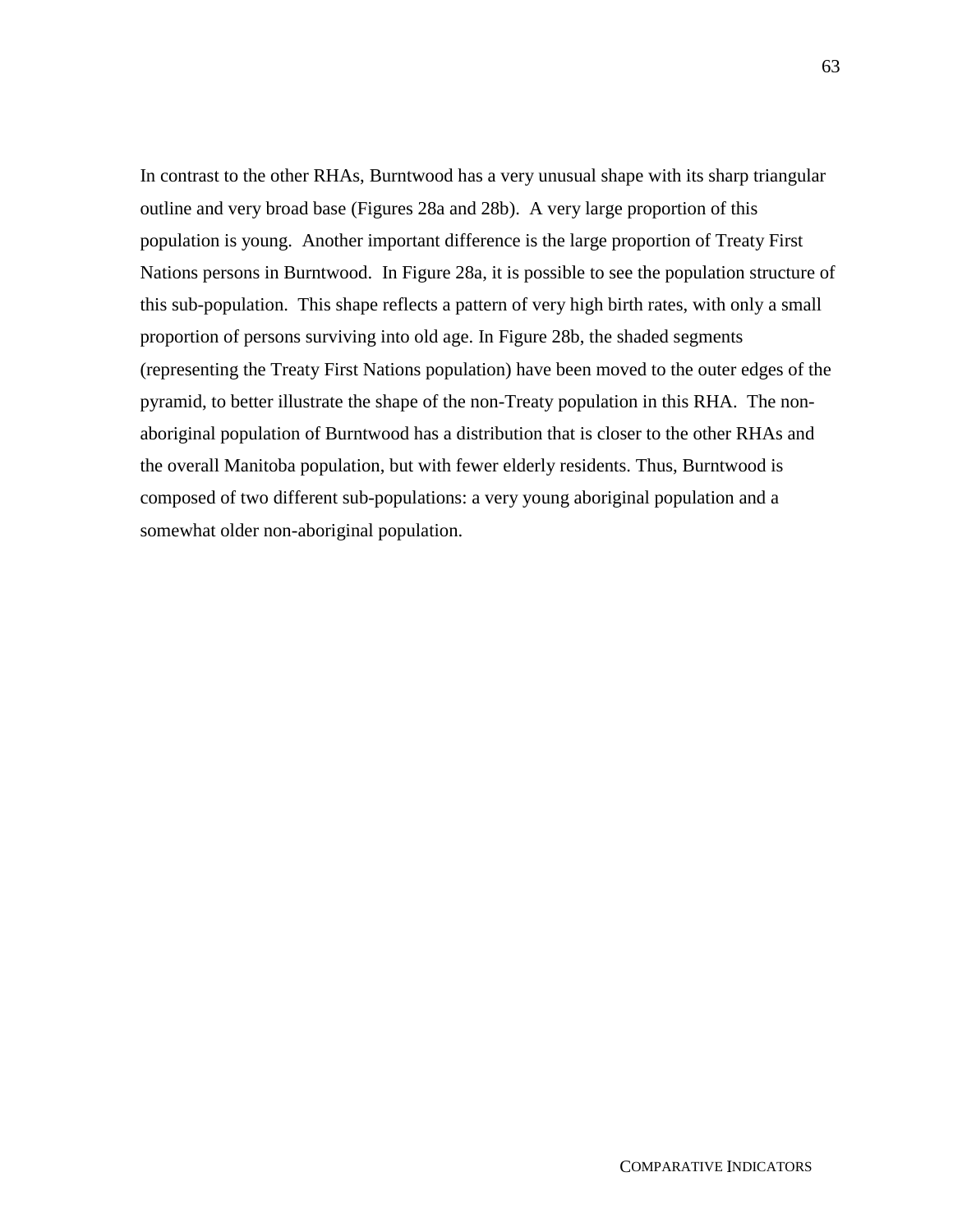In contrast to the other RHAs, Burntwood has a very unusual shape with its sharp triangular outline and very broad base (Figures 28a and 28b). A very large proportion of this population is young. Another important difference is the large proportion of Treaty First Nations persons in Burntwood. In Figure 28a, it is possible to see the population structure of this sub-population. This shape reflects a pattern of very high birth rates, with only a small proportion of persons surviving into old age. In Figure 28b, the shaded segments (representing the Treaty First Nations population) have been moved to the outer edges of the pyramid, to better illustrate the shape of the non-Treaty population in this RHA. The non-aboriginal population of Burntwood has a distribution that is closer to the other RHAs and the overall Manitoba population, but with fewer elderly residents. Thus, Burntwood is composed of two different sub-populations: a very young aboriginal population and a somewhat older non-aboriginal population.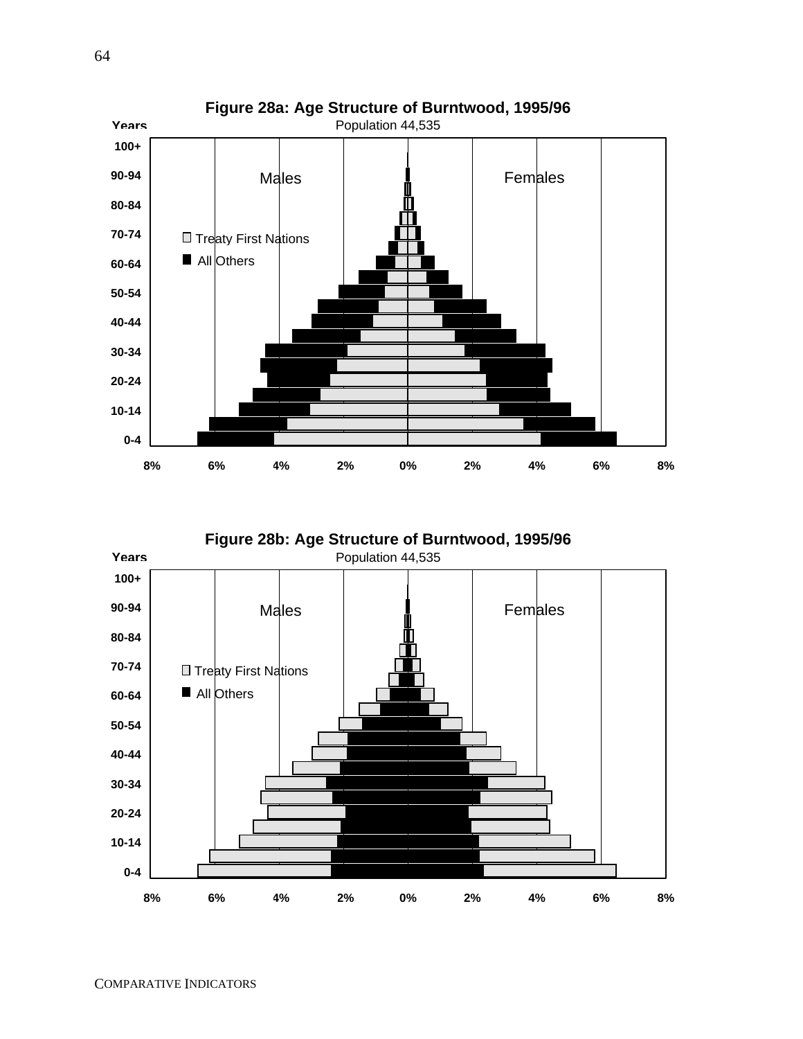**Figure 28a: Age Structure of Burntwood, 1995/96**

Population 44,535

Years: 100+, 90-94, 80-84, 70-74, 60-64, 50-54, 40-44, 30-34, 20-24, 10-14, 0-4

Males | Females

□ Treaty First Nations
■ All Others

8% 6% 4% 2% 0% 2% 4% 6% 8%

**Figure 28b: Age Structure of Burntwood, 1995/96**

Population 44,535

Years: 100+, 90-94, 80-84, 70-74, 60-64, 50-54, 40-44, 30-34, 20-24, 10-14, 0-4

Males | Females

□ Treaty First Nations
■ All Others

8% 6% 4% 2% 0% 2% 4% 6% 8%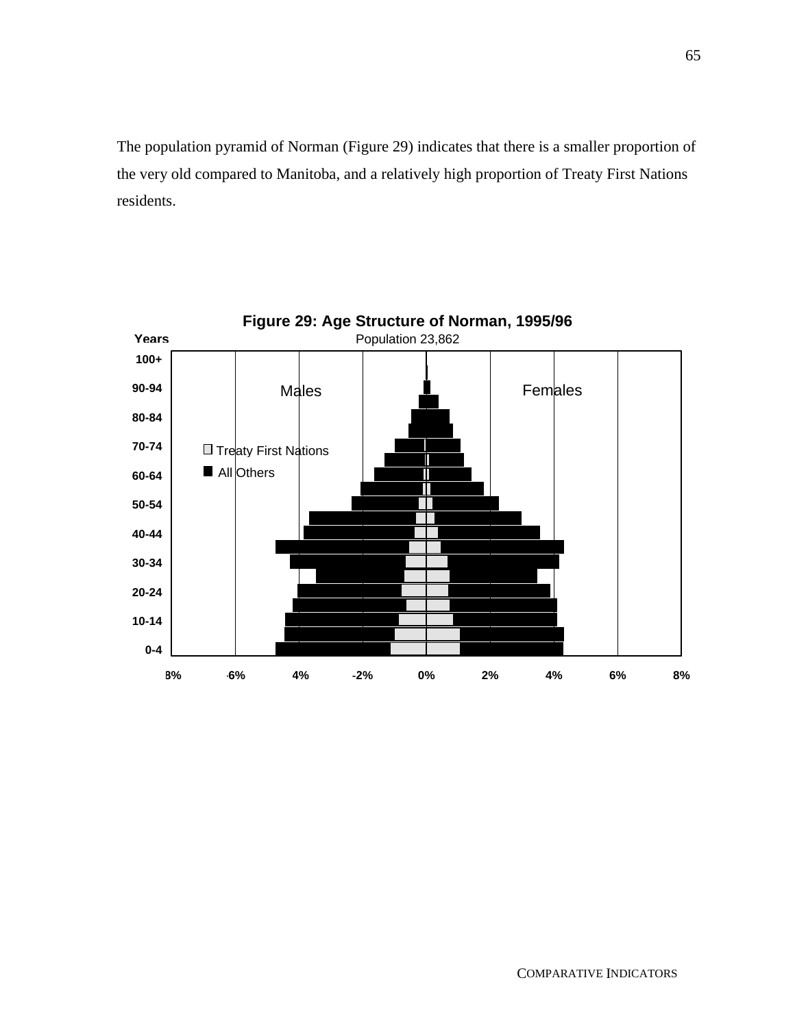The population pyramid of Norman (Figure 29) indicates that there is a smaller proportion of the very old compared to Manitoba, and a relatively high proportion of Treaty First Nations residents.

**Figure 29: Age Structure of Norman, 1995/96**

Population 23,862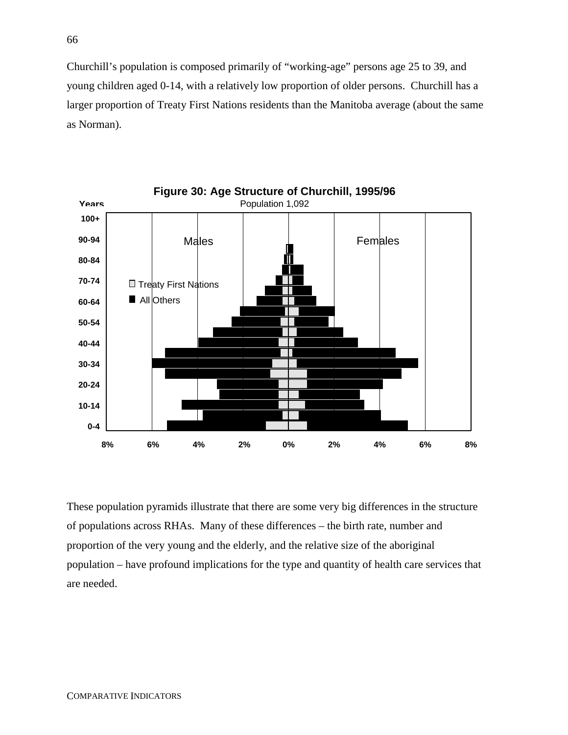Churchill's population is composed primarily of "working-age" persons age 25 to 39, and young children aged 0-14, with a relatively low proportion of older persons. Churchill has a larger proportion of Treaty First Nations residents than the Manitoba average (about the same as Norman).

**Figure 30: Age Structure of Churchill, 1995/96**

Population 1,092

These population pyramids illustrate that there are some very big differences in the structure of populations across RHAs. Many of these differences – the birth rate, number and proportion of the very young and the elderly, and the relative size of the aboriginal population – have profound implications for the type and quantity of health care services that are needed.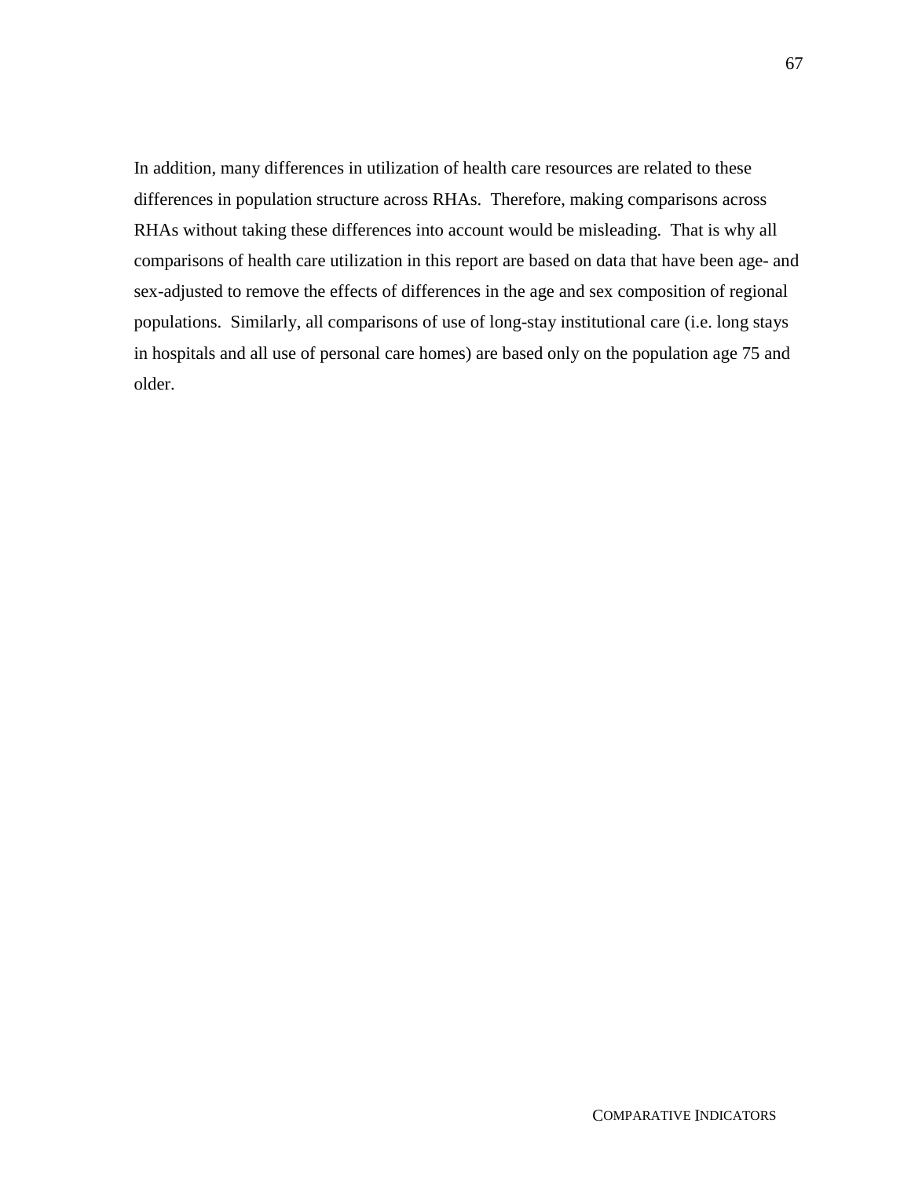In addition, many differences in utilization of health care resources are related to these differences in population structure across RHAs. Therefore, making comparisons across RHAs without taking these differences into account would be misleading. That is why all comparisons of health care utilization in this report are based on data that have been age- and sex-adjusted to remove the effects of differences in the age and sex composition of regional populations. Similarly, all comparisons of use of long-stay institutional care (i.e. long stays in hospitals and all use of personal care homes) are based only on the population age 75 and older.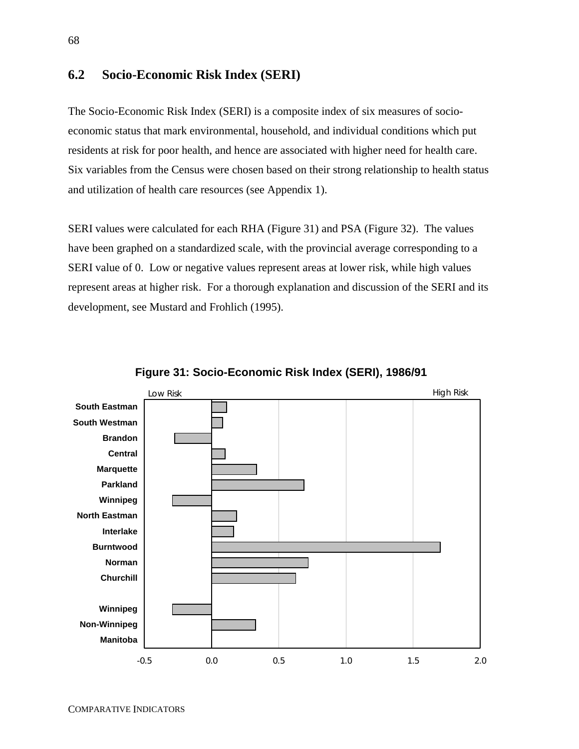## 6.2 Socio-Economic Risk Index (SERI)

The Socio-Economic Risk Index (SERI) is a composite index of six measures of socio-economic status that mark environmental, household, and individual conditions which put residents at risk for poor health, and hence are associated with higher need for health care. Six variables from the Census were chosen based on their strong relationship to health status and utilization of health care resources (see Appendix 1).

SERI values were calculated for each RHA (Figure 31) and PSA (Figure 32). The values have been graphed on a standardized scale, with the provincial average corresponding to a SERI value of 0. Low or negative values represent areas at lower risk, while high values represent areas at higher risk. For a thorough explanation and discussion of the SERI and its development, see Mustard and Frohlich (1995).

**Figure 31: Socio-Economic Risk Index (SERI), 1986/91**

Low Risk — High Risk

South Eastman, South Westman, Brandon, Central, Marquette, Parkland, Winnipeg, North Eastman, Interlake, Burntwood, Norman, Churchill, Winnipeg, Non-Winnipeg, Manitoba

-0.5 0.0 0.5 1.0 1.5 2.0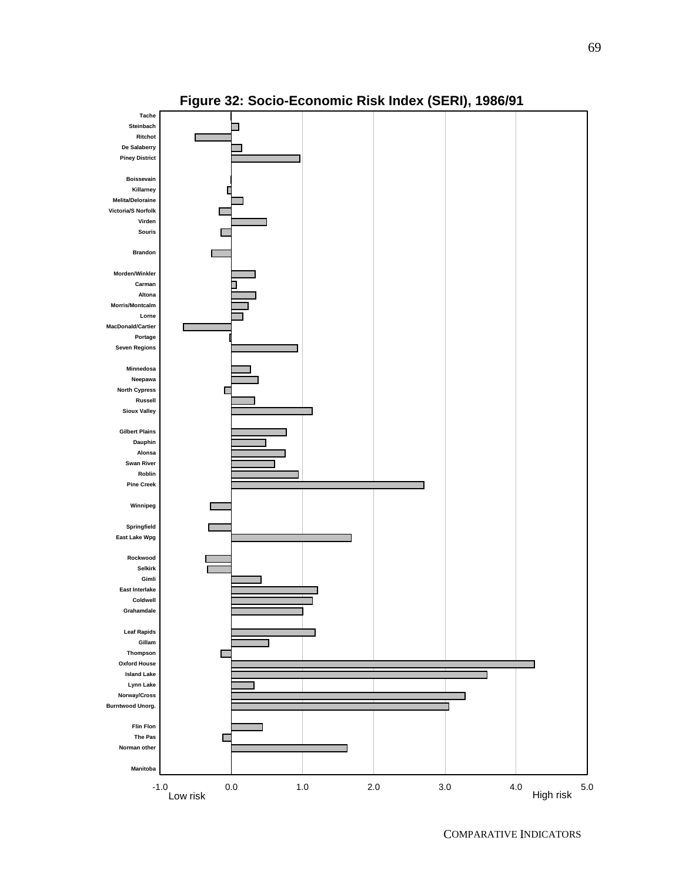**Figure 32: Socio-Economic Risk Index (SERI), 1986/91**

Tache
Steinbach
Ritchot
De Salaberry
Piney District

Boissevain
Killarney
Melita/Deloraine
Victoria/S Norfolk
Virden
Souris

Brandon

Morden/Winkler
Carman
Altona
Morris/Montcalm
Lorne
MacDonald/Cartier
Portage
Seven Regions

Minnedosa
Neepawa
North Cypress
Russell
Sioux Valley

Gilbert Plains
Dauphin
Alonsa
Swan River
Roblin
Pine Creek

Winnipeg

Springfield
East Lake Wpg

Rockwood
Selkirk
Gimli
East Interlake
Coldwell
Grahamdale

Leaf Rapids
Gillam
Thompson
Oxford House
Island Lake
Lynn Lake
Norway/Cross
Burntwood Unorg.

Flin Flon
The Pas
Norman other

Manitoba

-1.0 Low risk | 0.0 | 1.0 | 2.0 | 3.0 | 4.0 | High risk 5.0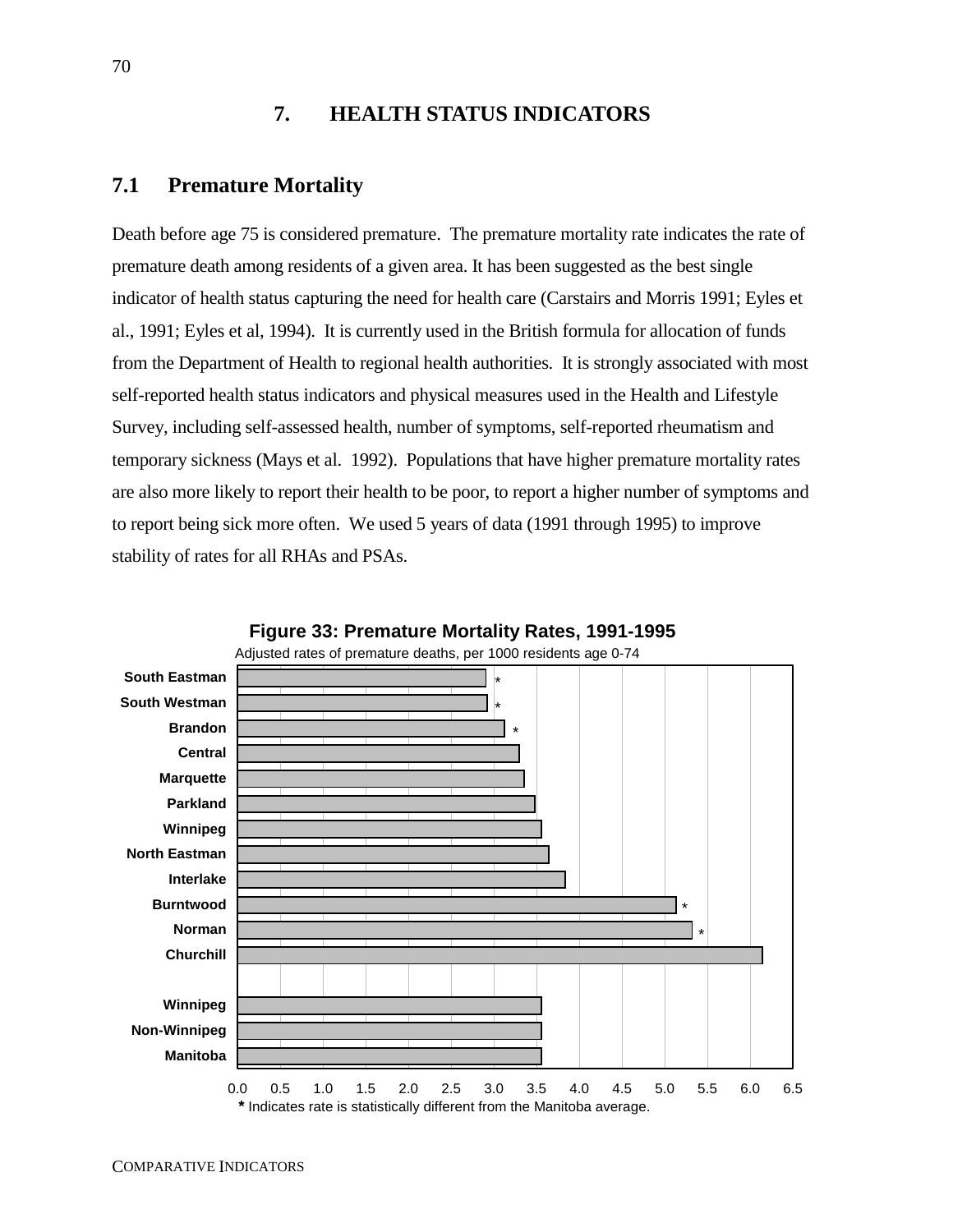# 7. HEALTH STATUS INDICATORS

## 7.1 Premature Mortality

Death before age 75 is considered premature. The premature mortality rate indicates the rate of premature death among residents of a given area. It has been suggested as the best single indicator of health status capturing the need for health care (Carstairs and Morris 1991; Eyles et al., 1991; Eyles et al, 1994). It is currently used in the British formula for allocation of funds from the Department of Health to regional health authorities. It is strongly associated with most self-reported health status indicators and physical measures used in the Health and Lifestyle Survey, including self-assessed health, number of symptoms, self-reported rheumatism and temporary sickness (Mays et al. 1992). Populations that have higher premature mortality rates are also more likely to report their health to be poor, to report a higher number of symptoms and to report being sick more often. We used 5 years of data (1991 through 1995) to improve stability of rates for all RHAs and PSAs.

**Figure 33: Premature Mortality Rates, 1991-1995**

Adjusted rates of premature deaths, per 1000 residents age 0-74

| Region | Rate (approx.) |
|---|---|
| South Eastman * | 2.9 |
| South Westman * | 2.9 |
| Brandon * | 3.1 |
| Central | 3.3 |
| Marquette | 3.4 |
| Parkland | 3.5 |
| Winnipeg | 3.6 |
| North Eastman | 3.7 |
| Interlake | 3.8 |
| Burntwood * | 5.1 |
| Norman * | 5.3 |
| Churchill | 6.1 |
| Winnipeg | 3.6 |
| Non-Winnipeg | 3.6 |
| Manitoba | 3.6 |

\* Indicates rate is statistically different from the Manitoba average.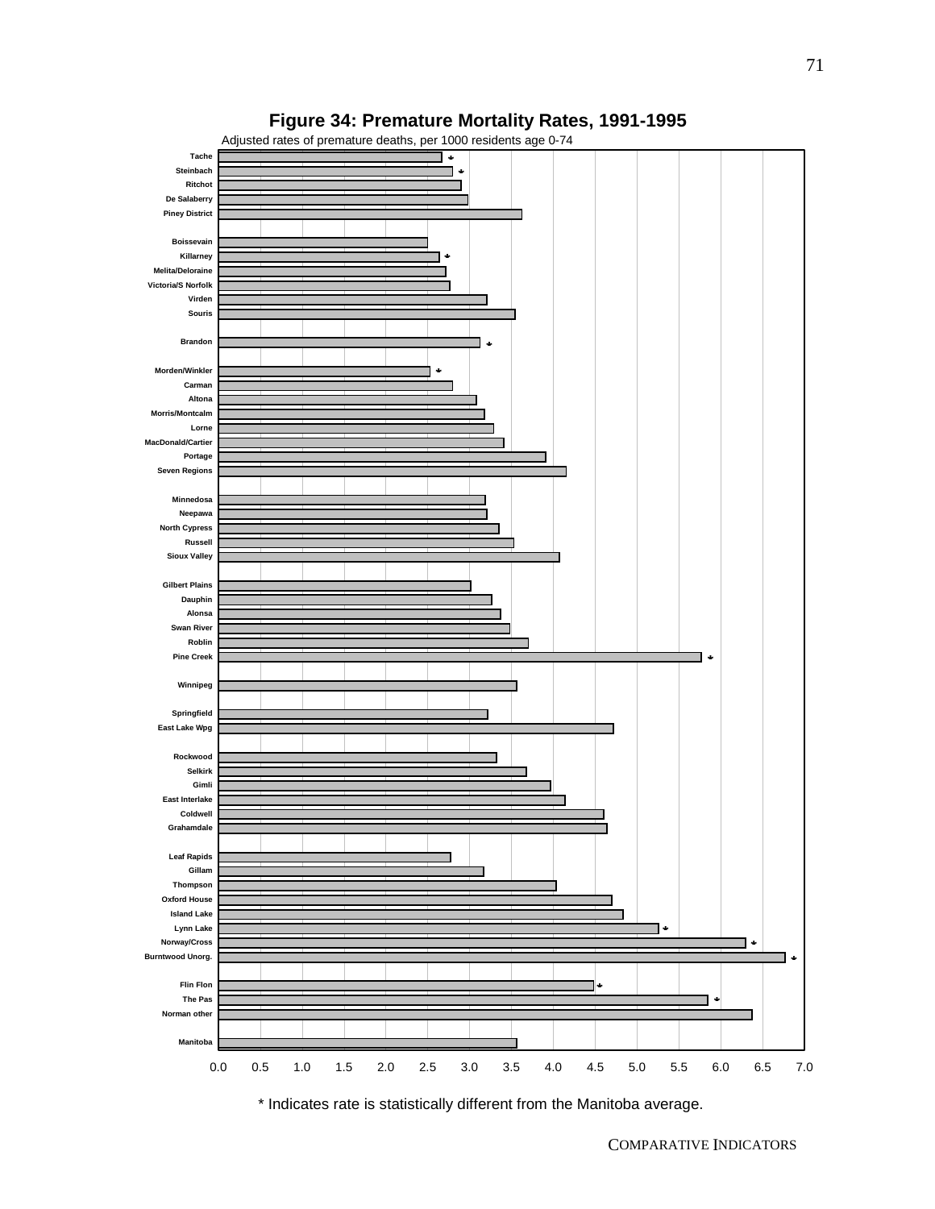**Figure 34: Premature Mortality Rates, 1991-1995**

Adjusted rates of premature deaths, per 1000 residents age 0-74

| Region | Rate (approx.) | Significant |
|---|---|---|
| Tache | 2.67 | * |
| Steinbach | 2.80 | * |
| Ritchot | 2.90 | |
| De Salaberry | 2.98 | |
| Piney District | 3.62 | |
| | | |
| Boissevain | 2.50 | |
| Killarney | 2.64 | * |
| Melita/Deloraine | 2.71 | |
| Victoria/S Norfolk | 2.76 | |
| Virden | 3.21 | |
| Souris | 3.54 | |
| | | |
| Brandon | 3.12 | * |
| | | |
| Morden/Winkler | 2.53 | * |
| Carman | 2.80 | |
| Altona | 3.08 | |
| Morris/Montcalm | 3.18 | |
| Lorne | 3.29 | |
| MacDonald/Cartier | 3.41 | |
| Portage | 3.91 | |
| Seven Regions | 4.15 | |
| | | |
| Minnedosa | 3.19 | |
| Neepawa | 3.20 | |
| North Cypress | 3.35 | |
| Russell | 3.53 | |
| Sioux Valley | 4.07 | |
| | | |
| Gilbert Plains | 3.02 | |
| Dauphin | 3.26 | |
| Alonsa | 3.37 | |
| Swan River | 3.48 | |
| Roblin | 3.70 | |
| Pine Creek | 5.77 | * |
| | | |
| Winnipeg | 3.56 | |
| | | |
| Springfield | 3.22 | |
| East Lake Wpg | 4.72 | |
| | | |
| Rockwood | 3.32 | |
| Selkirk | 3.68 | |
| Gimli | 3.97 | |
| East Interlake | 4.14 | |
| Coldwell | 4.60 | |
| Grahamdale | 4.64 | |
| | | |
| Leaf Rapids | 2.77 | |
| Gillam | 3.17 | |
| Thompson | 4.03 | |
| Oxford House | 4.70 | |
| Island Lake | 4.83 | |
| Lynn Lake | 5.26 | * |
| Norway/Cross | 6.30 | * |
| Burntwood Unorg. | 6.77 | * |
| | | |
| Flin Flon | 4.48 | * |
| The Pas | 5.85 | * |
| Norman other | 6.38 | |
| | | |
| Manitoba | 3.56 | |

\* Indicates rate is statistically different from the Manitoba average.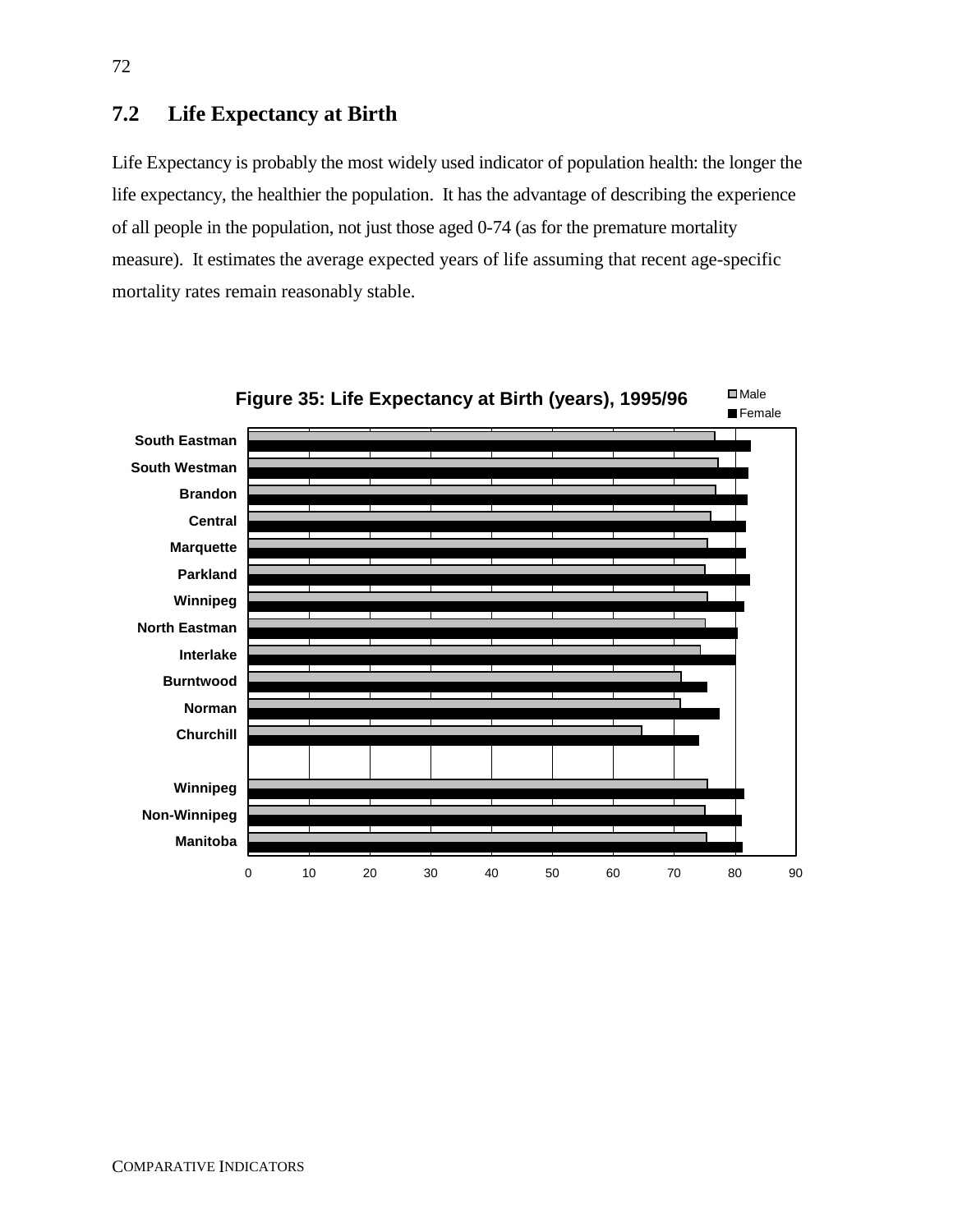## 7.2 Life Expectancy at Birth

Life Expectancy is probably the most widely used indicator of population health: the longer the life expectancy, the healthier the population. It has the advantage of describing the experience of all people in the population, not just those aged 0-74 (as for the premature mortality measure). It estimates the average expected years of life assuming that recent age-specific mortality rates remain reasonably stable.

**Figure 35: Life Expectancy at Birth (years), 1995/96**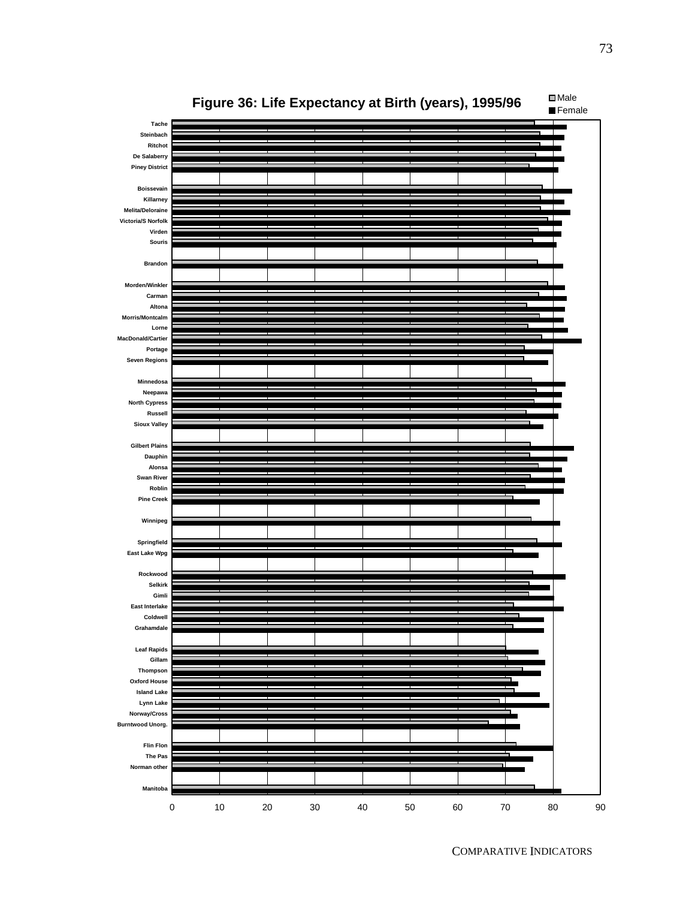# Figure 36: Life Expectancy at Birth (years), 1995/96

Legend: Male, Female

Regions (top to bottom):

- Tache
- Steinbach
- Ritchot
- De Salaberry
- Piney District

- Boissevain
- Killarney
- Melita/Deloraine
- Victoria/S Norfolk
- Virden
- Souris

- Brandon

- Morden/Winkler
- Carman
- Altona
- Morris/Montcalm
- Lorne
- MacDonald/Cartier
- Portage
- Seven Regions

- Minnedosa
- Neepawa
- North Cypress
- Russell
- Sioux Valley

- Gilbert Plains
- Dauphin
- Alonsa
- Swan River
- Roblin
- Pine Creek

- Winnipeg

- Springfield
- East Lake Wpg

- Rockwood
- Selkirk
- Gimli
- East Interlake
- Coldwell
- Grahamdale

- Leaf Rapids
- Gillam
- Thompson
- Oxford House
- Island Lake
- Lynn Lake
- Norway/Cross
- Burntwood Unorg.

- Flin Flon
- The Pas
- Norman other

- Manitoba

X-axis: 0, 10, 20, 30, 40, 50, 60, 70, 80, 90

COMPARATIVE INDICATORS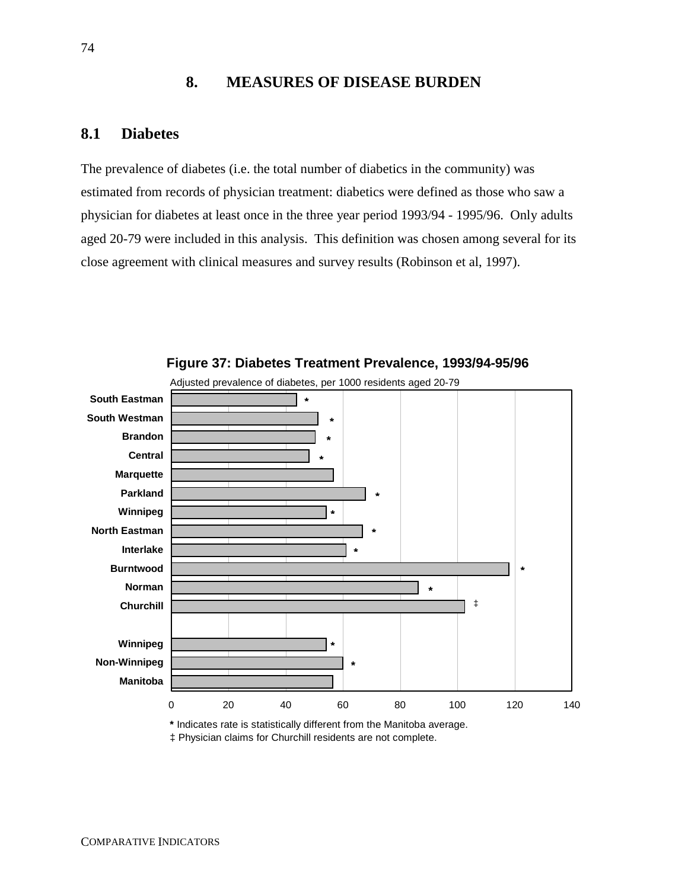# 8. MEASURES OF DISEASE BURDEN

## 8.1 Diabetes

The prevalence of diabetes (i.e. the total number of diabetics in the community) was estimated from records of physician treatment: diabetics were defined as those who saw a physician for diabetes at least once in the three year period 1993/94 - 1995/96. Only adults aged 20-79 were included in this analysis. This definition was chosen among several for its close agreement with clinical measures and survey results (Robinson et al, 1997).

**Figure 37: Diabetes Treatment Prevalence, 1993/94-95/96**

Adjusted prevalence of diabetes, per 1000 residents aged 20-79

| Region | Marker |
|---|---|
| South Eastman | * |
| South Westman | * |
| Brandon | * |
| Central | * |
| Marquette | |
| Parkland | * |
| Winnipeg | * |
| North Eastman | * |
| Interlake | * |
| Burntwood | * |
| Norman | * |
| Churchill | ‡ |
| Winnipeg | * |
| Non-Winnipeg | * |
| Manitoba | |

**\*** Indicates rate is statistically different from the Manitoba average.
‡ Physician claims for Churchill residents are not complete.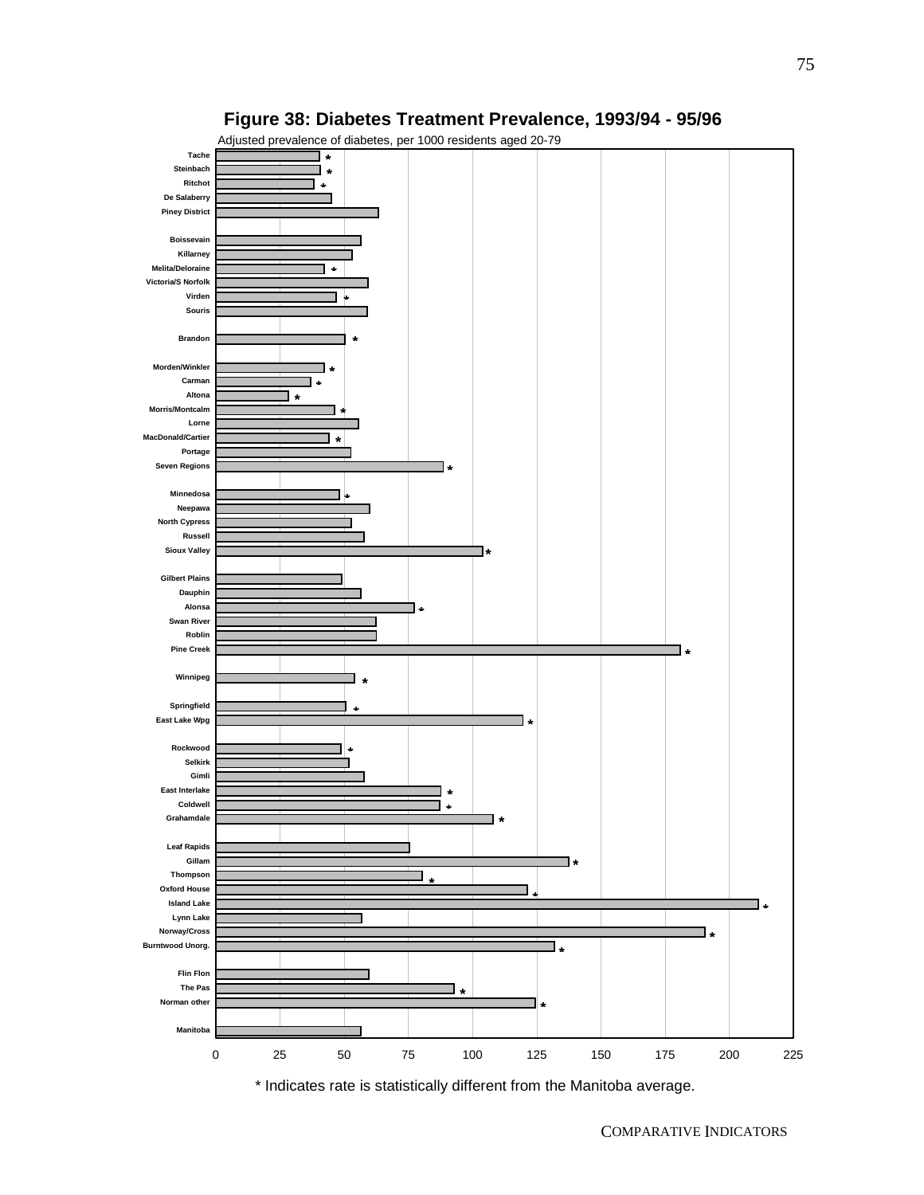**Figure 38: Diabetes Treatment Prevalence, 1993/94 - 95/96**

Adjusted prevalence of diabetes, per 1000 residents aged 20-79

| Region | Significantly different |
|---|---|
| Tache | * |
| Steinbach | * |
| Ritchot | * |
| De Salaberry | |
| Piney District | |
| Boissevain | |
| Killarney | |
| Melita/Deloraine | * |
| Victoria/S Norfolk | |
| Virden | * |
| Souris | |
| Brandon | * |
| Morden/Winkler | * |
| Carman | * |
| Altona | * |
| Morris/Montcalm | * |
| Lorne | |
| MacDonald/Cartier | * |
| Portage | |
| Seven Regions | * |
| Minnedosa | * |
| Neepawa | |
| North Cypress | |
| Russell | |
| Sioux Valley | * |
| Gilbert Plains | |
| Dauphin | |
| Alonsa | * |
| Swan River | |
| Roblin | |
| Pine Creek | * |
| Winnipeg | * |
| Springfield | * |
| East Lake Wpg | * |
| Rockwood | * |
| Selkirk | |
| Gimli | |
| East Interlake | * |
| Coldwell | * |
| Grahamdale | * |
| Leaf Rapids | |
| Gillam | * |
| Thompson | * |
| Oxford House | * |
| Island Lake | * |
| Lynn Lake | |
| Norway/Cross | * |
| Burntwood Unorg. | * |
| Flin Flon | |
| The Pas | * |
| Norman other | * |
| Manitoba | |

\* Indicates rate is statistically different from the Manitoba average.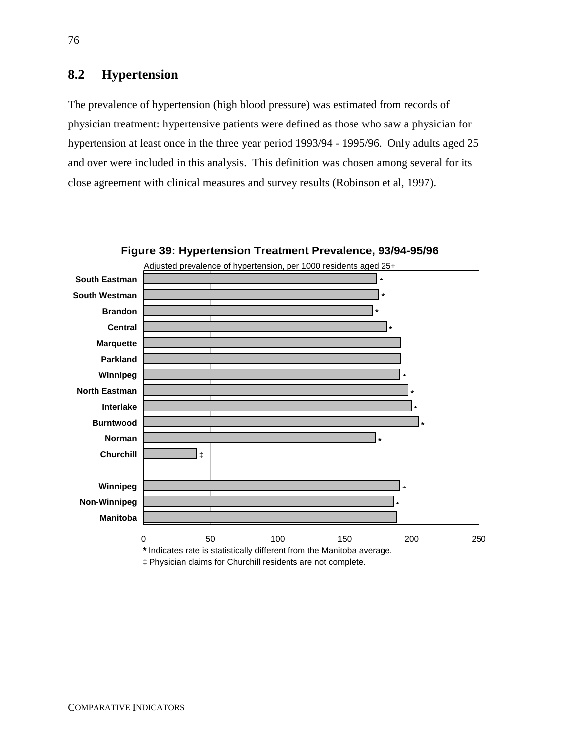## 8.2 Hypertension

The prevalence of hypertension (high blood pressure) was estimated from records of physician treatment: hypertensive patients were defined as those who saw a physician for hypertension at least once in the three year period 1993/94 - 1995/96. Only adults aged 25 and over were included in this analysis. This definition was chosen among several for its close agreement with clinical measures and survey results (Robinson et al, 1997).

**Figure 39: Hypertension Treatment Prevalence, 93/94-95/96**

Adjusted prevalence of hypertension, per 1000 residents aged 25+

| Region | Prevalence (approx.) | Note |
|---|---|---|
| South Eastman | 173 | * |
| South Westman | 175 | * |
| Brandon | 171 | * |
| Central | 181 | * |
| Marquette | 191 | |
| Parkland | 191 | |
| Winnipeg | 191 | * |
| North Eastman | 197 | * |
| Interlake | 200 | * |
| Burntwood | 205 | * |
| Norman | 173 | * |
| Churchill | 39 | ‡ |
| Winnipeg | 191 | * |
| Non-Winnipeg | 186 | * |
| Manitoba | 189 | |

* Indicates rate is statistically different from the Manitoba average.

‡ Physician claims for Churchill residents are not complete.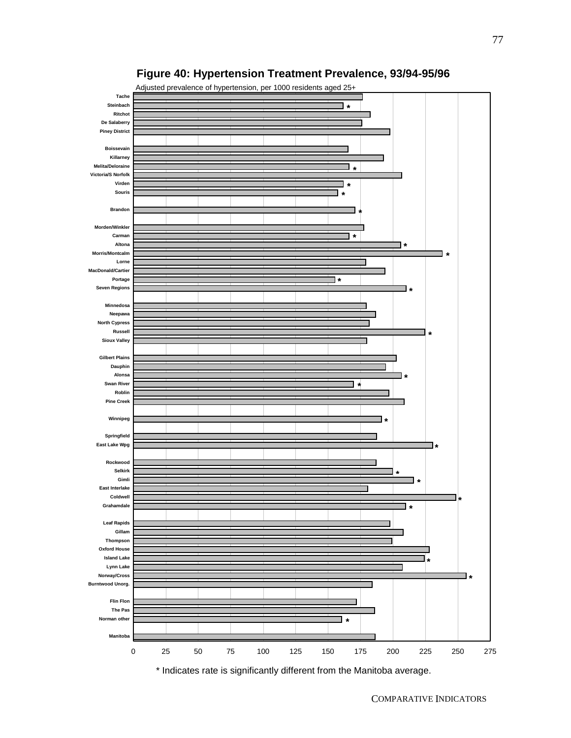## Figure 40: Hypertension Treatment Prevalence, 93/94-95/96

Adjusted prevalence of hypertension, per 1000 residents aged 25+

| Region | Significant |
|---|---|
| Tache | |
| Steinbach | * |
| Ritchot | |
| De Salaberry | |
| Piney District | |
| Boissevain | |
| Killarney | |
| Melita/Deloraine | * |
| Victoria/S Norfolk | |
| Virden | * |
| Souris | * |
| Brandon | * |
| Morden/Winkler | |
| Carman | * |
| Altona | * |
| Morris/Montcalm | * |
| Lorne | |
| MacDonald/Cartier | |
| Portage | * |
| Seven Regions | * |
| Minnedosa | |
| Neepawa | |
| North Cypress | |
| Russell | * |
| Sioux Valley | |
| Gilbert Plains | |
| Dauphin | |
| Alonsa | * |
| Swan River | * |
| Roblin | |
| Pine Creek | |
| Winnipeg | * |
| Springfield | |
| East Lake Wpg | * |
| Rockwood | |
| Selkirk | * |
| Gimli | * |
| East Interlake | |
| Coldwell | * |
| Grahamdale | * |
| Leaf Rapids | |
| Gillam | |
| Thompson | |
| Oxford House | |
| Island Lake | * |
| Lynn Lake | |
| Norway/Cross | * |
| Burntwood Unorg. | |
| Flin Flon | |
| The Pas | |
| Norman other | * |
| Manitoba | |

\* Indicates rate is significantly different from the Manitoba average.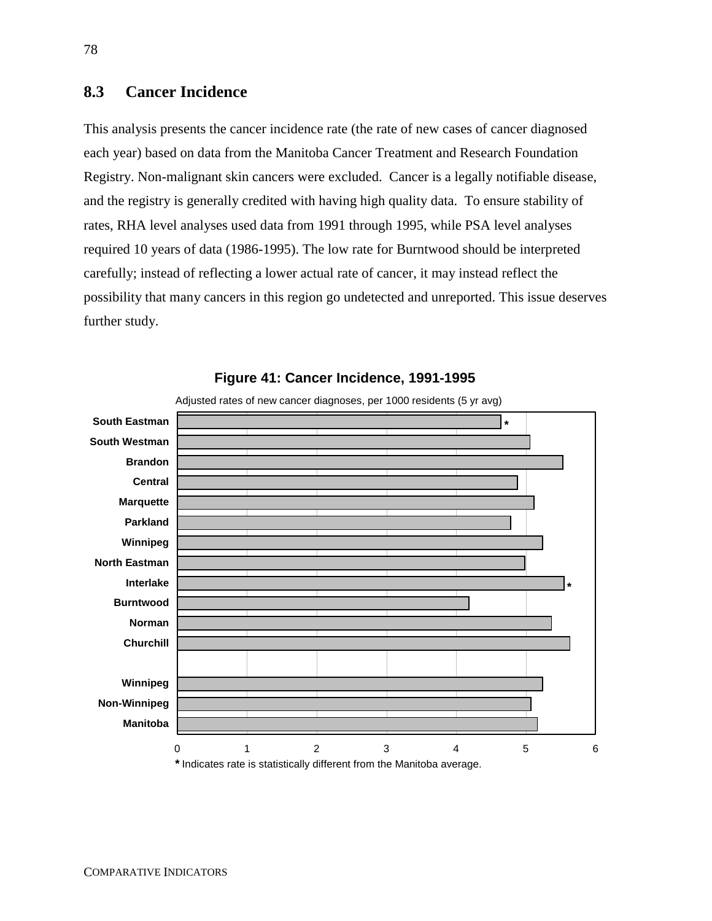## 8.3 Cancer Incidence

This analysis presents the cancer incidence rate (the rate of new cases of cancer diagnosed each year) based on data from the Manitoba Cancer Treatment and Research Foundation Registry. Non-malignant skin cancers were excluded. Cancer is a legally notifiable disease, and the registry is generally credited with having high quality data. To ensure stability of rates, RHA level analyses used data from 1991 through 1995, while PSA level analyses required 10 years of data (1986-1995). The low rate for Burntwood should be interpreted carefully; instead of reflecting a lower actual rate of cancer, it may instead reflect the possibility that many cancers in this region go undetected and unreported. This issue deserves further study.

**Figure 41: Cancer Incidence, 1991-1995**

Adjusted rates of new cancer diagnoses, per 1000 residents (5 yr avg)

| Region | Rate (approx.) |
|---|---|
| South Eastman * | 4.6 |
| South Westman | 5.1 |
| Brandon | 5.5 |
| Central | 4.9 |
| Marquette | 5.1 |
| Parkland | 4.8 |
| Winnipeg | 5.2 |
| North Eastman | 5.0 |
| Interlake * | 5.6 |
| Burntwood | 4.2 |
| Norman | 5.4 |
| Churchill | 5.6 |
| Winnipeg | 5.2 |
| Non-Winnipeg | 5.1 |
| Manitoba | 5.2 |

\* Indicates rate is statistically different from the Manitoba average.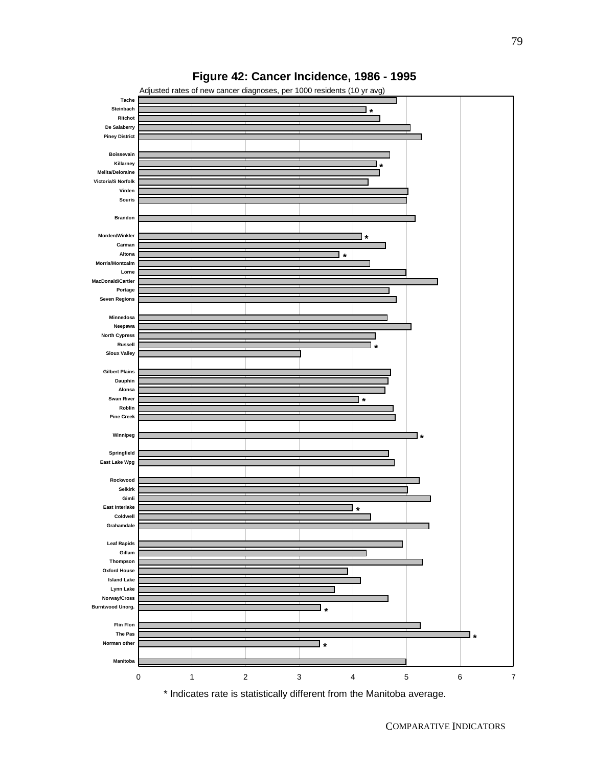## Figure 42: Cancer Incidence, 1986 - 1995

Adjusted rates of new cancer diagnoses, per 1000 residents (10 yr avg)

| Region | Rate (approx.) | Statistically different |
|---|---|---|
| Tache | 4.8 | |
| Steinbach | 4.25 | * |
| Ritchot | 4.5 | |
| De Salaberry | 5.05 | |
| Piney District | 5.27 | |
| Boissevain | 4.68 | |
| Killarney | 4.43 | * |
| Melita/Deloraine | 4.49 | |
| Victoria/S Norfolk | 4.28 | |
| Virden | 5.02 | |
| Souris | 5.0 | |
| Brandon | 5.16 | |
| Morden/Winkler | 4.16 | * |
| Carman | 4.6 | |
| Altona | 3.74 | * |
| Morris/Montcalm | 4.31 | |
| Lorne | 4.99 | |
| MacDonald/Cartier | 5.58 | |
| Portage | 4.67 | |
| Seven Regions | 4.8 | |
| Minnedosa | 4.63 | |
| Neepawa | 5.08 | |
| North Cypress | 4.41 | |
| Russell | 4.33 | * |
| Sioux Valley | 3.02 | |
| Gilbert Plains | 4.7 | |
| Dauphin | 4.65 | |
| Alonsa | 4.59 | |
| Swan River | 4.11 | * |
| Roblin | 4.75 | |
| Pine Creek | 4.79 | |
| Winnipeg | 5.2 | * |
| Springfield | 4.66 | |
| East Lake Wpg | 4.77 | |
| Rockwood | 5.24 | |
| Selkirk | 5.01 | |
| Gimli | 5.45 | |
| East Interlake | 3.99 | * |
| Coldwell | 4.33 | |
| Grahamdale | 5.42 | |
| Leaf Rapids | 4.93 | |
| Gillam | 4.25 | |
| Thompson | 5.29 | |
| Oxford House | 3.9 | |
| Island Lake | 4.14 | |
| Lynn Lake | 3.65 | |
| Norway/Cross | 4.65 | |
| Burntwood Unorg. | 3.4 | * |
| Flin Flon | 5.26 | |
| The Pas | 6.18 | * |
| Norman other | 3.38 | * |
| Manitoba | 4.99 | |

\* Indicates rate is statistically different from the Manitoba average.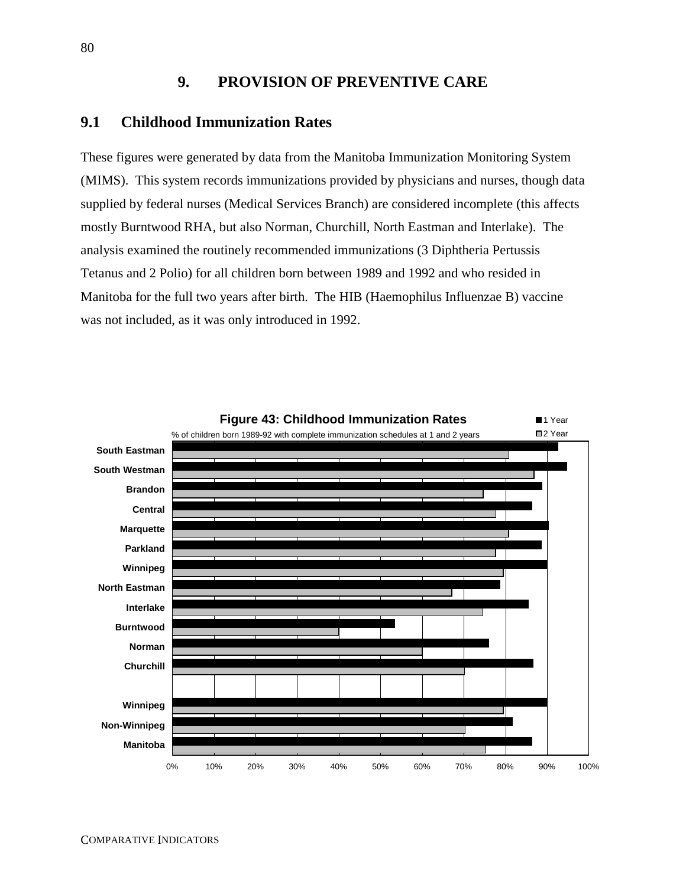# 9. PROVISION OF PREVENTIVE CARE

## 9.1 Childhood Immunization Rates

These figures were generated by data from the Manitoba Immunization Monitoring System (MIMS). This system records immunizations provided by physicians and nurses, though data supplied by federal nurses (Medical Services Branch) are considered incomplete (this affects mostly Burntwood RHA, but also Norman, Churchill, North Eastman and Interlake). The analysis examined the routinely recommended immunizations (3 Diphtheria Pertussis Tetanus and 2 Polio) for all children born between 1989 and 1992 and who resided in Manitoba for the full two years after birth. The HIB (Haemophilus Influenzae B) vaccine was not included, as it was only introduced in 1992.

**Figure 43: Childhood Immunization Rates**

% of children born 1989-92 with complete immunization schedules at 1 and 2 years

Legend: 1 Year, 2 Year

Regions: South Eastman, South Westman, Brandon, Central, Marquette, Parkland, Winnipeg, North Eastman, Interlake, Burntwood, Norman, Churchill; Winnipeg, Non-Winnipeg, Manitoba

Axis: 0%, 10%, 20%, 30%, 40%, 50%, 60%, 70%, 80%, 90%, 100%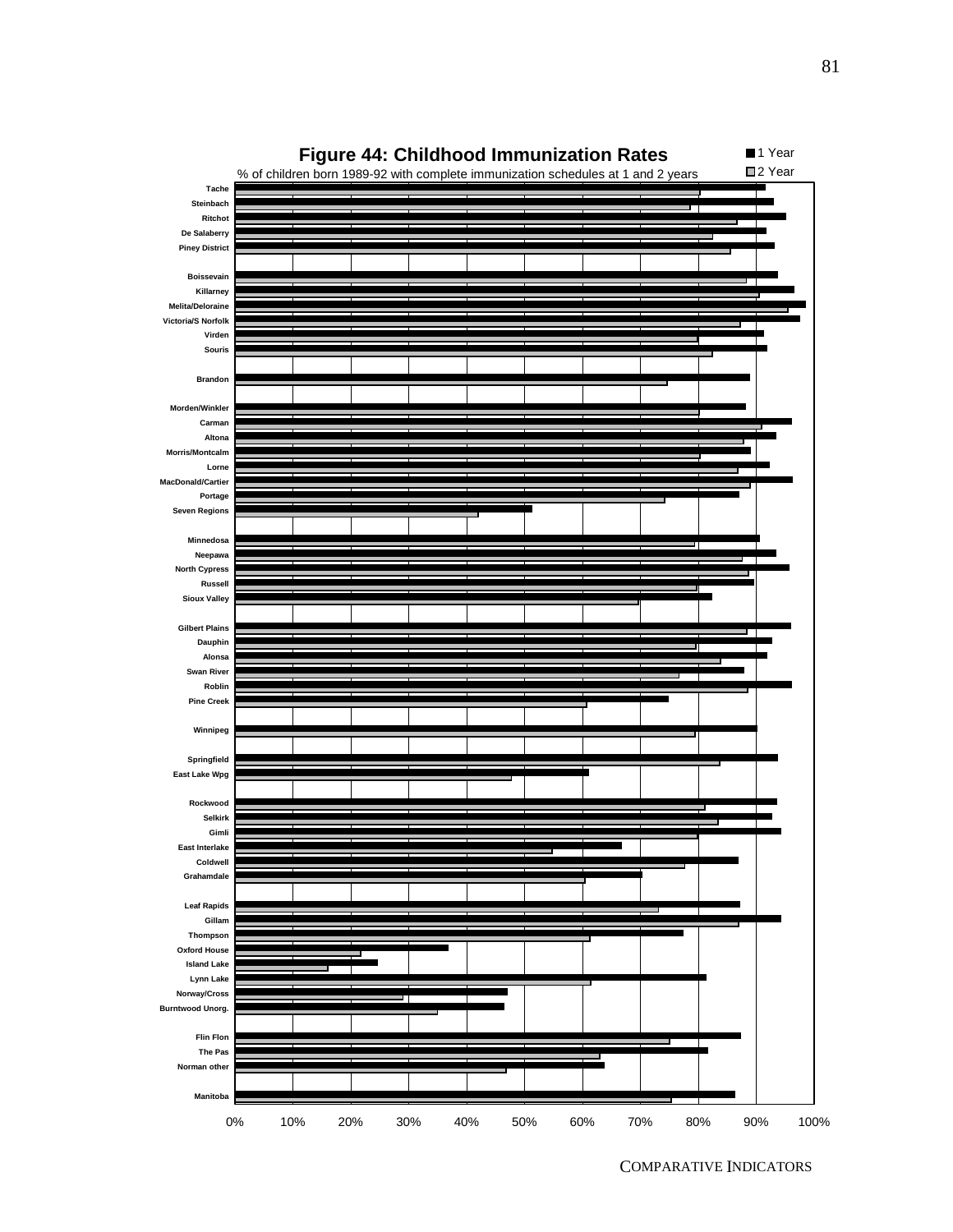**Figure 44: Childhood Immunization Rates**

% of children born 1989-92 with complete immunization schedules at 1 and 2 years

■ 1 Year
□ 2 Year

Tache
Steinbach
Ritchot
De Salaberry
Piney District

Boissevain
Killarney
Melita/Deloraine
Victoria/S Norfolk
Virden
Souris

Brandon

Morden/Winkler
Carman
Altona
Morris/Montcalm
Lorne
MacDonald/Cartier
Portage
Seven Regions

Minnedosa
Neepawa
North Cypress
Russell
Sioux Valley

Gilbert Plains
Dauphin
Alonsa
Swan River
Roblin
Pine Creek

Winnipeg

Springfield
East Lake Wpg

Rockwood
Selkirk
Gimli
East Interlake
Coldwell
Grahamdale

Leaf Rapids
Gillam
Thompson
Oxford House
Island Lake
Lynn Lake
Norway/Cross
Burntwood Unorg.

Flin Flon
The Pas
Norman other

Manitoba

0% 10% 20% 30% 40% 50% 60% 70% 80% 90% 100%

COMPARATIVE INDICATORS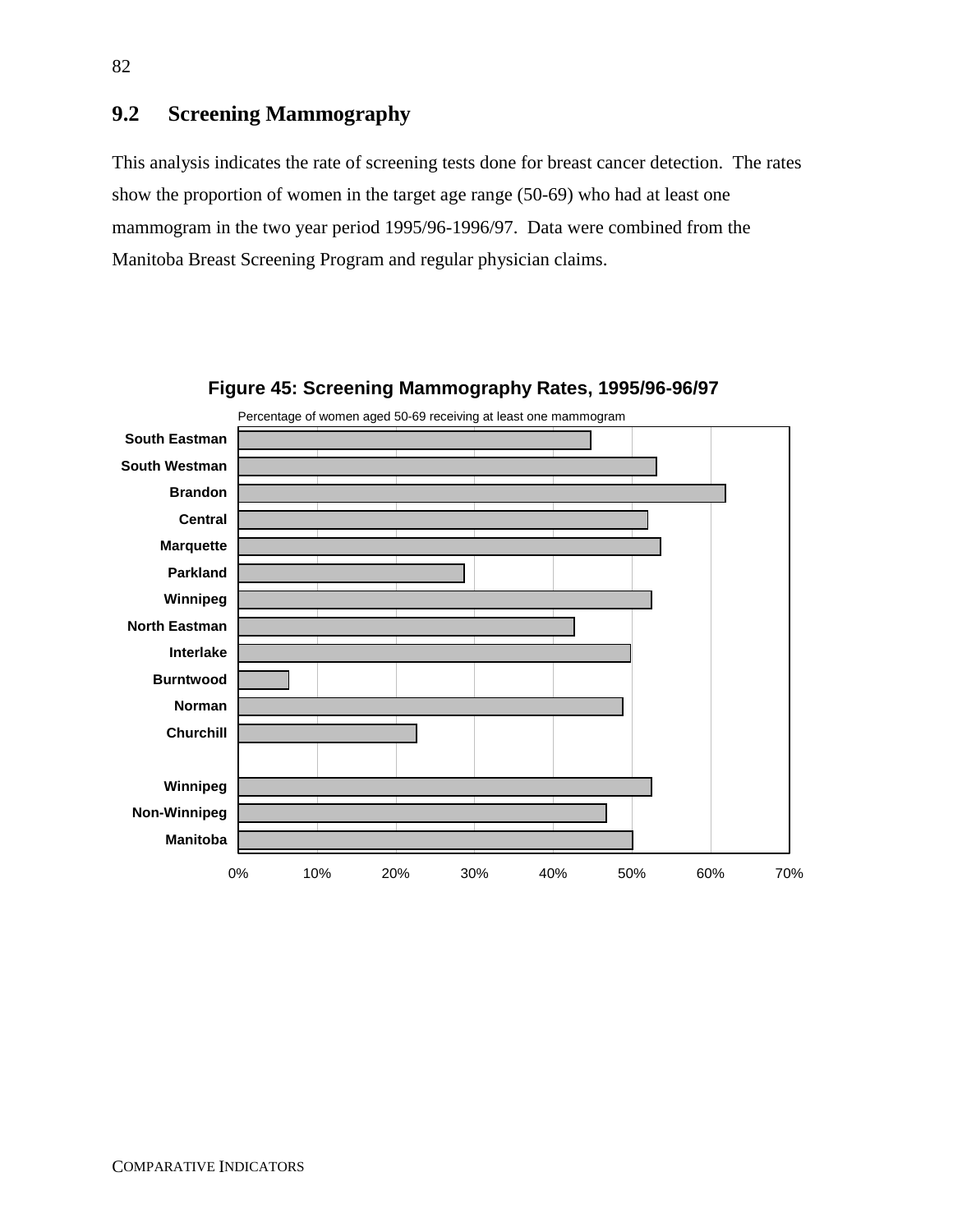## 9.2 Screening Mammography

This analysis indicates the rate of screening tests done for breast cancer detection. The rates show the proportion of women in the target age range (50-69) who had at least one mammogram in the two year period 1995/96-1996/97. Data were combined from the Manitoba Breast Screening Program and regular physician claims.

**Figure 45: Screening Mammography Rates, 1995/96-96/97**

Percentage of women aged 50-69 receiving at least one mammogram

South Eastman
South Westman
Brandon
Central
Marquette
Parkland
Winnipeg
North Eastman
Interlake
Burntwood
Norman
Churchill

Winnipeg
Non-Winnipeg
Manitoba

0% 10% 20% 30% 40% 50% 60% 70%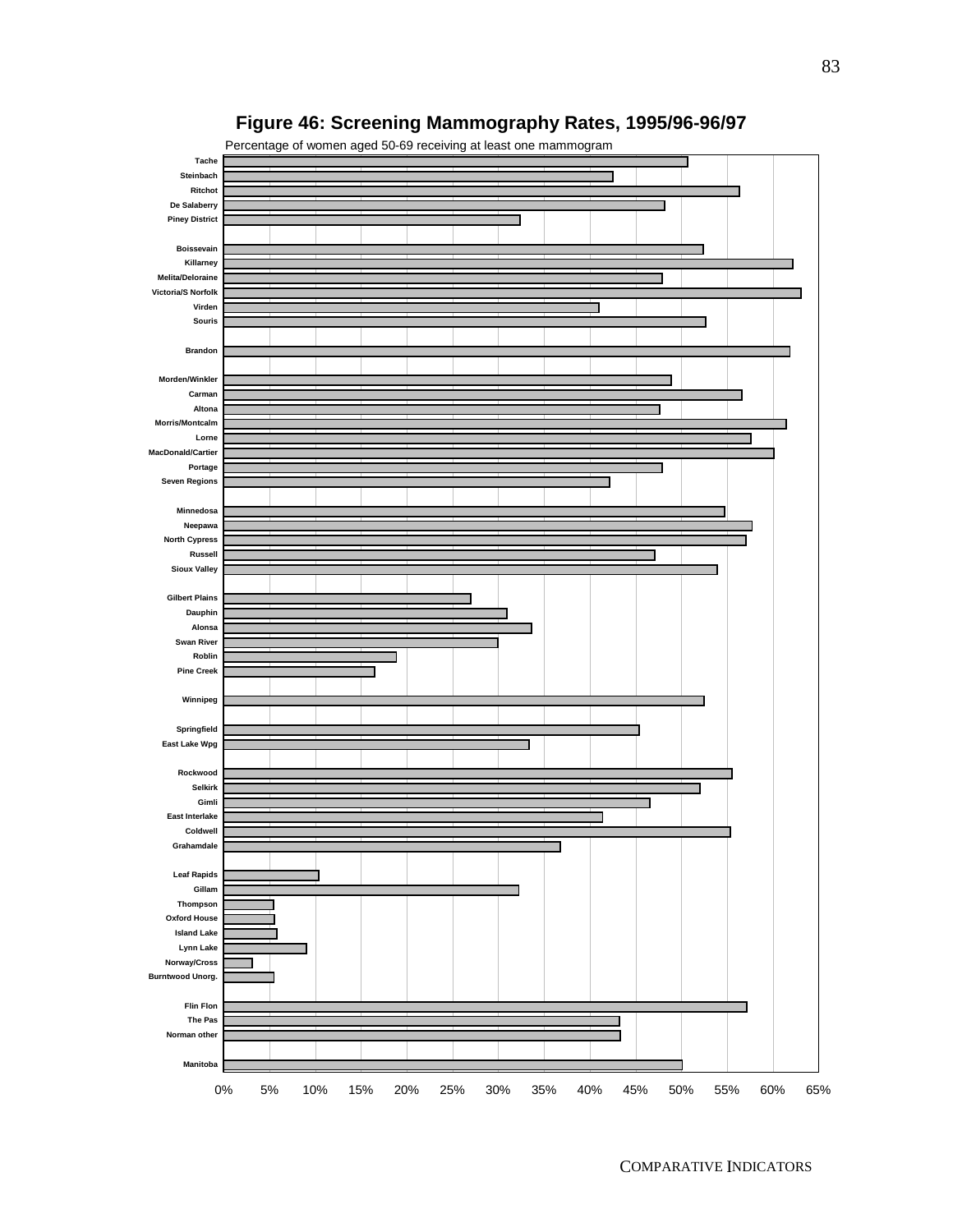# Figure 46: Screening Mammography Rates, 1995/96-96/97

Percentage of women aged 50-69 receiving at least one mammogram

| Region | Approximate rate |
|---|---|
| Tache | ~51% |
| Steinbach | ~43% |
| Ritchot | ~56% |
| De Salaberry | ~48% |
| Piney District | ~32% |
| Boissevain | ~52% |
| Killarney | ~62% |
| Melita/Deloraine | ~48% |
| Victoria/S Norfolk | ~63% |
| Virden | ~41% |
| Souris | ~53% |
| Brandon | ~62% |
| Morden/Winkler | ~49% |
| Carman | ~57% |
| Altona | ~48% |
| Morris/Montcalm | ~61% |
| Lorne | ~58% |
| MacDonald/Cartier | ~60% |
| Portage | ~48% |
| Seven Regions | ~42% |
| Minnedosa | ~55% |
| Neepawa | ~58% |
| North Cypress | ~57% |
| Russell | ~47% |
| Sioux Valley | ~54% |
| Gilbert Plains | ~27% |
| Dauphin | ~31% |
| Alonsa | ~34% |
| Swan River | ~30% |
| Roblin | ~19% |
| Pine Creek | ~17% |
| Winnipeg | ~52% |
| Springfield | ~45% |
| East Lake Wpg | ~33% |
| Rockwood | ~56% |
| Selkirk | ~52% |
| Gimli | ~47% |
| East Interlake | ~41% |
| Coldwell | ~55% |
| Grahamdale | ~37% |
| Leaf Rapids | ~10% |
| Gillam | ~32% |
| Thompson | ~5% |
| Oxford House | ~6% |
| Island Lake | ~6% |
| Lynn Lake | ~9% |
| Norway/Cross | ~3% |
| Burntwood Unorg. | ~5% |
| Flin Flon | ~57% |
| The Pas | ~43% |
| Norman other | ~43% |
| Manitoba | ~50% |

X-axis: 0% to 65% in 5% increments.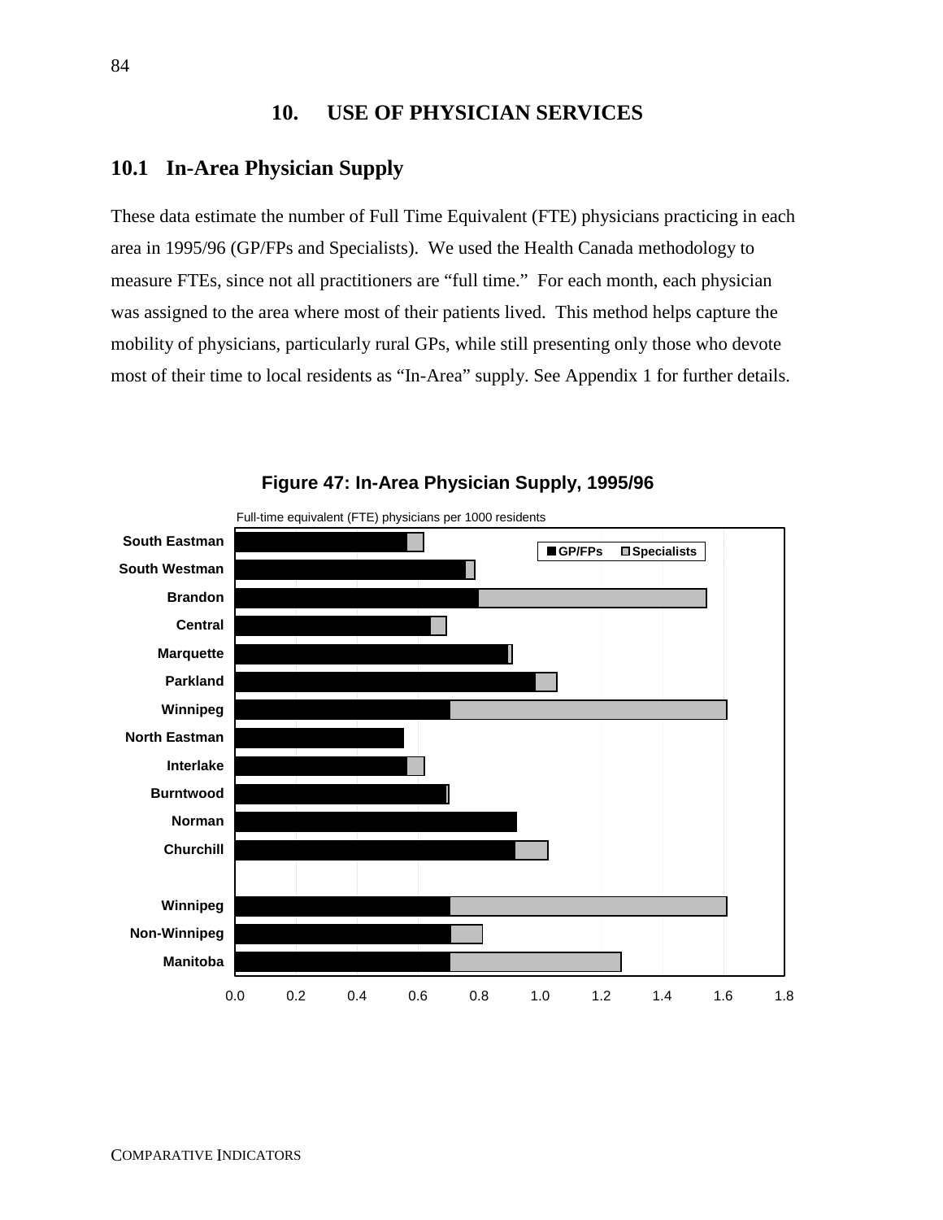# 10. USE OF PHYSICIAN SERVICES

## 10.1 In-Area Physician Supply

These data estimate the number of Full Time Equivalent (FTE) physicians practicing in each area in 1995/96 (GP/FPs and Specialists). We used the Health Canada methodology to measure FTEs, since not all practitioners are "full time." For each month, each physician was assigned to the area where most of their patients lived. This method helps capture the mobility of physicians, particularly rural GPs, while still presenting only those who devote most of their time to local residents as "In-Area" supply. See Appendix 1 for further details.

**Figure 47: In-Area Physician Supply, 1995/96**

Full-time equivalent (FTE) physicians per 1000 residents

GP/FPs | Specialists

South Eastman, South Westman, Brandon, Central, Marquette, Parkland, Winnipeg, North Eastman, Interlake, Burntwood, Norman, Churchill

Winnipeg, Non-Winnipeg, Manitoba

0.0 0.2 0.4 0.6 0.8 1.0 1.2 1.4 1.6 1.8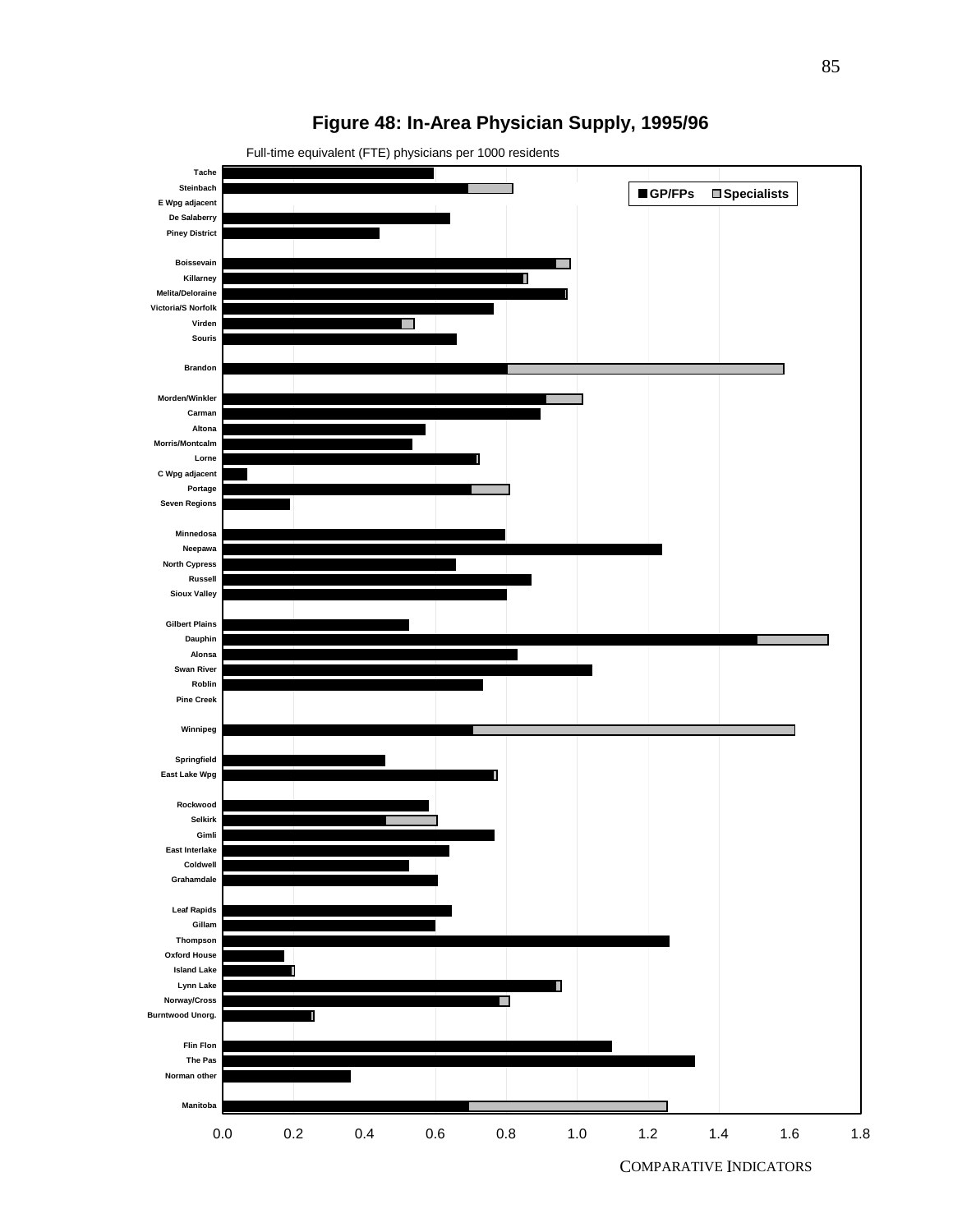# Figure 48: In-Area Physician Supply, 1995/96

Full-time equivalent (FTE) physicians per 1000 residents

■ GP/FPs □ Specialists

Tache
Steinbach
E Wpg adjacent
De Salaberry
Piney District

Boissevain
Killarney
Melita/Deloraine
Victoria/S Norfolk
Virden
Souris

Brandon

Morden/Winkler
Carman
Altona
Morris/Montcalm
Lorne
C Wpg adjacent
Portage
Seven Regions

Minnedosa
Neepawa
North Cypress
Russell
Sioux Valley

Gilbert Plains
Dauphin
Alonsa
Swan River
Roblin
Pine Creek

Winnipeg

Springfield
East Lake Wpg

Rockwood
Selkirk
Gimli
East Interlake
Coldwell
Grahamdale

Leaf Rapids
Gillam
Thompson
Oxford House
Island Lake
Lynn Lake
Norway/Cross
Burntwood Unorg.

Flin Flon
The Pas
Norman other

Manitoba

0.0 0.2 0.4 0.6 0.8 1.0 1.2 1.4 1.6 1.8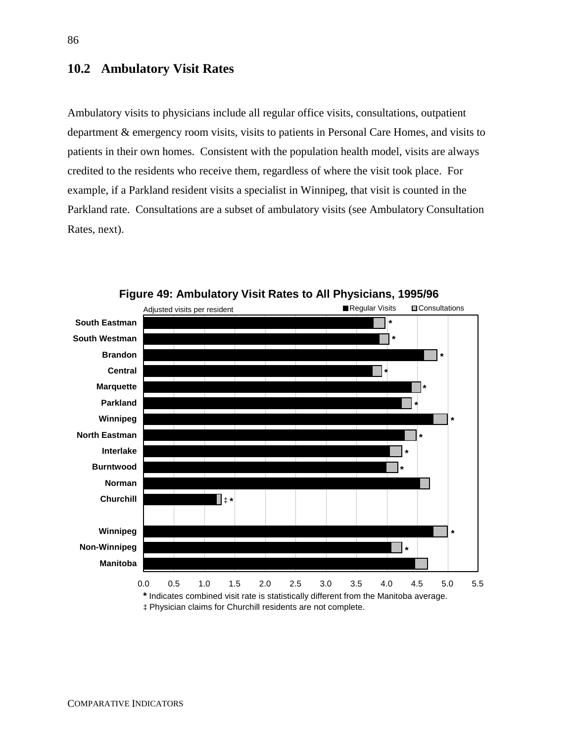## 10.2 Ambulatory Visit Rates

Ambulatory visits to physicians include all regular office visits, consultations, outpatient department & emergency room visits, visits to patients in Personal Care Homes, and visits to patients in their own homes. Consistent with the population health model, visits are always credited to the residents who receive them, regardless of where the visit took place. For example, if a Parkland resident visits a specialist in Winnipeg, that visit is counted in the Parkland rate. Consultations are a subset of ambulatory visits (see Ambulatory Consultation Rates, next).

**Figure 49: Ambulatory Visit Rates to All Physicians, 1995/96**

Adjusted visits per resident

Legend: Regular Visits, Consultations

South Eastman *
South Westman *
Brandon *
Central *
Marquette *
Parkland *
Winnipeg *
North Eastman *
Interlake *
Burntwood *
Norman
Churchill ‡ *

Winnipeg *
Non-Winnipeg *
Manitoba

0.0 0.5 1.0 1.5 2.0 2.5 3.0 3.5 4.0 4.5 5.0 5.5

* Indicates combined visit rate is statistically different from the Manitoba average.
‡ Physician claims for Churchill residents are not complete.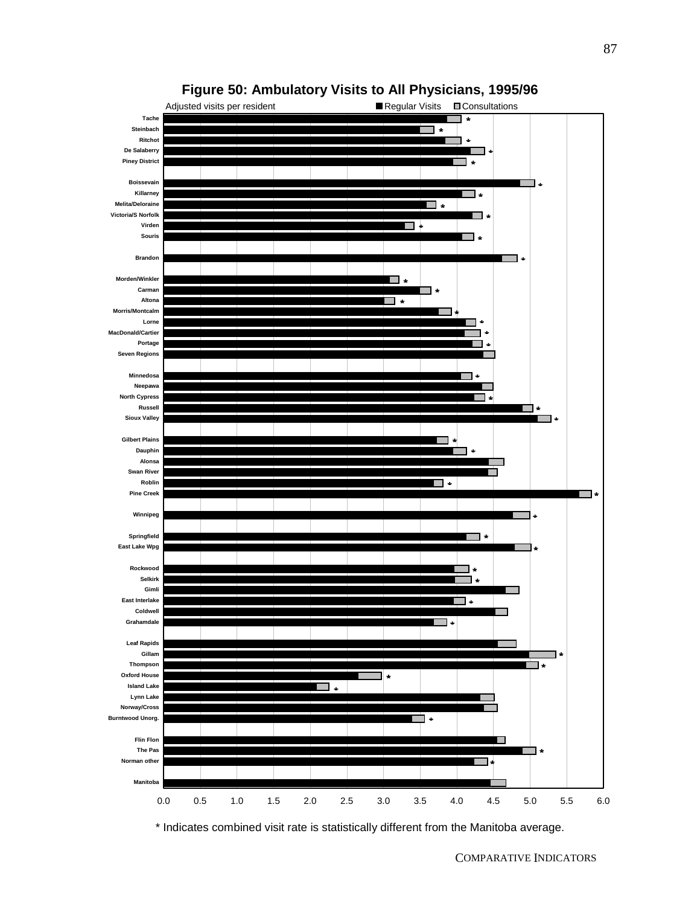# Figure 50: Ambulatory Visits to All Physicians, 1995/96

Adjusted visits per resident — ■ Regular Visits □ Consultations

| Region | Significant |
|---|---|
| Tache | * |
| Steinbach | * |
| Ritchot | * |
| De Salaberry | * |
| Piney District | * |
| Boissevain | * |
| Killarney | * |
| Melita/Deloraine | * |
| Victoria/S Norfolk | * |
| Virden | * |
| Souris | * |
| Brandon | * |
| Morden/Winkler | * |
| Carman | * |
| Altona | * |
| Morris/Montcalm | * |
| Lorne | * |
| MacDonald/Cartier | * |
| Portage | * |
| Seven Regions | |
| Minnedosa | * |
| Neepawa | |
| North Cypress | * |
| Russell | * |
| Sioux Valley | * |
| Gilbert Plains | * |
| Dauphin | * |
| Alonsa | |
| Swan River | |
| Roblin | * |
| Pine Creek | * |
| Winnipeg | * |
| Springfield | * |
| East Lake Wpg | * |
| Rockwood | * |
| Selkirk | * |
| Gimli | |
| East Interlake | * |
| Coldwell | |
| Grahamdale | * |
| Leaf Rapids | |
| Gillam | * |
| Thompson | * |
| Oxford House | * |
| Island Lake | * |
| Lynn Lake | |
| Norway/Cross | |
| Burntwood Unorg. | * |
| Flin Flon | |
| The Pas | * |
| Norman other | * |
| Manitoba | |

X-axis: 0.0 to 6.0 (increments of 0.5)

\* Indicates combined visit rate is statistically different from the Manitoba average.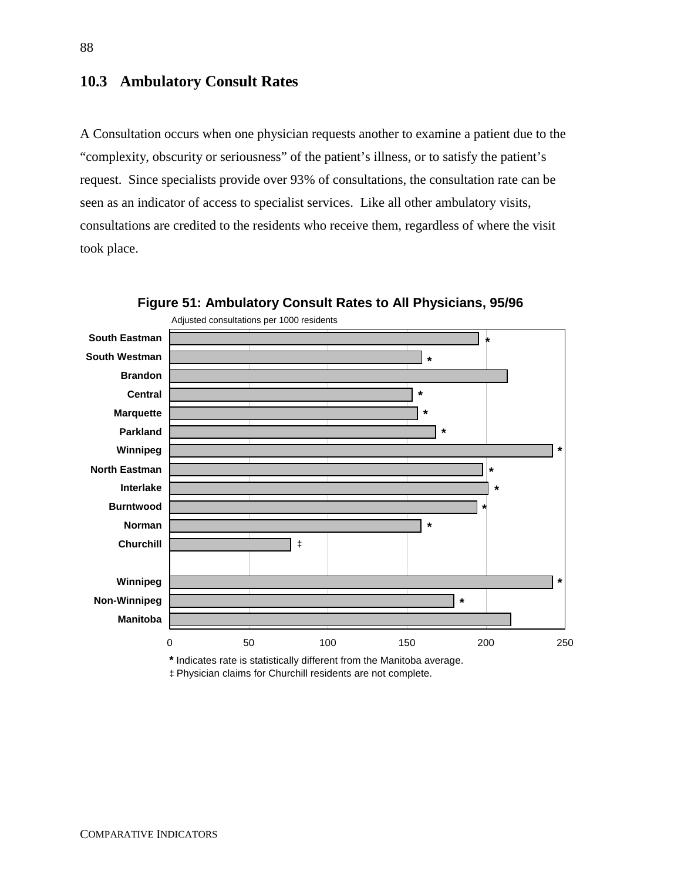## 10.3 Ambulatory Consult Rates

A Consultation occurs when one physician requests another to examine a patient due to the "complexity, obscurity or seriousness" of the patient's illness, or to satisfy the patient's request. Since specialists provide over 93% of consultations, the consultation rate can be seen as an indicator of access to specialist services. Like all other ambulatory visits, consultations are credited to the residents who receive them, regardless of where the visit took place.

**Figure 51: Ambulatory Consult Rates to All Physicians, 95/96**

Adjusted consultations per 1000 residents

| Region | Rate | |
|---|---|---|
| South Eastman | ~195 | * |
| South Westman | ~159 | * |
| Brandon | ~213 | |
| Central | ~153 | * |
| Marquette | ~156 | * |
| Parkland | ~168 | * |
| Winnipeg | ~242 | * |
| North Eastman | ~198 | * |
| Interlake | ~201 | * |
| Burntwood | ~194 | * |
| Norman | ~159 | * |
| Churchill | ~76 | ‡ |
| Winnipeg | ~242 | * |
| Non-Winnipeg | ~180 | * |
| Manitoba | ~215 | |

\* Indicates rate is statistically different from the Manitoba average.
‡ Physician claims for Churchill residents are not complete.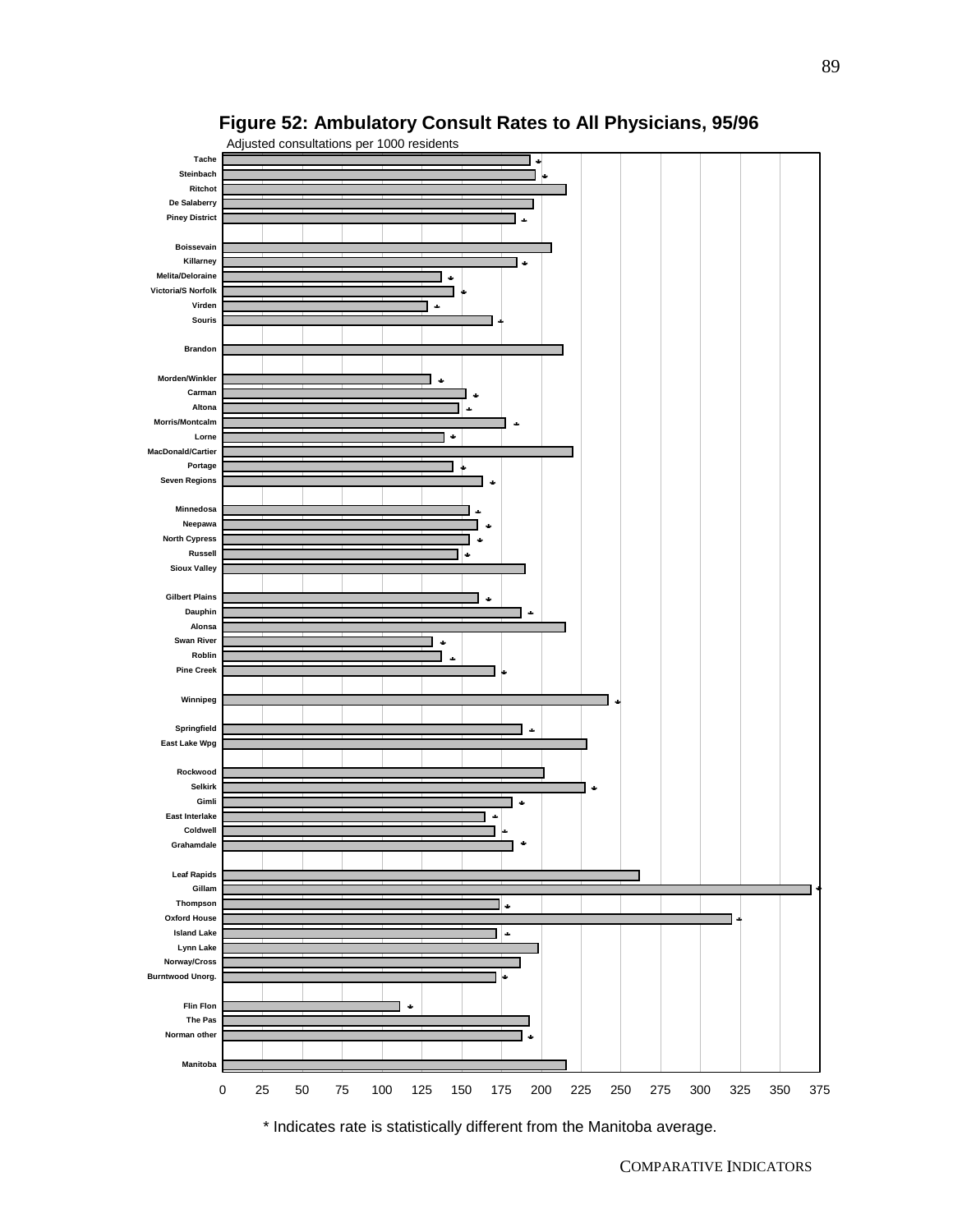**Figure 52: Ambulatory Consult Rates to All Physicians, 95/96**

Adjusted consultations per 1000 residents

Tache *
Steinbach *
Ritchot
De Salaberry
Piney District *

Boissevain
Killarney *
Melita/Deloraine *
Victoria/S Norfolk *
Virden *
Souris *

Brandon

Morden/Winkler *
Carman *
Altona *
Morris/Montcalm *
Lorne *
MacDonald/Cartier
Portage *
Seven Regions *

Minnedosa *
Neepawa *
North Cypress *
Russell *
Sioux Valley

Gilbert Plains *
Dauphin *
Alonsa
Swan River *
Roblin *
Pine Creek *

Winnipeg *

Springfield *
East Lake Wpg

Rockwood
Selkirk *
Gimli *
East Interlake *
Coldwell *
Grahamdale *

Leaf Rapids
Gillam *
Thompson *
Oxford House *
Island Lake *
Lynn Lake
Norway/Cross
Burntwood Unorg. *

Flin Flon *
The Pas
Norman other *

Manitoba

0 25 50 75 100 125 150 175 200 225 250 275 300 325 350 375

\* Indicates rate is statistically different from the Manitoba average.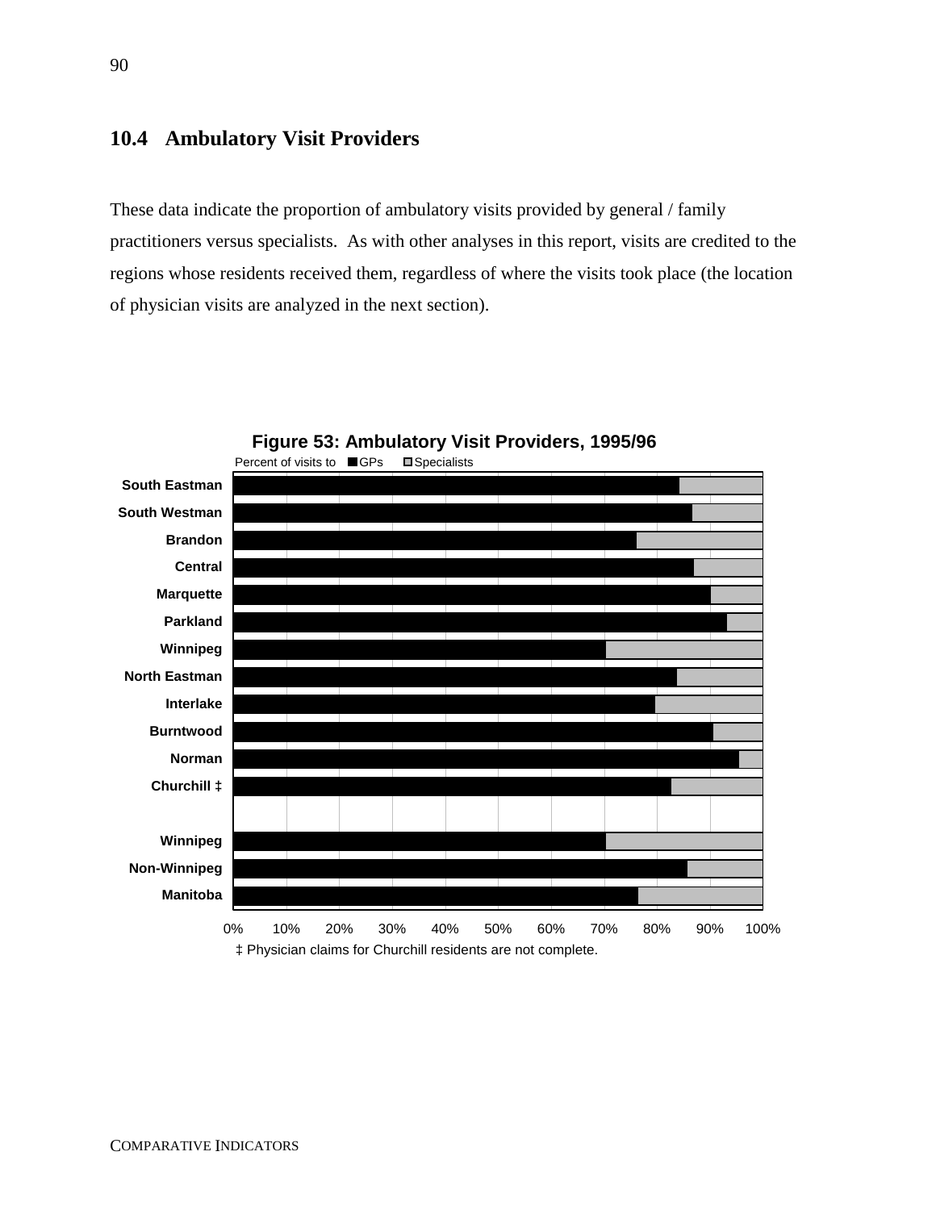## 10.4 Ambulatory Visit Providers

These data indicate the proportion of ambulatory visits provided by general / family practitioners versus specialists. As with other analyses in this report, visits are credited to the regions whose residents received them, regardless of where the visits took place (the location of physician visits are analyzed in the next section).

**Figure 53: Ambulatory Visit Providers, 1995/96**

Percent of visits to ■GPs □Specialists

South Eastman
South Westman
Brandon
Central
Marquette
Parkland
Winnipeg
North Eastman
Interlake
Burntwood
Norman
Churchill ‡

Winnipeg
Non-Winnipeg
Manitoba

0% 10% 20% 30% 40% 50% 60% 70% 80% 90% 100%

‡ Physician claims for Churchill residents are not complete.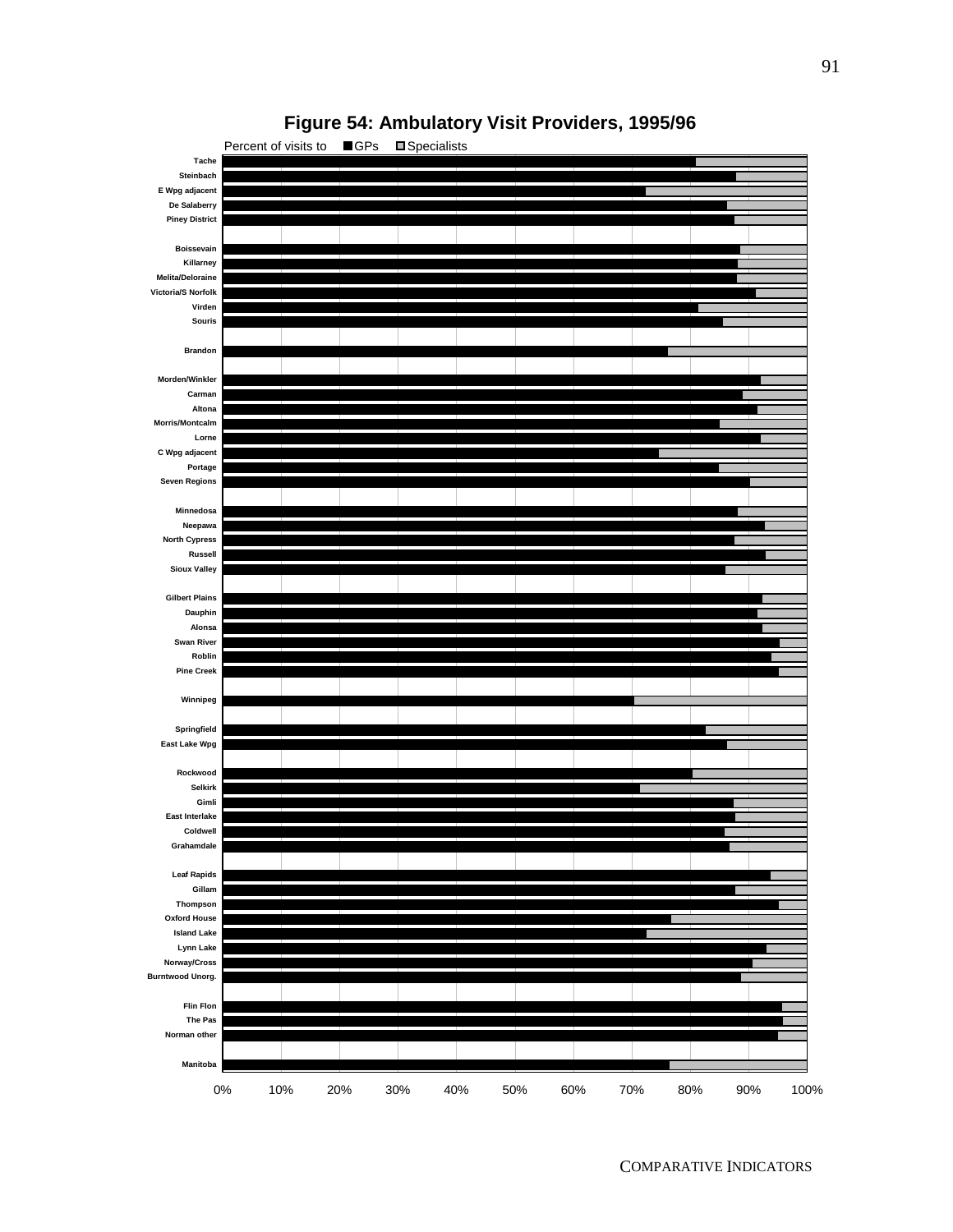# Figure 54: Ambulatory Visit Providers, 1995/96

Percent of visits to ■GPs □Specialists

Tache
Steinbach
E Wpg adjacent
De Salaberry
Piney District

Boissevain
Killarney
Melita/Deloraine
Victoria/S Norfolk
Virden
Souris

Brandon

Morden/Winkler
Carman
Altona
Morris/Montcalm
Lorne
C Wpg adjacent
Portage
Seven Regions

Minnedosa
Neepawa
North Cypress
Russell
Sioux Valley

Gilbert Plains
Dauphin
Alonsa
Swan River
Roblin
Pine Creek

Winnipeg

Springfield
East Lake Wpg

Rockwood
Selkirk
Gimli
East Interlake
Coldwell
Grahamdale

Leaf Rapids
Gillam
Thompson
Oxford House
Island Lake
Lynn Lake
Norway/Cross
Burntwood Unorg.

Flin Flon
The Pas
Norman other

Manitoba

0% 10% 20% 30% 40% 50% 60% 70% 80% 90% 100%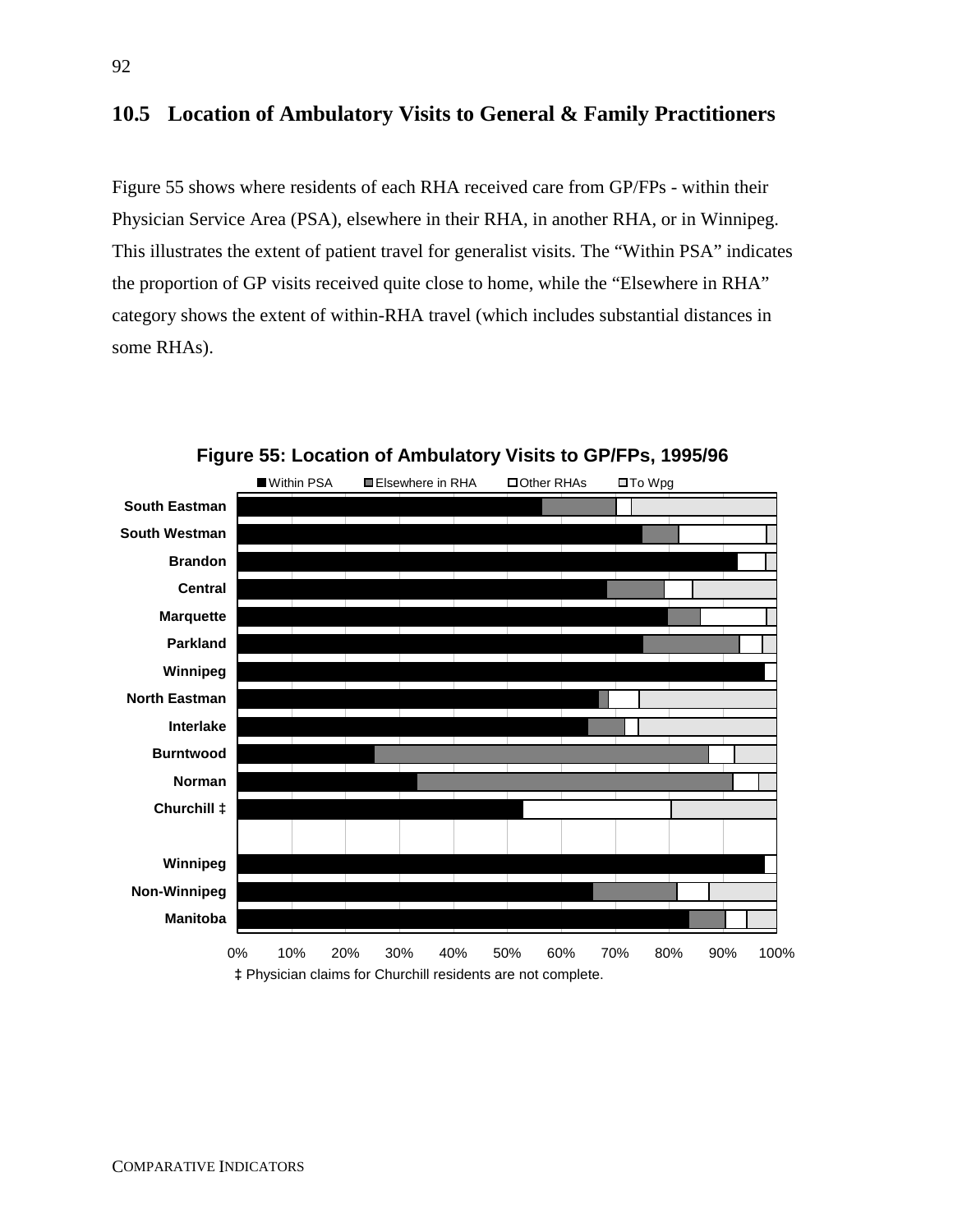## 10.5 Location of Ambulatory Visits to General & Family Practitioners

Figure 55 shows where residents of each RHA received care from GP/FPs - within their Physician Service Area (PSA), elsewhere in their RHA, in another RHA, or in Winnipeg. This illustrates the extent of patient travel for generalist visits. The "Within PSA" indicates the proportion of GP visits received quite close to home, while the "Elsewhere in RHA" category shows the extent of within-RHA travel (which includes substantial distances in some RHAs).

**Figure 55: Location of Ambulatory Visits to GP/FPs, 1995/96**

Legend: Within PSA, Elsewhere in RHA, Other RHAs, To Wpg

Categories: South Eastman, South Westman, Brandon, Central, Marquette, Parkland, Winnipeg, North Eastman, Interlake, Burntwood, Norman, Churchill ‡, Winnipeg, Non-Winnipeg, Manitoba

Axis: 0%, 10%, 20%, 30%, 40%, 50%, 60%, 70%, 80%, 90%, 100%

‡ Physician claims for Churchill residents are not complete.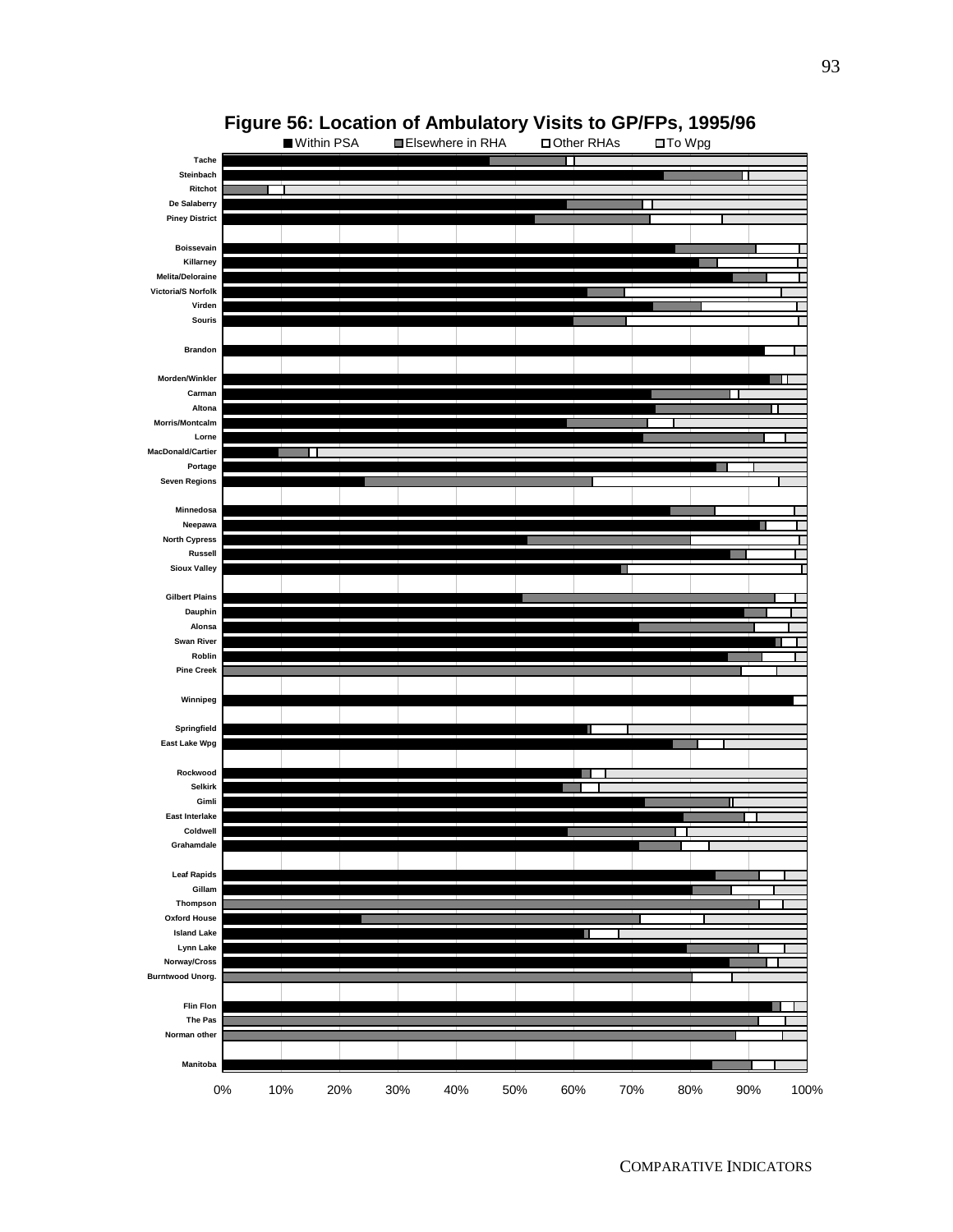## Figure 56: Location of Ambulatory Visits to GP/FPs, 1995/96

■ Within PSA ■ Elsewhere in RHA □ Other RHAs □ To Wpg

Tache
Steinbach
Ritchot
De Salaberry
Piney District

Boissevain
Killarney
Melita/Deloraine
Victoria/S Norfolk
Virden
Souris

Brandon

Morden/Winkler
Carman
Altona
Morris/Montcalm
Lorne
MacDonald/Cartier
Portage
Seven Regions

Minnedosa
Neepawa
North Cypress
Russell
Sioux Valley

Gilbert Plains
Dauphin
Alonsa
Swan River
Roblin
Pine Creek

Winnipeg

Springfield
East Lake Wpg

Rockwood
Selkirk
Gimli
East Interlake
Coldwell
Grahamdale

Leaf Rapids
Gillam
Thompson
Oxford House
Island Lake
Lynn Lake
Norway/Cross
Burntwood Unorg.

Flin Flon
The Pas
Norman other

Manitoba

0% 10% 20% 30% 40% 50% 60% 70% 80% 90% 100%

COMPARATIVE INDICATORS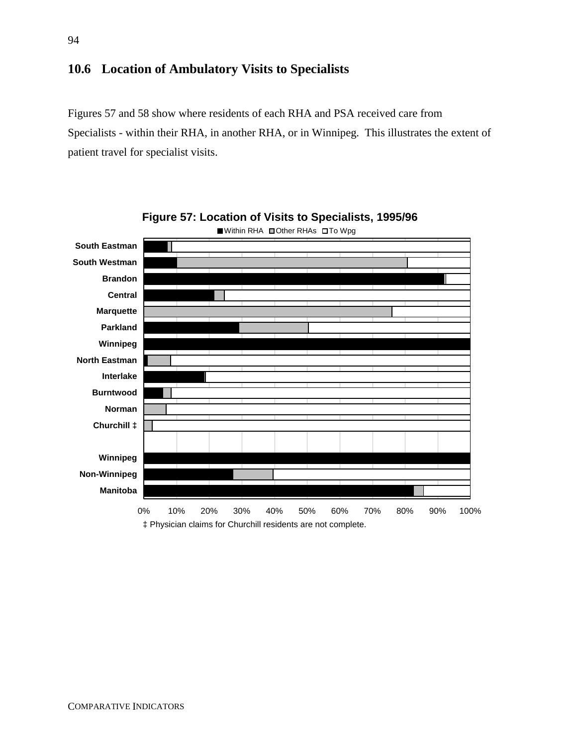## 10.6 Location of Ambulatory Visits to Specialists

Figures 57 and 58 show where residents of each RHA and PSA received care from Specialists - within their RHA, in another RHA, or in Winnipeg. This illustrates the extent of patient travel for specialist visits.

**Figure 57: Location of Visits to Specialists, 1995/96**

■ Within RHA □ Other RHAs □ To Wpg

South Eastman
South Westman
Brandon
Central
Marquette
Parkland
Winnipeg
North Eastman
Interlake
Burntwood
Norman
Churchill ‡

Winnipeg
Non-Winnipeg
Manitoba

0% 10% 20% 30% 40% 50% 60% 70% 80% 90% 100%

‡ Physician claims for Churchill residents are not complete.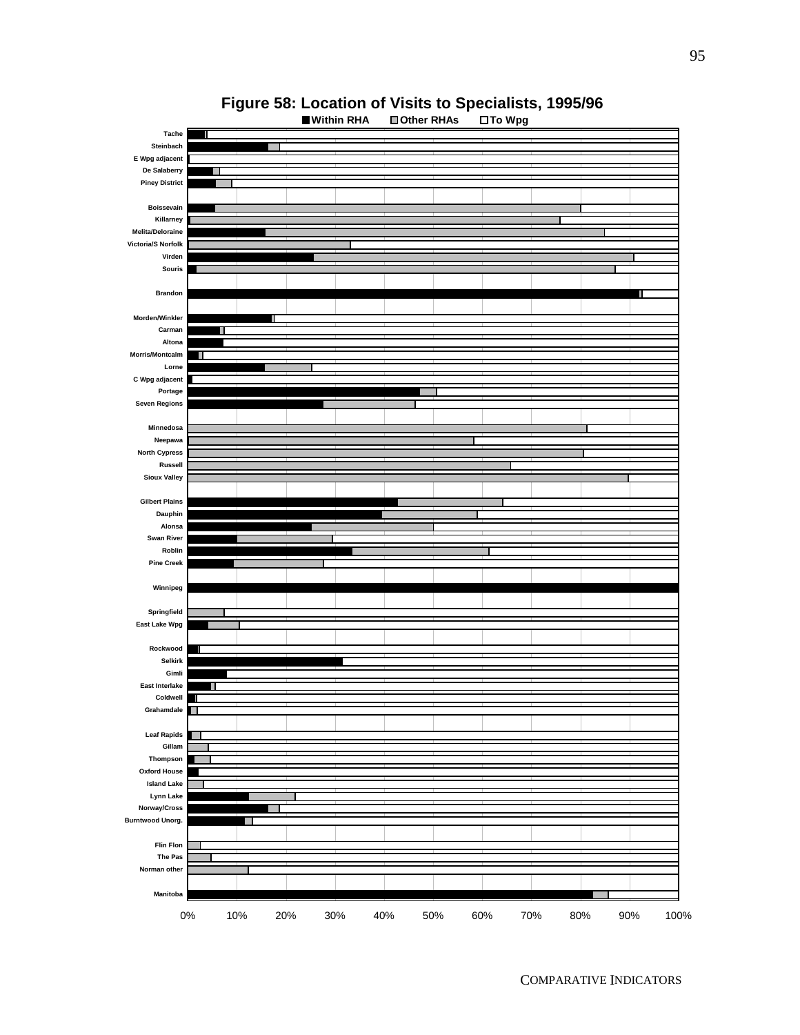# Figure 58: Location of Visits to Specialists, 1995/96

■ Within RHA ■ Other RHAs □ To Wpg

Tache
Steinbach
E Wpg adjacent
De Salaberry
Piney District

Boissevain
Killarney
Melita/Deloraine
Victoria/S Norfolk
Virden
Souris

Brandon

Morden/Winkler
Carman
Altona
Morris/Montcalm
Lorne
C Wpg adjacent
Portage
Seven Regions

Minnedosa
Neepawa
North Cypress
Russell
Sioux Valley

Gilbert Plains
Dauphin
Alonsa
Swan River
Roblin
Pine Creek

Winnipeg

Springfield
East Lake Wpg

Rockwood
Selkirk
Gimli
East Interlake
Coldwell
Grahamdale

Leaf Rapids
Gillam
Thompson
Oxford House
Island Lake
Lynn Lake
Norway/Cross
Burntwood Unorg.

Flin Flon
The Pas
Norman other

Manitoba

0% 10% 20% 30% 40% 50% 60% 70% 80% 90% 100%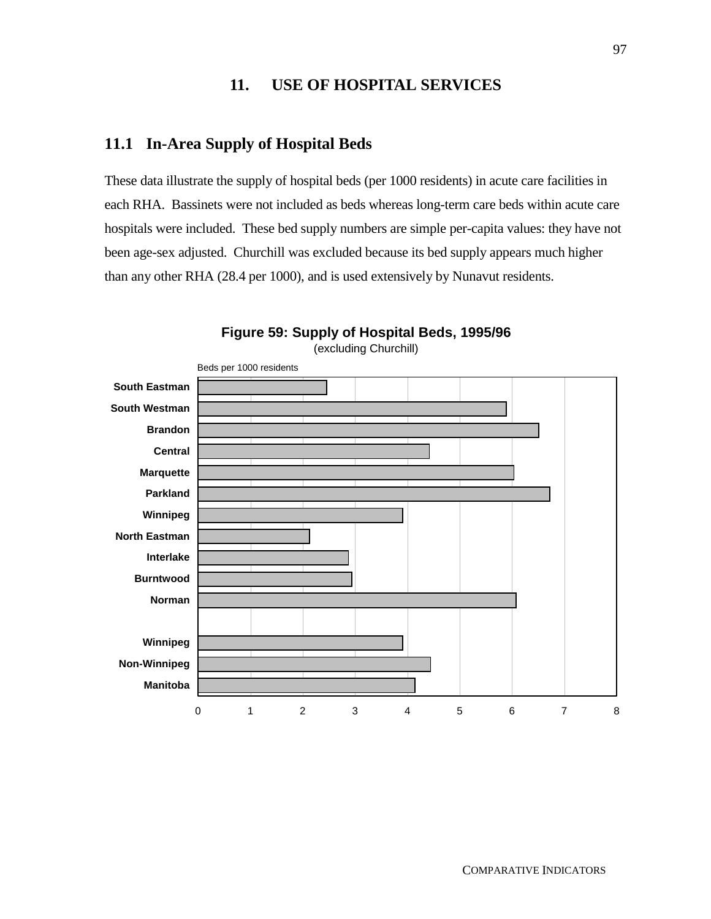# 11. USE OF HOSPITAL SERVICES

## 11.1 In-Area Supply of Hospital Beds

These data illustrate the supply of hospital beds (per 1000 residents) in acute care facilities in each RHA. Bassinets were not included as beds whereas long-term care beds within acute care hospitals were included. These bed supply numbers are simple per-capita values: they have not been age-sex adjusted. Churchill was excluded because its bed supply appears much higher than any other RHA (28.4 per 1000), and is used extensively by Nunavut residents.

**Figure 59: Supply of Hospital Beds, 1995/96**
(excluding Churchill)

Beds per 1000 residents

South Eastman
South Westman
Brandon
Central
Marquette
Parkland
Winnipeg
North Eastman
Interlake
Burntwood
Norman

Winnipeg
Non-Winnipeg
Manitoba

0 1 2 3 4 5 6 7 8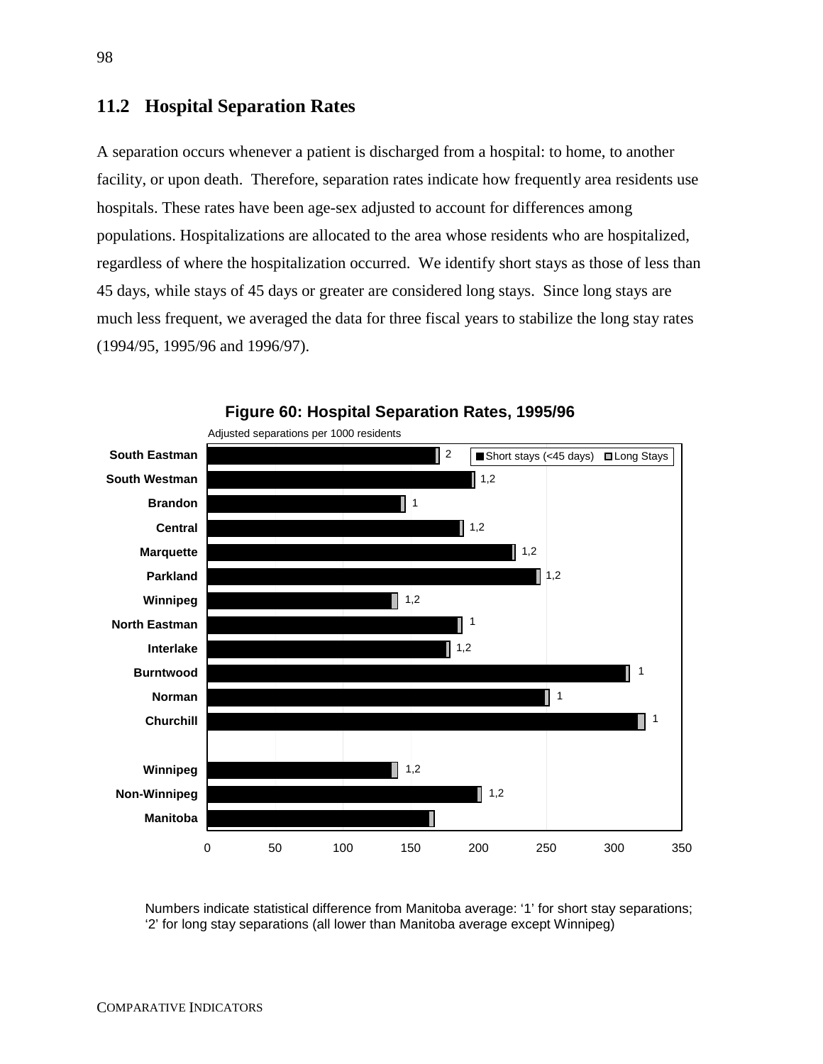## 11.2 Hospital Separation Rates

A separation occurs whenever a patient is discharged from a hospital: to home, to another facility, or upon death. Therefore, separation rates indicate how frequently area residents use hospitals. These rates have been age-sex adjusted to account for differences among populations. Hospitalizations are allocated to the area whose residents who are hospitalized, regardless of where the hospitalization occurred. We identify short stays as those of less than 45 days, while stays of 45 days or greater are considered long stays. Since long stays are much less frequent, we averaged the data for three fiscal years to stabilize the long stay rates (1994/95, 1995/96 and 1996/97).

**Figure 60: Hospital Separation Rates, 1995/96**

Adjusted separations per 1000 residents

Legend: Short stays (<45 days) | Long Stays

| Region | Significance |
|---|---|
| South Eastman | 2 |
| South Westman | 1,2 |
| Brandon | 1 |
| Central | 1,2 |
| Marquette | 1,2 |
| Parkland | 1,2 |
| Winnipeg | 1,2 |
| North Eastman | 1 |
| Interlake | 1,2 |
| Burntwood | 1 |
| Norman | 1 |
| Churchill | 1 |
| Winnipeg | 1,2 |
| Non-Winnipeg | 1,2 |
| Manitoba | |

Numbers indicate statistical difference from Manitoba average: '1' for short stay separations; '2' for long stay separations (all lower than Manitoba average except Winnipeg)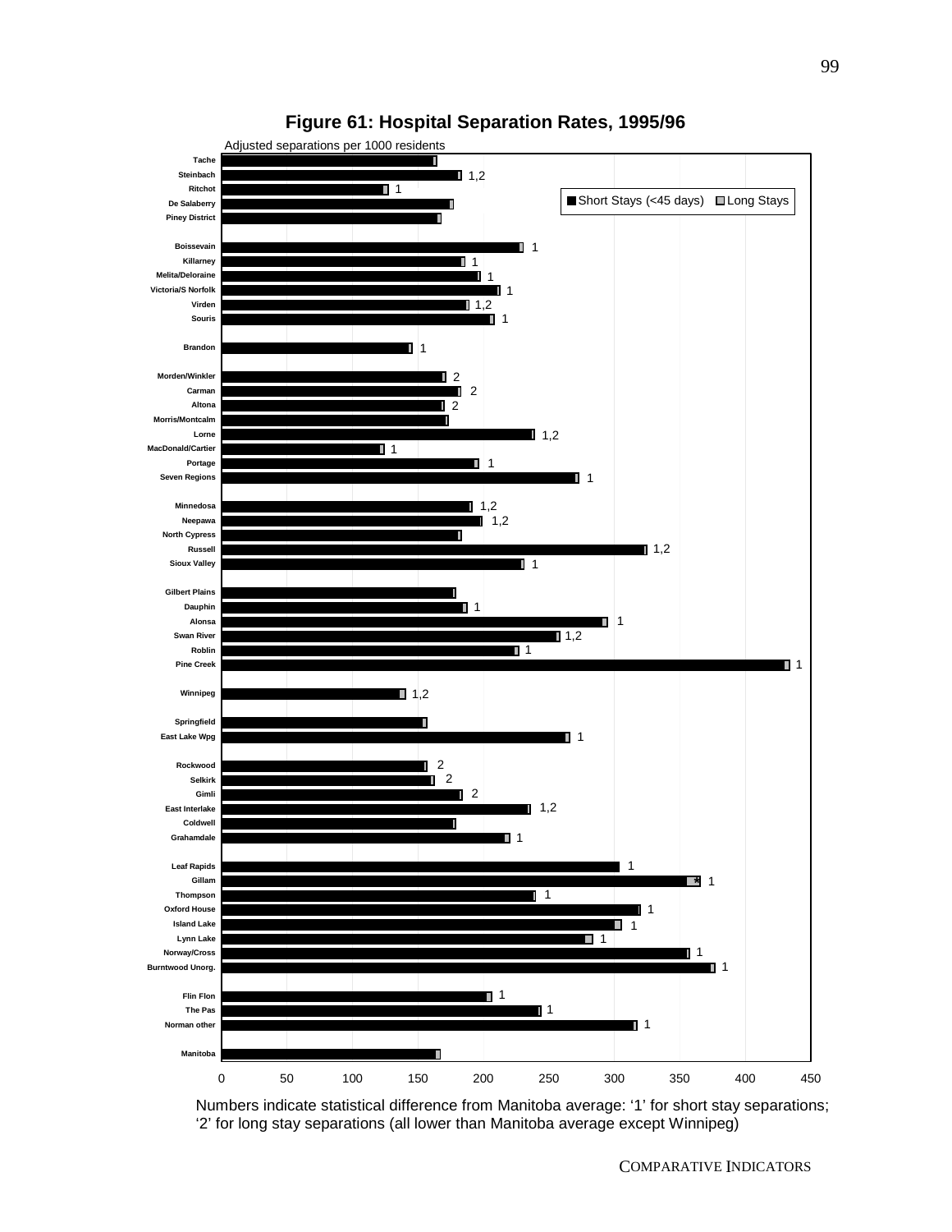# Figure 61: Hospital Separation Rates, 1995/96

Adjusted separations per 1000 residents

■ Short Stays (<45 days) □ Long Stays

| Region | Significance |
|---|---|
| Tache | |
| Steinbach | 1,2 |
| Ritchot | 1 |
| De Salaberry | |
| Piney District | |
| Boissevain | 1 |
| Killarney | 1 |
| Melita/Deloraine | 1 |
| Victoria/S Norfolk | 1 |
| Virden | 1,2 |
| Souris | 1 |
| Brandon | 1 |
| Morden/Winkler | 2 |
| Carman | 2 |
| Altona | 2 |
| Morris/Montcalm | |
| Lorne | 1,2 |
| MacDonald/Cartier | 1 |
| Portage | 1 |
| Seven Regions | 1 |
| Minnedosa | 1,2 |
| Neepawa | 1,2 |
| North Cypress | |
| Russell | 1,2 |
| Sioux Valley | 1 |
| Gilbert Plains | |
| Dauphin | 1 |
| Alonsa | 1 |
| Swan River | 1,2 |
| Roblin | 1 |
| Pine Creek | 1 |
| Winnipeg | 1,2 |
| Springfield | |
| East Lake Wpg | 1 |
| Rockwood | 2 |
| Selkirk | 2 |
| Gimli | 2 |
| East Interlake | 1,2 |
| Coldwell | |
| Grahamdale | 1 |
| Leaf Rapids | 1 |
| Gillam | * 1 |
| Thompson | 1 |
| Oxford House | 1 |
| Island Lake | 1 |
| Lynn Lake | 1 |
| Norway/Cross | 1 |
| Burntwood Unorg. | 1 |
| Flin Flon | 1 |
| The Pas | 1 |
| Norman other | 1 |
| Manitoba | |

Numbers indicate statistical difference from Manitoba average: '1' for short stay separations; '2' for long stay separations (all lower than Manitoba average except Winnipeg)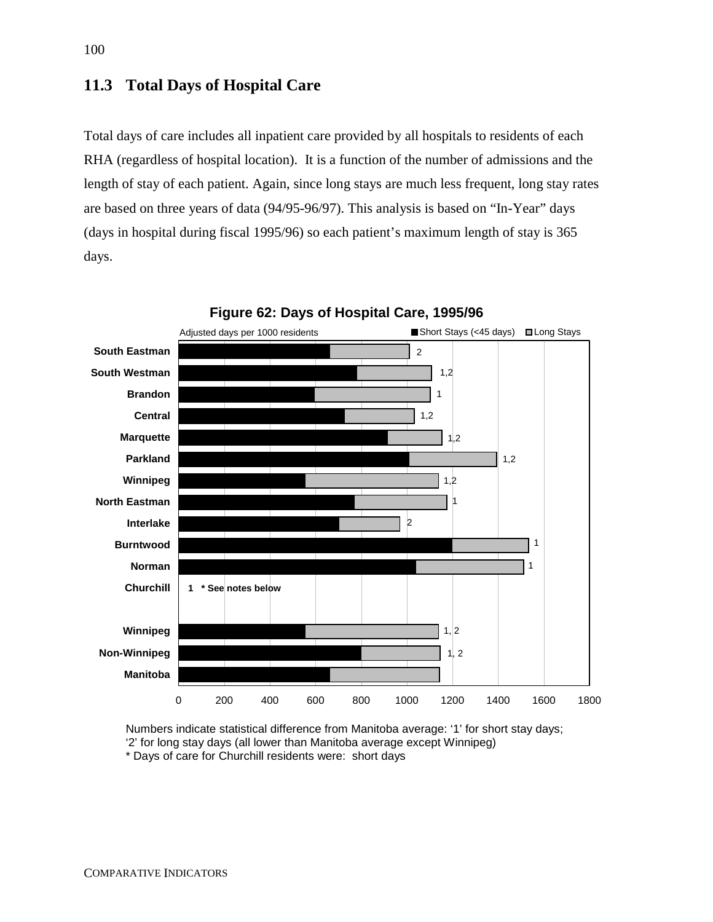## 11.3 Total Days of Hospital Care

Total days of care includes all inpatient care provided by all hospitals to residents of each RHA (regardless of hospital location). It is a function of the number of admissions and the length of stay of each patient. Again, since long stays are much less frequent, long stay rates are based on three years of data (94/95-96/97). This analysis is based on "In-Year" days (days in hospital during fiscal 1995/96) so each patient's maximum length of stay is 365 days.

**Figure 62: Days of Hospital Care, 1995/96**

Adjusted days per 1000 residents ■ Short Stays (<45 days) □ Long Stays

| Region | Significance |
|---|---|
| South Eastman | 2 |
| South Westman | 1,2 |
| Brandon | 1 |
| Central | 1,2 |
| Marquette | 1,2 |
| Parkland | 1,2 |
| Winnipeg | 1,2 |
| North Eastman | 1 |
| Interlake | 2 |
| Burntwood | 1 |
| Norman | 1 |
| Churchill | 1 * See notes below |
| Winnipeg | 1, 2 |
| Non-Winnipeg | 1, 2 |
| Manitoba | |

0 200 400 600 800 1000 1200 1400 1600 1800

Numbers indicate statistical difference from Manitoba average: '1' for short stay days; '2' for long stay days (all lower than Manitoba average except Winnipeg)
* Days of care for Churchill residents were: short days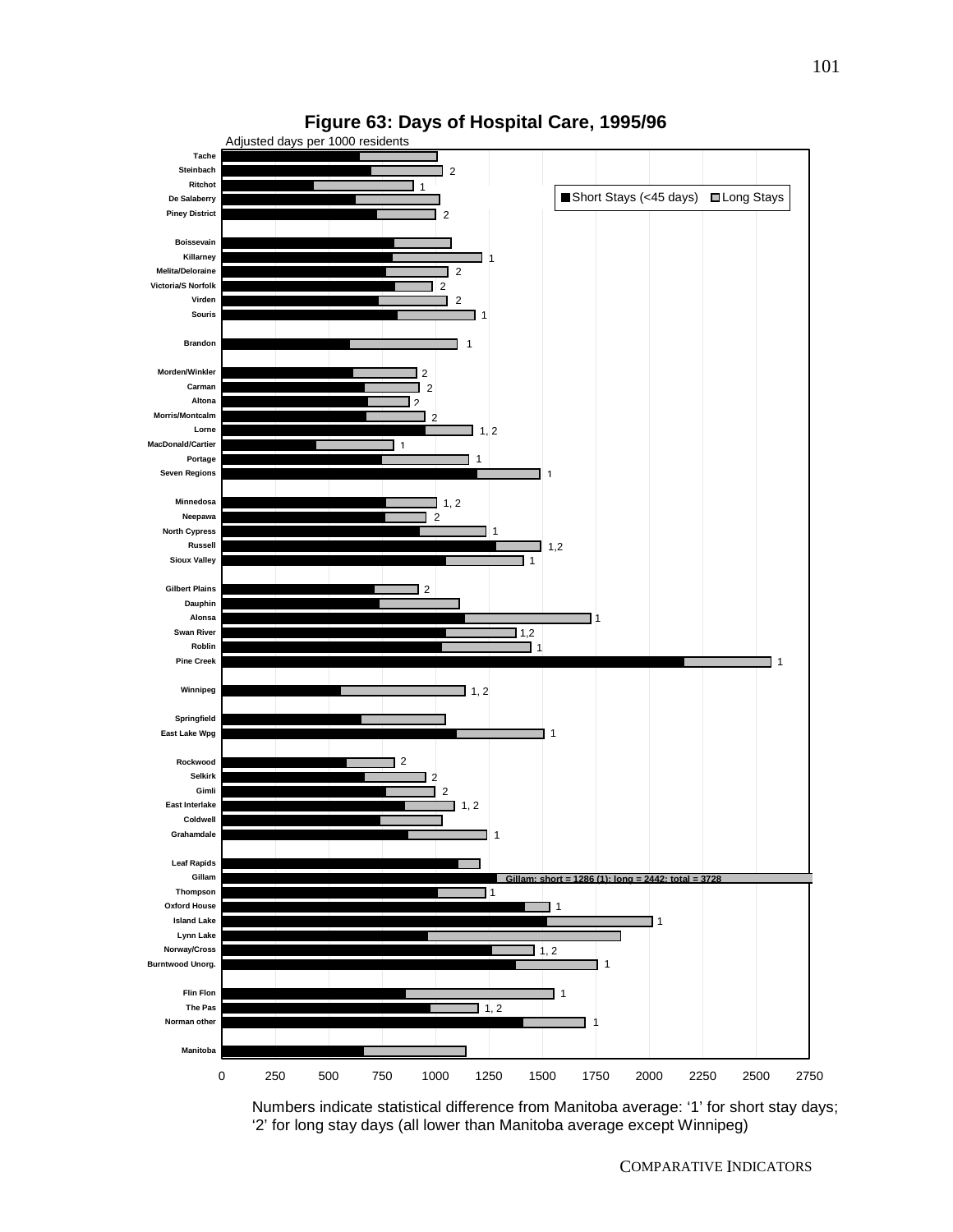**Figure 63: Days of Hospital Care, 1995/96**

Adjusted days per 1000 residents

■ Short Stays (<45 days) □ Long Stays

| Region | Significance |
|---|---|
| Tache | |
| Steinbach | 2 |
| Ritchot | 1 |
| De Salaberry | |
| Piney District | 2 |
| Boissevain | |
| Killarney | 1 |
| Melita/Deloraine | 2 |
| Victoria/S Norfolk | 2 |
| Virden | 2 |
| Souris | 1 |
| Brandon | 1 |
| Morden/Winkler | 2 |
| Carman | 2 |
| Altona | 2 |
| Morris/Montcalm | 2 |
| Lorne | 1, 2 |
| MacDonald/Cartier | 1 |
| Portage | 1 |
| Seven Regions | 1 |
| Minnedosa | 1, 2 |
| Neepawa | 2 |
| North Cypress | 1 |
| Russell | 1,2 |
| Sioux Valley | 1 |
| Gilbert Plains | 2 |
| Dauphin | |
| Alonsa | 1 |
| Swan River | 1,2 |
| Roblin | 1 |
| Pine Creek | 1 |
| Winnipeg | 1, 2 |
| Springfield | |
| East Lake Wpg | 1 |
| Rockwood | 2 |
| Selkirk | 2 |
| Gimli | 2 |
| East Interlake | 1, 2 |
| Coldwell | |
| Grahamdale | 1 |
| Leaf Rapids | |
| Gillam | Gillam: short = 1286 (1); long = 2442; total = 3728 |
| Thompson | 1 |
| Oxford House | 1 |
| Island Lake | 1 |
| Lynn Lake | |
| Norway/Cross | 1, 2 |
| Burntwood Unorg. | 1 |
| Flin Flon | 1 |
| The Pas | 1, 2 |
| Norman other | 1 |
| Manitoba | |

X-axis: 0, 250, 500, 750, 1000, 1250, 1500, 1750, 2000, 2250, 2500, 2750

Numbers indicate statistical difference from Manitoba average: '1' for short stay days; '2' for long stay days (all lower than Manitoba average except Winnipeg)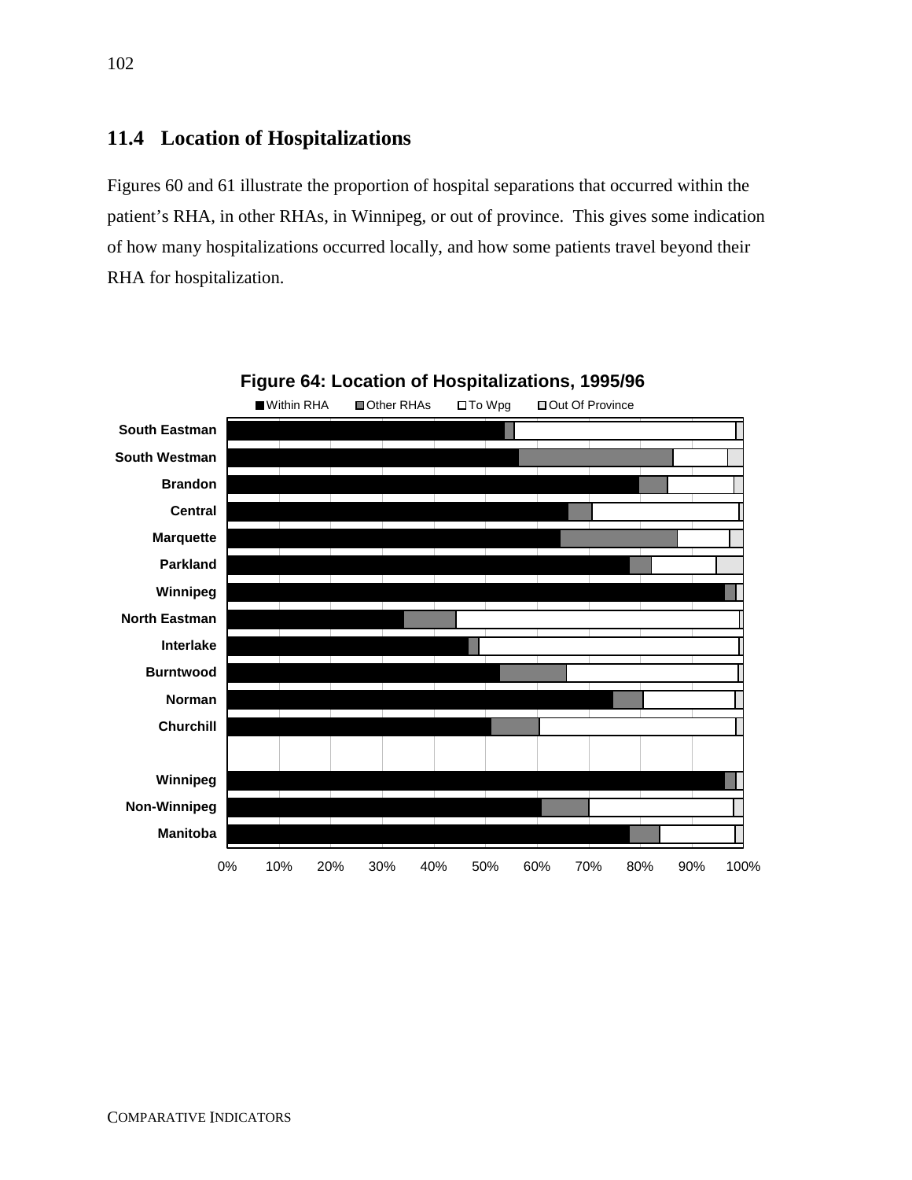## 11.4 Location of Hospitalizations

Figures 60 and 61 illustrate the proportion of hospital separations that occurred within the patient's RHA, in other RHAs, in Winnipeg, or out of province. This gives some indication of how many hospitalizations occurred locally, and how some patients travel beyond their RHA for hospitalization.

**Figure 64: Location of Hospitalizations, 1995/96**

Legend: Within RHA, Other RHAs, To Wpg, Out Of Province

Regions: South Eastman, South Westman, Brandon, Central, Marquette, Parkland, Winnipeg, North Eastman, Interlake, Burntwood, Norman, Churchill; Winnipeg, Non-Winnipeg, Manitoba

Horizontal axis: 0%, 10%, 20%, 30%, 40%, 50%, 60%, 70%, 80%, 90%, 100%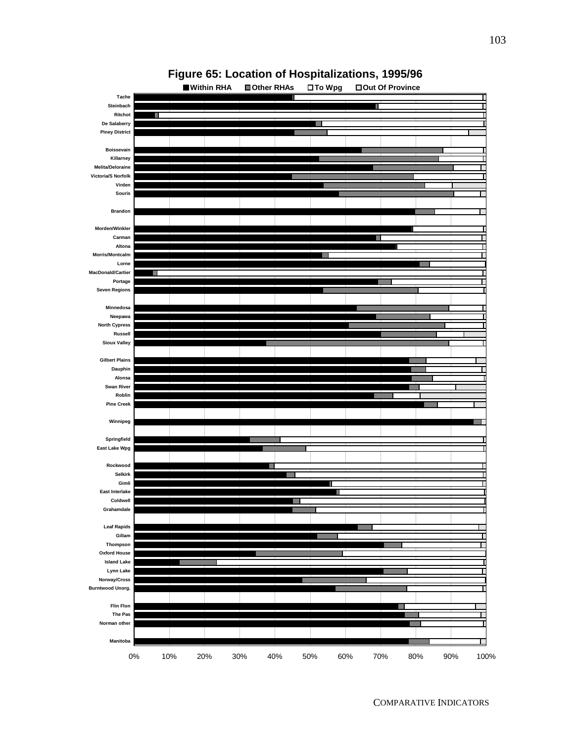# Figure 65: Location of Hospitalizations, 1995/96

■ Within RHA ■ Other RHAs □ To Wpg □ Out Of Province

Tache
Steinbach
Ritchot
De Salaberry
Piney District

Boissevain
Killarney
Melita/Deloraine
Victoria/S Norfolk
Virden
Souris

Brandon

Morden/Winkler
Carman
Altona
Morris/Montcalm
Lorne
MacDonald/Cartier
Portage
Seven Regions

Minnedosa
Neepawa
North Cypress
Russell
Sioux Valley

Gilbert Plains
Dauphin
Alonsa
Swan River
Roblin
Pine Creek

Winnipeg

Springfield
East Lake Wpg

Rockwood
Selkirk
Gimli
East Interlake
Coldwell
Grahamdale

Leaf Rapids
Gillam
Thompson
Oxford House
Island Lake
Lynn Lake
Norway/Cross
Burntwood Unorg.

Flin Flon
The Pas
Norman other

Manitoba

0% 10% 20% 30% 40% 50% 60% 70% 80% 90% 100%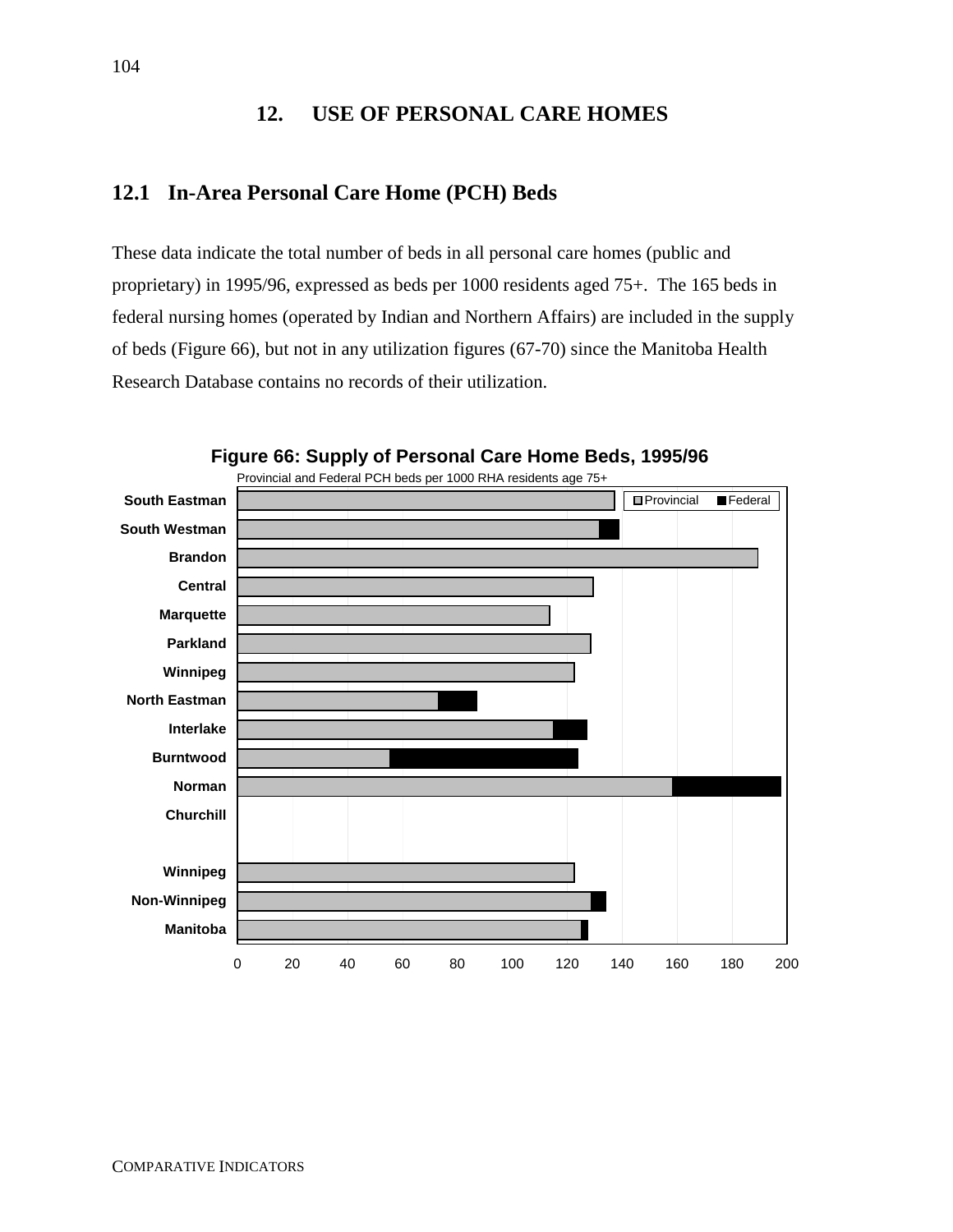# 12. USE OF PERSONAL CARE HOMES

## 12.1 In-Area Personal Care Home (PCH) Beds

These data indicate the total number of beds in all personal care homes (public and proprietary) in 1995/96, expressed as beds per 1000 residents aged 75+. The 165 beds in federal nursing homes (operated by Indian and Northern Affairs) are included in the supply of beds (Figure 66), but not in any utilization figures (67-70) since the Manitoba Health Research Database contains no records of their utilization.

**Figure 66: Supply of Personal Care Home Beds, 1995/96**

Provincial and Federal PCH beds per 1000 RHA residents age 75+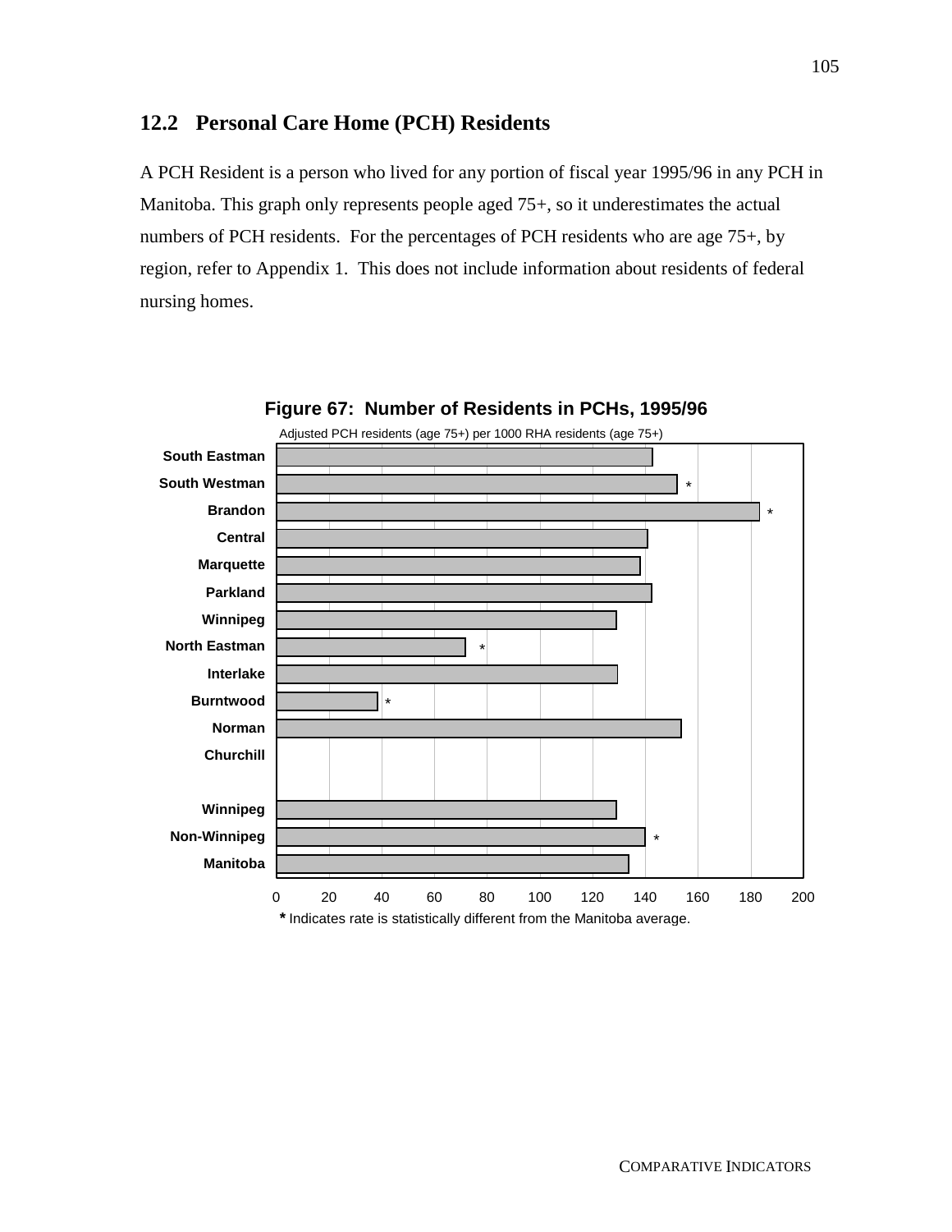## 12.2 Personal Care Home (PCH) Residents

A PCH Resident is a person who lived for any portion of fiscal year 1995/96 in any PCH in Manitoba. This graph only represents people aged 75+, so it underestimates the actual numbers of PCH residents. For the percentages of PCH residents who are age 75+, by region, refer to Appendix 1. This does not include information about residents of federal nursing homes.

**Figure 67: Number of Residents in PCHs, 1995/96**

Adjusted PCH residents (age 75+) per 1000 RHA residents (age 75+)

| Region | Rate (approx.) | |
|---|---|---|
| South Eastman | 143 | |
| South Westman | 152 | * |
| Brandon | 183 | * |
| Central | 141 | |
| Marquette | 138 | |
| Parkland | 142 | |
| Winnipeg | 129 | |
| North Eastman | 72 | * |
| Interlake | 129 | |
| Burntwood | 38 | * |
| Norman | 153 | |
| Churchill | | |
| Winnipeg | 129 | |
| Non-Winnipeg | 140 | * |
| Manitoba | 133 | |

\* Indicates rate is statistically different from the Manitoba average.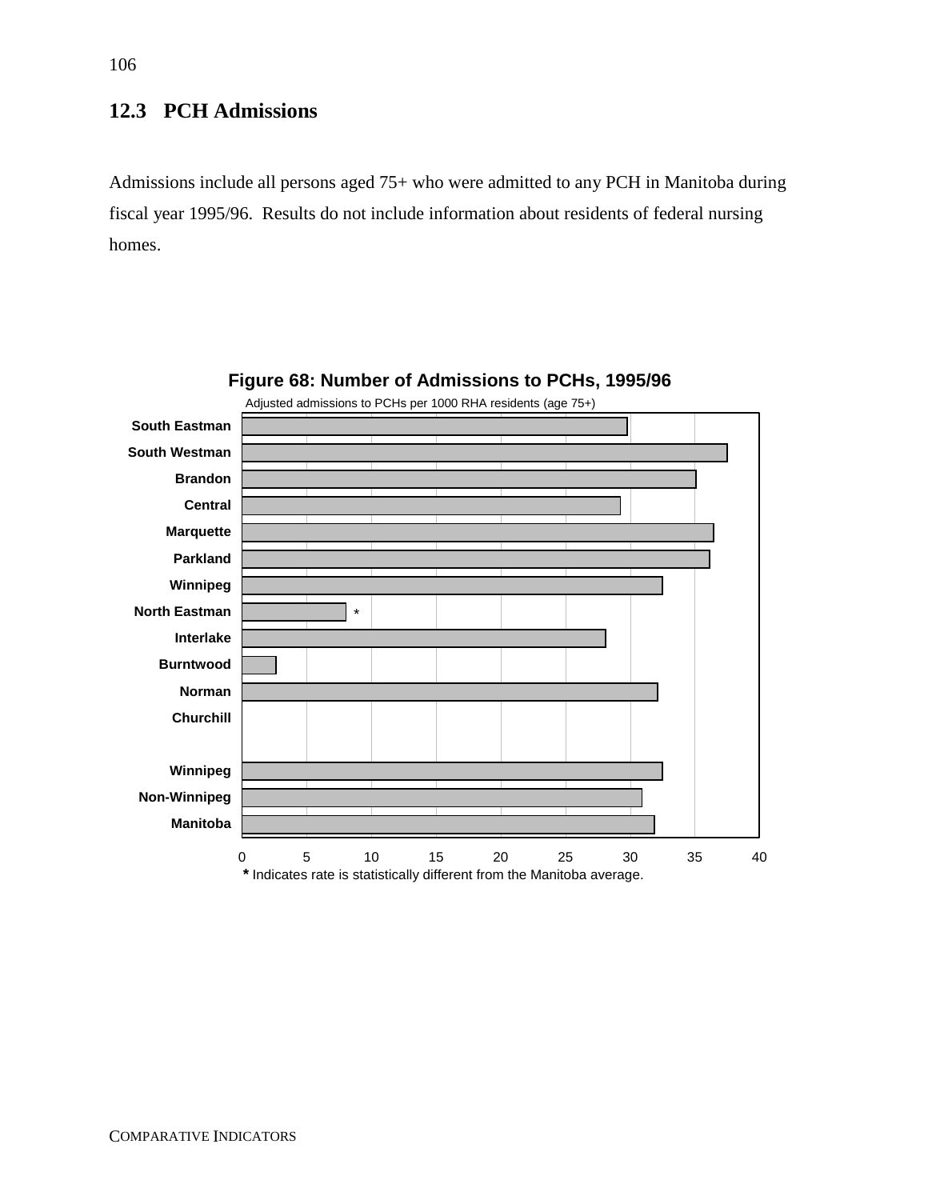## 12.3 PCH Admissions

Admissions include all persons aged 75+ who were admitted to any PCH in Manitoba during fiscal year 1995/96. Results do not include information about residents of federal nursing homes.

**Figure 68: Number of Admissions to PCHs, 1995/96**

Adjusted admissions to PCHs per 1000 RHA residents (age 75+)

| Region | Rate |
|---|---|
| South Eastman | ~29.7 |
| South Westman | ~37.5 |
| Brandon | ~35.1 |
| Central | ~29.2 |
| Marquette | ~36.5 |
| Parkland | ~36.2 |
| Winnipeg | ~32.5 |
| North Eastman | ~8.0 * |
| Interlake | ~28.1 |
| Burntwood | ~2.6 |
| Norman | ~32.1 |
| Churchill | |
| Winnipeg | ~32.5 |
| Non-Winnipeg | ~30.9 |
| Manitoba | ~31.9 |

* Indicates rate is statistically different from the Manitoba average.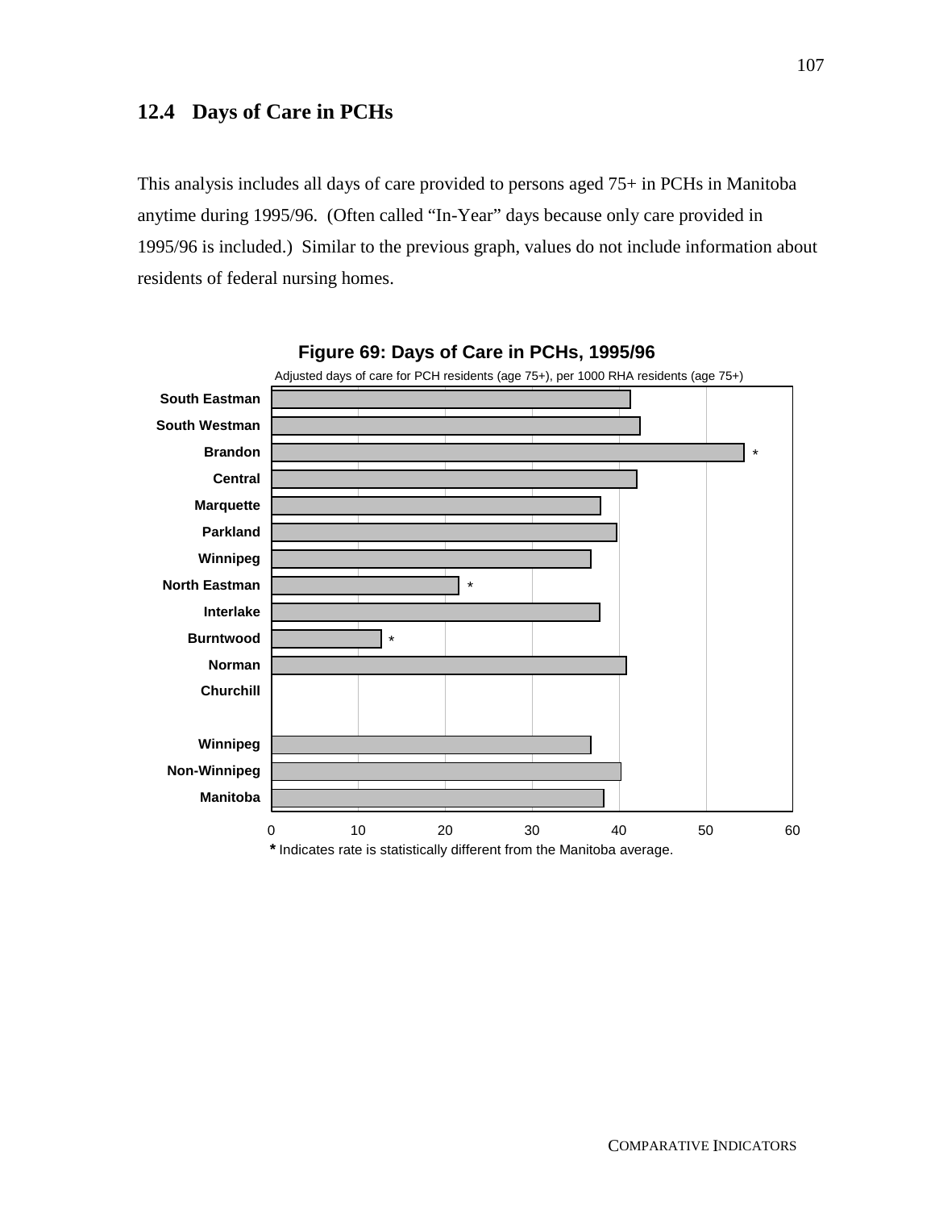## 12.4 Days of Care in PCHs

This analysis includes all days of care provided to persons aged 75+ in PCHs in Manitoba anytime during 1995/96. (Often called "In-Year" days because only care provided in 1995/96 is included.) Similar to the previous graph, values do not include information about residents of federal nursing homes.

**Figure 69: Days of Care in PCHs, 1995/96**

Adjusted days of care for PCH residents (age 75+), per 1000 RHA residents (age 75+)

South Eastman
South Westman
Brandon *
Central
Marquette
Parkland
Winnipeg
North Eastman *
Interlake
Burntwood *
Norman
Churchill

Winnipeg
Non-Winnipeg
Manitoba

0 10 20 30 40 50 60

* Indicates rate is statistically different from the Manitoba average.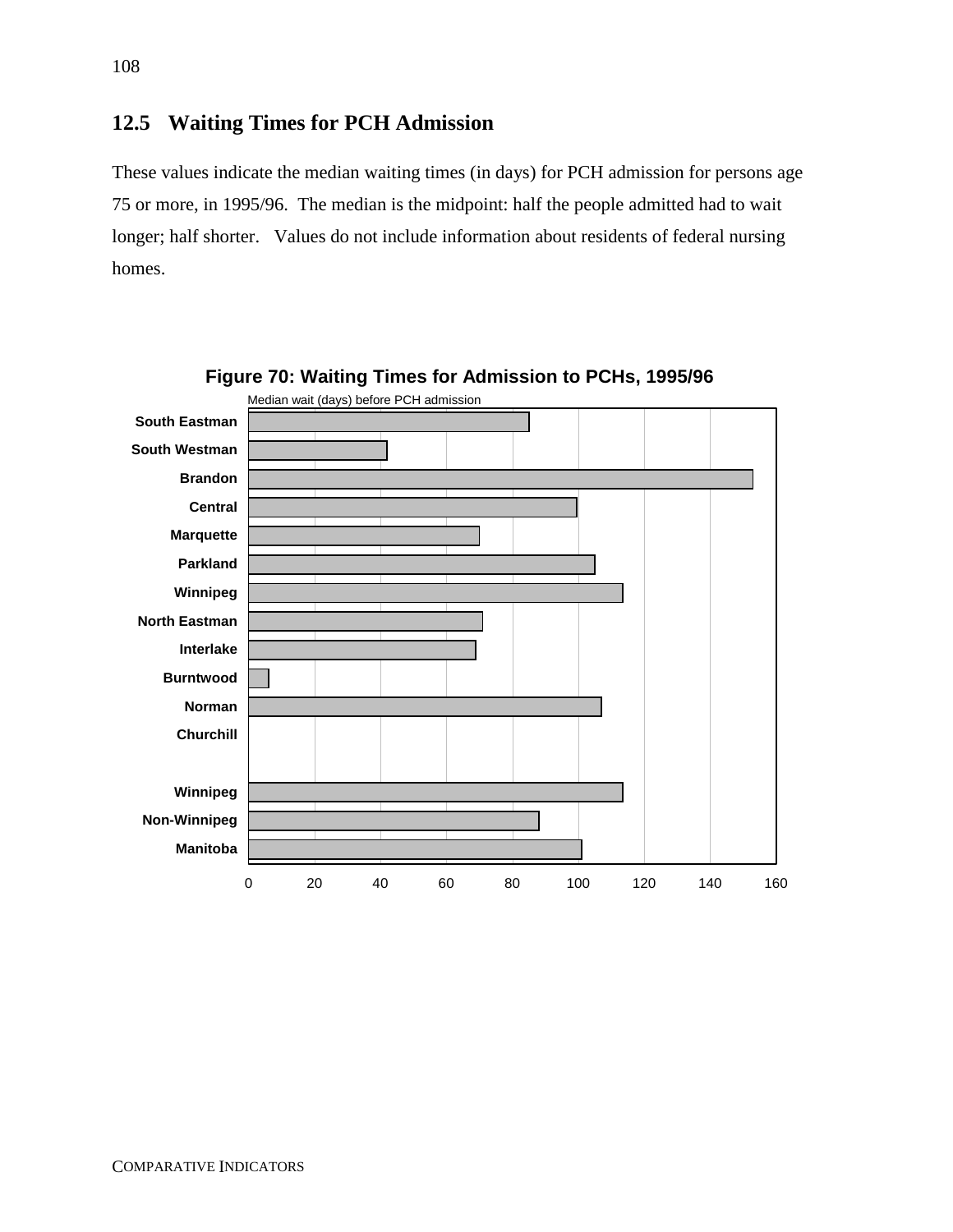## 12.5 Waiting Times for PCH Admission

These values indicate the median waiting times (in days) for PCH admission for persons age 75 or more, in 1995/96. The median is the midpoint: half the people admitted had to wait longer; half shorter. Values do not include information about residents of federal nursing homes.

**Figure 70: Waiting Times for Admission to PCHs, 1995/96**

Median wait (days) before PCH admission

| Region | Median wait (days, approx.) |
|---|---|
| South Eastman | 85 |
| South Westman | 42 |
| Brandon | 153 |
| Central | 100 |
| Marquette | 70 |
| Parkland | 105 |
| Winnipeg | 113 |
| North Eastman | 71 |
| Interlake | 69 |
| Burntwood | 6 |
| Norman | 107 |
| Churchill | |
| Winnipeg | 113 |
| Non-Winnipeg | 88 |
| Manitoba | 101 |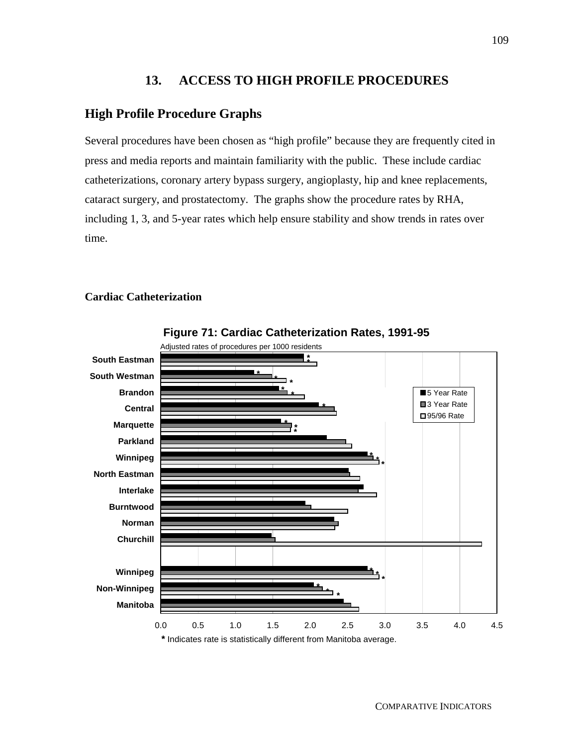# 13. ACCESS TO HIGH PROFILE PROCEDURES

## High Profile Procedure Graphs

Several procedures have been chosen as "high profile" because they are frequently cited in press and media reports and maintain familiarity with the public. These include cardiac catheterizations, coronary artery bypass surgery, angioplasty, hip and knee replacements, cataract surgery, and prostatectomy. The graphs show the procedure rates by RHA, including 1, 3, and 5-year rates which help ensure stability and show trends in rates over time.

### Cardiac Catheterization

**Figure 71: Cardiac Catheterization Rates, 1991-95**

Adjusted rates of procedures per 1000 residents

Legend: 5 Year Rate, 3 Year Rate, 95/96 Rate

Regions: South Eastman, South Westman, Brandon, Central, Marquette, Parkland, Winnipeg, North Eastman, Interlake, Burntwood, Norman, Churchill; Winnipeg, Non-Winnipeg, Manitoba

Axis: 0.0, 0.5, 1.0, 1.5, 2.0, 2.5, 3.0, 3.5, 4.0, 4.5

* Indicates rate is statistically different from Manitoba average.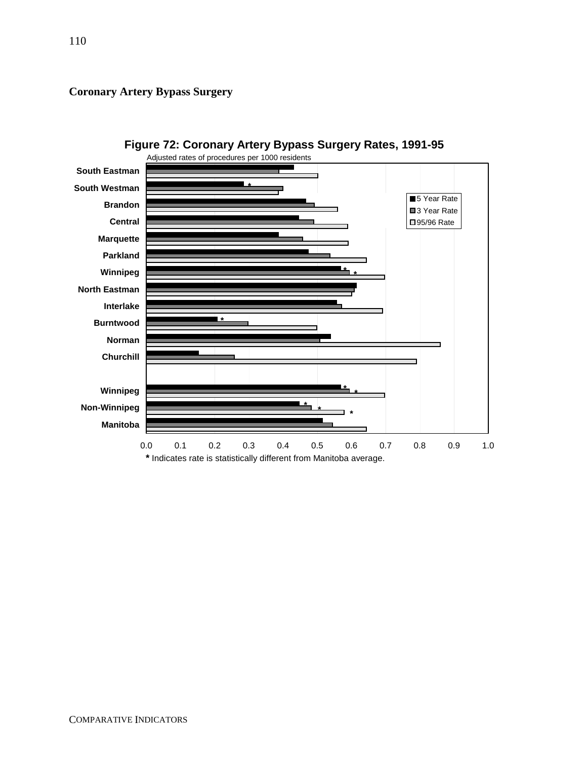## Coronary Artery Bypass Surgery

**Figure 72: Coronary Artery Bypass Surgery Rates, 1991-95**

Adjusted rates of procedures per 1000 residents

| Region | 5 Year Rate | 3 Year Rate | 95/96 Rate |
|---|---|---|---|
| South Eastman | 0.43 | 0.39 | 0.50 |
| South Westman | 0.28 * | 0.40 | 0.39 |
| Brandon | 0.47 | 0.49 | 0.56 |
| Central | 0.45 | 0.49 | 0.59 |
| Marquette | 0.39 | 0.46 | 0.59 |
| Parkland | 0.47 | 0.54 | 0.64 |
| Winnipeg | 0.57 * | 0.59 * | 0.70 |
| North Eastman | 0.62 | 0.61 | 0.60 |
| Interlake | 0.56 | 0.57 | 0.69 |
| Burntwood | 0.21 * | 0.30 | 0.50 |
| Norman | 0.54 | 0.51 | 0.86 |
| Churchill | 0.15 | 0.26 | 0.79 |
| Winnipeg | 0.57 * | 0.59 * | 0.70 |
| Non-Winnipeg | 0.45 * | 0.48 * | 0.58 * |
| Manitoba | 0.52 | 0.54 | 0.64 |

**\*** Indicates rate is statistically different from Manitoba average.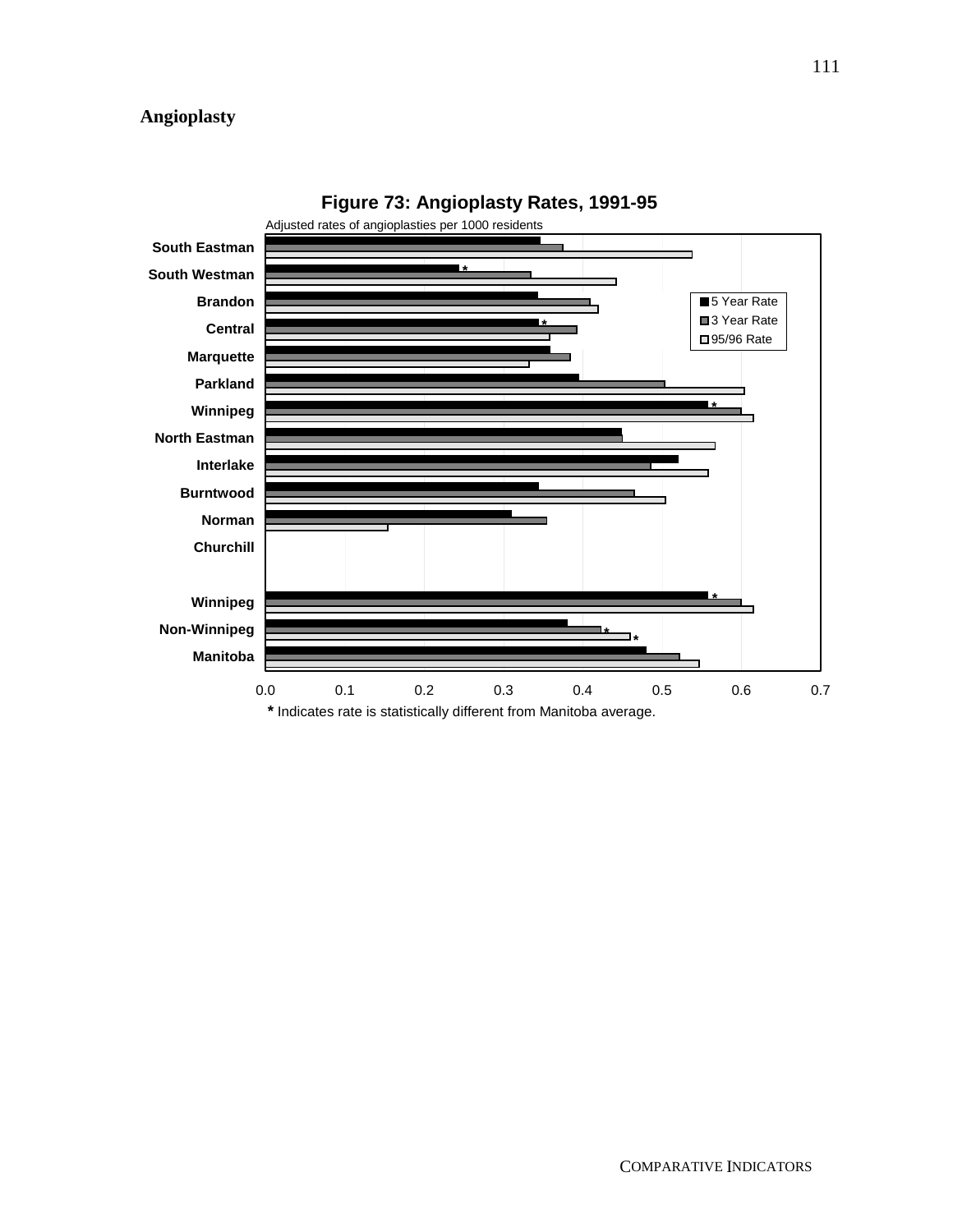## Angioplasty

**Figure 73: Angioplasty Rates, 1991-95**

Adjusted rates of angioplasties per 1000 residents

| Region | 5 Year Rate | 3 Year Rate | 95/96 Rate |
|---|---|---|---|
| South Eastman | | | |
| South Westman | * | | |
| Brandon | | | |
| Central | * | | |
| Marquette | | | |
| Parkland | | | |
| Winnipeg | * | | |
| North Eastman | | | |
| Interlake | | | |
| Burntwood | | | |
| Norman | | | |
| Churchill | | | |
| Winnipeg | * | | |
| Non-Winnipeg | | * | * |
| Manitoba | | | |

\* Indicates rate is statistically different from Manitoba average.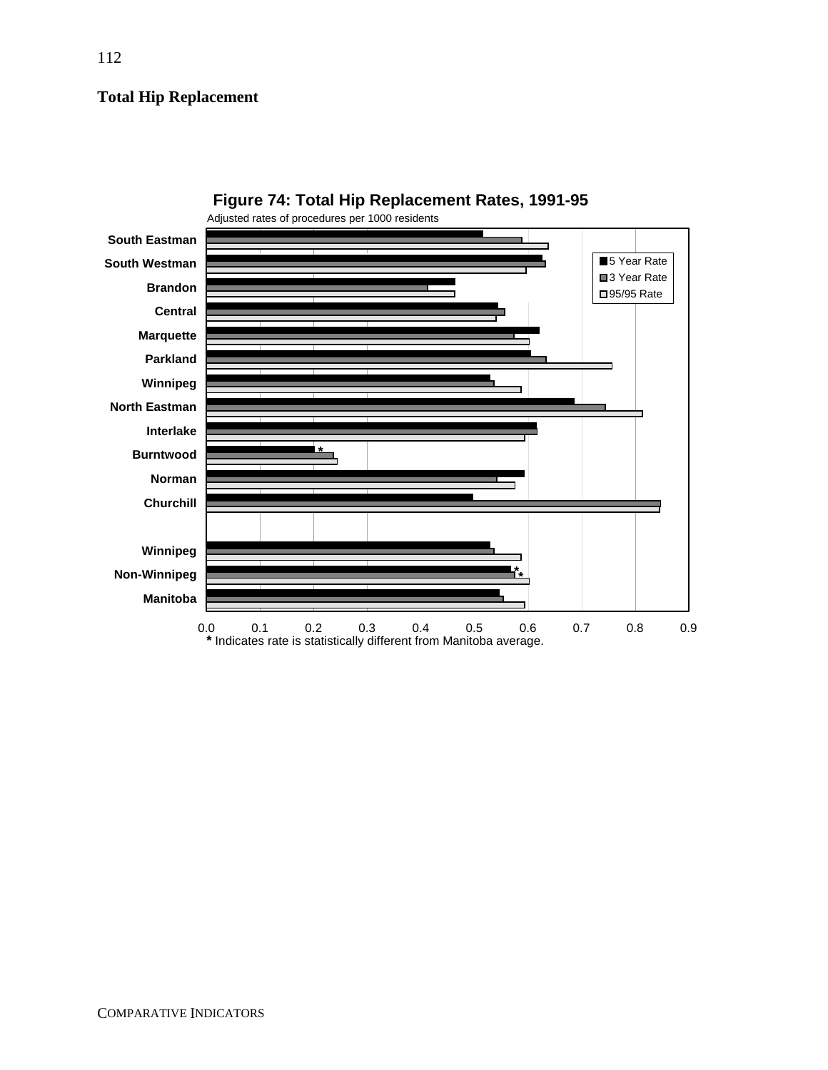## Total Hip Replacement

**Figure 74: Total Hip Replacement Rates, 1991-95**

Adjusted rates of procedures per 1000 residents

| Region | 5 Year Rate | 3 Year Rate | 95/95 Rate |
|---|---|---|---|
| South Eastman | | | |
| South Westman | | | |
| Brandon | | | |
| Central | | | |
| Marquette | | | |
| Parkland | | | |
| Winnipeg | | | |
| North Eastman | | | |
| Interlake | | | |
| Burntwood | * | | |
| Norman | | | |
| Churchill | | | |
| Winnipeg | | | |
| Non-Winnipeg | * | * | |
| Manitoba | | | |

0.0 0.1 0.2 0.3 0.4 0.5 0.6 0.7 0.8 0.9

* Indicates rate is statistically different from Manitoba average.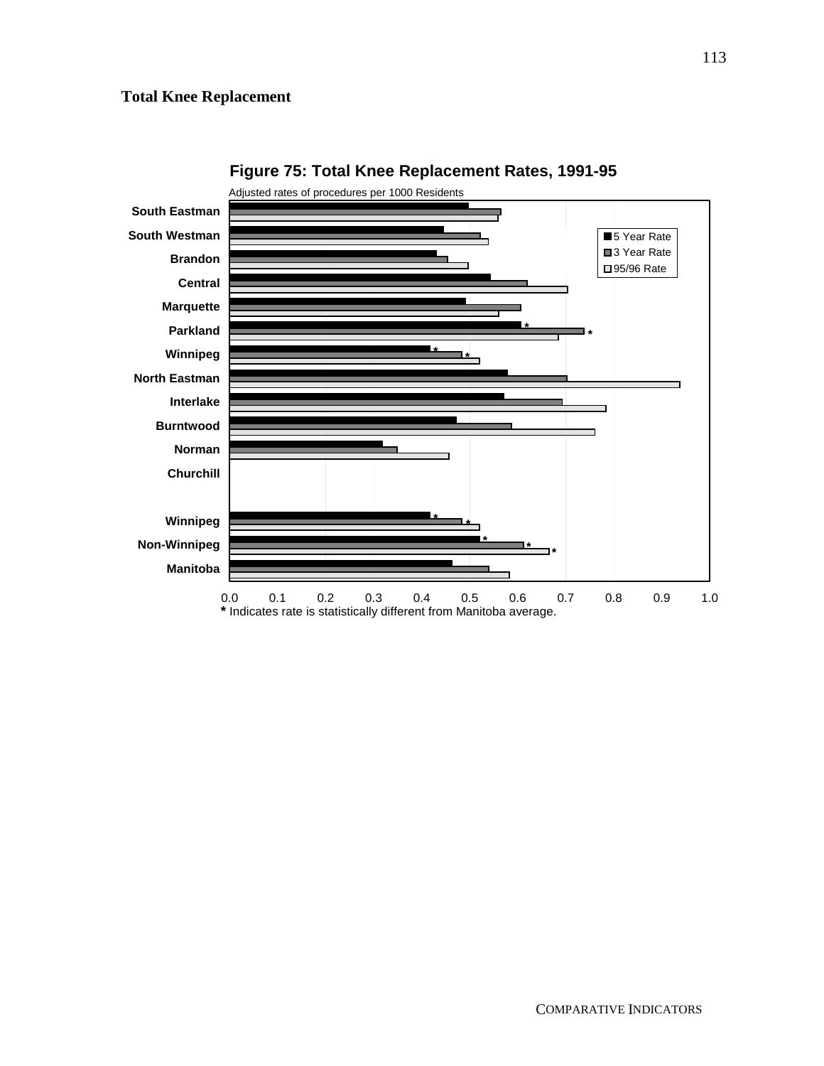## Total Knee Replacement

**Figure 75: Total Knee Replacement Rates, 1991-95**

Adjusted rates of procedures per 1000 Residents

| Region | 5 Year Rate | 3 Year Rate | 95/96 Rate |
|---|---|---|---|
| South Eastman | | | |
| South Westman | | | |
| Brandon | | | |
| Central | | | |
| Marquette | | | |
| Parkland | * | * | |
| Winnipeg | * | * | |
| North Eastman | | | |
| Interlake | | | |
| Burntwood | | | |
| Norman | | | |
| Churchill | | | |
| Winnipeg | * | * | |
| Non-Winnipeg | * | * | * |
| Manitoba | | | |

0.0 0.1 0.2 0.3 0.4 0.5 0.6 0.7 0.8 0.9 1.0

* Indicates rate is statistically different from Manitoba average.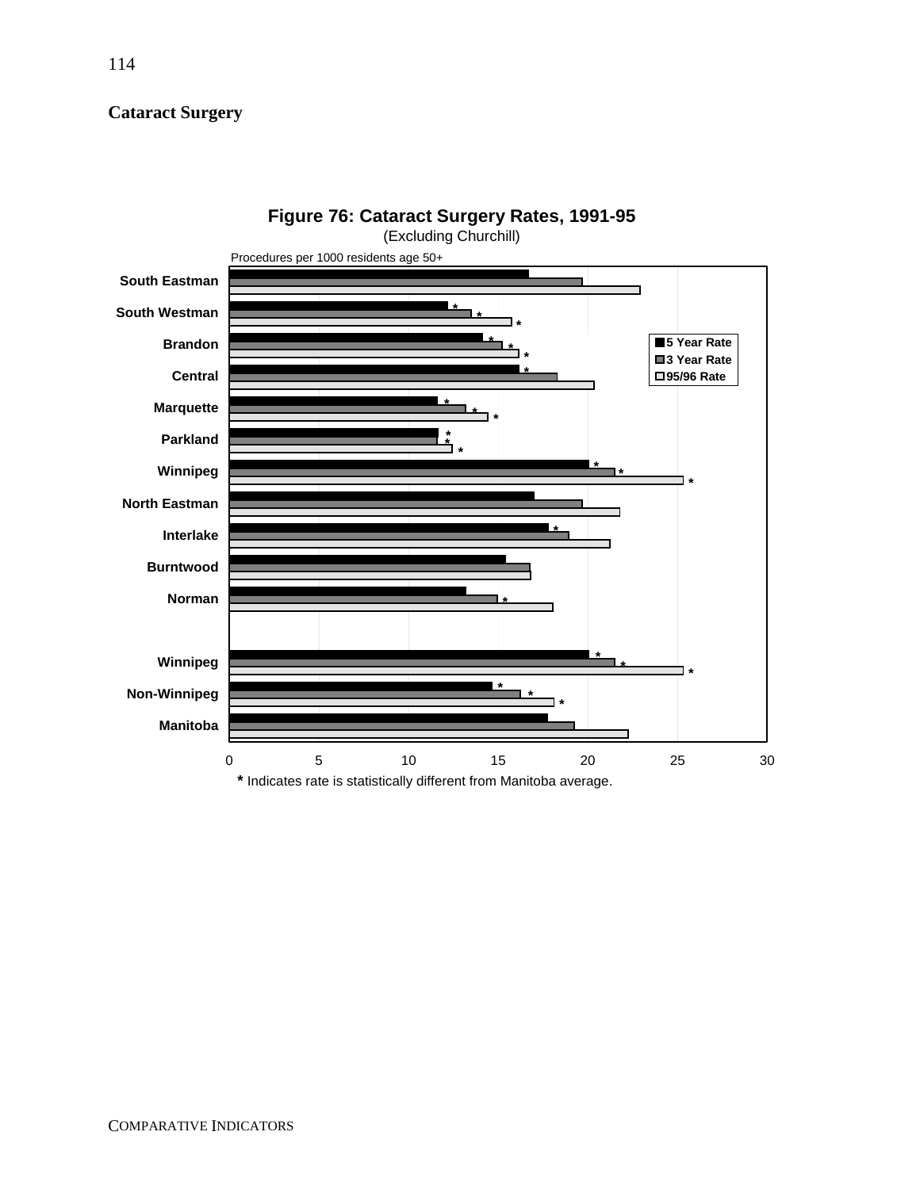## Cataract Surgery

**Figure 76: Cataract Surgery Rates, 1991-95**

(Excluding Churchill)

Procedures per 1000 residents age 50+

| Region | 5 Year Rate | 3 Year Rate | 95/96 Rate |
|---|---|---|---|
| South Eastman | | | |
| South Westman | * | * | * |
| Brandon | * | * | * |
| Central | * | | |
| Marquette | * | * | * |
| Parkland | * | * | * |
| Winnipeg | * | * | * |
| North Eastman | | | |
| Interlake | * | | |
| Burntwood | | | |
| Norman | | * | |
| Winnipeg | * | * | * |
| Non-Winnipeg | * | * | * |
| Manitoba | | | |

**\*** Indicates rate is statistically different from Manitoba average.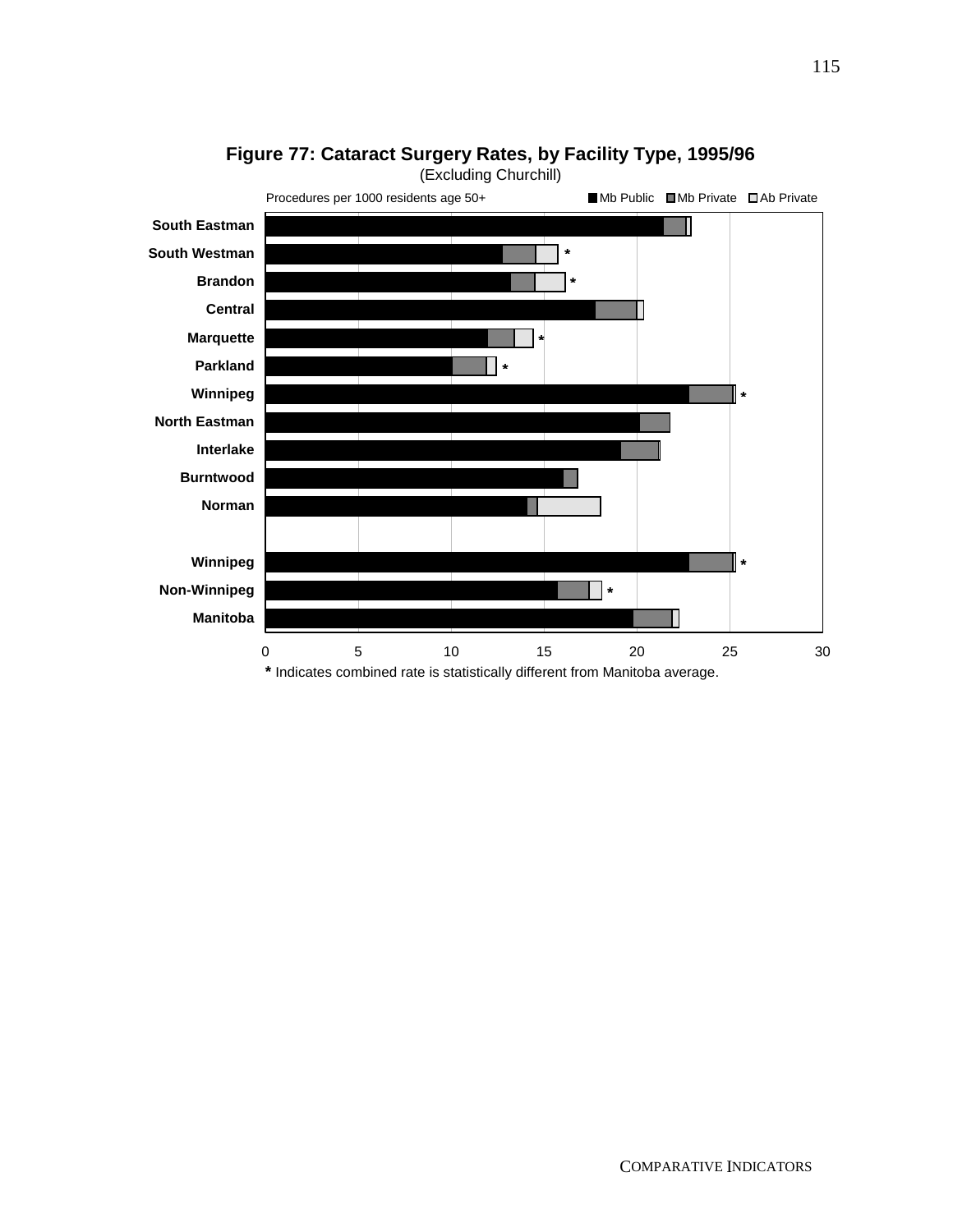**Figure 77: Cataract Surgery Rates, by Facility Type, 1995/96**

(Excluding Churchill)

Procedures per 1000 residents age 50+ ■ Mb Public ■ Mb Private □ Ab Private

South Eastman
South Westman *
Brandon *
Central
Marquette *
Parkland *
Winnipeg *
North Eastman
Interlake
Burntwood
Norman

Winnipeg *
Non-Winnipeg *
Manitoba

0 5 10 15 20 25 30

* Indicates combined rate is statistically different from Manitoba average.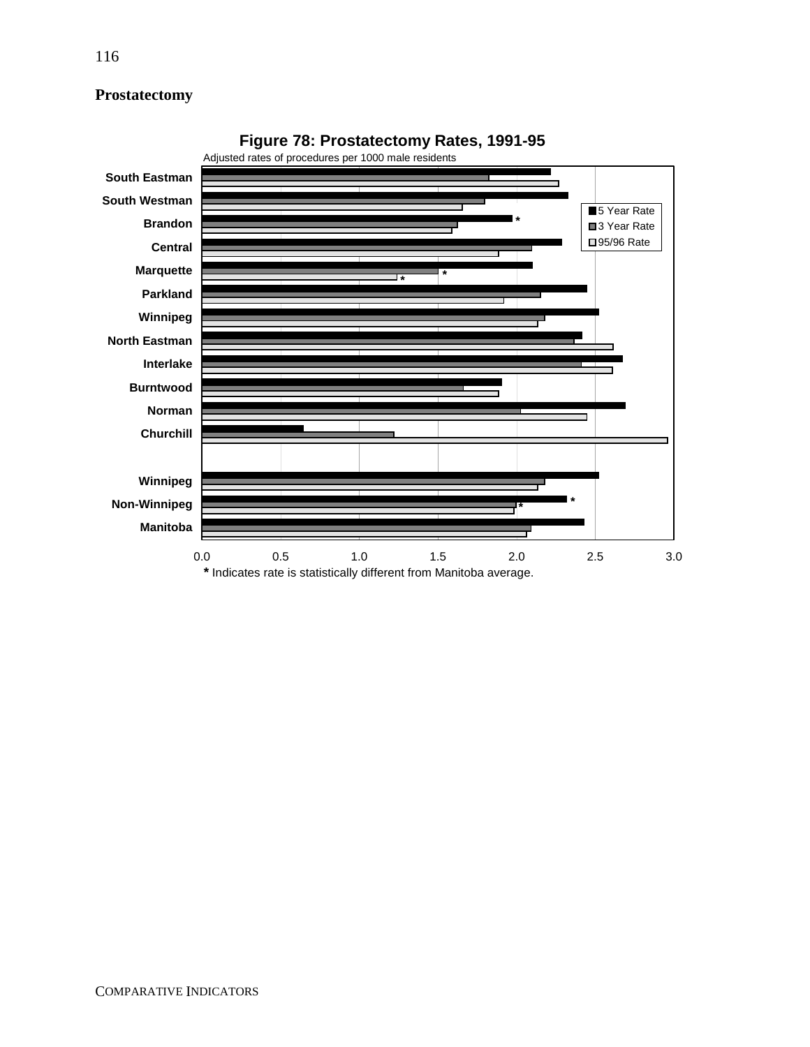## Prostatectomy

**Figure 78: Prostatectomy Rates, 1991-95**

Adjusted rates of procedures per 1000 male residents

| Region | 5 Year Rate | 3 Year Rate | 95/96 Rate |
|---|---|---|---|
| South Eastman | | | |
| South Westman | | | |
| Brandon | * | | |
| Central | | | |
| Marquette | | * | * |
| Parkland | | | |
| Winnipeg | | | |
| North Eastman | | | |
| Interlake | | | |
| Burntwood | | | |
| Norman | | | |
| Churchill | | | |
| Winnipeg | | | |
| Non-Winnipeg | * | * | |
| Manitoba | | | |

0.0 0.5 1.0 1.5 2.0 2.5 3.0

* Indicates rate is statistically different from Manitoba average.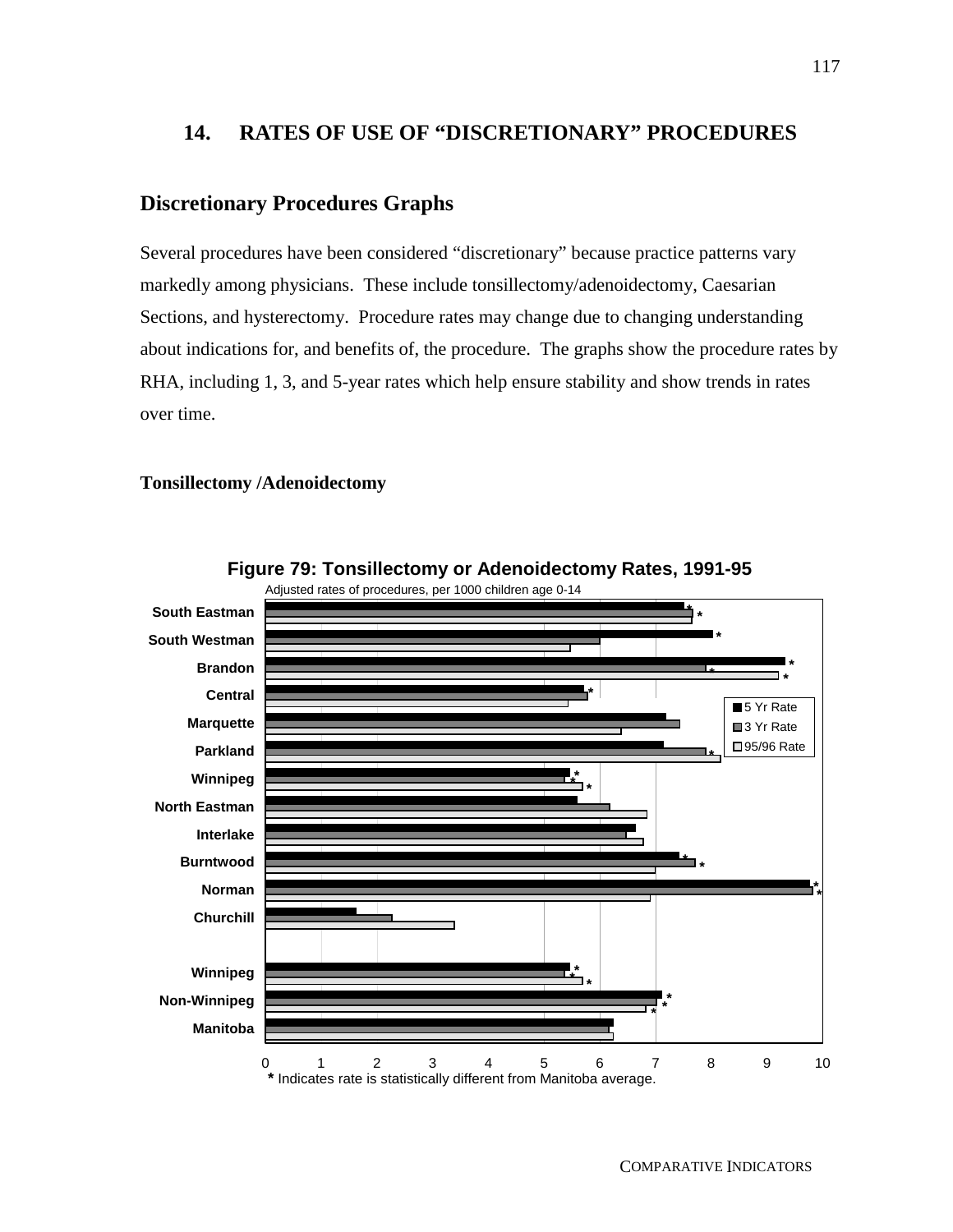## 14. RATES OF USE OF "DISCRETIONARY" PROCEDURES

### Discretionary Procedures Graphs

Several procedures have been considered "discretionary" because practice patterns vary markedly among physicians. These include tonsillectomy/adenoidectomy, Caesarian Sections, and hysterectomy. Procedure rates may change due to changing understanding about indications for, and benefits of, the procedure. The graphs show the procedure rates by RHA, including 1, 3, and 5-year rates which help ensure stability and show trends in rates over time.

#### Tonsillectomy /Adenoidectomy

**Figure 79: Tonsillectomy or Adenoidectomy Rates, 1991-95**

Adjusted rates of procedures, per 1000 children age 0-14

Legend: 5 Yr Rate, 3 Yr Rate, 95/96 Rate

Regions: South Eastman, South Westman, Brandon, Central, Marquette, Parkland, Winnipeg, North Eastman, Interlake, Burntwood, Norman, Churchill, Winnipeg, Non-Winnipeg, Manitoba

Axis: 0 1 2 3 4 5 6 7 8 9 10

**\*** Indicates rate is statistically different from Manitoba average.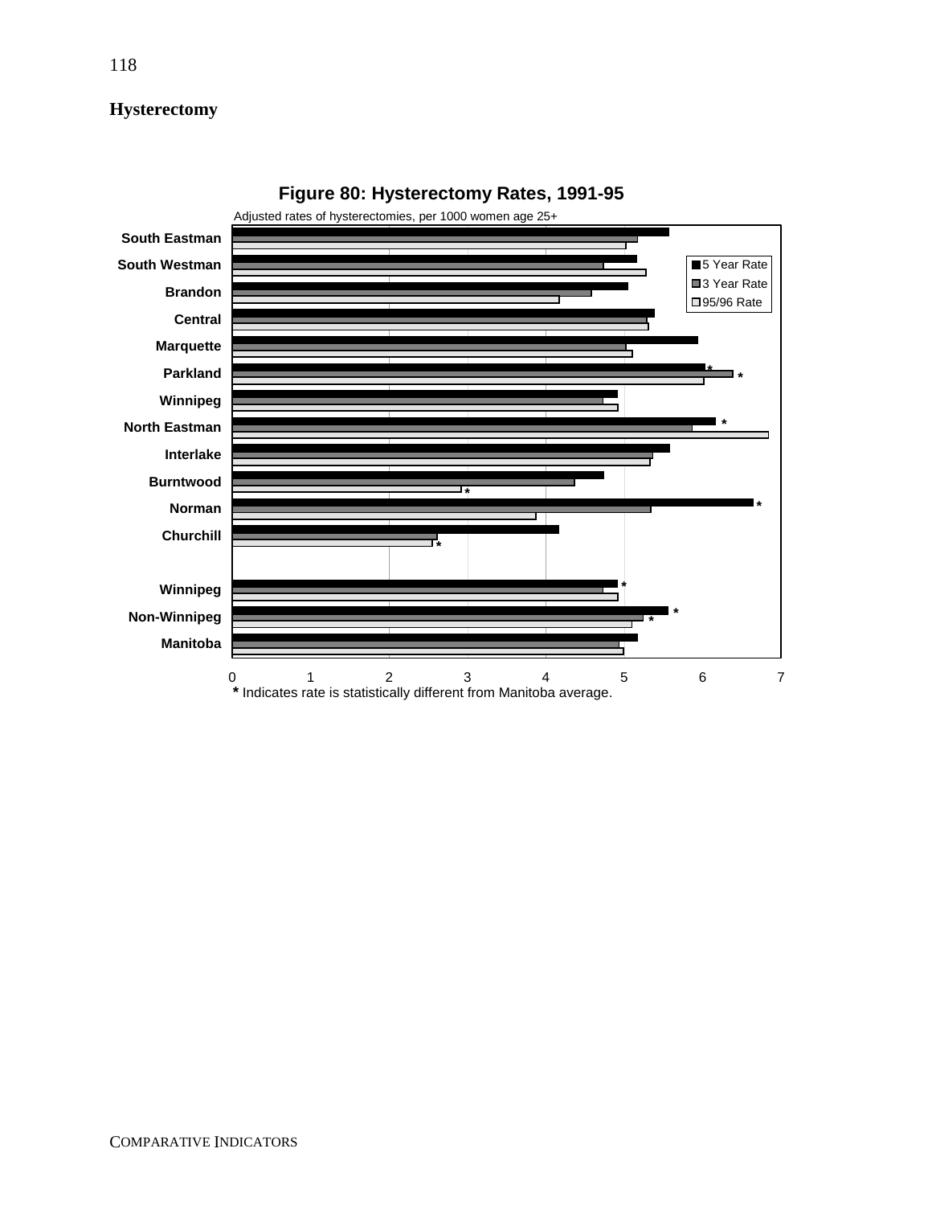## Hysterectomy

**Figure 80: Hysterectomy Rates, 1991-95**

Adjusted rates of hysterectomies, per 1000 women age 25+

| Region | 5 Year Rate | 3 Year Rate | 95/96 Rate |
|---|---|---|---|
| South Eastman | | | |
| South Westman | | | |
| Brandon | | | |
| Central | | | |
| Marquette | | | |
| Parkland | * | * | |
| Winnipeg | | | |
| North Eastman | * | | |
| Interlake | | | |
| Burntwood | | | * |
| Norman | * | | |
| Churchill | | | * |
| Winnipeg | * | | |
| Non-Winnipeg | * | * | |
| Manitoba | | | |

**\*** Indicates rate is statistically different from Manitoba average.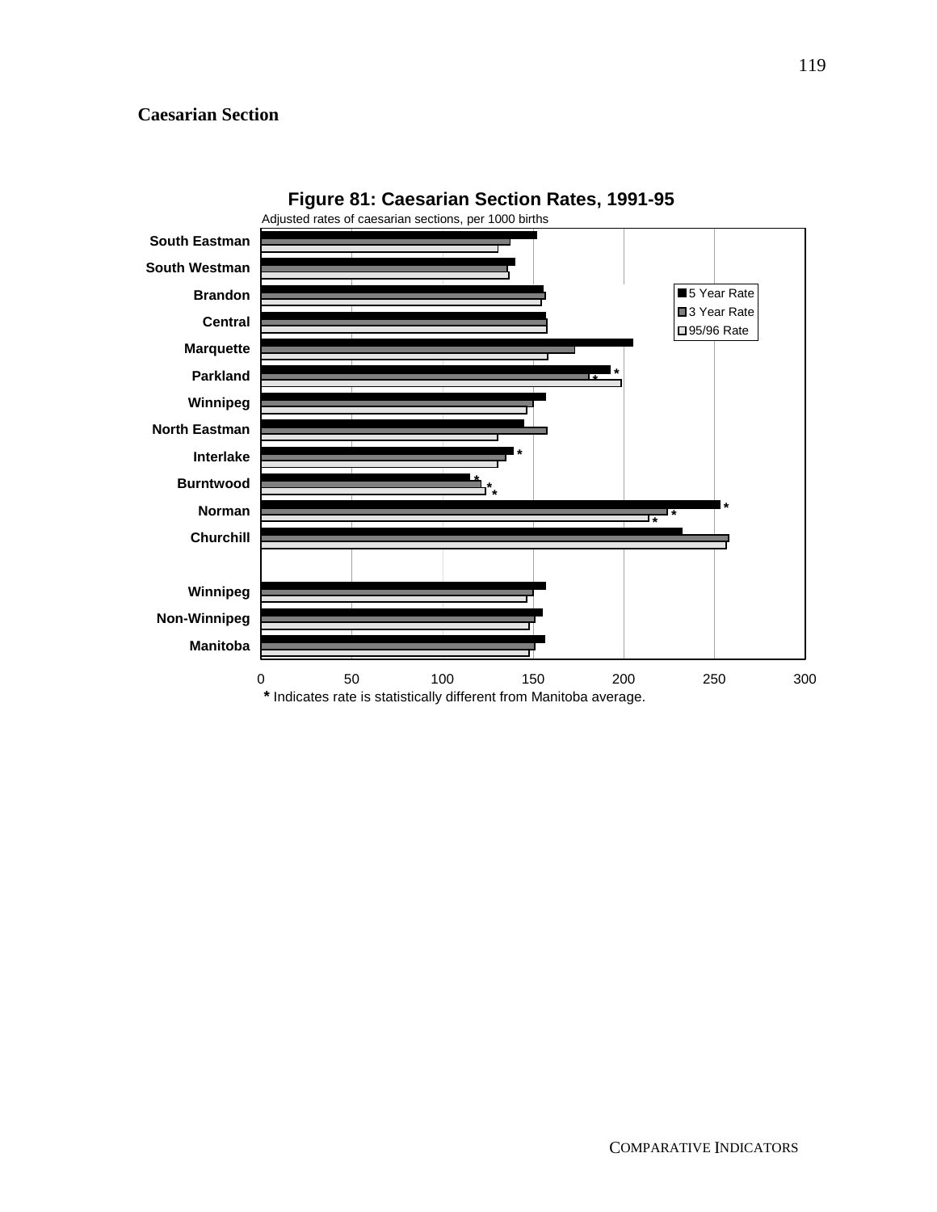# Caesarian Section

**Figure 81: Caesarian Section Rates, 1991-95**

Adjusted rates of caesarian sections, per 1000 births

| Region | 5 Year Rate | 3 Year Rate | 95/96 Rate |
|---|---|---|---|
| South Eastman | | | |
| South Westman | | | |
| Brandon | | | |
| Central | | | |
| Marquette | | | |
| Parkland | * | * | |
| Winnipeg | | | |
| North Eastman | | | |
| Interlake | * | | |
| Burntwood | * | * | * |
| Norman | * | * | * |
| Churchill | | | |
| Winnipeg | | | |
| Non-Winnipeg | | | |
| Manitoba | | | |

**\*** Indicates rate is statistically different from Manitoba average.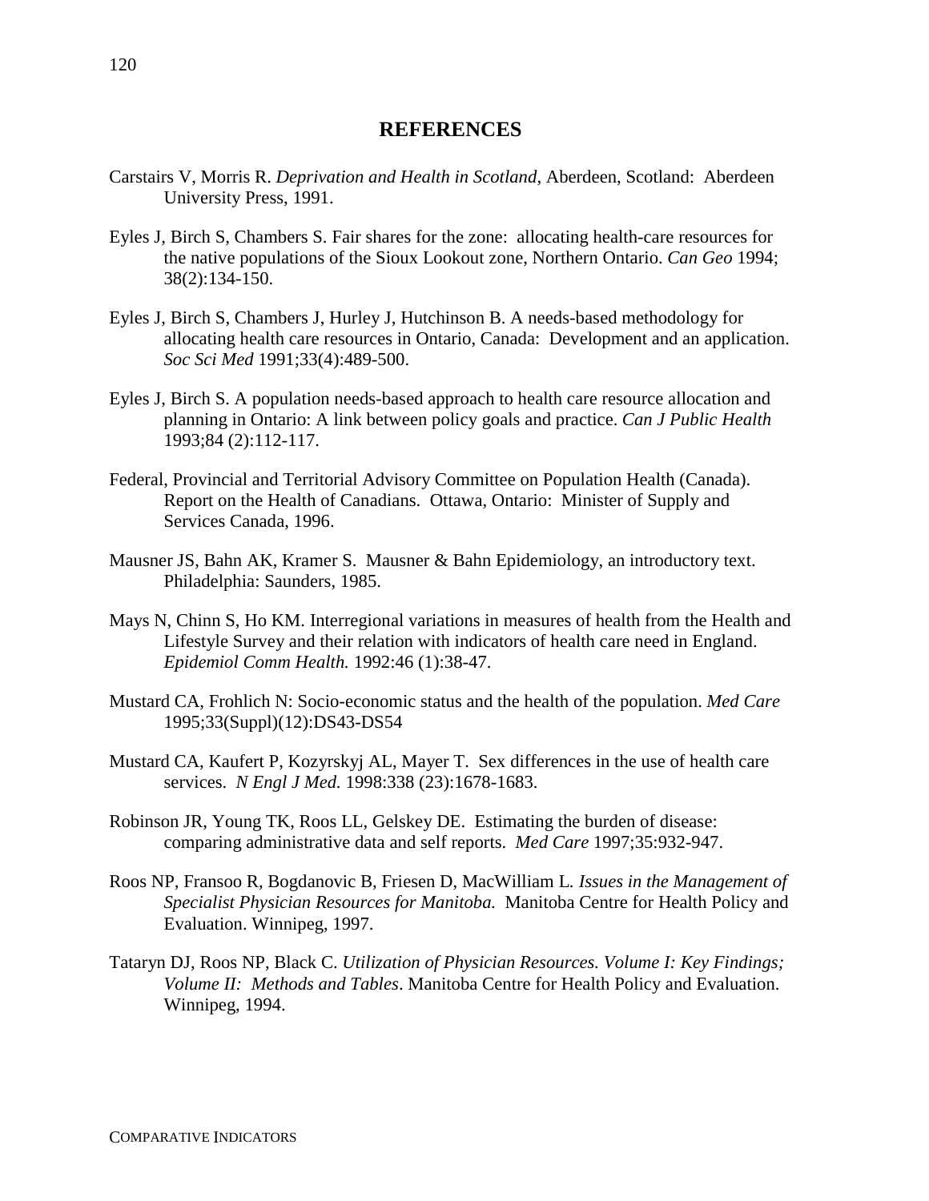# REFERENCES

Carstairs V, Morris R. *Deprivation and Health in Scotland*, Aberdeen, Scotland: Aberdeen University Press, 1991.

Eyles J, Birch S, Chambers S. Fair shares for the zone: allocating health-care resources for the native populations of the Sioux Lookout zone, Northern Ontario. *Can Geo* 1994; 38(2):134-150.

Eyles J, Birch S, Chambers J, Hurley J, Hutchinson B. A needs-based methodology for allocating health care resources in Ontario, Canada: Development and an application. *Soc Sci Med* 1991;33(4):489-500.

Eyles J, Birch S. A population needs-based approach to health care resource allocation and planning in Ontario: A link between policy goals and practice. *Can J Public Health* 1993;84 (2):112-117.

Federal, Provincial and Territorial Advisory Committee on Population Health (Canada). Report on the Health of Canadians. Ottawa, Ontario: Minister of Supply and Services Canada, 1996.

Mausner JS, Bahn AK, Kramer S. Mausner & Bahn Epidemiology, an introductory text. Philadelphia: Saunders, 1985.

Mays N, Chinn S, Ho KM. Interregional variations in measures of health from the Health and Lifestyle Survey and their relation with indicators of health care need in England. *Epidemiol Comm Health.* 1992:46 (1):38-47.

Mustard CA, Frohlich N: Socio-economic status and the health of the population. *Med Care* 1995;33(Suppl)(12):DS43-DS54

Mustard CA, Kaufert P, Kozyrskyj AL, Mayer T. Sex differences in the use of health care services. *N Engl J Med.* 1998:338 (23):1678-1683.

Robinson JR, Young TK, Roos LL, Gelskey DE. Estimating the burden of disease: comparing administrative data and self reports. *Med Care* 1997;35:932-947.

Roos NP, Fransoo R, Bogdanovic B, Friesen D, MacWilliam L. *Issues in the Management of Specialist Physician Resources for Manitoba.* Manitoba Centre for Health Policy and Evaluation. Winnipeg, 1997.

Tataryn DJ, Roos NP, Black C. *Utilization of Physician Resources. Volume I: Key Findings; Volume II: Methods and Tables*. Manitoba Centre for Health Policy and Evaluation. Winnipeg, 1994.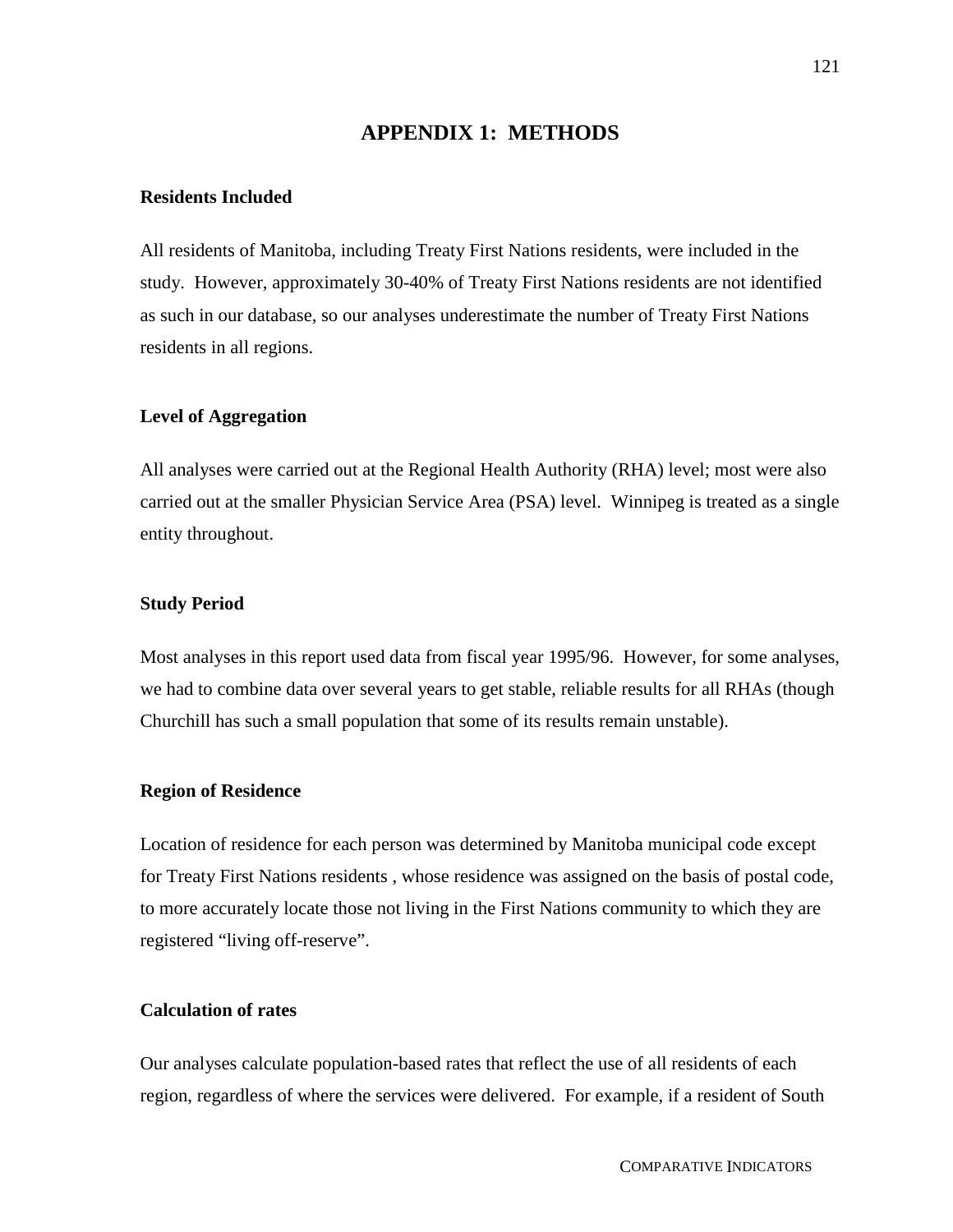# APPENDIX 1: METHODS

**Residents Included**

All residents of Manitoba, including Treaty First Nations residents, were included in the study. However, approximately 30-40% of Treaty First Nations residents are not identified as such in our database, so our analyses underestimate the number of Treaty First Nations residents in all regions.

**Level of Aggregation**

All analyses were carried out at the Regional Health Authority (RHA) level; most were also carried out at the smaller Physician Service Area (PSA) level. Winnipeg is treated as a single entity throughout.

**Study Period**

Most analyses in this report used data from fiscal year 1995/96. However, for some analyses, we had to combine data over several years to get stable, reliable results for all RHAs (though Churchill has such a small population that some of its results remain unstable).

**Region of Residence**

Location of residence for each person was determined by Manitoba municipal code except for Treaty First Nations residents , whose residence was assigned on the basis of postal code, to more accurately locate those not living in the First Nations community to which they are registered "living off-reserve".

**Calculation of rates**

Our analyses calculate population-based rates that reflect the use of all residents of each region, regardless of where the services were delivered. For example, if a resident of South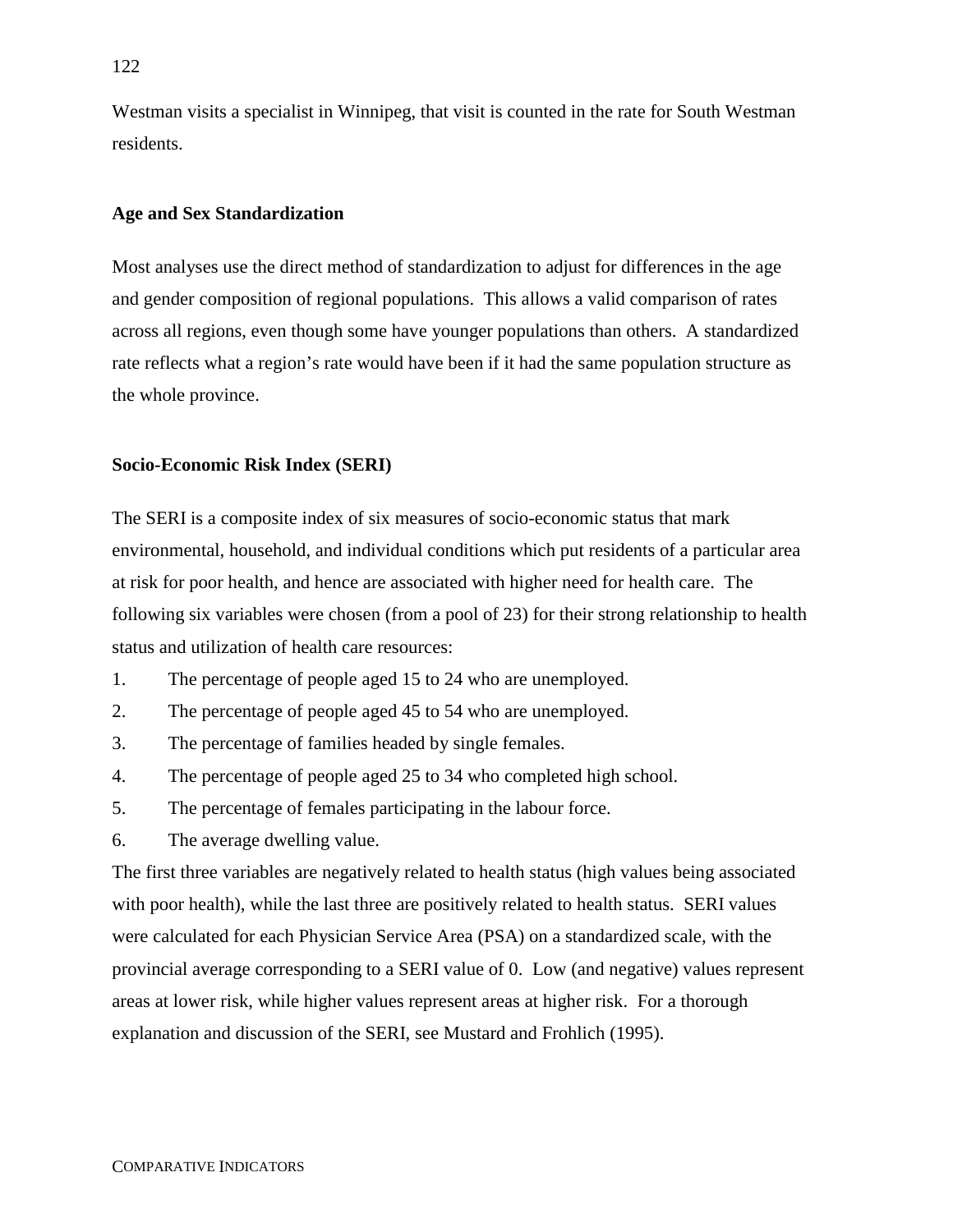Westman visits a specialist in Winnipeg, that visit is counted in the rate for South Westman residents.

### Age and Sex Standardization

Most analyses use the direct method of standardization to adjust for differences in the age and gender composition of regional populations. This allows a valid comparison of rates across all regions, even though some have younger populations than others. A standardized rate reflects what a region's rate would have been if it had the same population structure as the whole province.

### Socio-Economic Risk Index (SERI)

The SERI is a composite index of six measures of socio-economic status that mark environmental, household, and individual conditions which put residents of a particular area at risk for poor health, and hence are associated with higher need for health care. The following six variables were chosen (from a pool of 23) for their strong relationship to health status and utilization of health care resources:

1. The percentage of people aged 15 to 24 who are unemployed.
2. The percentage of people aged 45 to 54 who are unemployed.
3. The percentage of families headed by single females.
4. The percentage of people aged 25 to 34 who completed high school.
5. The percentage of females participating in the labour force.
6. The average dwelling value.

The first three variables are negatively related to health status (high values being associated with poor health), while the last three are positively related to health status. SERI values were calculated for each Physician Service Area (PSA) on a standardized scale, with the provincial average corresponding to a SERI value of 0. Low (and negative) values represent areas at lower risk, while higher values represent areas at higher risk. For a thorough explanation and discussion of the SERI, see Mustard and Frohlich (1995).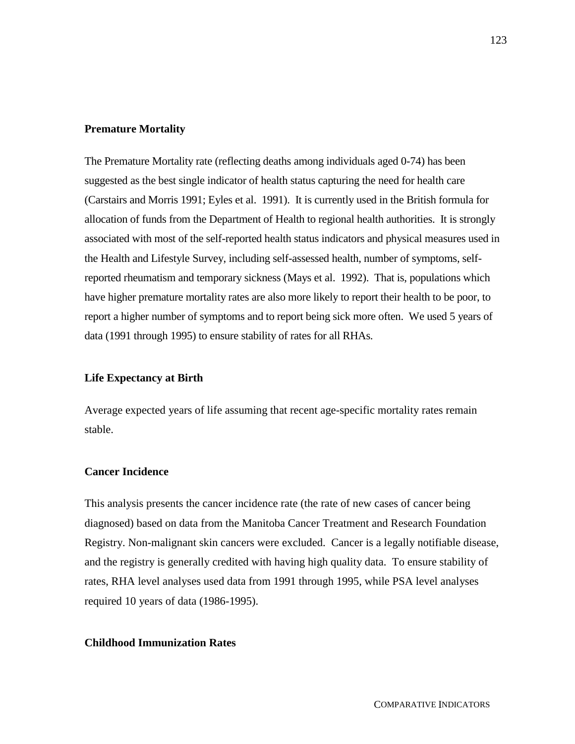**Premature Mortality**

The Premature Mortality rate (reflecting deaths among individuals aged 0-74) has been suggested as the best single indicator of health status capturing the need for health care (Carstairs and Morris 1991; Eyles et al. 1991). It is currently used in the British formula for allocation of funds from the Department of Health to regional health authorities. It is strongly associated with most of the self-reported health status indicators and physical measures used in the Health and Lifestyle Survey, including self-assessed health, number of symptoms, self-reported rheumatism and temporary sickness (Mays et al. 1992). That is, populations which have higher premature mortality rates are also more likely to report their health to be poor, to report a higher number of symptoms and to report being sick more often. We used 5 years of data (1991 through 1995) to ensure stability of rates for all RHAs.

**Life Expectancy at Birth**

Average expected years of life assuming that recent age-specific mortality rates remain stable.

**Cancer Incidence**

This analysis presents the cancer incidence rate (the rate of new cases of cancer being diagnosed) based on data from the Manitoba Cancer Treatment and Research Foundation Registry. Non-malignant skin cancers were excluded. Cancer is a legally notifiable disease, and the registry is generally credited with having high quality data. To ensure stability of rates, RHA level analyses used data from 1991 through 1995, while PSA level analyses required 10 years of data (1986-1995).

**Childhood Immunization Rates**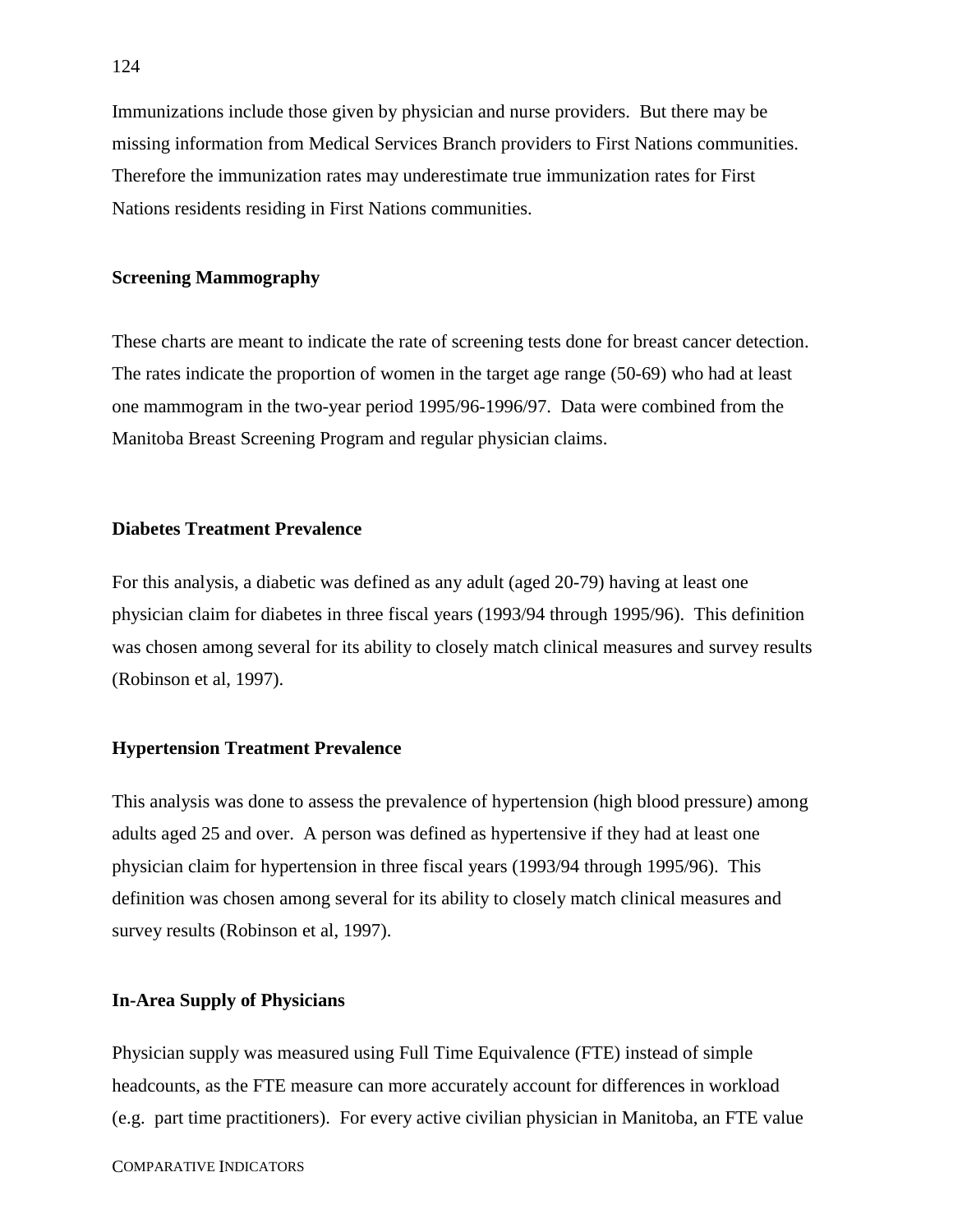Immunizations include those given by physician and nurse providers. But there may be missing information from Medical Services Branch providers to First Nations communities. Therefore the immunization rates may underestimate true immunization rates for First Nations residents residing in First Nations communities.

### Screening Mammography

These charts are meant to indicate the rate of screening tests done for breast cancer detection. The rates indicate the proportion of women in the target age range (50-69) who had at least one mammogram in the two-year period 1995/96-1996/97. Data were combined from the Manitoba Breast Screening Program and regular physician claims.

### Diabetes Treatment Prevalence

For this analysis, a diabetic was defined as any adult (aged 20-79) having at least one physician claim for diabetes in three fiscal years (1993/94 through 1995/96). This definition was chosen among several for its ability to closely match clinical measures and survey results (Robinson et al, 1997).

### Hypertension Treatment Prevalence

This analysis was done to assess the prevalence of hypertension (high blood pressure) among adults aged 25 and over. A person was defined as hypertensive if they had at least one physician claim for hypertension in three fiscal years (1993/94 through 1995/96). This definition was chosen among several for its ability to closely match clinical measures and survey results (Robinson et al, 1997).

### In-Area Supply of Physicians

Physician supply was measured using Full Time Equivalence (FTE) instead of simple headcounts, as the FTE measure can more accurately account for differences in workload (e.g. part time practitioners). For every active civilian physician in Manitoba, an FTE value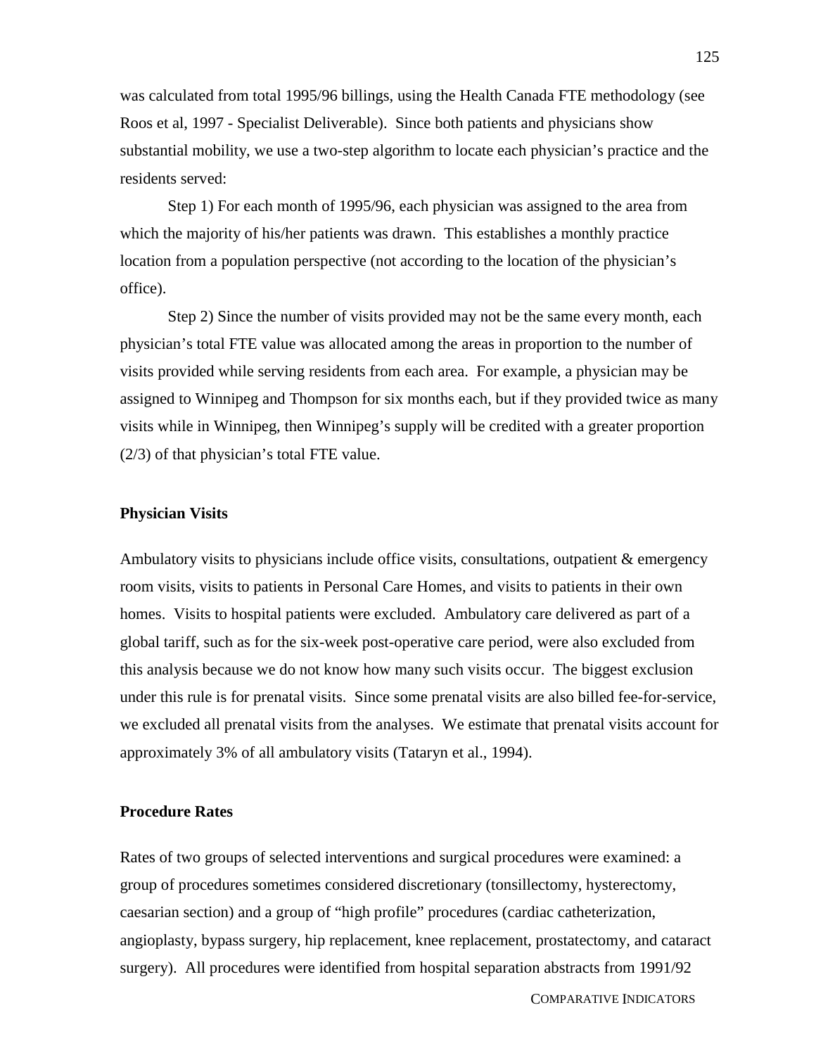was calculated from total 1995/96 billings, using the Health Canada FTE methodology (see Roos et al, 1997 - Specialist Deliverable). Since both patients and physicians show substantial mobility, we use a two-step algorithm to locate each physician's practice and the residents served:

Step 1) For each month of 1995/96, each physician was assigned to the area from which the majority of his/her patients was drawn. This establishes a monthly practice location from a population perspective (not according to the location of the physician's office).

Step 2) Since the number of visits provided may not be the same every month, each physician's total FTE value was allocated among the areas in proportion to the number of visits provided while serving residents from each area. For example, a physician may be assigned to Winnipeg and Thompson for six months each, but if they provided twice as many visits while in Winnipeg, then Winnipeg's supply will be credited with a greater proportion (2/3) of that physician's total FTE value.

**Physician Visits**

Ambulatory visits to physicians include office visits, consultations, outpatient & emergency room visits, visits to patients in Personal Care Homes, and visits to patients in their own homes. Visits to hospital patients were excluded. Ambulatory care delivered as part of a global tariff, such as for the six-week post-operative care period, were also excluded from this analysis because we do not know how many such visits occur. The biggest exclusion under this rule is for prenatal visits. Since some prenatal visits are also billed fee-for-service, we excluded all prenatal visits from the analyses. We estimate that prenatal visits account for approximately 3% of all ambulatory visits (Tataryn et al., 1994).

**Procedure Rates**

Rates of two groups of selected interventions and surgical procedures were examined: a group of procedures sometimes considered discretionary (tonsillectomy, hysterectomy, caesarian section) and a group of "high profile" procedures (cardiac catheterization, angioplasty, bypass surgery, hip replacement, knee replacement, prostatectomy, and cataract surgery). All procedures were identified from hospital separation abstracts from 1991/92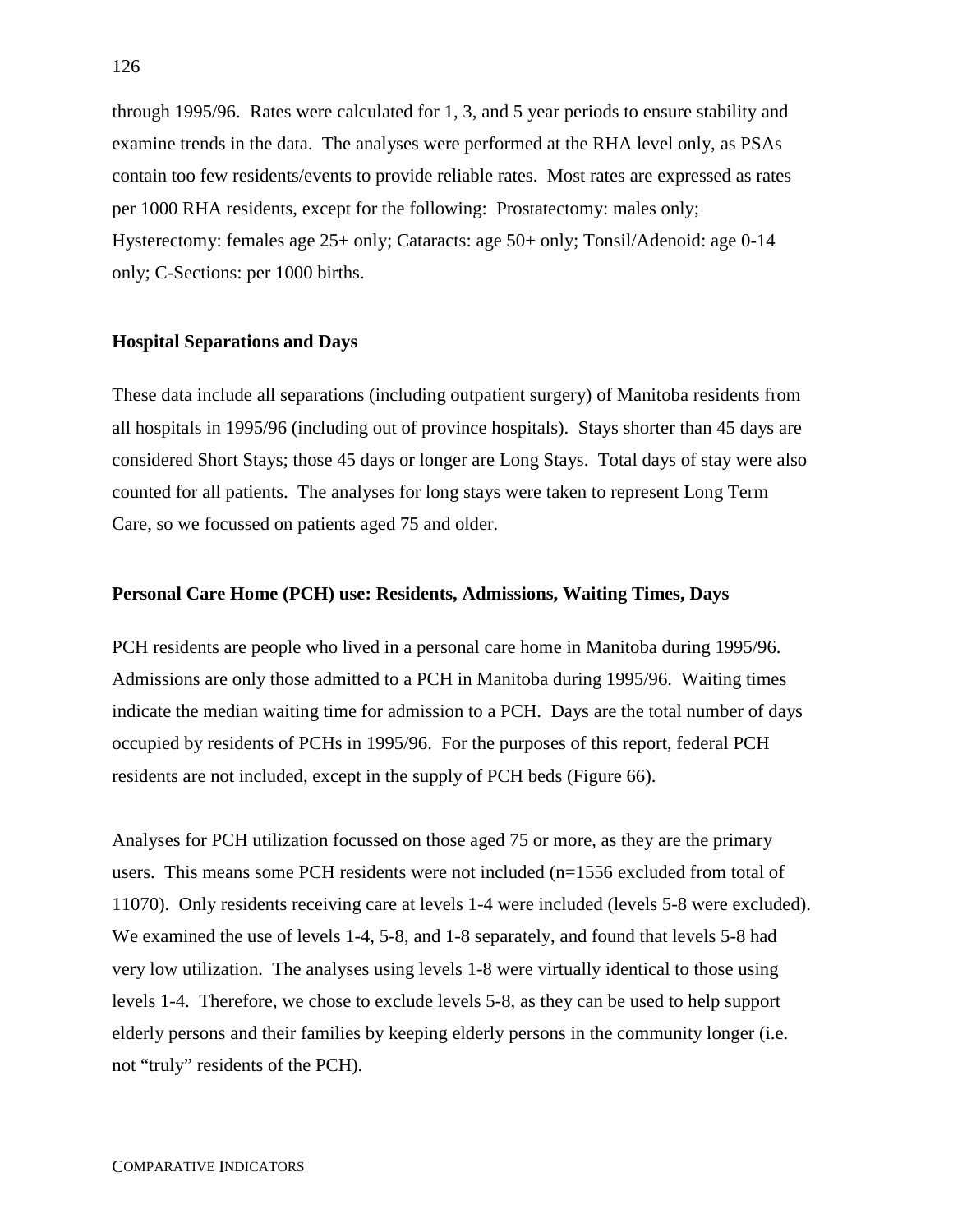through 1995/96. Rates were calculated for 1, 3, and 5 year periods to ensure stability and examine trends in the data. The analyses were performed at the RHA level only, as PSAs contain too few residents/events to provide reliable rates. Most rates are expressed as rates per 1000 RHA residents, except for the following: Prostatectomy: males only; Hysterectomy: females age 25+ only; Cataracts: age 50+ only; Tonsil/Adenoid: age 0-14 only; C-Sections: per 1000 births.

**Hospital Separations and Days**

These data include all separations (including outpatient surgery) of Manitoba residents from all hospitals in 1995/96 (including out of province hospitals). Stays shorter than 45 days are considered Short Stays; those 45 days or longer are Long Stays. Total days of stay were also counted for all patients. The analyses for long stays were taken to represent Long Term Care, so we focussed on patients aged 75 and older.

**Personal Care Home (PCH) use: Residents, Admissions, Waiting Times, Days**

PCH residents are people who lived in a personal care home in Manitoba during 1995/96. Admissions are only those admitted to a PCH in Manitoba during 1995/96. Waiting times indicate the median waiting time for admission to a PCH. Days are the total number of days occupied by residents of PCHs in 1995/96. For the purposes of this report, federal PCH residents are not included, except in the supply of PCH beds (Figure 66).

Analyses for PCH utilization focussed on those aged 75 or more, as they are the primary users. This means some PCH residents were not included (n=1556 excluded from total of 11070). Only residents receiving care at levels 1-4 were included (levels 5-8 were excluded). We examined the use of levels 1-4, 5-8, and 1-8 separately, and found that levels 5-8 had very low utilization. The analyses using levels 1-8 were virtually identical to those using levels 1-4. Therefore, we chose to exclude levels 5-8, as they can be used to help support elderly persons and their families by keeping elderly persons in the community longer (i.e. not "truly" residents of the PCH).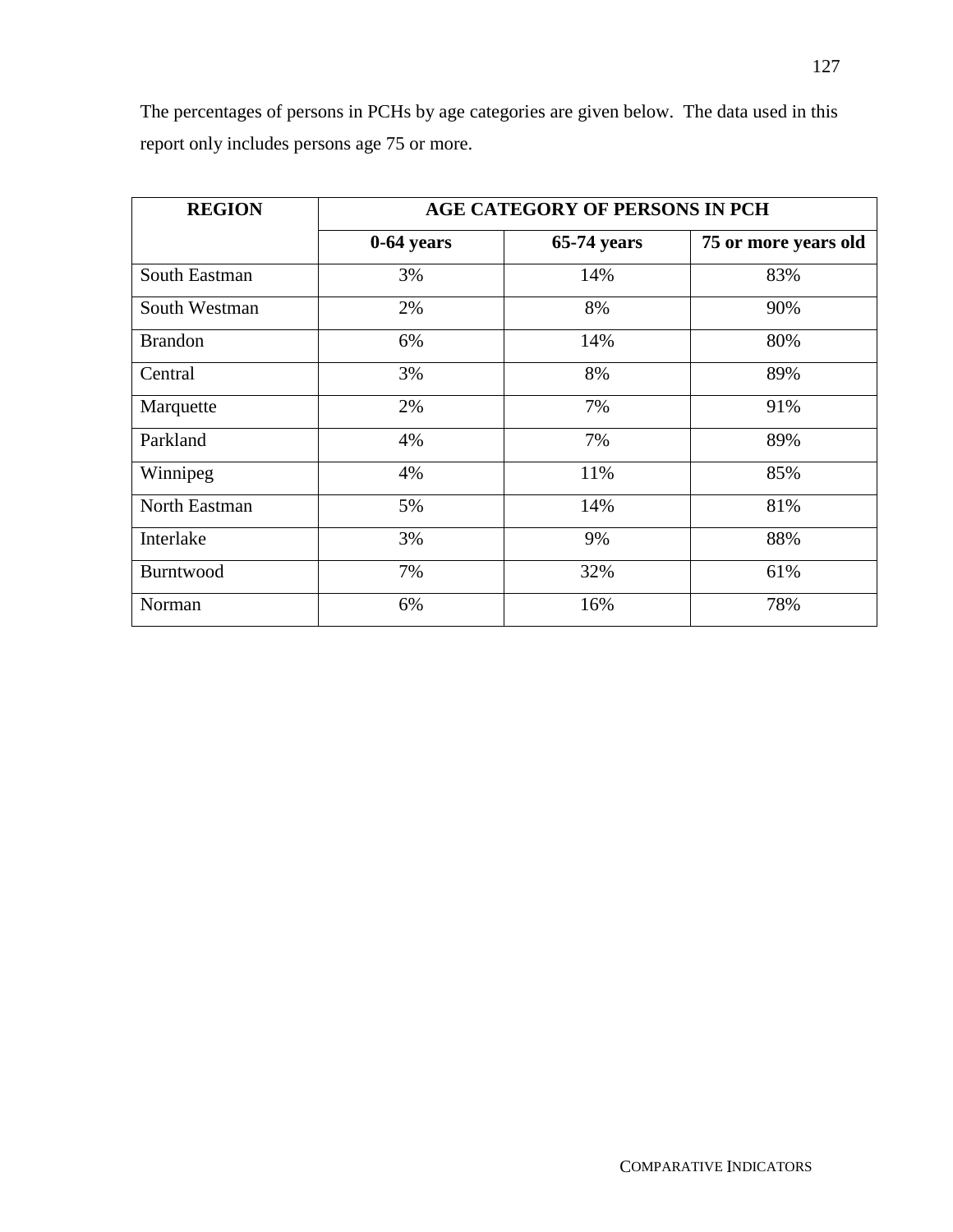The percentages of persons in PCHs by age categories are given below. The data used in this report only includes persons age 75 or more.

| REGION | AGE CATEGORY OF PERSONS IN PCH | | |
|---|---|---|---|
| | 0-64 years | 65-74 years | 75 or more years old |
| South Eastman | 3% | 14% | 83% |
| South Westman | 2% | 8% | 90% |
| Brandon | 6% | 14% | 80% |
| Central | 3% | 8% | 89% |
| Marquette | 2% | 7% | 91% |
| Parkland | 4% | 7% | 89% |
| Winnipeg | 4% | 11% | 85% |
| North Eastman | 5% | 14% | 81% |
| Interlake | 3% | 9% | 88% |
| Burntwood | 7% | 32% | 61% |
| Norman | 6% | 16% | 78% |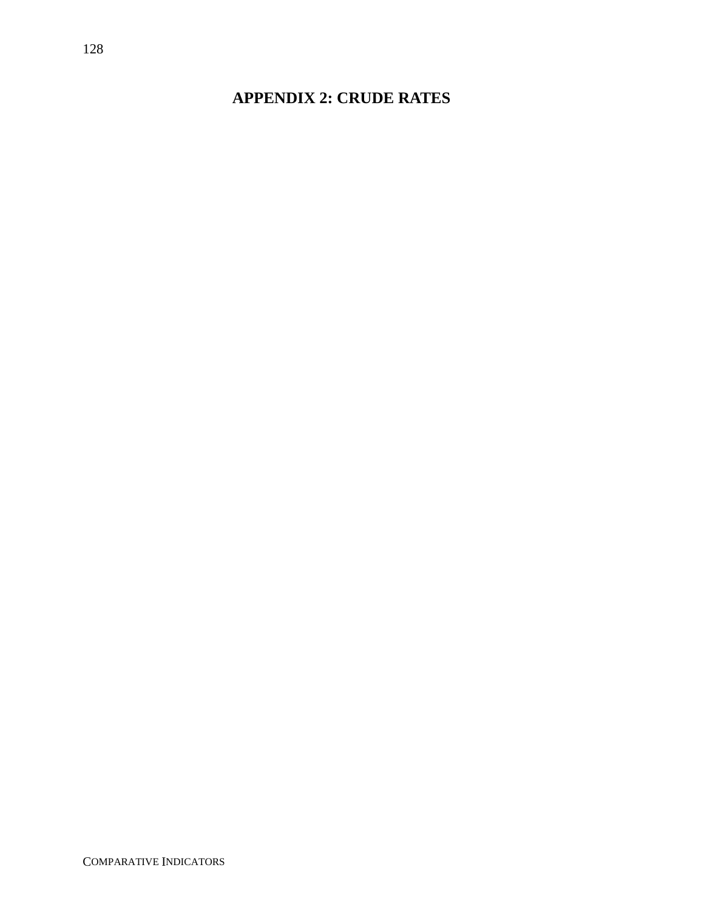# APPENDIX 2: CRUDE RATES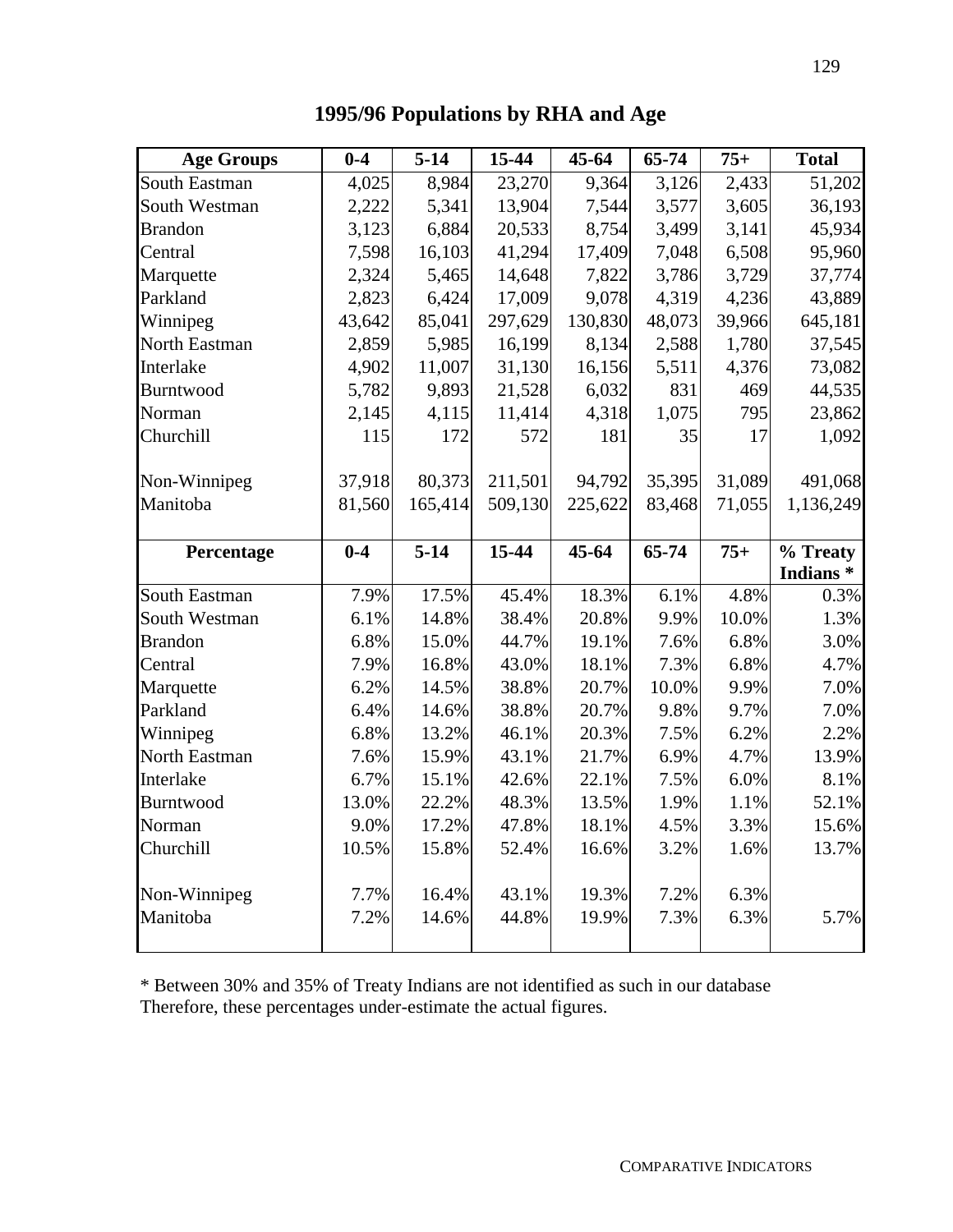# 1995/96 Populations by RHA and Age

| Age Groups | 0-4 | 5-14 | 15-44 | 45-64 | 65-74 | 75+ | Total |
|---|---|---|---|---|---|---|---|
| South Eastman | 4,025 | 8,984 | 23,270 | 9,364 | 3,126 | 2,433 | 51,202 |
| South Westman | 2,222 | 5,341 | 13,904 | 7,544 | 3,577 | 3,605 | 36,193 |
| Brandon | 3,123 | 6,884 | 20,533 | 8,754 | 3,499 | 3,141 | 45,934 |
| Central | 7,598 | 16,103 | 41,294 | 17,409 | 7,048 | 6,508 | 95,960 |
| Marquette | 2,324 | 5,465 | 14,648 | 7,822 | 3,786 | 3,729 | 37,774 |
| Parkland | 2,823 | 6,424 | 17,009 | 9,078 | 4,319 | 4,236 | 43,889 |
| Winnipeg | 43,642 | 85,041 | 297,629 | 130,830 | 48,073 | 39,966 | 645,181 |
| North Eastman | 2,859 | 5,985 | 16,199 | 8,134 | 2,588 | 1,780 | 37,545 |
| Interlake | 4,902 | 11,007 | 31,130 | 16,156 | 5,511 | 4,376 | 73,082 |
| Burntwood | 5,782 | 9,893 | 21,528 | 6,032 | 831 | 469 | 44,535 |
| Norman | 2,145 | 4,115 | 11,414 | 4,318 | 1,075 | 795 | 23,862 |
| Churchill | 115 | 172 | 572 | 181 | 35 | 17 | 1,092 |
| | | | | | | | |
| Non-Winnipeg | 37,918 | 80,373 | 211,501 | 94,792 | 35,395 | 31,089 | 491,068 |
| Manitoba | 81,560 | 165,414 | 509,130 | 225,622 | 83,468 | 71,055 | 1,136,249 |

| Percentage | 0-4 | 5-14 | 15-44 | 45-64 | 65-74 | 75+ | % Treaty Indians * |
|---|---|---|---|---|---|---|---|
| South Eastman | 7.9% | 17.5% | 45.4% | 18.3% | 6.1% | 4.8% | 0.3% |
| South Westman | 6.1% | 14.8% | 38.4% | 20.8% | 9.9% | 10.0% | 1.3% |
| Brandon | 6.8% | 15.0% | 44.7% | 19.1% | 7.6% | 6.8% | 3.0% |
| Central | 7.9% | 16.8% | 43.0% | 18.1% | 7.3% | 6.8% | 4.7% |
| Marquette | 6.2% | 14.5% | 38.8% | 20.7% | 10.0% | 9.9% | 7.0% |
| Parkland | 6.4% | 14.6% | 38.8% | 20.7% | 9.8% | 9.7% | 7.0% |
| Winnipeg | 6.8% | 13.2% | 46.1% | 20.3% | 7.5% | 6.2% | 2.2% |
| North Eastman | 7.6% | 15.9% | 43.1% | 21.7% | 6.9% | 4.7% | 13.9% |
| Interlake | 6.7% | 15.1% | 42.6% | 22.1% | 7.5% | 6.0% | 8.1% |
| Burntwood | 13.0% | 22.2% | 48.3% | 13.5% | 1.9% | 1.1% | 52.1% |
| Norman | 9.0% | 17.2% | 47.8% | 18.1% | 4.5% | 3.3% | 15.6% |
| Churchill | 10.5% | 15.8% | 52.4% | 16.6% | 3.2% | 1.6% | 13.7% |
| | | | | | | | |
| Non-Winnipeg | 7.7% | 16.4% | 43.1% | 19.3% | 7.2% | 6.3% | |
| Manitoba | 7.2% | 14.6% | 44.8% | 19.9% | 7.3% | 6.3% | 5.7% |

* Between 30% and 35% of Treaty Indians are not identified as such in our database
Therefore, these percentages under-estimate the actual figures.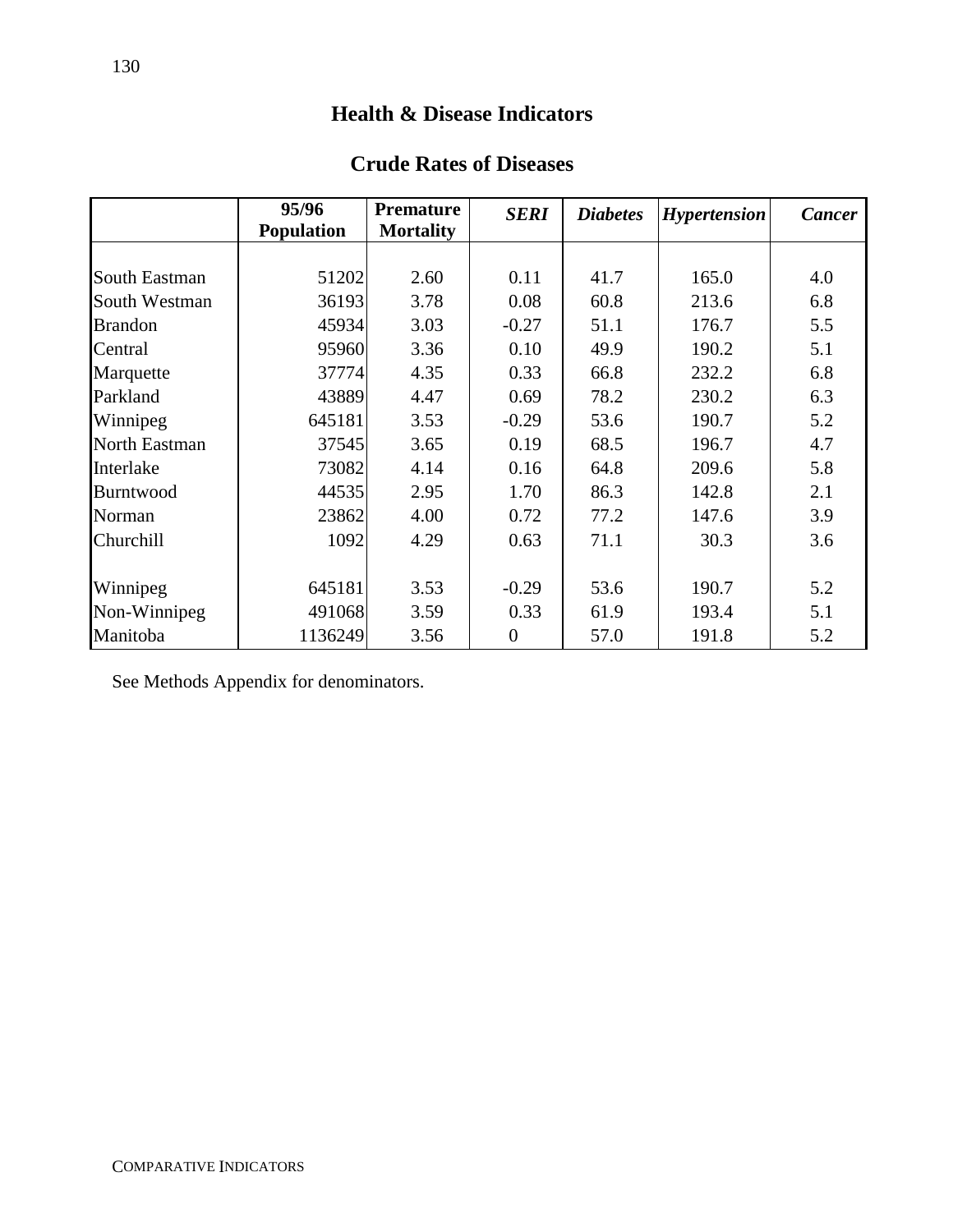# Health & Disease Indicators

## Crude Rates of Diseases

| | 95/96 Population | Premature Mortality | *SERI* | *Diabetes* | *Hypertension* | *Cancer* |
|---|---|---|---|---|---|---|
| South Eastman | 51202 | 2.60 | 0.11 | 41.7 | 165.0 | 4.0 |
| South Westman | 36193 | 3.78 | 0.08 | 60.8 | 213.6 | 6.8 |
| Brandon | 45934 | 3.03 | -0.27 | 51.1 | 176.7 | 5.5 |
| Central | 95960 | 3.36 | 0.10 | 49.9 | 190.2 | 5.1 |
| Marquette | 37774 | 4.35 | 0.33 | 66.8 | 232.2 | 6.8 |
| Parkland | 43889 | 4.47 | 0.69 | 78.2 | 230.2 | 6.3 |
| Winnipeg | 645181 | 3.53 | -0.29 | 53.6 | 190.7 | 5.2 |
| North Eastman | 37545 | 3.65 | 0.19 | 68.5 | 196.7 | 4.7 |
| Interlake | 73082 | 4.14 | 0.16 | 64.8 | 209.6 | 5.8 |
| Burntwood | 44535 | 2.95 | 1.70 | 86.3 | 142.8 | 2.1 |
| Norman | 23862 | 4.00 | 0.72 | 77.2 | 147.6 | 3.9 |
| Churchill | 1092 | 4.29 | 0.63 | 71.1 | 30.3 | 3.6 |
| | | | | | | |
| Winnipeg | 645181 | 3.53 | -0.29 | 53.6 | 190.7 | 5.2 |
| Non-Winnipeg | 491068 | 3.59 | 0.33 | 61.9 | 193.4 | 5.1 |
| Manitoba | 1136249 | 3.56 | 0 | 57.0 | 191.8 | 5.2 |

See Methods Appendix for denominators.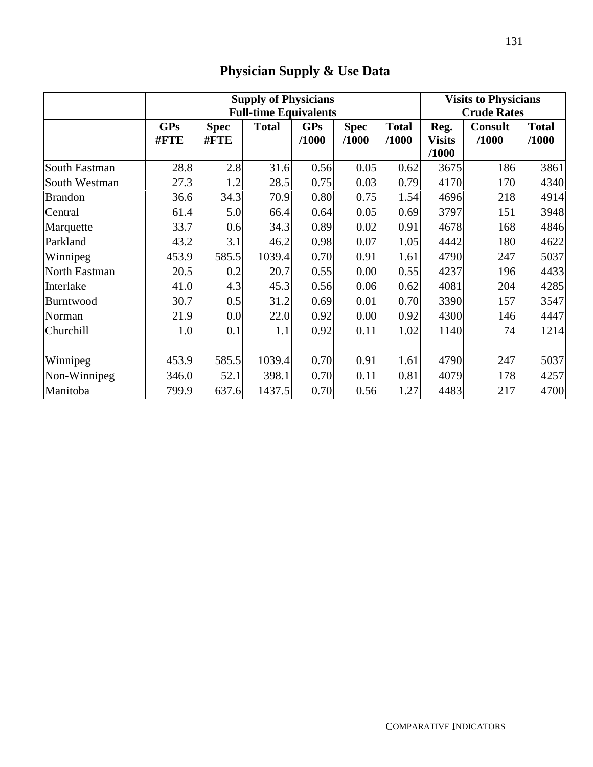# Physician Supply & Use Data

| | Supply of Physicians Full-time Equivalents | | | | | | Visits to Physicians Crude Rates | | |
|---|---|---|---|---|---|---|---|---|---|
| | GPs #FTE | Spec #FTE | Total | GPs /1000 | Spec /1000 | Total /1000 | Reg. Visits /1000 | Consult /1000 | Total /1000 |
| South Eastman | 28.8 | 2.8 | 31.6 | 0.56 | 0.05 | 0.62 | 3675 | 186 | 3861 |
| South Westman | 27.3 | 1.2 | 28.5 | 0.75 | 0.03 | 0.79 | 4170 | 170 | 4340 |
| Brandon | 36.6 | 34.3 | 70.9 | 0.80 | 0.75 | 1.54 | 4696 | 218 | 4914 |
| Central | 61.4 | 5.0 | 66.4 | 0.64 | 0.05 | 0.69 | 3797 | 151 | 3948 |
| Marquette | 33.7 | 0.6 | 34.3 | 0.89 | 0.02 | 0.91 | 4678 | 168 | 4846 |
| Parkland | 43.2 | 3.1 | 46.2 | 0.98 | 0.07 | 1.05 | 4442 | 180 | 4622 |
| Winnipeg | 453.9 | 585.5 | 1039.4 | 0.70 | 0.91 | 1.61 | 4790 | 247 | 5037 |
| North Eastman | 20.5 | 0.2 | 20.7 | 0.55 | 0.00 | 0.55 | 4237 | 196 | 4433 |
| Interlake | 41.0 | 4.3 | 45.3 | 0.56 | 0.06 | 0.62 | 4081 | 204 | 4285 |
| Burntwood | 30.7 | 0.5 | 31.2 | 0.69 | 0.01 | 0.70 | 3390 | 157 | 3547 |
| Norman | 21.9 | 0.0 | 22.0 | 0.92 | 0.00 | 0.92 | 4300 | 146 | 4447 |
| Churchill | 1.0 | 0.1 | 1.1 | 0.92 | 0.11 | 1.02 | 1140 | 74 | 1214 |
| | | | | | | | | | |
| Winnipeg | 453.9 | 585.5 | 1039.4 | 0.70 | 0.91 | 1.61 | 4790 | 247 | 5037 |
| Non-Winnipeg | 346.0 | 52.1 | 398.1 | 0.70 | 0.11 | 0.81 | 4079 | 178 | 4257 |
| Manitoba | 799.9 | 637.6 | 1437.5 | 0.70 | 0.56 | 1.27 | 4483 | 217 | 4700 |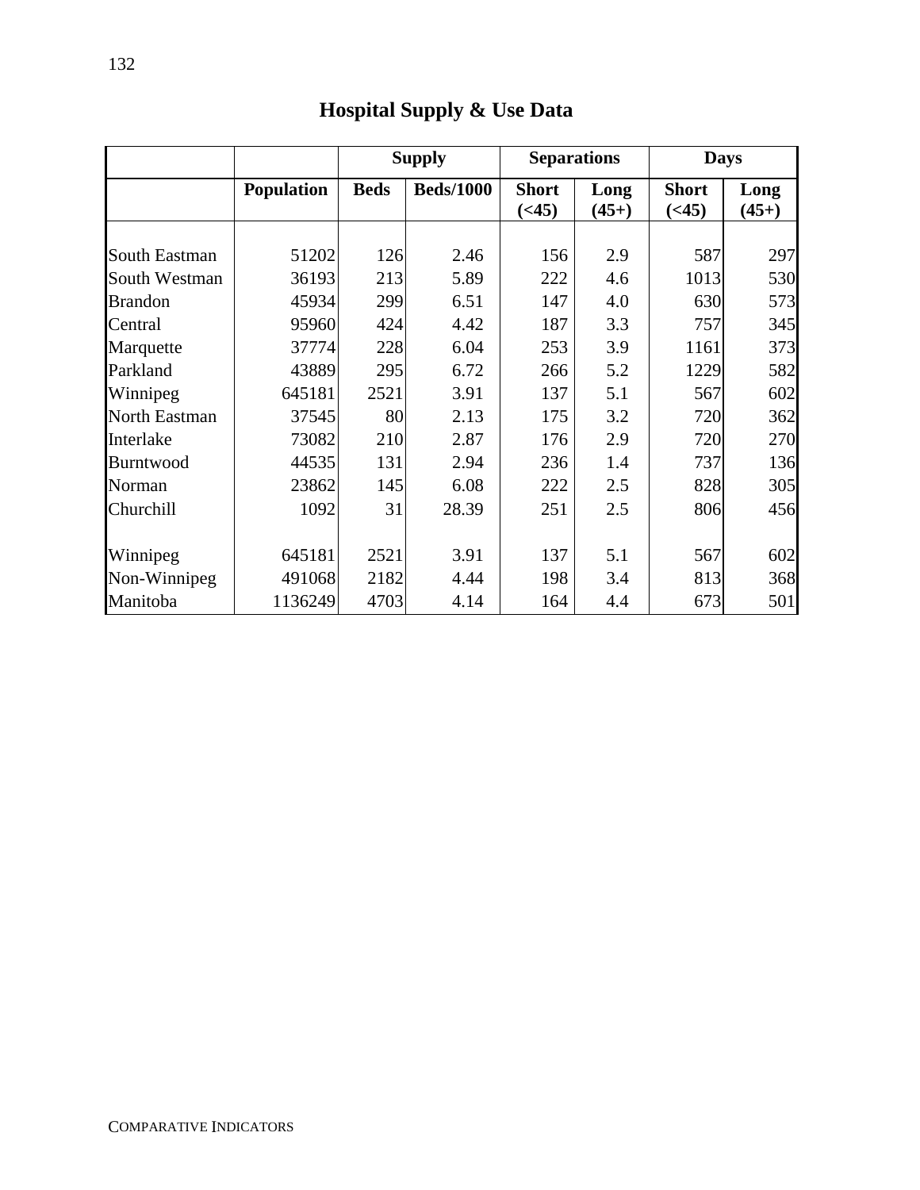# Hospital Supply & Use Data

| | | Supply | | Separations | | Days | |
|---|---|---|---|---|---|---|---|
| | Population | Beds | Beds/1000 | Short (<45) | Long (45+) | Short (<45) | Long (45+) |
| South Eastman | 51202 | 126 | 2.46 | 156 | 2.9 | 587 | 297 |
| South Westman | 36193 | 213 | 5.89 | 222 | 4.6 | 1013 | 530 |
| Brandon | 45934 | 299 | 6.51 | 147 | 4.0 | 630 | 573 |
| Central | 95960 | 424 | 4.42 | 187 | 3.3 | 757 | 345 |
| Marquette | 37774 | 228 | 6.04 | 253 | 3.9 | 1161 | 373 |
| Parkland | 43889 | 295 | 6.72 | 266 | 5.2 | 1229 | 582 |
| Winnipeg | 645181 | 2521 | 3.91 | 137 | 5.1 | 567 | 602 |
| North Eastman | 37545 | 80 | 2.13 | 175 | 3.2 | 720 | 362 |
| Interlake | 73082 | 210 | 2.87 | 176 | 2.9 | 720 | 270 |
| Burntwood | 44535 | 131 | 2.94 | 236 | 1.4 | 737 | 136 |
| Norman | 23862 | 145 | 6.08 | 222 | 2.5 | 828 | 305 |
| Churchill | 1092 | 31 | 28.39 | 251 | 2.5 | 806 | 456 |
| | | | | | | | |
| Winnipeg | 645181 | 2521 | 3.91 | 137 | 5.1 | 567 | 602 |
| Non-Winnipeg | 491068 | 2182 | 4.44 | 198 | 3.4 | 813 | 368 |
| Manitoba | 1136249 | 4703 | 4.14 | 164 | 4.4 | 673 | 501 |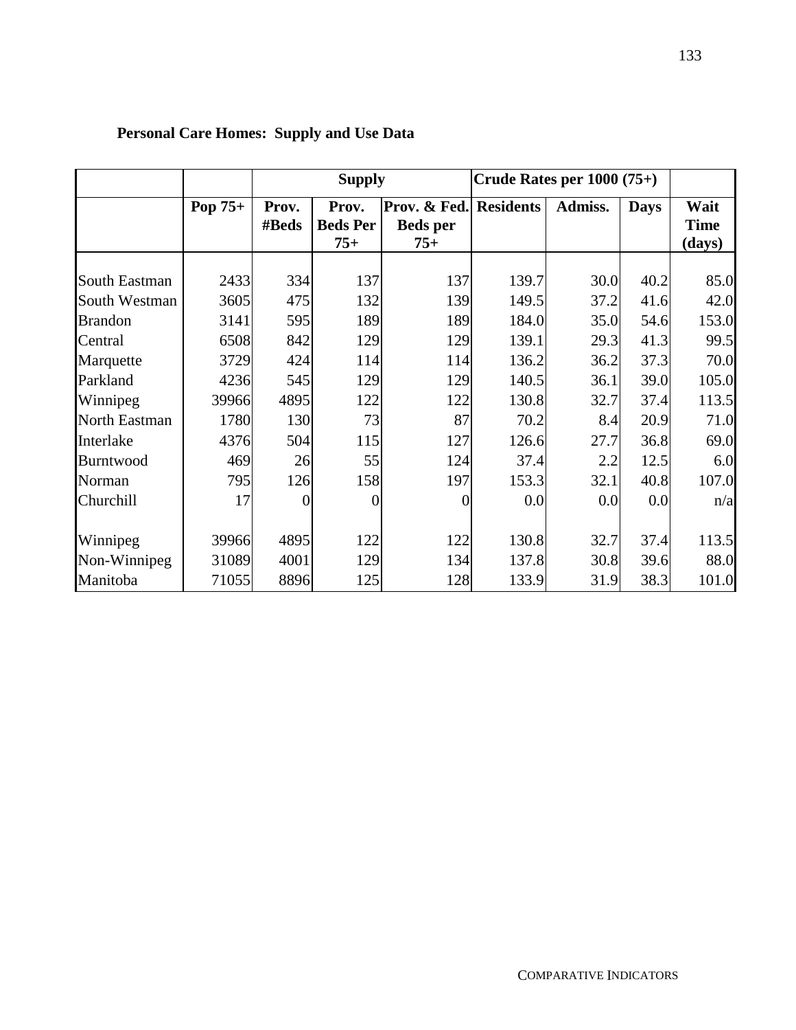**Personal Care Homes: Supply and Use Data**

| | | Supply | | | Crude Rates per 1000 (75+) | | | |
|---|---|---|---|---|---|---|---|---|
| | Pop 75+ | Prov. #Beds | Prov. Beds Per 75+ | Prov. & Fed. Beds per 75+ | Residents | Admiss. | Days | Wait Time (days) |
| South Eastman | 2433 | 334 | 137 | 137 | 139.7 | 30.0 | 40.2 | 85.0 |
| South Westman | 3605 | 475 | 132 | 139 | 149.5 | 37.2 | 41.6 | 42.0 |
| Brandon | 3141 | 595 | 189 | 189 | 184.0 | 35.0 | 54.6 | 153.0 |
| Central | 6508 | 842 | 129 | 129 | 139.1 | 29.3 | 41.3 | 99.5 |
| Marquette | 3729 | 424 | 114 | 114 | 136.2 | 36.2 | 37.3 | 70.0 |
| Parkland | 4236 | 545 | 129 | 129 | 140.5 | 36.1 | 39.0 | 105.0 |
| Winnipeg | 39966 | 4895 | 122 | 122 | 130.8 | 32.7 | 37.4 | 113.5 |
| North Eastman | 1780 | 130 | 73 | 87 | 70.2 | 8.4 | 20.9 | 71.0 |
| Interlake | 4376 | 504 | 115 | 127 | 126.6 | 27.7 | 36.8 | 69.0 |
| Burntwood | 469 | 26 | 55 | 124 | 37.4 | 2.2 | 12.5 | 6.0 |
| Norman | 795 | 126 | 158 | 197 | 153.3 | 32.1 | 40.8 | 107.0 |
| Churchill | 17 | 0 | 0 | 0 | 0.0 | 0.0 | 0.0 | n/a |
| Winnipeg | 39966 | 4895 | 122 | 122 | 130.8 | 32.7 | 37.4 | 113.5 |
| Non-Winnipeg | 31089 | 4001 | 129 | 134 | 137.8 | 30.8 | 39.6 | 88.0 |
| Manitoba | 71055 | 8896 | 125 | 128 | 133.9 | 31.9 | 38.3 | 101.0 |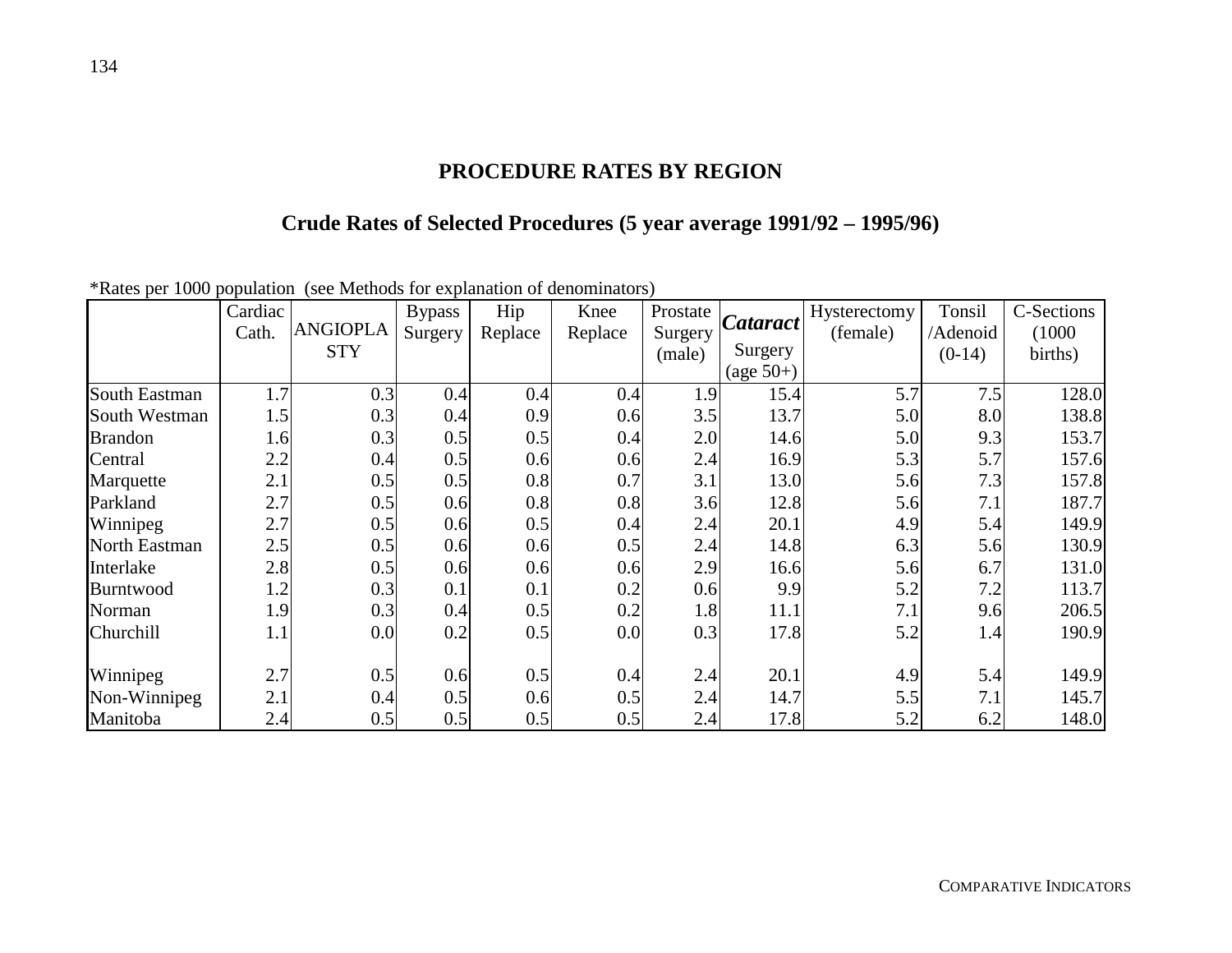## PROCEDURE RATES BY REGION

## Crude Rates of Selected Procedures (5 year average 1991/92 – 1995/96)

*Rates per 1000 population (see Methods for explanation of denominators)

| | Cardiac Cath. | ANGIOPLASTY | Bypass Surgery | Hip Replace | Knee Replace | Prostate Surgery (male) | *Cataract* Surgery (age 50+) | Hysterectomy (female) | Tonsil /Adenoid (0-14) | C-Sections (1000 births) |
|---|---|---|---|---|---|---|---|---|---|---|
| South Eastman | 1.7 | 0.3 | 0.4 | 0.4 | 0.4 | 1.9 | 15.4 | 5.7 | 7.5 | 128.0 |
| South Westman | 1.5 | 0.3 | 0.4 | 0.9 | 0.6 | 3.5 | 13.7 | 5.0 | 8.0 | 138.8 |
| Brandon | 1.6 | 0.3 | 0.5 | 0.5 | 0.4 | 2.0 | 14.6 | 5.0 | 9.3 | 153.7 |
| Central | 2.2 | 0.4 | 0.5 | 0.6 | 0.6 | 2.4 | 16.9 | 5.3 | 5.7 | 157.6 |
| Marquette | 2.1 | 0.5 | 0.5 | 0.8 | 0.7 | 3.1 | 13.0 | 5.6 | 7.3 | 157.8 |
| Parkland | 2.7 | 0.5 | 0.6 | 0.8 | 0.8 | 3.6 | 12.8 | 5.6 | 7.1 | 187.7 |
| Winnipeg | 2.7 | 0.5 | 0.6 | 0.5 | 0.4 | 2.4 | 20.1 | 4.9 | 5.4 | 149.9 |
| North Eastman | 2.5 | 0.5 | 0.6 | 0.6 | 0.5 | 2.4 | 14.8 | 6.3 | 5.6 | 130.9 |
| Interlake | 2.8 | 0.5 | 0.6 | 0.6 | 0.6 | 2.9 | 16.6 | 5.6 | 6.7 | 131.0 |
| Burntwood | 1.2 | 0.3 | 0.1 | 0.1 | 0.2 | 0.6 | 9.9 | 5.2 | 7.2 | 113.7 |
| Norman | 1.9 | 0.3 | 0.4 | 0.5 | 0.2 | 1.8 | 11.1 | 7.1 | 9.6 | 206.5 |
| Churchill | 1.1 | 0.0 | 0.2 | 0.5 | 0.0 | 0.3 | 17.8 | 5.2 | 1.4 | 190.9 |
| | | | | | | | | | | |
| Winnipeg | 2.7 | 0.5 | 0.6 | 0.5 | 0.4 | 2.4 | 20.1 | 4.9 | 5.4 | 149.9 |
| Non-Winnipeg | 2.1 | 0.4 | 0.5 | 0.6 | 0.5 | 2.4 | 14.7 | 5.5 | 7.1 | 145.7 |
| Manitoba | 2.4 | 0.5 | 0.5 | 0.5 | 0.5 | 2.4 | 17.8 | 5.2 | 6.2 | 148.0 |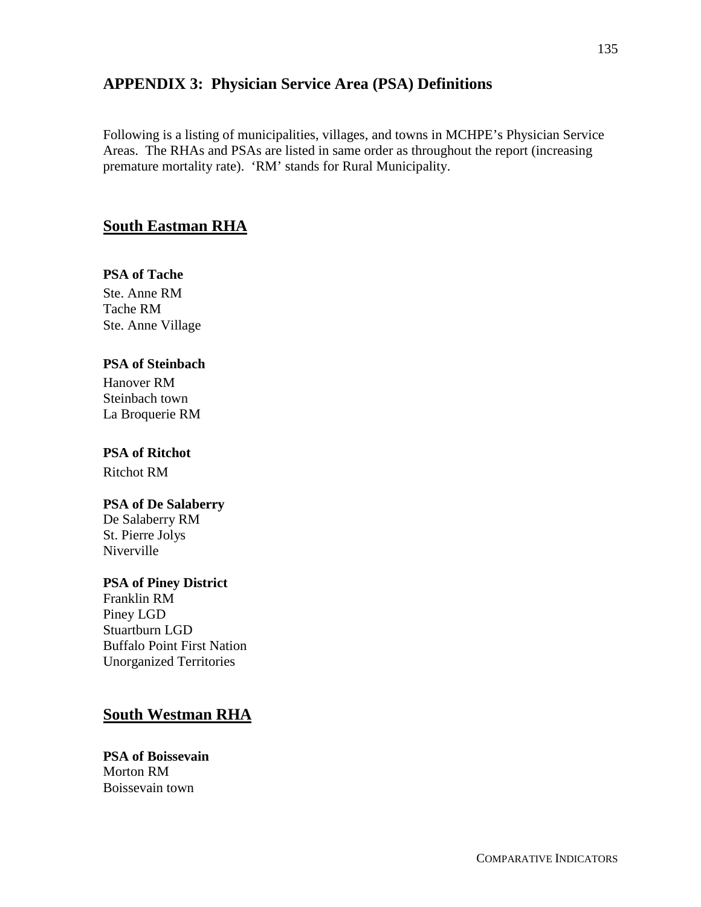# APPENDIX 3: Physician Service Area (PSA) Definitions

Following is a listing of municipalities, villages, and towns in MCHPE's Physician Service Areas. The RHAs and PSAs are listed in same order as throughout the report (increasing premature mortality rate). 'RM' stands for Rural Municipality.

## South Eastman RHA

**PSA of Tache**

Ste. Anne RM
Tache RM
Ste. Anne Village

**PSA of Steinbach**

Hanover RM
Steinbach town
La Broquerie RM

**PSA of Ritchot**

Ritchot RM

**PSA of De Salaberry**

De Salaberry RM
St. Pierre Jolys
Niverville

**PSA of Piney District**

Franklin RM
Piney LGD
Stuartburn LGD
Buffalo Point First Nation
Unorganized Territories

## South Westman RHA

**PSA of Boissevain**

Morton RM
Boissevain town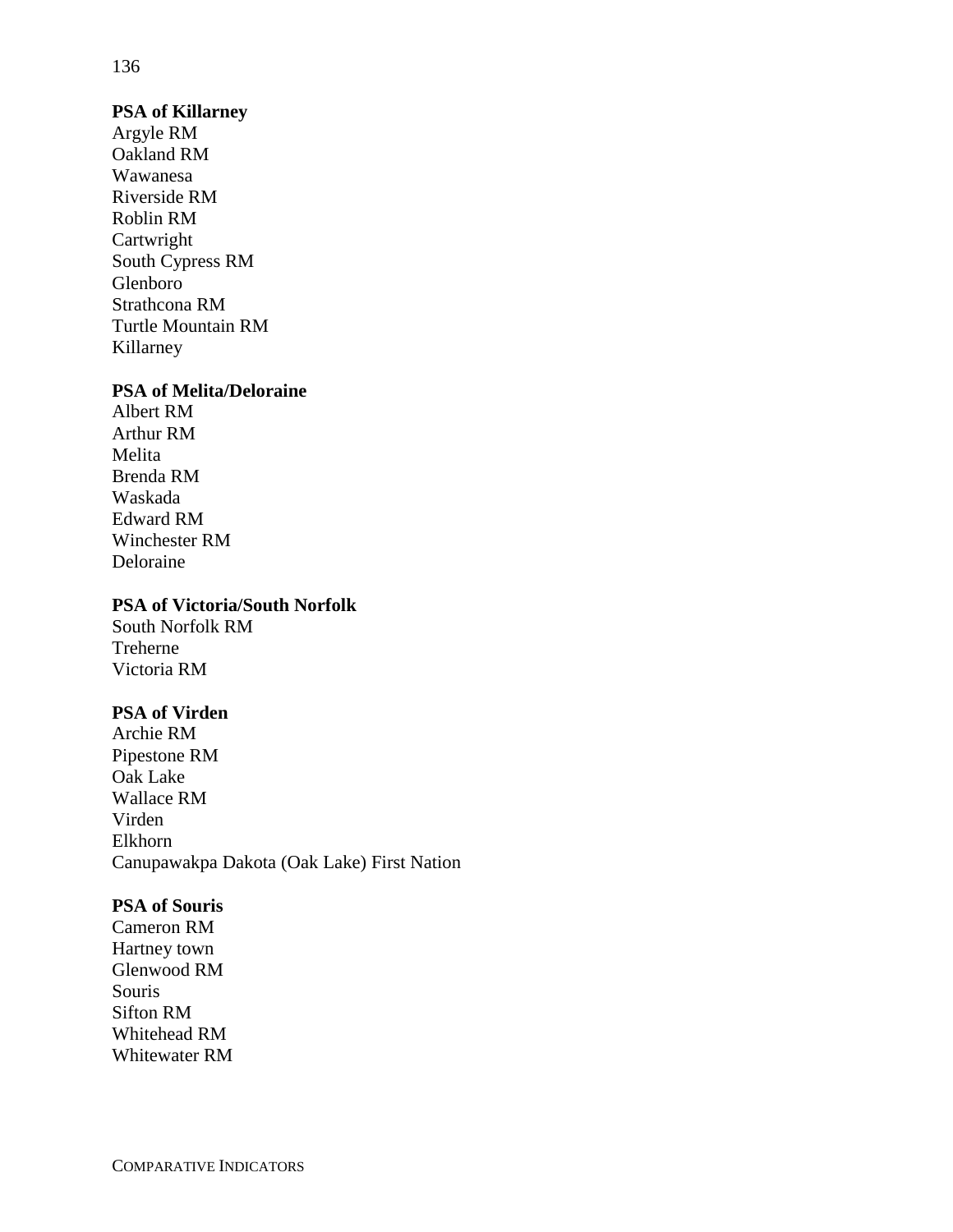**PSA of Killarney**

Argyle RM
Oakland RM
Wawanesa
Riverside RM
Roblin RM
Cartwright
South Cypress RM
Glenboro
Strathcona RM
Turtle Mountain RM
Killarney

**PSA of Melita/Deloraine**

Albert RM
Arthur RM
Melita
Brenda RM
Waskada
Edward RM
Winchester RM
Deloraine

**PSA of Victoria/South Norfolk**

South Norfolk RM
Treherne
Victoria RM

**PSA of Virden**

Archie RM
Pipestone RM
Oak Lake
Wallace RM
Virden
Elkhorn
Canupawakpa Dakota (Oak Lake) First Nation

**PSA of Souris**

Cameron RM
Hartney town
Glenwood RM
Souris
Sifton RM
Whitehead RM
Whitewater RM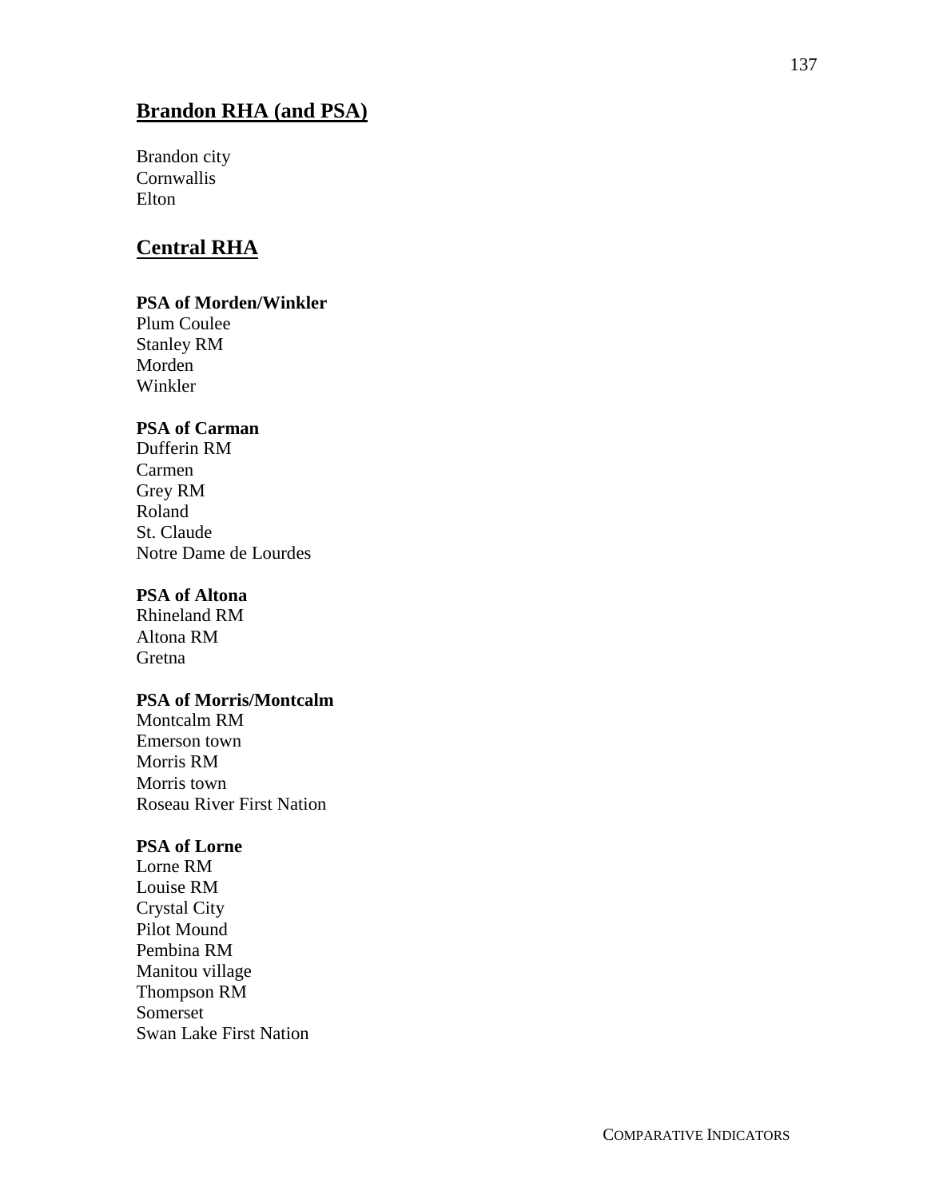## Brandon RHA (and PSA)

Brandon city
Cornwallis
Elton

## Central RHA

**PSA of Morden/Winkler**
Plum Coulee
Stanley RM
Morden
Winkler

**PSA of Carman**
Dufferin RM
Carmen
Grey RM
Roland
St. Claude
Notre Dame de Lourdes

**PSA of Altona**
Rhineland RM
Altona RM
Gretna

**PSA of Morris/Montcalm**
Montcalm RM
Emerson town
Morris RM
Morris town
Roseau River First Nation

**PSA of Lorne**
Lorne RM
Louise RM
Crystal City
Pilot Mound
Pembina RM
Manitou village
Thompson RM
Somerset
Swan Lake First Nation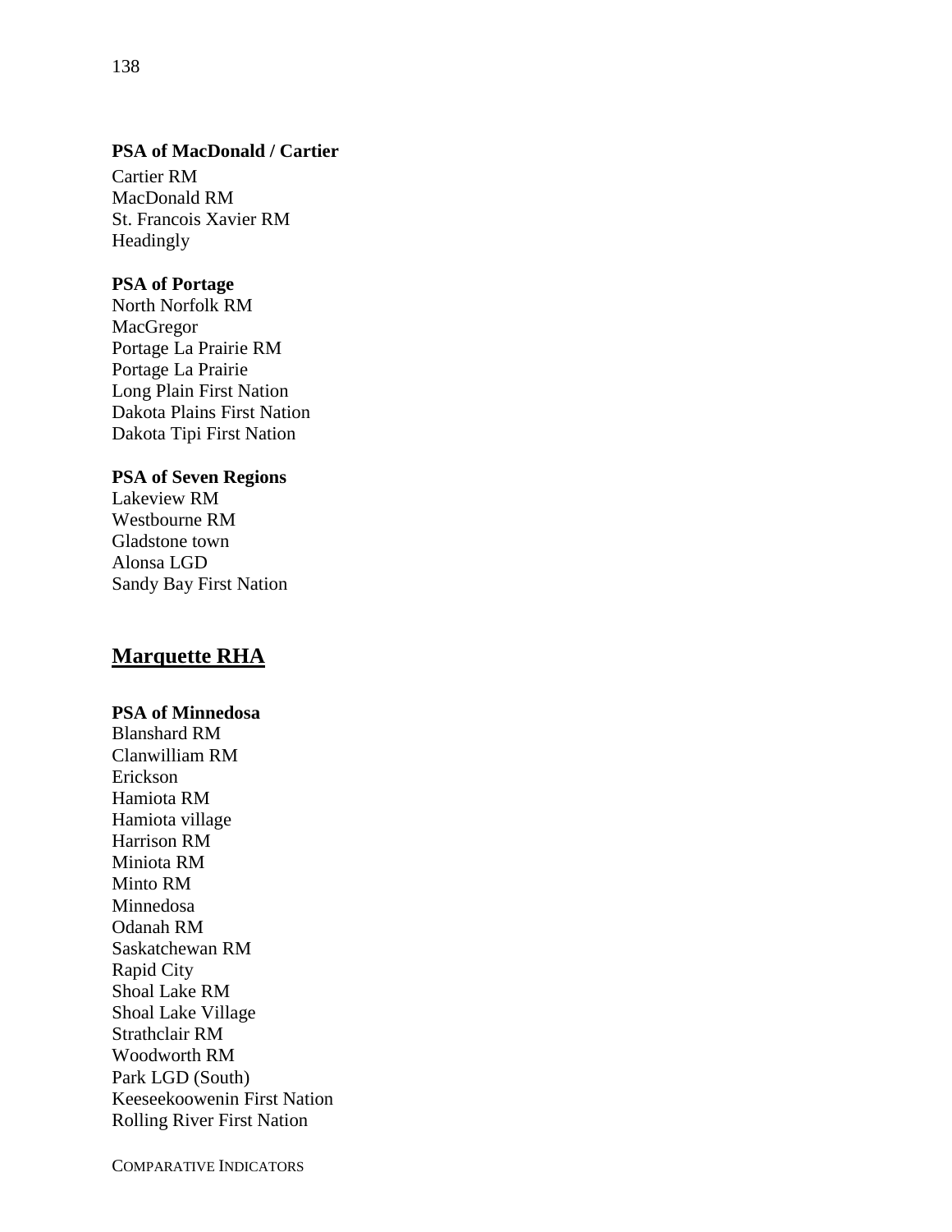**PSA of MacDonald / Cartier**

Cartier RM
MacDonald RM
St. Francois Xavier RM
Headingly

**PSA of Portage**

North Norfolk RM
MacGregor
Portage La Prairie RM
Portage La Prairie
Long Plain First Nation
Dakota Plains First Nation
Dakota Tipi First Nation

**PSA of Seven Regions**

Lakeview RM
Westbourne RM
Gladstone town
Alonsa LGD
Sandy Bay First Nation

## Marquette RHA

**PSA of Minnedosa**

Blanshard RM
Clanwilliam RM
Erickson
Hamiota RM
Hamiota village
Harrison RM
Miniota RM
Minto RM
Minnedosa
Odanah RM
Saskatchewan RM
Rapid City
Shoal Lake RM
Shoal Lake Village
Strathclair RM
Woodworth RM
Park LGD (South)
Keeseekoowenin First Nation
Rolling River First Nation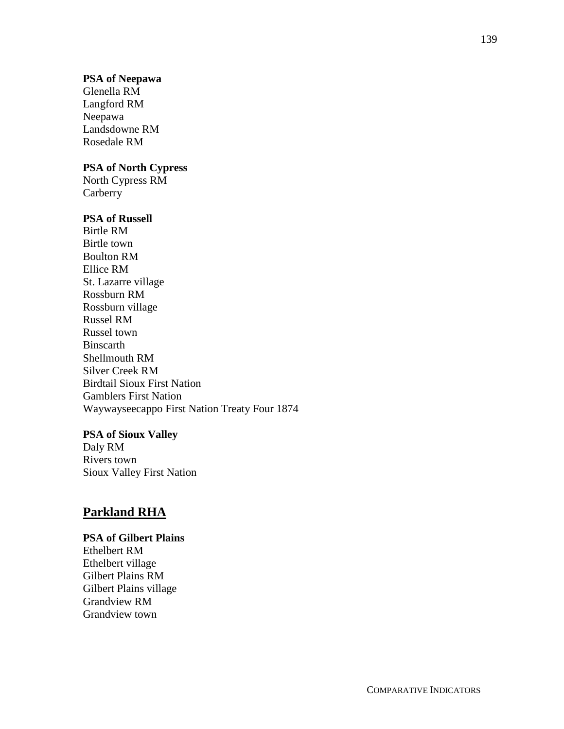**PSA of Neepawa**
Glenella RM
Langford RM
Neepawa
Landsdowne RM
Rosedale RM

**PSA of North Cypress**
North Cypress RM
Carberry

**PSA of Russell**
Birtle RM
Birtle town
Boulton RM
Ellice RM
St. Lazarre village
Rossburn RM
Rossburn village
Russel RM
Russel town
Binscarth
Shellmouth RM
Silver Creek RM
Birdtail Sioux First Nation
Gamblers First Nation
Waywayseecappo First Nation Treaty Four 1874

**PSA of Sioux Valley**
Daly RM
Rivers town
Sioux Valley First Nation

## Parkland RHA

**PSA of Gilbert Plains**
Ethelbert RM
Ethelbert village
Gilbert Plains RM
Gilbert Plains village
Grandview RM
Grandview town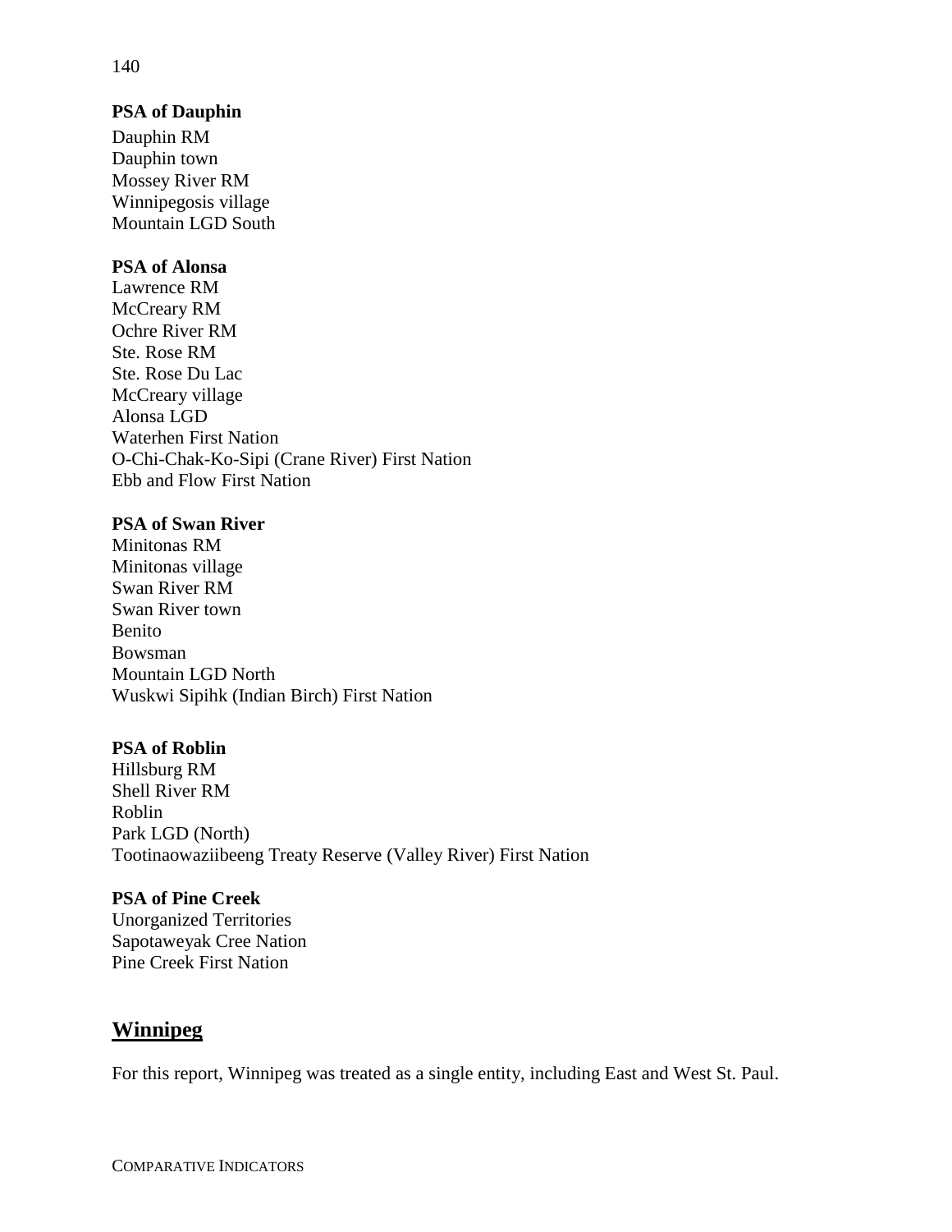**PSA of Dauphin**

Dauphin RM
Dauphin town
Mossey River RM
Winnipegosis village
Mountain LGD South

**PSA of Alonsa**

Lawrence RM
McCreary RM
Ochre River RM
Ste. Rose RM
Ste. Rose Du Lac
McCreary village
Alonsa LGD
Waterhen First Nation
O-Chi-Chak-Ko-Sipi (Crane River) First Nation
Ebb and Flow First Nation

**PSA of Swan River**

Minitonas RM
Minitonas village
Swan River RM
Swan River town
Benito
Bowsman
Mountain LGD North
Wuskwi Sipihk (Indian Birch) First Nation

**PSA of Roblin**

Hillsburg RM
Shell River RM
Roblin
Park LGD (North)
Tootinaowaziibeeng Treaty Reserve (Valley River) First Nation

**PSA of Pine Creek**

Unorganized Territories
Sapotaweyak Cree Nation
Pine Creek First Nation

## Winnipeg

For this report, Winnipeg was treated as a single entity, including East and West St. Paul.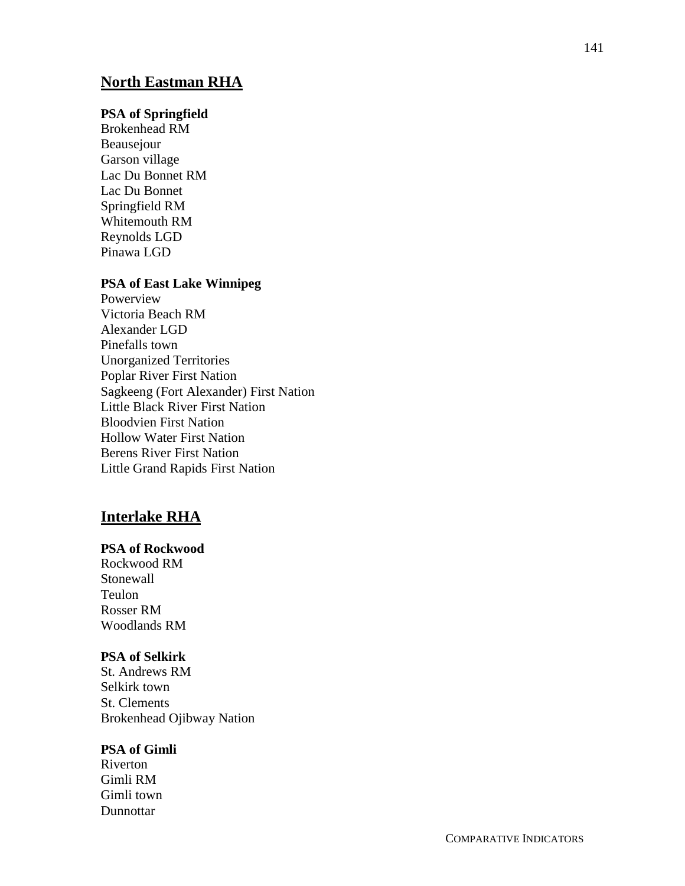## North Eastman RHA

**PSA of Springfield**

Brokenhead RM
Beausejour
Garson village
Lac Du Bonnet RM
Lac Du Bonnet
Springfield RM
Whitemouth RM
Reynolds LGD
Pinawa LGD

**PSA of East Lake Winnipeg**

Powerview
Victoria Beach RM
Alexander LGD
Pinefalls town
Unorganized Territories
Poplar River First Nation
Sagkeeng (Fort Alexander) First Nation
Little Black River First Nation
Bloodvien First Nation
Hollow Water First Nation
Berens River First Nation
Little Grand Rapids First Nation

## Interlake RHA

**PSA of Rockwood**

Rockwood RM
Stonewall
Teulon
Rosser RM
Woodlands RM

**PSA of Selkirk**

St. Andrews RM
Selkirk town
St. Clements
Brokenhead Ojibway Nation

**PSA of Gimli**

Riverton
Gimli RM
Gimli town
Dunnottar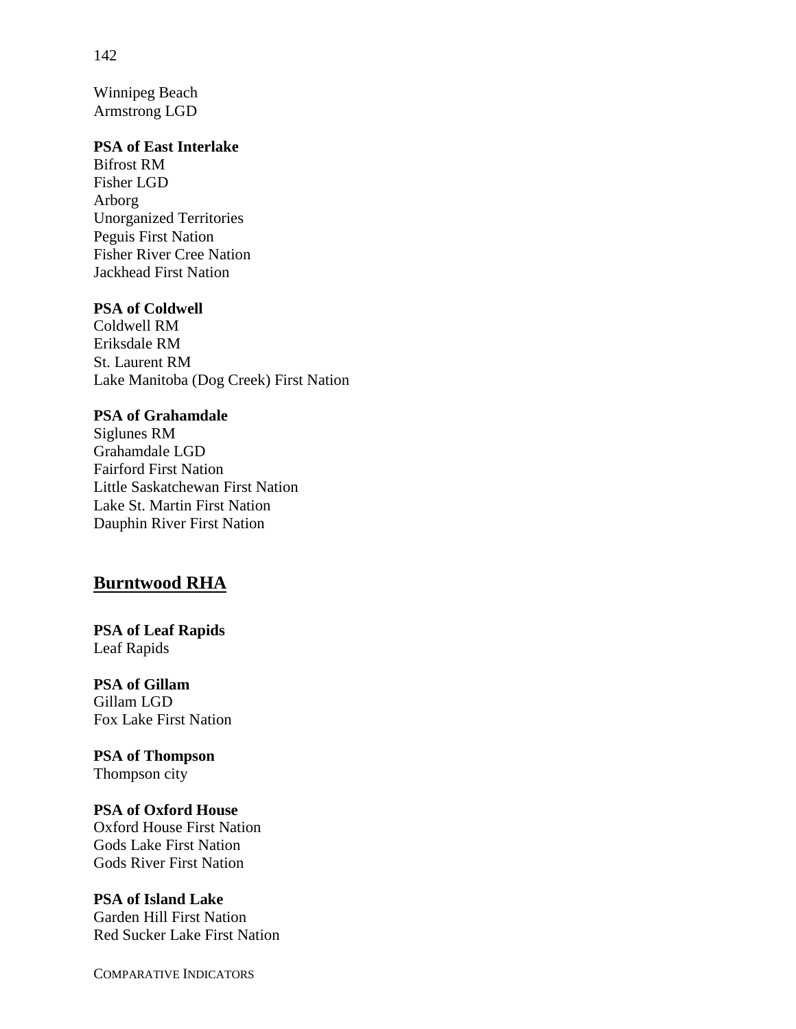Winnipeg Beach
Armstrong LGD

**PSA of East Interlake**
Bifrost RM
Fisher LGD
Arborg
Unorganized Territories
Peguis First Nation
Fisher River Cree Nation
Jackhead First Nation

**PSA of Coldwell**
Coldwell RM
Eriksdale RM
St. Laurent RM
Lake Manitoba (Dog Creek) First Nation

**PSA of Grahamdale**
Siglunes RM
Grahamdale LGD
Fairford First Nation
Little Saskatchewan First Nation
Lake St. Martin First Nation
Dauphin River First Nation

## Burntwood RHA

**PSA of Leaf Rapids**
Leaf Rapids

**PSA of Gillam**
Gillam LGD
Fox Lake First Nation

**PSA of Thompson**
Thompson city

**PSA of Oxford House**
Oxford House First Nation
Gods Lake First Nation
Gods River First Nation

**PSA of Island Lake**
Garden Hill First Nation
Red Sucker Lake First Nation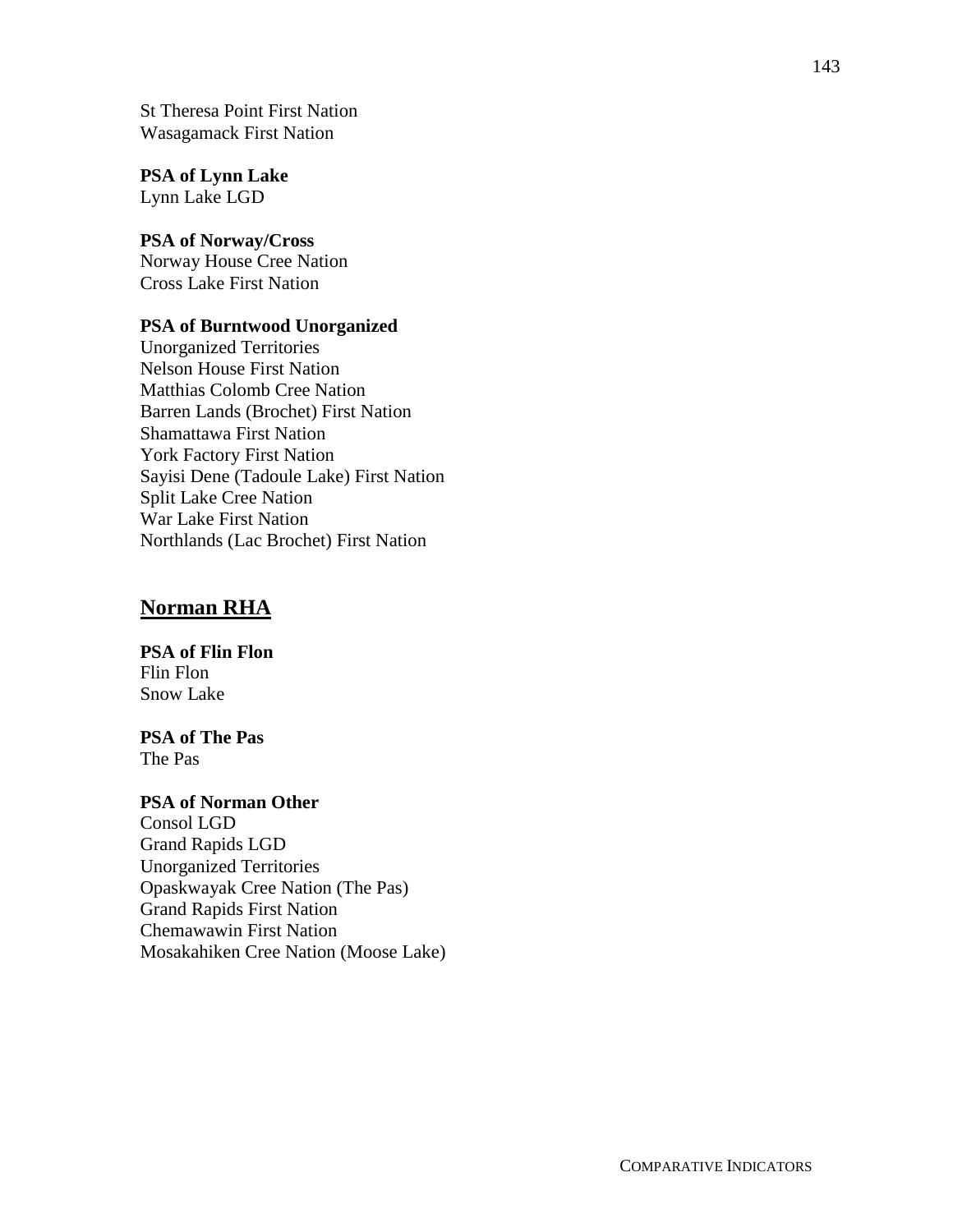St Theresa Point First Nation
Wasagamack First Nation

**PSA of Lynn Lake**
Lynn Lake LGD

**PSA of Norway/Cross**
Norway House Cree Nation
Cross Lake First Nation

**PSA of Burntwood Unorganized**
Unorganized Territories
Nelson House First Nation
Matthias Colomb Cree Nation
Barren Lands (Brochet) First Nation
Shamattawa First Nation
York Factory First Nation
Sayisi Dene (Tadoule Lake) First Nation
Split Lake Cree Nation
War Lake First Nation
Northlands (Lac Brochet) First Nation

## Norman RHA

**PSA of Flin Flon**
Flin Flon
Snow Lake

**PSA of The Pas**
The Pas

**PSA of Norman Other**
Consol LGD
Grand Rapids LGD
Unorganized Territories
Opaskwayak Cree Nation (The Pas)
Grand Rapids First Nation
Chemawawin First Nation
Mosakahiken Cree Nation (Moose Lake)